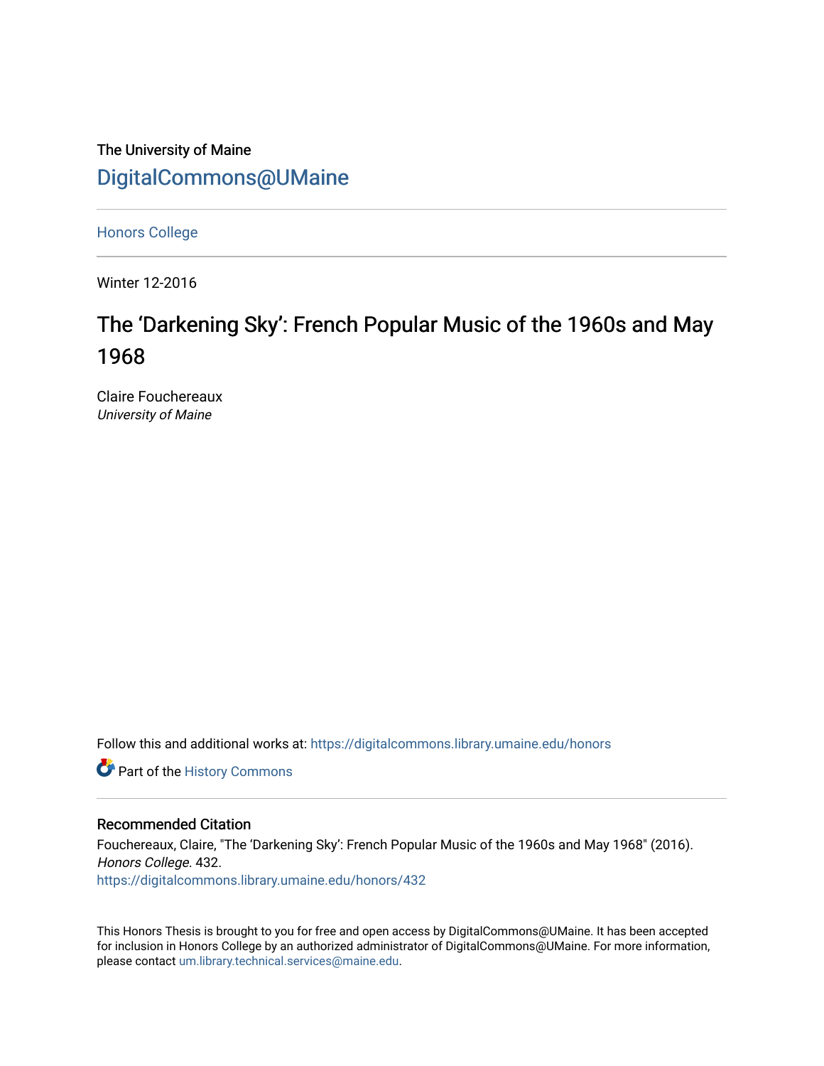The University of Maine

[DigitalCommons@UMaine](https://digitalcommons.library.umaine.edu/)

[Honors College](https://digitalcommons.library.umaine.edu/honors)

Winter 12-2016

# The ‘Darkening Sky’: French Popular Music of the 1960s and May 1968

Claire Fouchereaux
*University of Maine*

Follow this and additional works at: https://digitalcommons.library.umaine.edu/honors

Part of the History Commons

## Recommended Citation

Fouchereaux, Claire, "The ‘Darkening Sky’: French Popular Music of the 1960s and May 1968" (2016). *Honors College*. 432.
https://digitalcommons.library.umaine.edu/honors/432

This Honors Thesis is brought to you for free and open access by DigitalCommons@UMaine. It has been accepted for inclusion in Honors College by an authorized administrator of DigitalCommons@UMaine. For more information, please contact um.library.technical.services@maine.edu.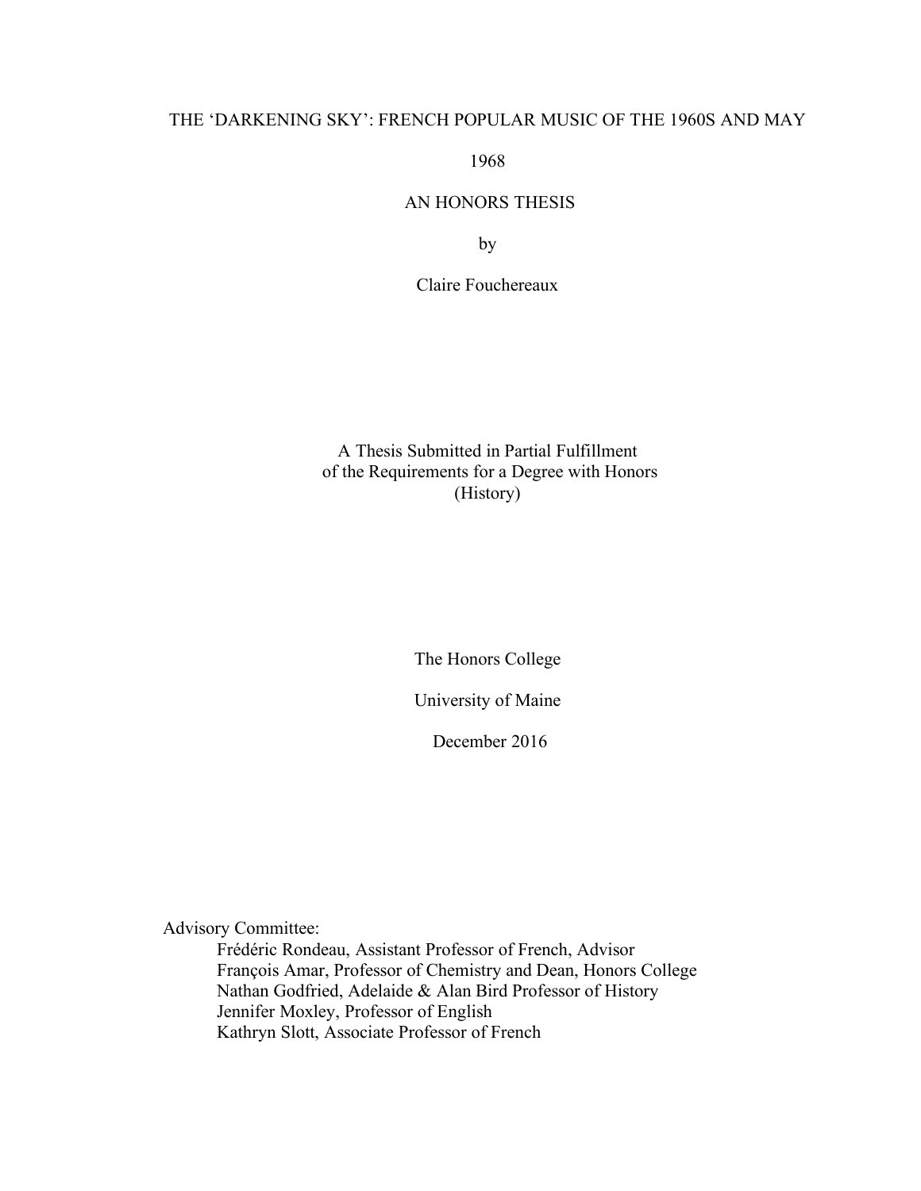# THE 'DARKENING SKY': FRENCH POPULAR MUSIC OF THE 1960S AND MAY 1968

AN HONORS THESIS

by

Claire Fouchereaux

A Thesis Submitted in Partial Fulfillment
of the Requirements for a Degree with Honors
(History)

The Honors College

University of Maine

December 2016

Advisory Committee:

Frédéric Rondeau, Assistant Professor of French, Advisor
François Amar, Professor of Chemistry and Dean, Honors College
Nathan Godfried, Adelaide & Alan Bird Professor of History
Jennifer Moxley, Professor of English
Kathryn Slott, Associate Professor of French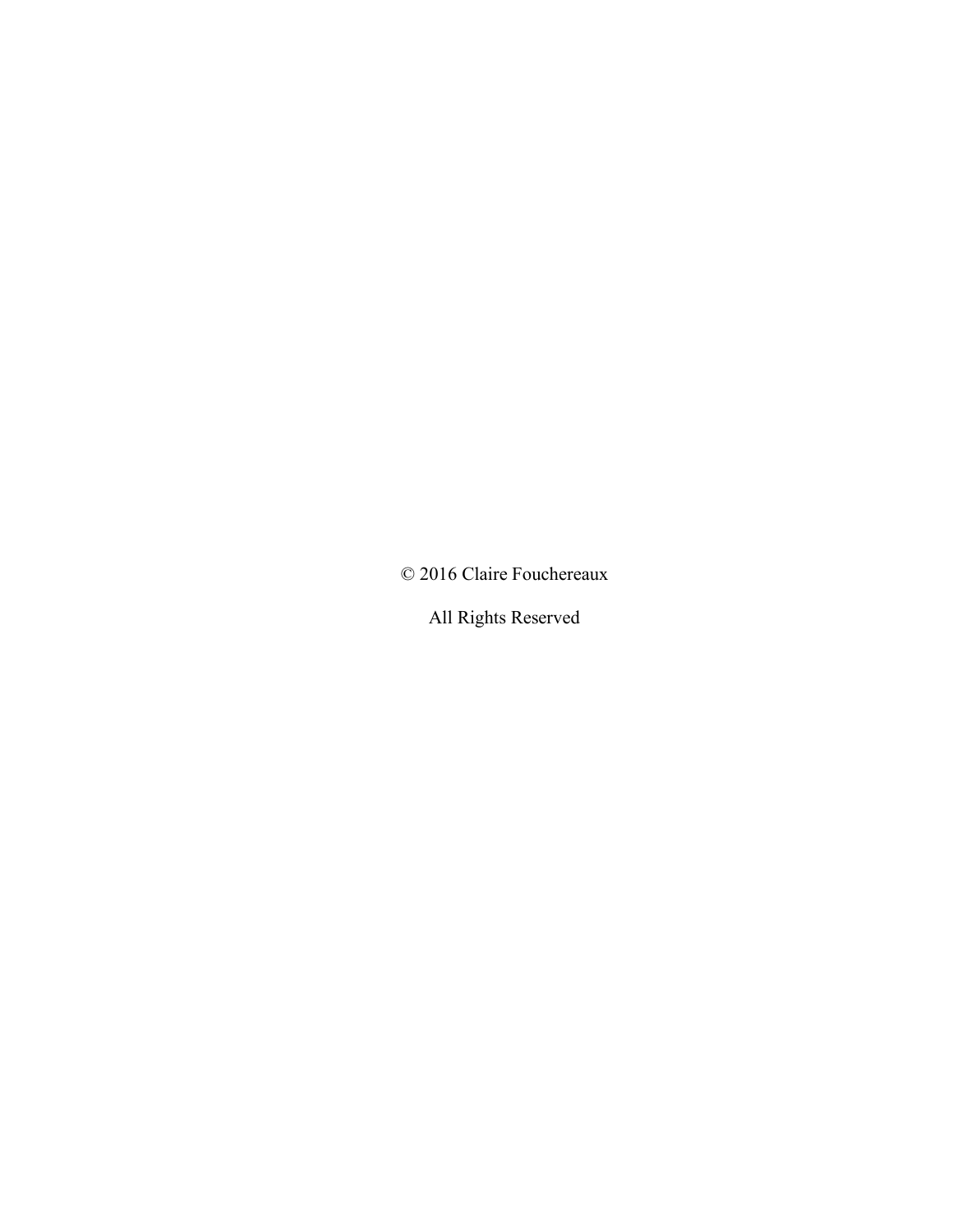© 2016 Claire Fouchereaux

All Rights Reserved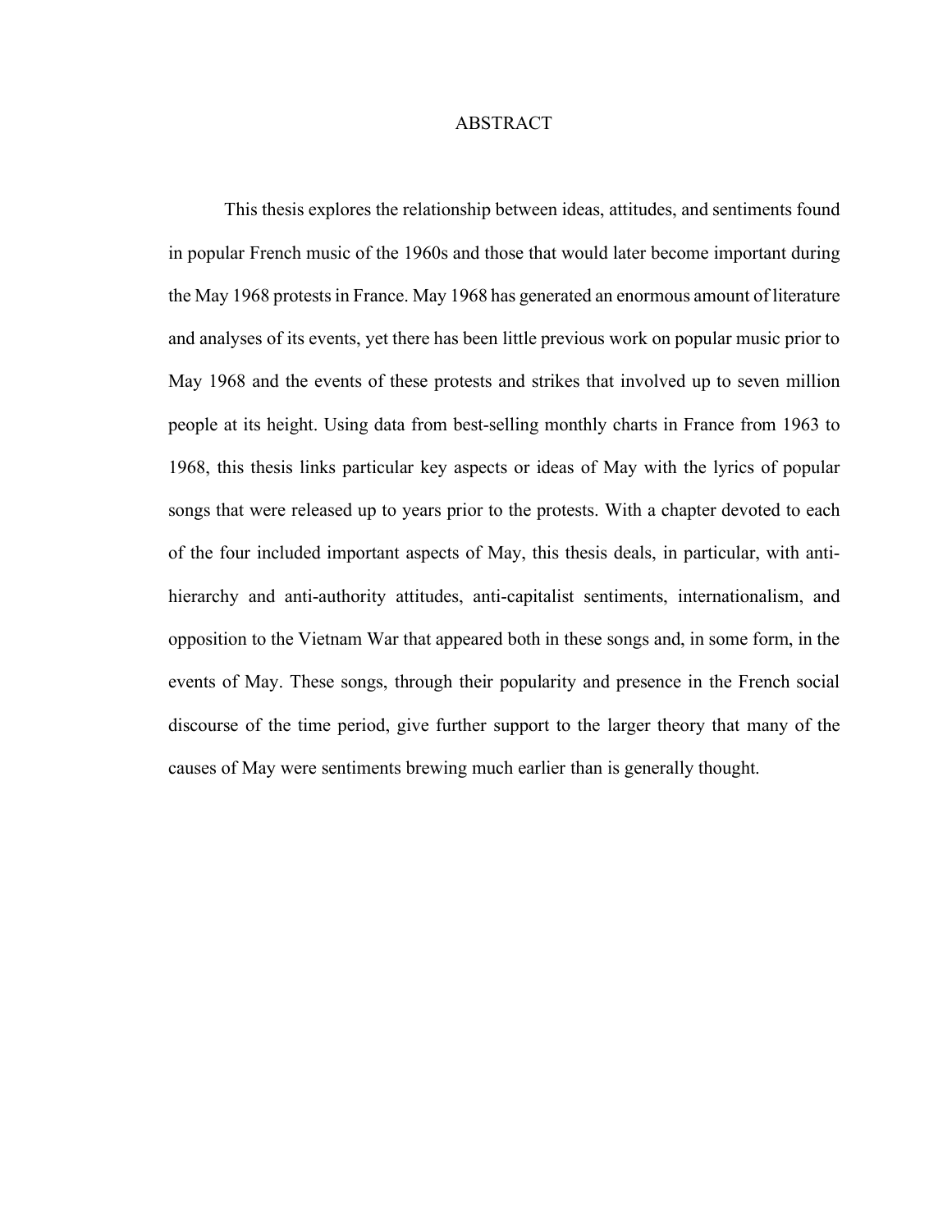# ABSTRACT

This thesis explores the relationship between ideas, attitudes, and sentiments found in popular French music of the 1960s and those that would later become important during the May 1968 protests in France. May 1968 has generated an enormous amount of literature and analyses of its events, yet there has been little previous work on popular music prior to May 1968 and the events of these protests and strikes that involved up to seven million people at its height. Using data from best-selling monthly charts in France from 1963 to 1968, this thesis links particular key aspects or ideas of May with the lyrics of popular songs that were released up to years prior to the protests. With a chapter devoted to each of the four included important aspects of May, this thesis deals, in particular, with anti-hierarchy and anti-authority attitudes, anti-capitalist sentiments, internationalism, and opposition to the Vietnam War that appeared both in these songs and, in some form, in the events of May. These songs, through their popularity and presence in the French social discourse of the time period, give further support to the larger theory that many of the causes of May were sentiments brewing much earlier than is generally thought.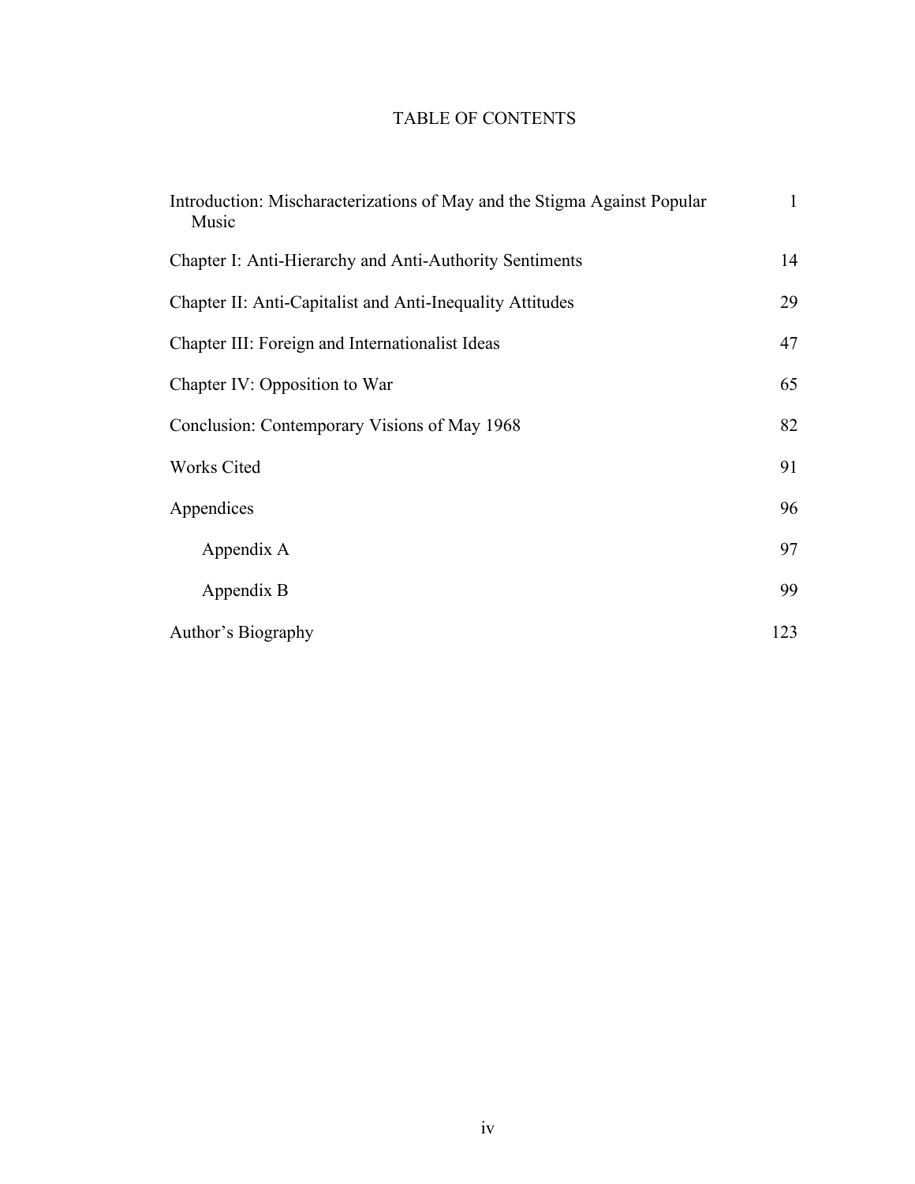# TABLE OF CONTENTS

| | |
|---|---|
| Introduction: Mischaracterizations of May and the Stigma Against Popular Music | 1 |
| Chapter I: Anti-Hierarchy and Anti-Authority Sentiments | 14 |
| Chapter II: Anti-Capitalist and Anti-Inequality Attitudes | 29 |
| Chapter III: Foreign and Internationalist Ideas | 47 |
| Chapter IV: Opposition to War | 65 |
| Conclusion: Contemporary Visions of May 1968 | 82 |
| Works Cited | 91 |
| Appendices | 96 |
| Appendix A | 97 |
| Appendix B | 99 |
| Author's Biography | 123 |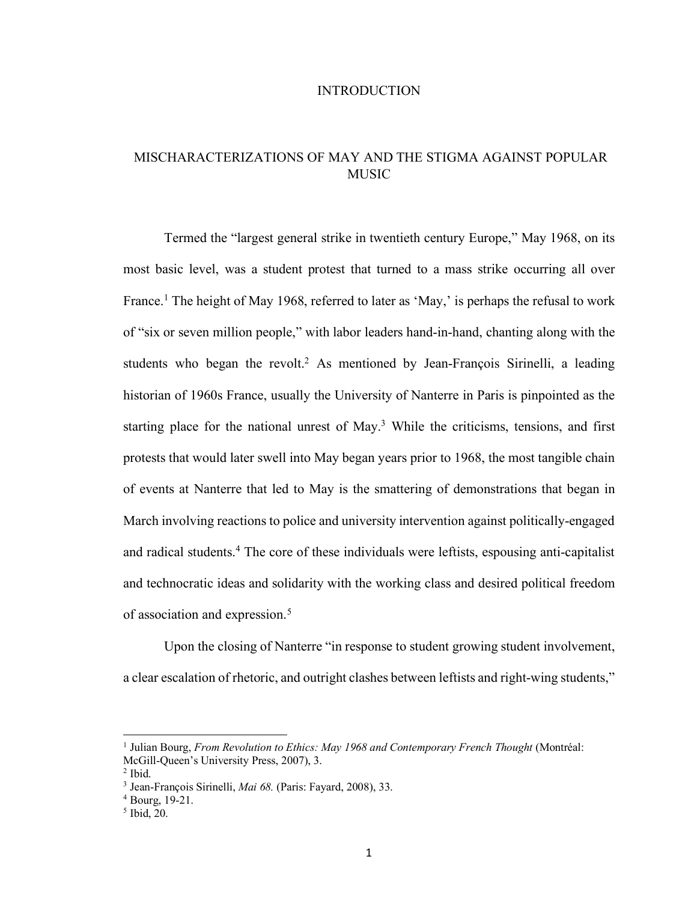# INTRODUCTION

## MISCHARACTERIZATIONS OF MAY AND THE STIGMA AGAINST POPULAR MUSIC

Termed the "largest general strike in twentieth century Europe," May 1968, on its most basic level, was a student protest that turned to a mass strike occurring all over France.[1] The height of May 1968, referred to later as 'May,' is perhaps the refusal to work of "six or seven million people," with labor leaders hand-in-hand, chanting along with the students who began the revolt.[2] As mentioned by Jean-François Sirinelli, a leading historian of 1960s France, usually the University of Nanterre in Paris is pinpointed as the starting place for the national unrest of May.[3] While the criticisms, tensions, and first protests that would later swell into May began years prior to 1968, the most tangible chain of events at Nanterre that led to May is the smattering of demonstrations that began in March involving reactions to police and university intervention against politically-engaged and radical students.[4] The core of these individuals were leftists, espousing anti-capitalist and technocratic ideas and solidarity with the working class and desired political freedom of association and expression.[5]

Upon the closing of Nanterre "in response to student growing student involvement, a clear escalation of rhetoric, and outright clashes between leftists and right-wing students,"

---

[1] Julian Bourg, *From Revolution to Ethics: May 1968 and Contemporary French Thought* (Montréal: McGill-Queen's University Press, 2007), 3.

[2] Ibid.

[3] Jean-François Sirinelli, *Mai 68.* (Paris: Fayard, 2008), 33.

[4] Bourg, 19-21.

[5] Ibid, 20.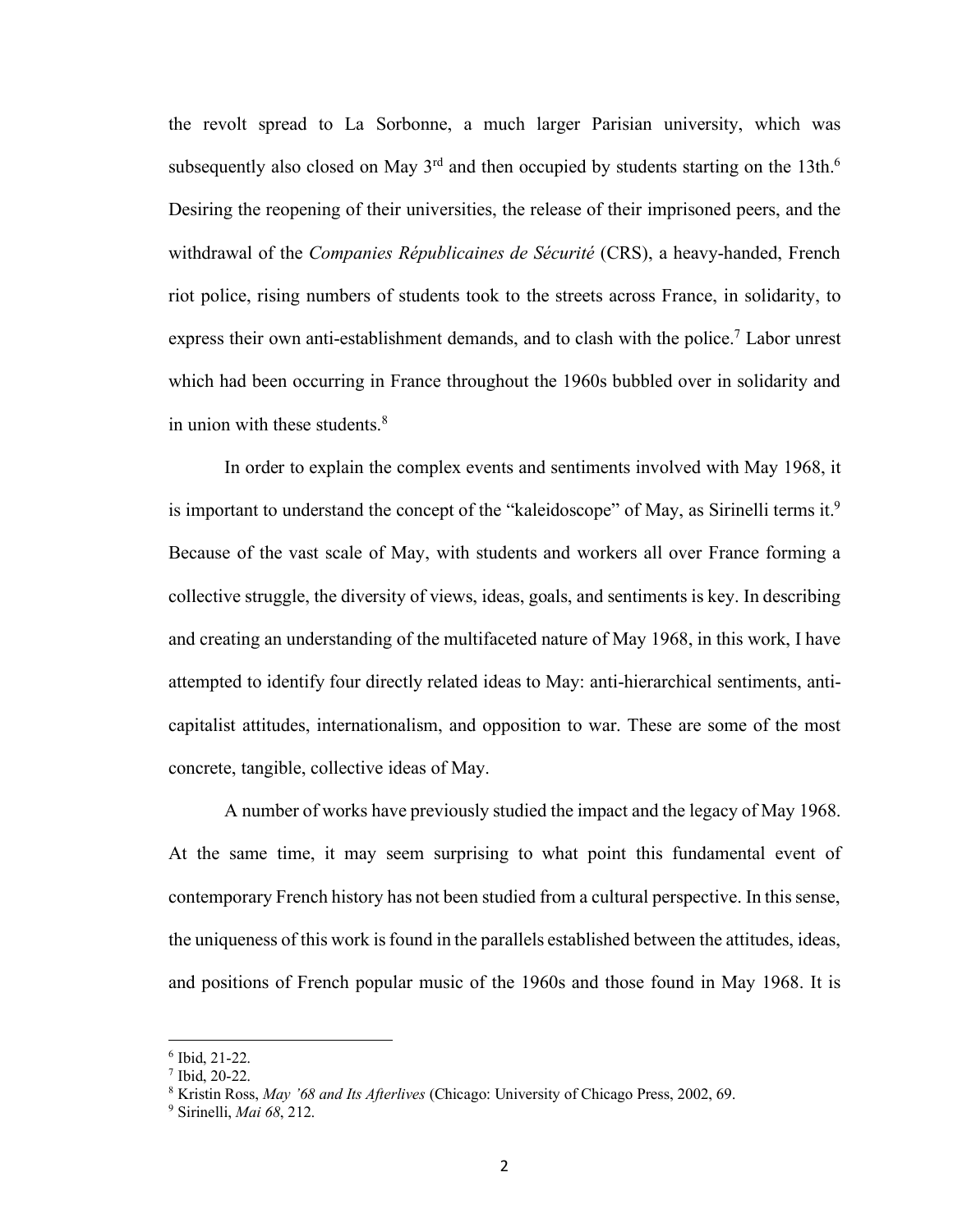the revolt spread to La Sorbonne, a much larger Parisian university, which was subsequently also closed on May 3rd and then occupied by students starting on the 13th.[6] Desiring the reopening of their universities, the release of their imprisoned peers, and the withdrawal of the *Companies Républicaines de Sécurité* (CRS), a heavy-handed, French riot police, rising numbers of students took to the streets across France, in solidarity, to express their own anti-establishment demands, and to clash with the police.[7] Labor unrest which had been occurring in France throughout the 1960s bubbled over in solidarity and in union with these students.[8]

In order to explain the complex events and sentiments involved with May 1968, it is important to understand the concept of the "kaleidoscope" of May, as Sirinelli terms it.[9] Because of the vast scale of May, with students and workers all over France forming a collective struggle, the diversity of views, ideas, goals, and sentiments is key. In describing and creating an understanding of the multifaceted nature of May 1968, in this work, I have attempted to identify four directly related ideas to May: anti-hierarchical sentiments, anti-capitalist attitudes, internationalism, and opposition to war. These are some of the most concrete, tangible, collective ideas of May.

A number of works have previously studied the impact and the legacy of May 1968. At the same time, it may seem surprising to what point this fundamental event of contemporary French history has not been studied from a cultural perspective. In this sense, the uniqueness of this work is found in the parallels established between the attitudes, ideas, and positions of French popular music of the 1960s and those found in May 1968. It is

---

[6] Ibid, 21-22.

[7] Ibid, 20-22.

[8] Kristin Ross, *May '68 and Its Afterlives* (Chicago: University of Chicago Press, 2002, 69.

[9] Sirinelli, *Mai 68*, 212.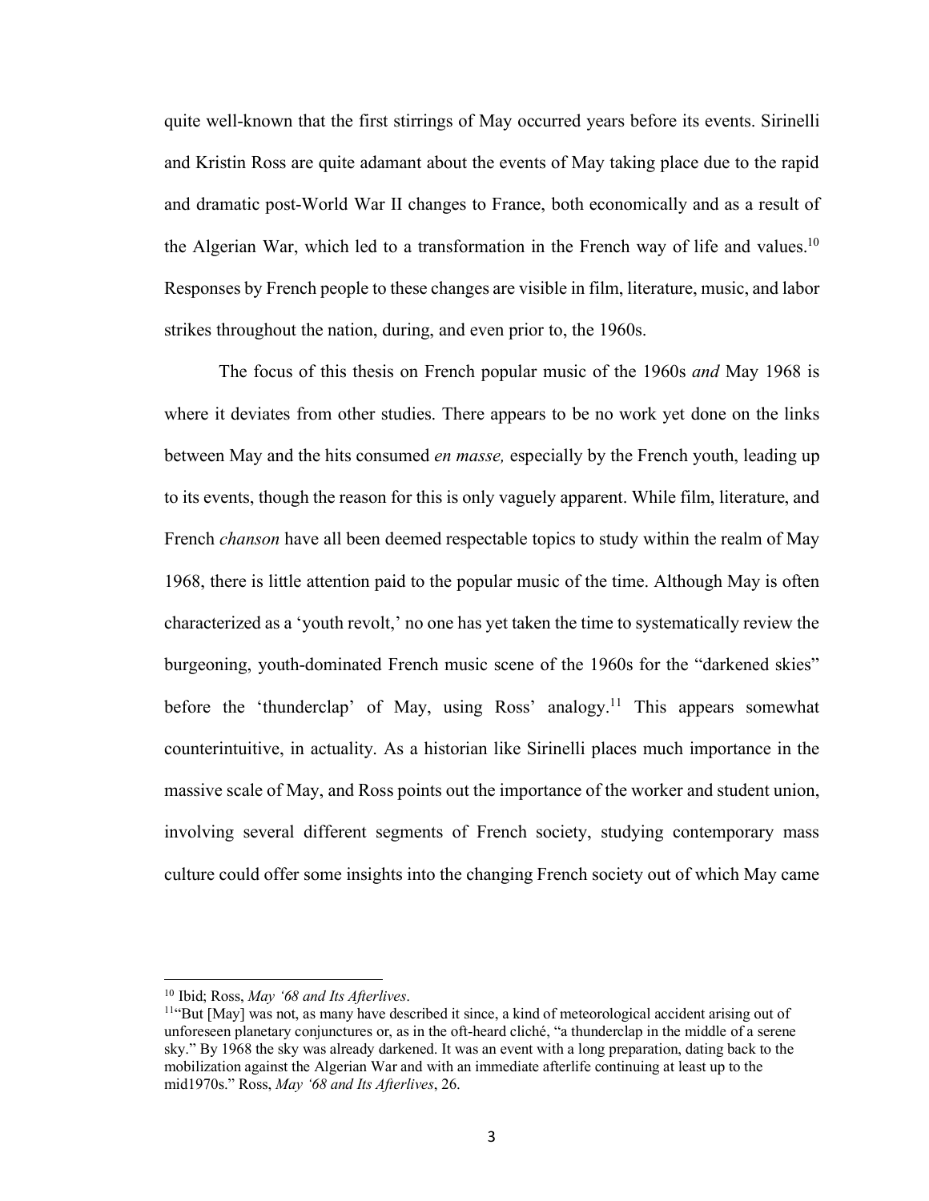quite well-known that the first stirrings of May occurred years before its events. Sirinelli and Kristin Ross are quite adamant about the events of May taking place due to the rapid and dramatic post-World War II changes to France, both economically and as a result of the Algerian War, which led to a transformation in the French way of life and values.[10] Responses by French people to these changes are visible in film, literature, music, and labor strikes throughout the nation, during, and even prior to, the 1960s.

The focus of this thesis on French popular music of the 1960s *and* May 1968 is where it deviates from other studies. There appears to be no work yet done on the links between May and the hits consumed *en masse,* especially by the French youth, leading up to its events, though the reason for this is only vaguely apparent. While film, literature, and French *chanson* have all been deemed respectable topics to study within the realm of May 1968, there is little attention paid to the popular music of the time. Although May is often characterized as a 'youth revolt,' no one has yet taken the time to systematically review the burgeoning, youth-dominated French music scene of the 1960s for the "darkened skies" before the 'thunderclap' of May, using Ross' analogy.[11] This appears somewhat counterintuitive, in actuality. As a historian like Sirinelli places much importance in the massive scale of May, and Ross points out the importance of the worker and student union, involving several different segments of French society, studying contemporary mass culture could offer some insights into the changing French society out of which May came

---

[10] Ibid; Ross, *May '68 and Its Afterlives*.

[11] "But [May] was not, as many have described it since, a kind of meteorological accident arising out of unforeseen planetary conjunctures or, as in the oft-heard cliché, "a thunderclap in the middle of a serene sky." By 1968 the sky was already darkened. It was an event with a long preparation, dating back to the mobilization against the Algerian War and with an immediate afterlife continuing at least up to the mid1970s." Ross, *May '68 and Its Afterlives*, 26.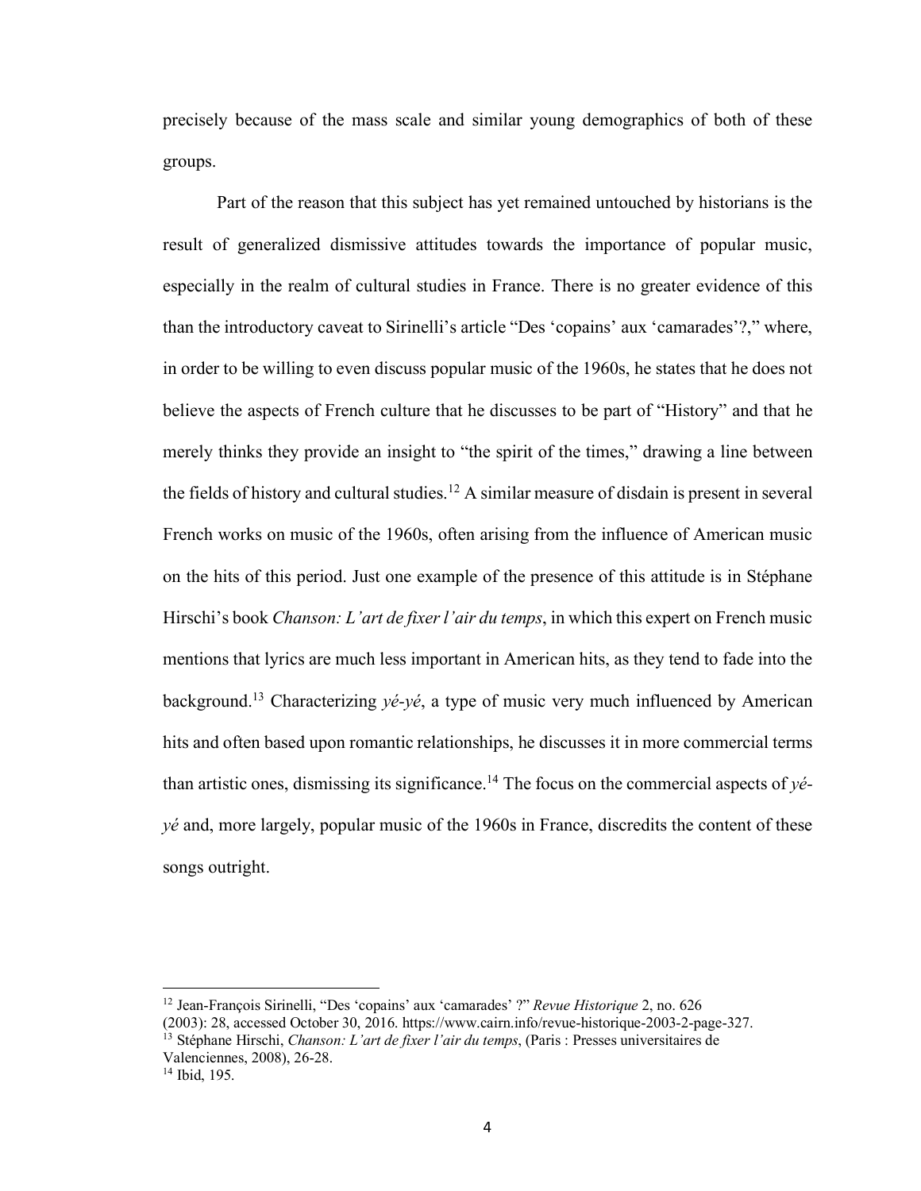precisely because of the mass scale and similar young demographics of both of these groups.

Part of the reason that this subject has yet remained untouched by historians is the result of generalized dismissive attitudes towards the importance of popular music, especially in the realm of cultural studies in France. There is no greater evidence of this than the introductory caveat to Sirinelli's article "Des 'copains' aux 'camarades'?," where, in order to be willing to even discuss popular music of the 1960s, he states that he does not believe the aspects of French culture that he discusses to be part of "History" and that he merely thinks they provide an insight to "the spirit of the times," drawing a line between the fields of history and cultural studies.[12] A similar measure of disdain is present in several French works on music of the 1960s, often arising from the influence of American music on the hits of this period. Just one example of the presence of this attitude is in Stéphane Hirschi's book *Chanson: L'art de fixer l'air du temps*, in which this expert on French music mentions that lyrics are much less important in American hits, as they tend to fade into the background.[13] Characterizing *yé-yé*, a type of music very much influenced by American hits and often based upon romantic relationships, he discusses it in more commercial terms than artistic ones, dismissing its significance.[14] The focus on the commercial aspects of *yé-yé* and, more largely, popular music of the 1960s in France, discredits the content of these songs outright.

---

[12] Jean-François Sirinelli, "Des 'copains' aux 'camarades' ?" *Revue Historique* 2, no. 626 (2003): 28, accessed October 30, 2016. https://www.cairn.info/revue-historique-2003-2-page-327.

[13] Stéphane Hirschi, *Chanson: L'art de fixer l'air du temps*, (Paris : Presses universitaires de Valenciennes, 2008), 26-28.

[14] Ibid, 195.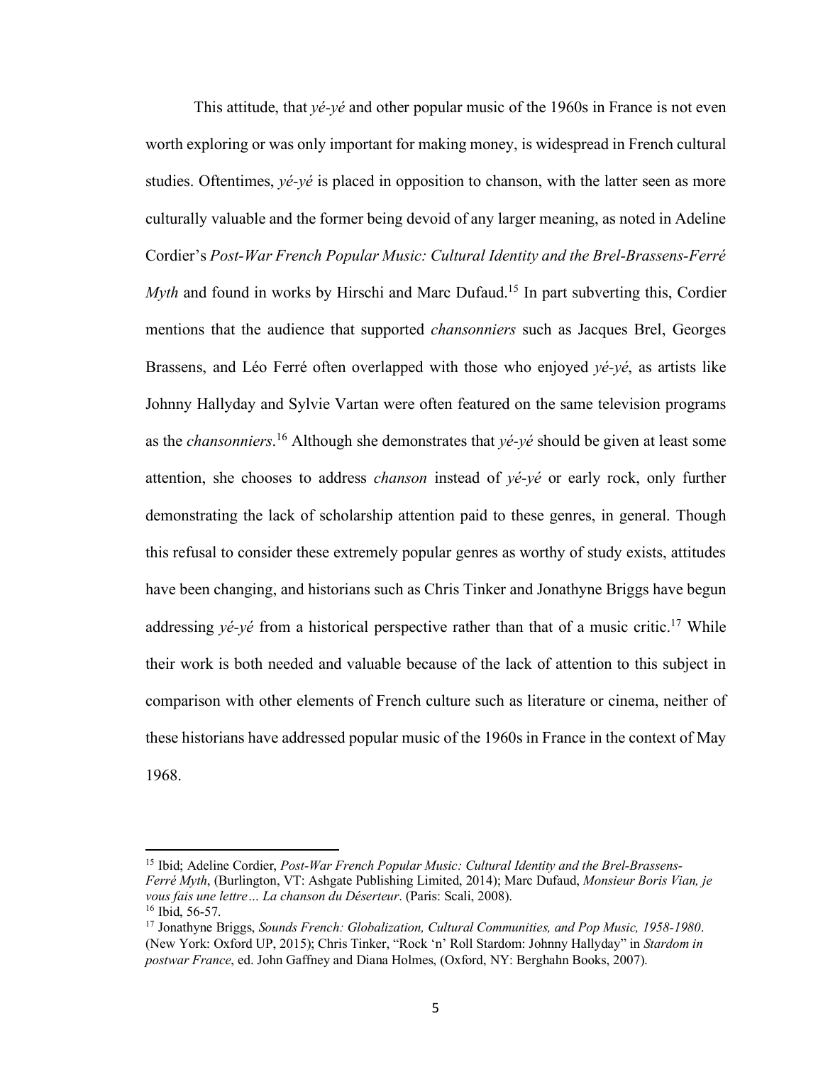This attitude, that *yé-yé* and other popular music of the 1960s in France is not even worth exploring or was only important for making money, is widespread in French cultural studies. Oftentimes, *yé-yé* is placed in opposition to chanson, with the latter seen as more culturally valuable and the former being devoid of any larger meaning, as noted in Adeline Cordier's *Post-War French Popular Music: Cultural Identity and the Brel-Brassens-Ferré Myth* and found in works by Hirschi and Marc Dufaud.[15] In part subverting this, Cordier mentions that the audience that supported *chansonniers* such as Jacques Brel, Georges Brassens, and Léo Ferré often overlapped with those who enjoyed *yé-yé*, as artists like Johnny Hallyday and Sylvie Vartan were often featured on the same television programs as the *chansonniers*.[16] Although she demonstrates that *yé-yé* should be given at least some attention, she chooses to address *chanson* instead of *yé-yé* or early rock, only further demonstrating the lack of scholarship attention paid to these genres, in general. Though this refusal to consider these extremely popular genres as worthy of study exists, attitudes have been changing, and historians such as Chris Tinker and Jonathyne Briggs have begun addressing *yé-yé* from a historical perspective rather than that of a music critic.[17] While their work is both needed and valuable because of the lack of attention to this subject in comparison with other elements of French culture such as literature or cinema, neither of these historians have addressed popular music of the 1960s in France in the context of May 1968.

---

[15] Ibid; Adeline Cordier, *Post-War French Popular Music: Cultural Identity and the Brel-Brassens-Ferré Myth*, (Burlington, VT: Ashgate Publishing Limited, 2014); Marc Dufaud, *Monsieur Boris Vian, je vous fais une lettre… La chanson du Déserteur*. (Paris: Scali, 2008).

[16] Ibid, 56-57.

[17] Jonathyne Briggs, *Sounds French: Globalization, Cultural Communities, and Pop Music, 1958-1980*. (New York: Oxford UP, 2015); Chris Tinker, "Rock 'n' Roll Stardom: Johnny Hallyday" in *Stardom in postwar France*, ed. John Gaffney and Diana Holmes, (Oxford, NY: Berghahn Books, 2007).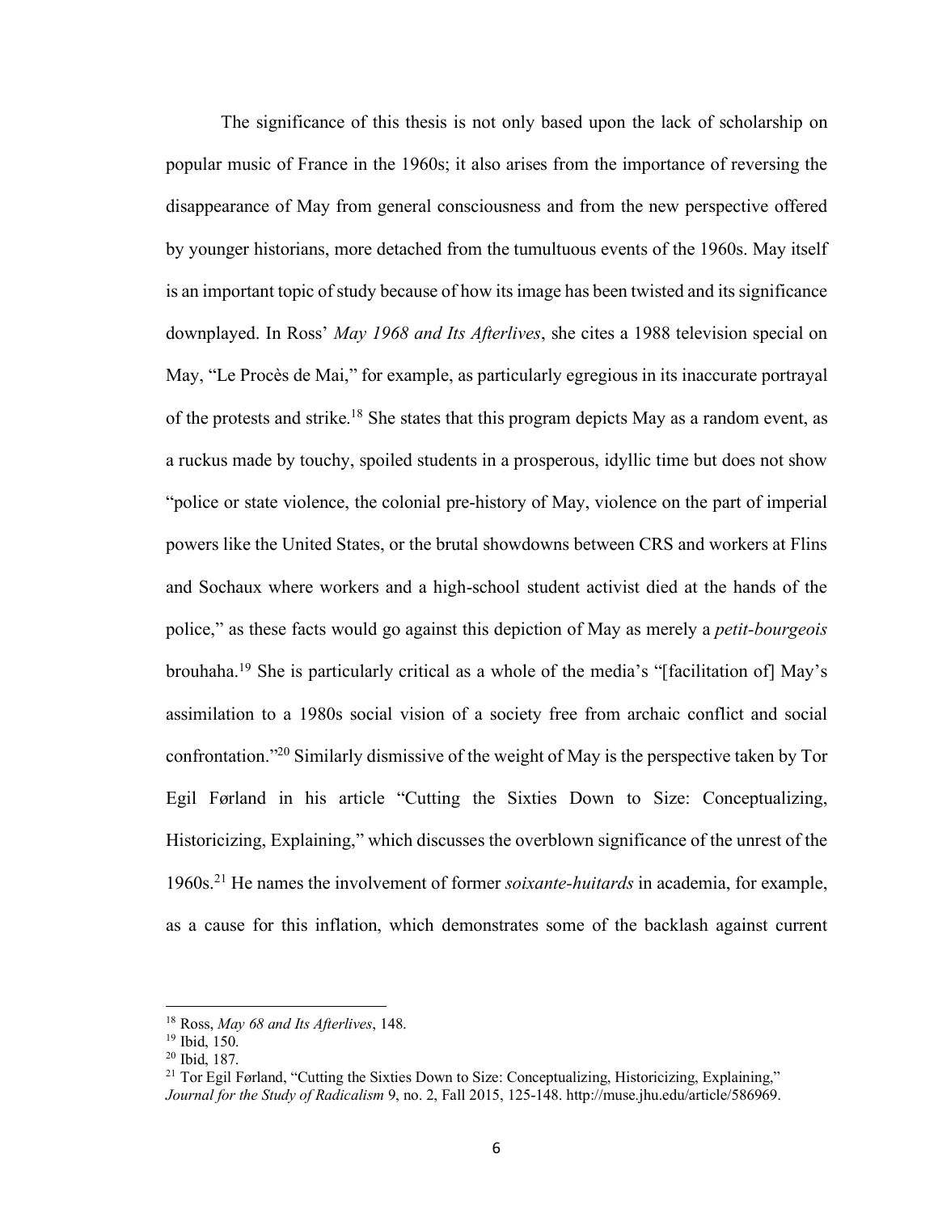The significance of this thesis is not only based upon the lack of scholarship on popular music of France in the 1960s; it also arises from the importance of reversing the disappearance of May from general consciousness and from the new perspective offered by younger historians, more detached from the tumultuous events of the 1960s. May itself is an important topic of study because of how its image has been twisted and its significance downplayed. In Ross' *May 1968 and Its Afterlives*, she cites a 1988 television special on May, "Le Procès de Mai," for example, as particularly egregious in its inaccurate portrayal of the protests and strike.[18] She states that this program depicts May as a random event, as a ruckus made by touchy, spoiled students in a prosperous, idyllic time but does not show "police or state violence, the colonial pre-history of May, violence on the part of imperial powers like the United States, or the brutal showdowns between CRS and workers at Flins and Sochaux where workers and a high-school student activist died at the hands of the police," as these facts would go against this depiction of May as merely a *petit-bourgeois* brouhaha.[19] She is particularly critical as a whole of the media's "[facilitation of] May's assimilation to a 1980s social vision of a society free from archaic conflict and social confrontation."[20] Similarly dismissive of the weight of May is the perspective taken by Tor Egil Førland in his article "Cutting the Sixties Down to Size: Conceptualizing, Historicizing, Explaining," which discusses the overblown significance of the unrest of the 1960s.[21] He names the involvement of former *soixante-huitards* in academia, for example, as a cause for this inflation, which demonstrates some of the backlash against current

---

[18] Ross, *May 68 and Its Afterlives*, 148.

[19] Ibid, 150.

[20] Ibid, 187.

[21] Tor Egil Førland, "Cutting the Sixties Down to Size: Conceptualizing, Historicizing, Explaining," *Journal for the Study of Radicalism* 9, no. 2, Fall 2015, 125-148. http://muse.jhu.edu/article/586969.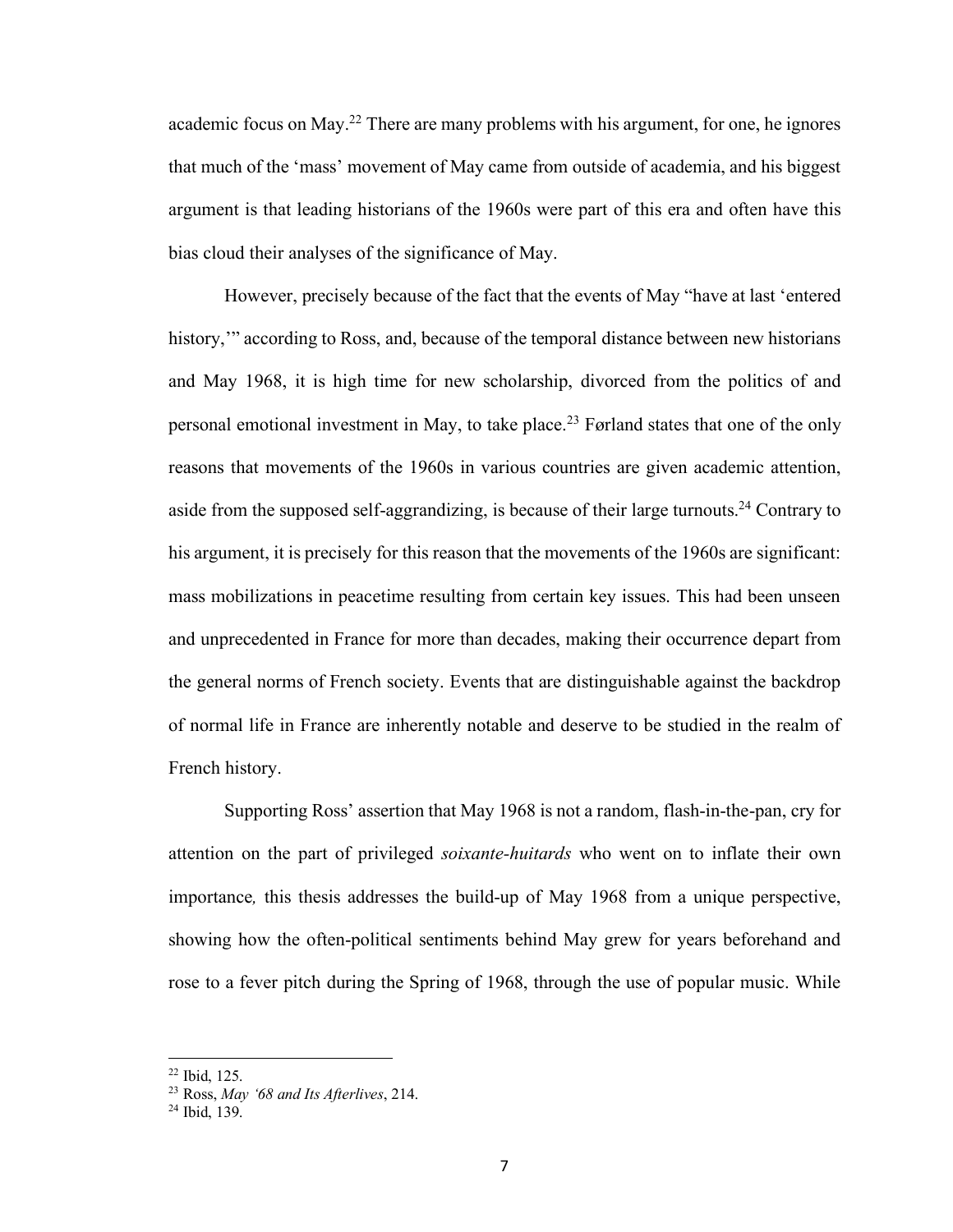academic focus on May.[22] There are many problems with his argument, for one, he ignores that much of the 'mass' movement of May came from outside of academia, and his biggest argument is that leading historians of the 1960s were part of this era and often have this bias cloud their analyses of the significance of May.

However, precisely because of the fact that the events of May "have at last 'entered history,'" according to Ross, and, because of the temporal distance between new historians and May 1968, it is high time for new scholarship, divorced from the politics of and personal emotional investment in May, to take place.[23] Førland states that one of the only reasons that movements of the 1960s in various countries are given academic attention, aside from the supposed self-aggrandizing, is because of their large turnouts.[24] Contrary to his argument, it is precisely for this reason that the movements of the 1960s are significant: mass mobilizations in peacetime resulting from certain key issues. This had been unseen and unprecedented in France for more than decades, making their occurrence depart from the general norms of French society. Events that are distinguishable against the backdrop of normal life in France are inherently notable and deserve to be studied in the realm of French history.

Supporting Ross' assertion that May 1968 is not a random, flash-in-the-pan, cry for attention on the part of privileged *soixante-huitards* who went on to inflate their own importance, this thesis addresses the build-up of May 1968 from a unique perspective, showing how the often-political sentiments behind May grew for years beforehand and rose to a fever pitch during the Spring of 1968, through the use of popular music. While

---

[22] Ibid, 125.

[23] Ross, *May '68 and Its Afterlives*, 214.

[24] Ibid, 139.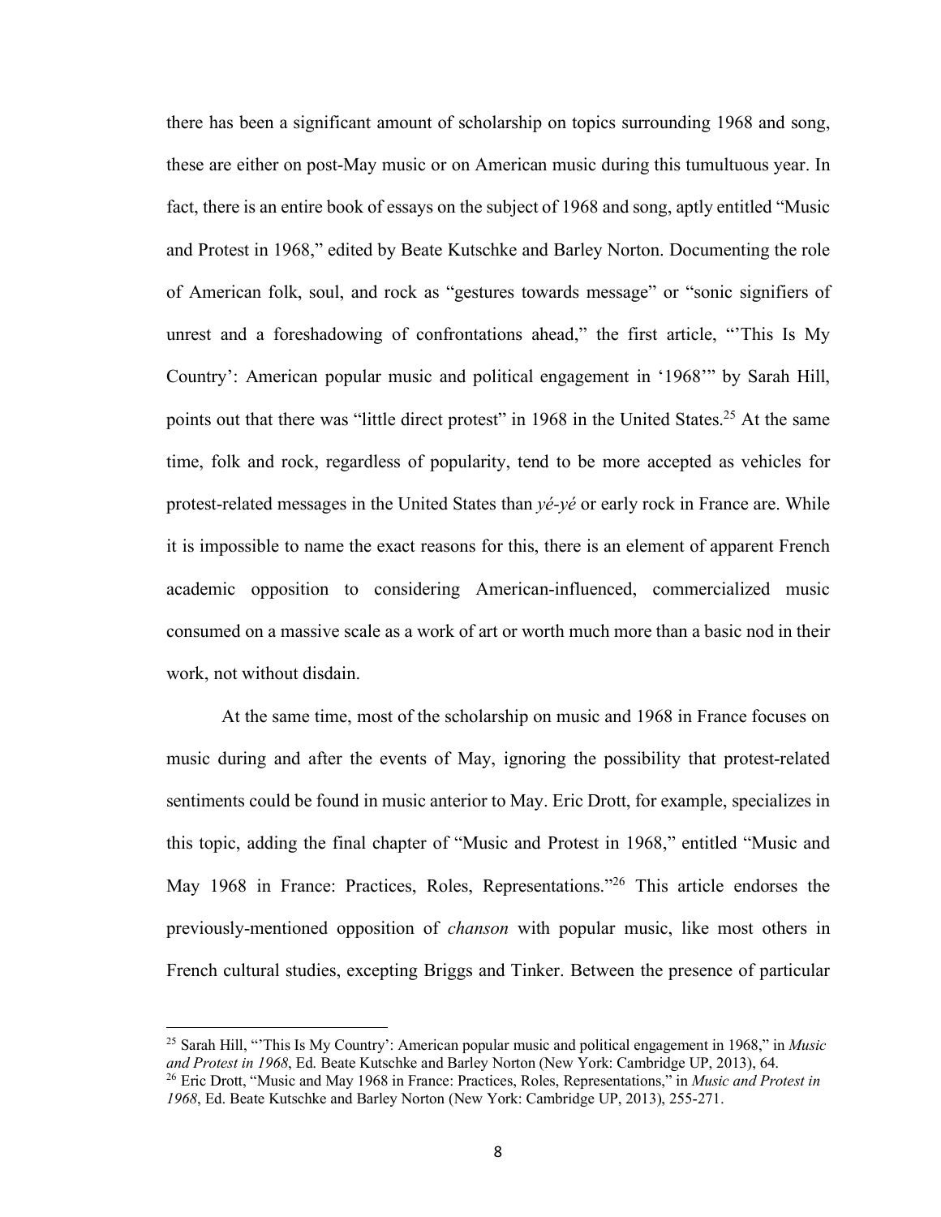there has been a significant amount of scholarship on topics surrounding 1968 and song, these are either on post-May music or on American music during this tumultuous year. In fact, there is an entire book of essays on the subject of 1968 and song, aptly entitled "Music and Protest in 1968," edited by Beate Kutschke and Barley Norton. Documenting the role of American folk, soul, and rock as "gestures towards message" or "sonic signifiers of unrest and a foreshadowing of confrontations ahead," the first article, "'This Is My Country': American popular music and political engagement in '1968'" by Sarah Hill, points out that there was "little direct protest" in 1968 in the United States.[25] At the same time, folk and rock, regardless of popularity, tend to be more accepted as vehicles for protest-related messages in the United States than *yé-yé* or early rock in France are. While it is impossible to name the exact reasons for this, there is an element of apparent French academic opposition to considering American-influenced, commercialized music consumed on a massive scale as a work of art or worth much more than a basic nod in their work, not without disdain.

At the same time, most of the scholarship on music and 1968 in France focuses on music during and after the events of May, ignoring the possibility that protest-related sentiments could be found in music anterior to May. Eric Drott, for example, specializes in this topic, adding the final chapter of "Music and Protest in 1968," entitled "Music and May 1968 in France: Practices, Roles, Representations."[26] This article endorses the previously-mentioned opposition of *chanson* with popular music, like most others in French cultural studies, excepting Briggs and Tinker. Between the presence of particular

---

[25] Sarah Hill, "'This Is My Country': American popular music and political engagement in 1968," in *Music and Protest in 1968*, Ed. Beate Kutschke and Barley Norton (New York: Cambridge UP, 2013), 64.

[26] Eric Drott, "Music and May 1968 in France: Practices, Roles, Representations," in *Music and Protest in 1968*, Ed. Beate Kutschke and Barley Norton (New York: Cambridge UP, 2013), 255-271.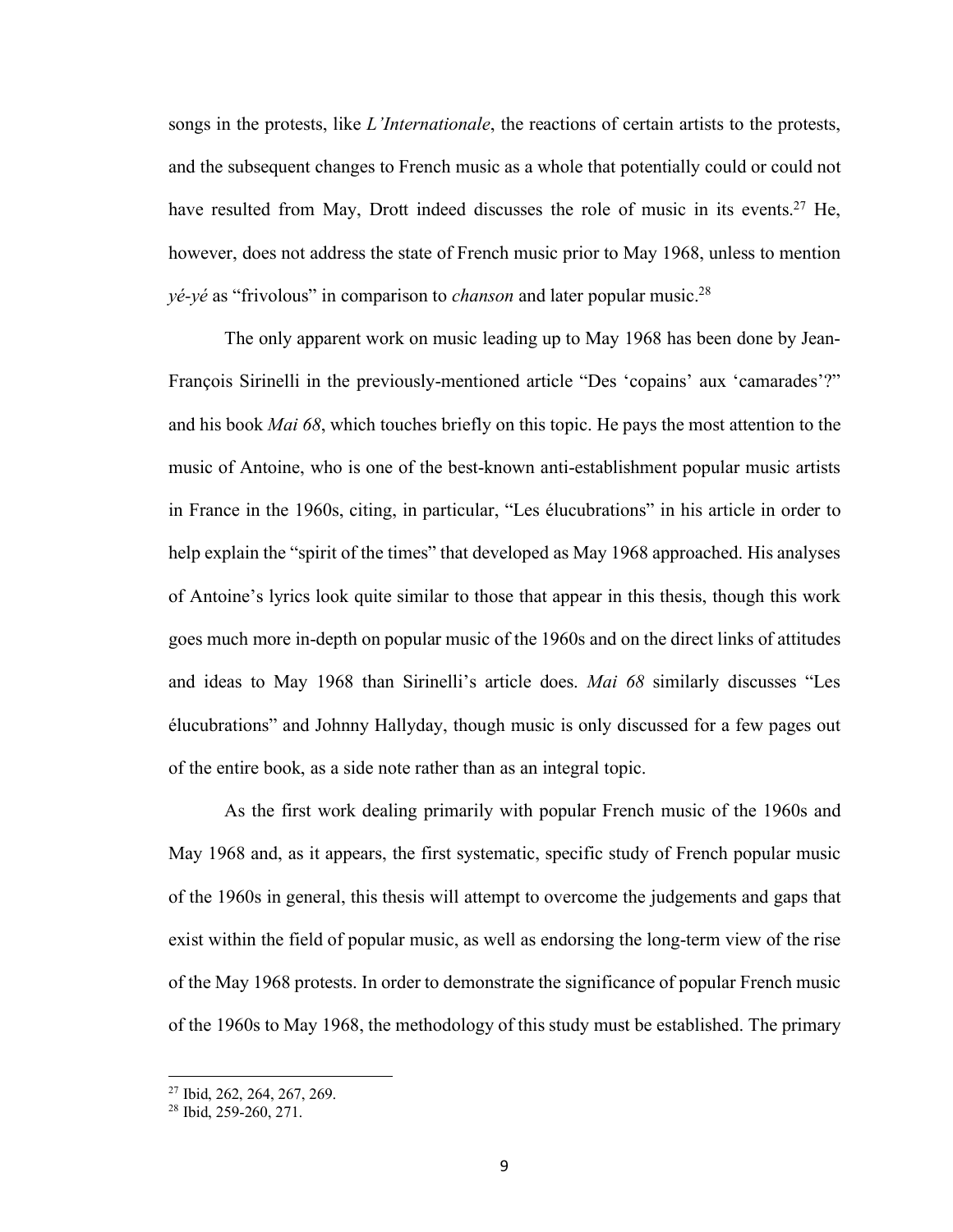songs in the protests, like *L'Internationale*, the reactions of certain artists to the protests, and the subsequent changes to French music as a whole that potentially could or could not have resulted from May, Drott indeed discusses the role of music in its events.[27] He, however, does not address the state of French music prior to May 1968, unless to mention *yé-yé* as "frivolous" in comparison to *chanson* and later popular music.[28]

The only apparent work on music leading up to May 1968 has been done by Jean-François Sirinelli in the previously-mentioned article "Des 'copains' aux 'camarades'?" and his book *Mai 68*, which touches briefly on this topic. He pays the most attention to the music of Antoine, who is one of the best-known anti-establishment popular music artists in France in the 1960s, citing, in particular, "Les élucubrations" in his article in order to help explain the "spirit of the times" that developed as May 1968 approached. His analyses of Antoine's lyrics look quite similar to those that appear in this thesis, though this work goes much more in-depth on popular music of the 1960s and on the direct links of attitudes and ideas to May 1968 than Sirinelli's article does. *Mai 68* similarly discusses "Les élucubrations" and Johnny Hallyday, though music is only discussed for a few pages out of the entire book, as a side note rather than as an integral topic.

As the first work dealing primarily with popular French music of the 1960s and May 1968 and, as it appears, the first systematic, specific study of French popular music of the 1960s in general, this thesis will attempt to overcome the judgements and gaps that exist within the field of popular music, as well as endorsing the long-term view of the rise of the May 1968 protests. In order to demonstrate the significance of popular French music of the 1960s to May 1968, the methodology of this study must be established. The primary

[27] Ibid, 262, 264, 267, 269.
[28] Ibid, 259-260, 271.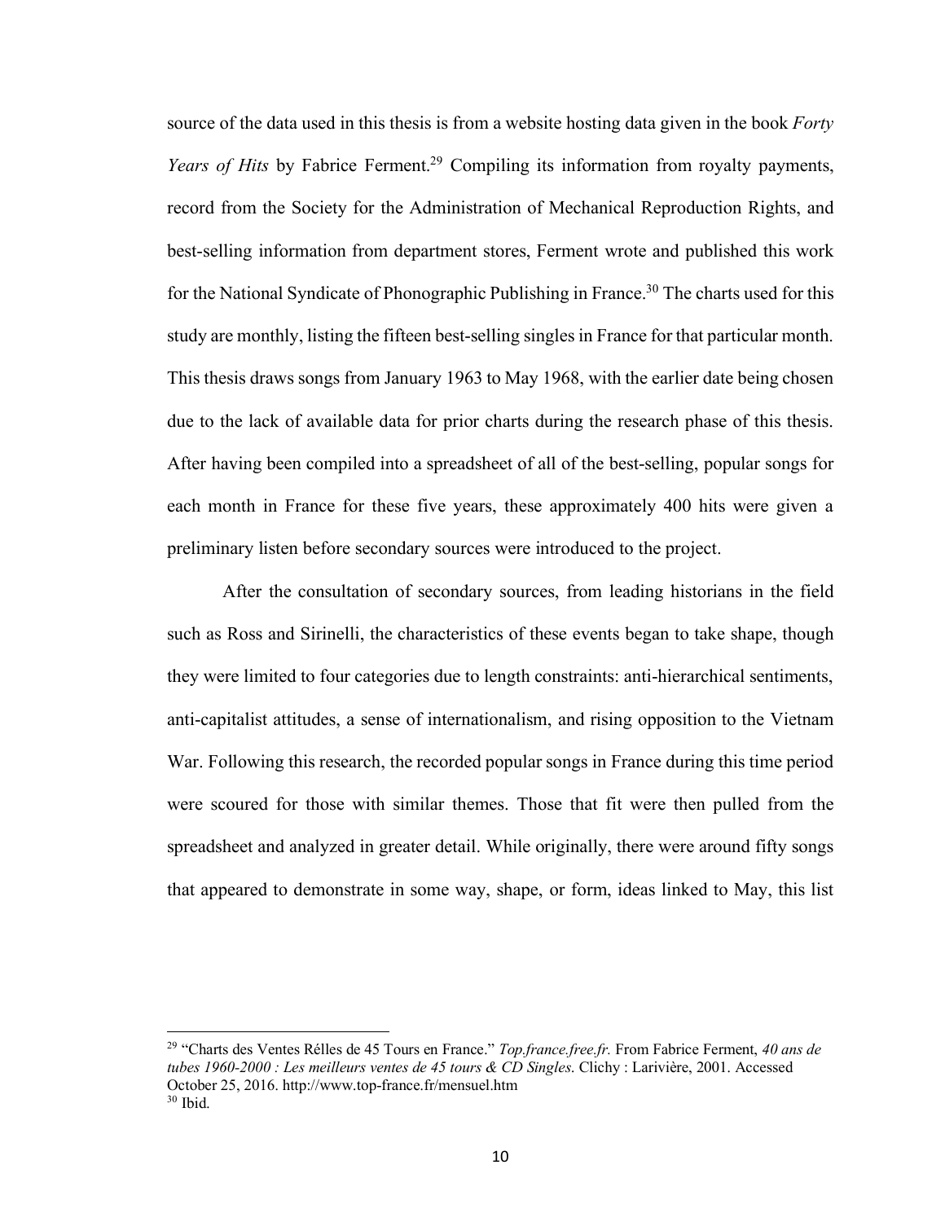source of the data used in this thesis is from a website hosting data given in the book *Forty Years of Hits* by Fabrice Ferment.[29] Compiling its information from royalty payments, record from the Society for the Administration of Mechanical Reproduction Rights, and best-selling information from department stores, Ferment wrote and published this work for the National Syndicate of Phonographic Publishing in France.[30] The charts used for this study are monthly, listing the fifteen best-selling singles in France for that particular month. This thesis draws songs from January 1963 to May 1968, with the earlier date being chosen due to the lack of available data for prior charts during the research phase of this thesis. After having been compiled into a spreadsheet of all of the best-selling, popular songs for each month in France for these five years, these approximately 400 hits were given a preliminary listen before secondary sources were introduced to the project.

After the consultation of secondary sources, from leading historians in the field such as Ross and Sirinelli, the characteristics of these events began to take shape, though they were limited to four categories due to length constraints: anti-hierarchical sentiments, anti-capitalist attitudes, a sense of internationalism, and rising opposition to the Vietnam War. Following this research, the recorded popular songs in France during this time period were scoured for those with similar themes. Those that fit were then pulled from the spreadsheet and analyzed in greater detail. While originally, there were around fifty songs that appeared to demonstrate in some way, shape, or form, ideas linked to May, this list

---

[29] "Charts des Ventes Rélles de 45 Tours en France." *Top.france.free.fr.* From Fabrice Ferment, *40 ans de tubes 1960-2000 : Les meilleurs ventes de 45 tours & CD Singles*. Clichy : Larivière, 2001. Accessed October 25, 2016. http://www.top-france.fr/mensuel.htm

[30] Ibid.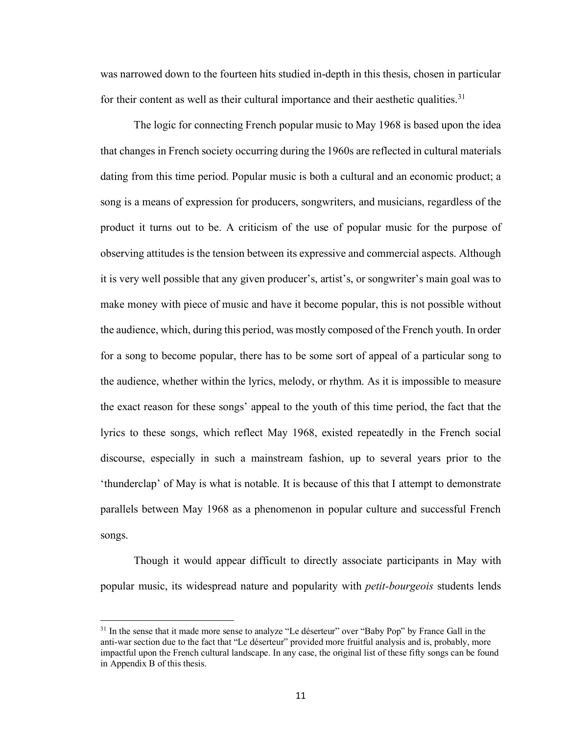was narrowed down to the fourteen hits studied in-depth in this thesis, chosen in particular for their content as well as their cultural importance and their aesthetic qualities.[31]

The logic for connecting French popular music to May 1968 is based upon the idea that changes in French society occurring during the 1960s are reflected in cultural materials dating from this time period. Popular music is both a cultural and an economic product; a song is a means of expression for producers, songwriters, and musicians, regardless of the product it turns out to be. A criticism of the use of popular music for the purpose of observing attitudes is the tension between its expressive and commercial aspects. Although it is very well possible that any given producer's, artist's, or songwriter's main goal was to make money with piece of music and have it become popular, this is not possible without the audience, which, during this period, was mostly composed of the French youth. In order for a song to become popular, there has to be some sort of appeal of a particular song to the audience, whether within the lyrics, melody, or rhythm. As it is impossible to measure the exact reason for these songs' appeal to the youth of this time period, the fact that the lyrics to these songs, which reflect May 1968, existed repeatedly in the French social discourse, especially in such a mainstream fashion, up to several years prior to the 'thunderclap' of May is what is notable. It is because of this that I attempt to demonstrate parallels between May 1968 as a phenomenon in popular culture and successful French songs.

Though it would appear difficult to directly associate participants in May with popular music, its widespread nature and popularity with *petit-bourgeois* students lends

[31] In the sense that it made more sense to analyze "Le déserteur" over "Baby Pop" by France Gall in the anti-war section due to the fact that "Le déserteur" provided more fruitful analysis and is, probably, more impactful upon the French cultural landscape. In any case, the original list of these fifty songs can be found in Appendix B of this thesis.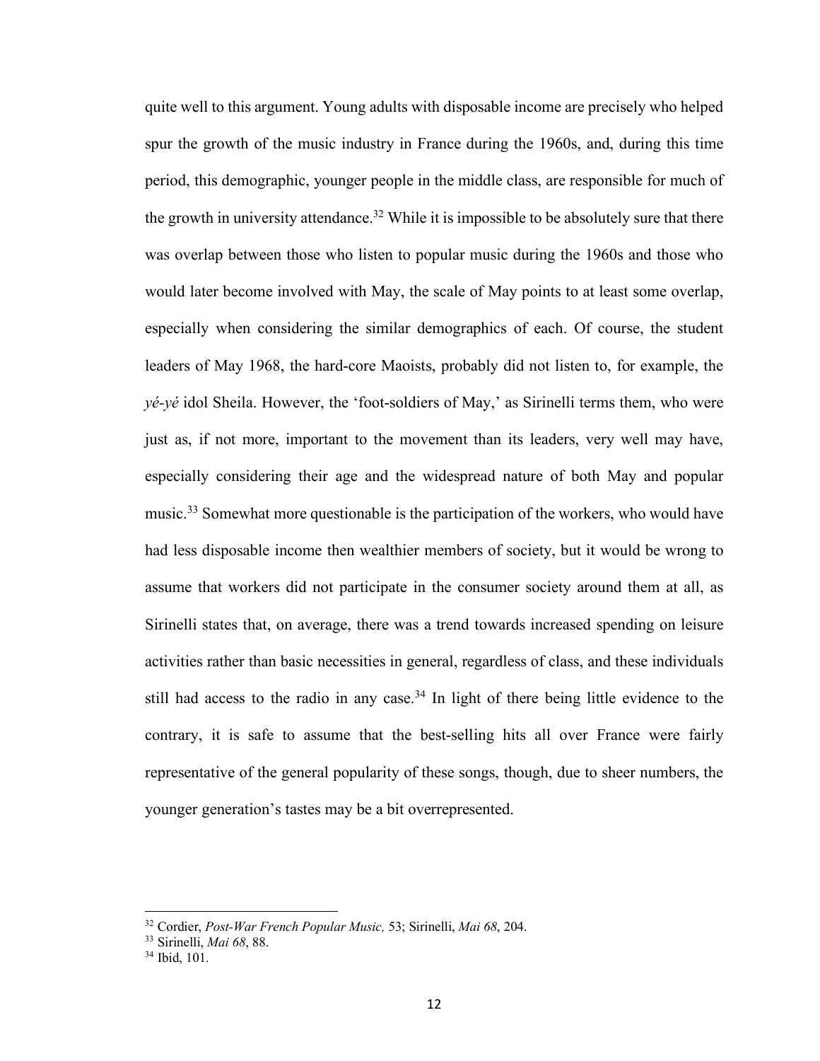quite well to this argument. Young adults with disposable income are precisely who helped spur the growth of the music industry in France during the 1960s, and, during this time period, this demographic, younger people in the middle class, are responsible for much of the growth in university attendance.[32] While it is impossible to be absolutely sure that there was overlap between those who listen to popular music during the 1960s and those who would later become involved with May, the scale of May points to at least some overlap, especially when considering the similar demographics of each. Of course, the student leaders of May 1968, the hard-core Maoists, probably did not listen to, for example, the *yé-yé* idol Sheila. However, the 'foot-soldiers of May,' as Sirinelli terms them, who were just as, if not more, important to the movement than its leaders, very well may have, especially considering their age and the widespread nature of both May and popular music.[33] Somewhat more questionable is the participation of the workers, who would have had less disposable income then wealthier members of society, but it would be wrong to assume that workers did not participate in the consumer society around them at all, as Sirinelli states that, on average, there was a trend towards increased spending on leisure activities rather than basic necessities in general, regardless of class, and these individuals still had access to the radio in any case.[34] In light of there being little evidence to the contrary, it is safe to assume that the best-selling hits all over France were fairly representative of the general popularity of these songs, though, due to sheer numbers, the younger generation's tastes may be a bit overrepresented.

---

[32] Cordier, *Post-War French Popular Music,* 53; Sirinelli, *Mai 68*, 204.

[33] Sirinelli, *Mai 68*, 88.

[34] Ibid, 101.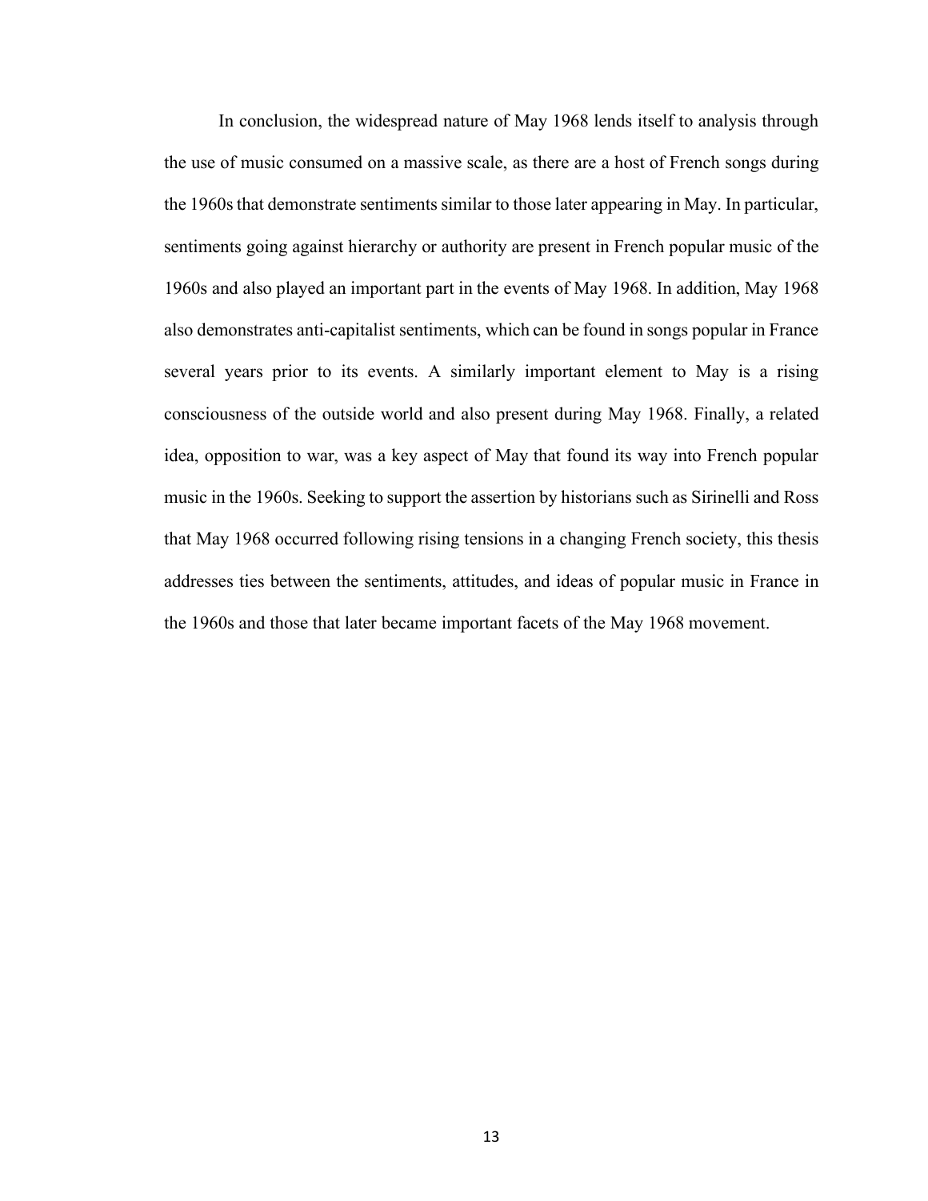In conclusion, the widespread nature of May 1968 lends itself to analysis through the use of music consumed on a massive scale, as there are a host of French songs during the 1960s that demonstrate sentiments similar to those later appearing in May. In particular, sentiments going against hierarchy or authority are present in French popular music of the 1960s and also played an important part in the events of May 1968. In addition, May 1968 also demonstrates anti-capitalist sentiments, which can be found in songs popular in France several years prior to its events. A similarly important element to May is a rising consciousness of the outside world and also present during May 1968. Finally, a related idea, opposition to war, was a key aspect of May that found its way into French popular music in the 1960s. Seeking to support the assertion by historians such as Sirinelli and Ross that May 1968 occurred following rising tensions in a changing French society, this thesis addresses ties between the sentiments, attitudes, and ideas of popular music in France in the 1960s and those that later became important facets of the May 1968 movement.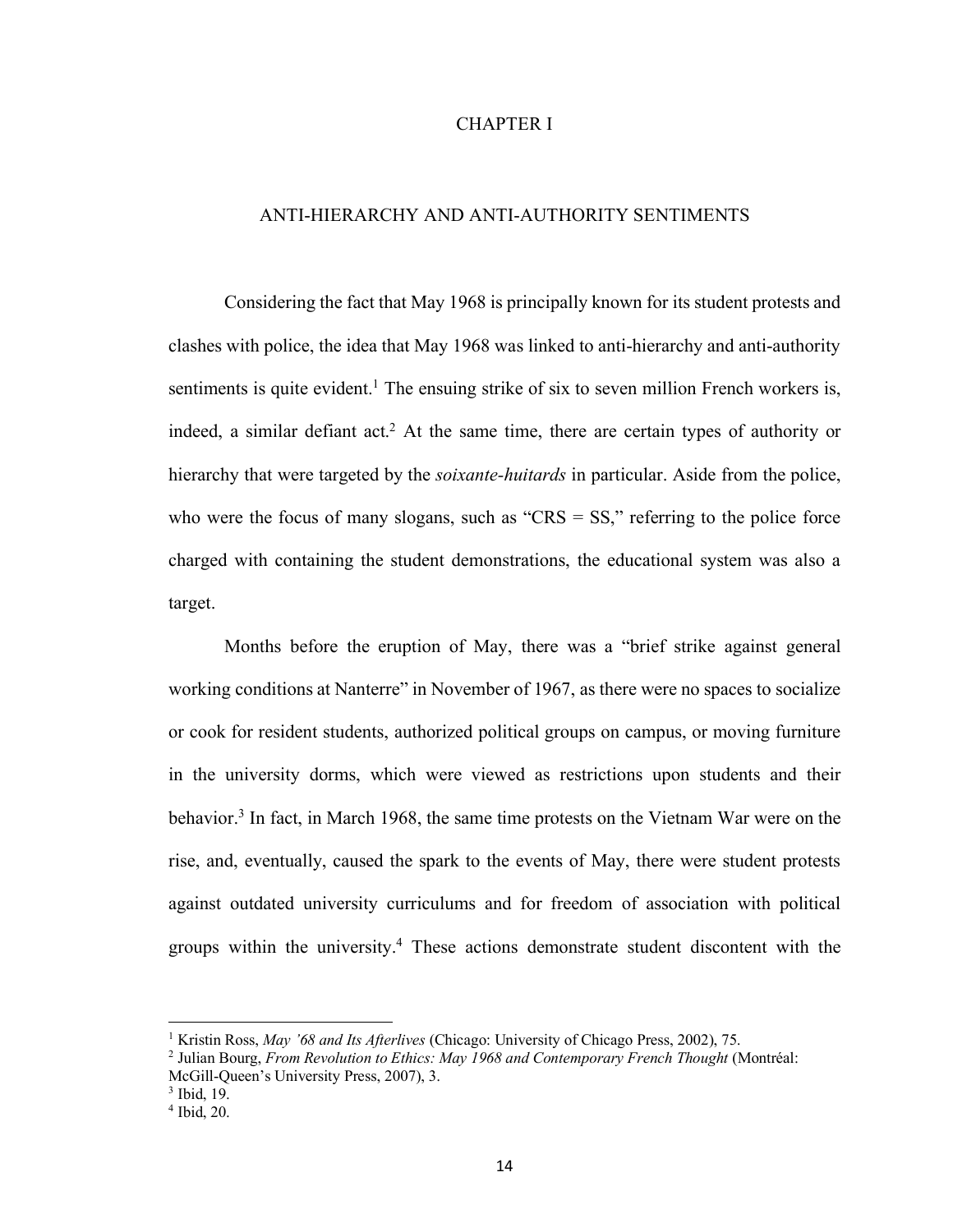# CHAPTER I

## ANTI-HIERARCHY AND ANTI-AUTHORITY SENTIMENTS

Considering the fact that May 1968 is principally known for its student protests and clashes with police, the idea that May 1968 was linked to anti-hierarchy and anti-authority sentiments is quite evident.[1] The ensuing strike of six to seven million French workers is, indeed, a similar defiant act.[2] At the same time, there are certain types of authority or hierarchy that were targeted by the *soixante-huitards* in particular. Aside from the police, who were the focus of many slogans, such as "CRS = SS," referring to the police force charged with containing the student demonstrations, the educational system was also a target.

Months before the eruption of May, there was a "brief strike against general working conditions at Nanterre" in November of 1967, as there were no spaces to socialize or cook for resident students, authorized political groups on campus, or moving furniture in the university dorms, which were viewed as restrictions upon students and their behavior.[3] In fact, in March 1968, the same time protests on the Vietnam War were on the rise, and, eventually, caused the spark to the events of May, there were student protests against outdated university curriculums and for freedom of association with political groups within the university.[4] These actions demonstrate student discontent with the

[1] Kristin Ross, *May '68 and Its Afterlives* (Chicago: University of Chicago Press, 2002), 75.

[2] Julian Bourg, *From Revolution to Ethics: May 1968 and Contemporary French Thought* (Montréal: McGill-Queen's University Press, 2007), 3.

[3] Ibid, 19.

[4] Ibid, 20.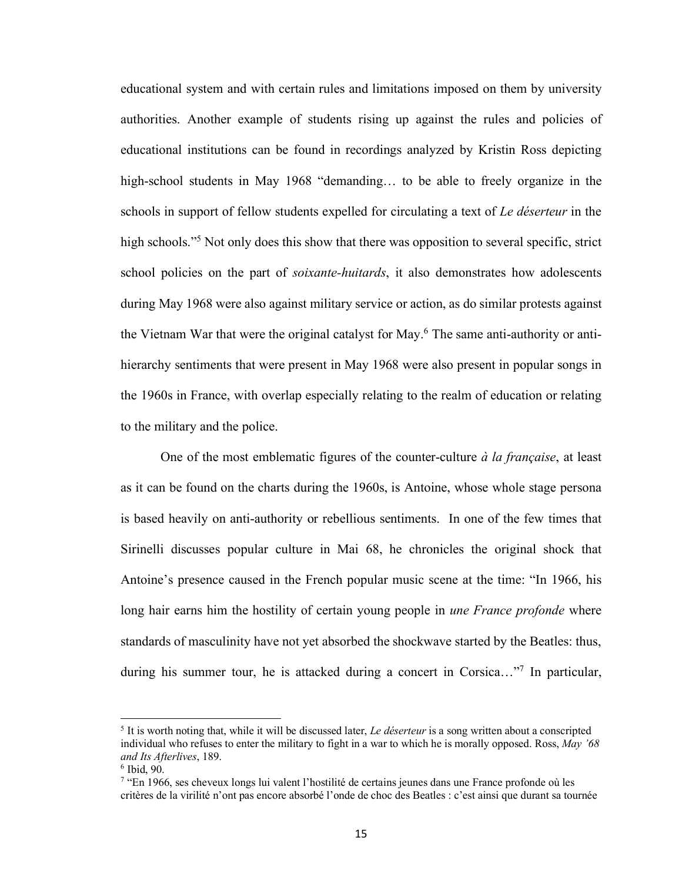educational system and with certain rules and limitations imposed on them by university authorities. Another example of students rising up against the rules and policies of educational institutions can be found in recordings analyzed by Kristin Ross depicting high-school students in May 1968 "demanding… to be able to freely organize in the schools in support of fellow students expelled for circulating a text of *Le déserteur* in the high schools."[5] Not only does this show that there was opposition to several specific, strict school policies on the part of *soixante-huitards*, it also demonstrates how adolescents during May 1968 were also against military service or action, as do similar protests against the Vietnam War that were the original catalyst for May.[6] The same anti-authority or anti-hierarchy sentiments that were present in May 1968 were also present in popular songs in the 1960s in France, with overlap especially relating to the realm of education or relating to the military and the police.

One of the most emblematic figures of the counter-culture *à la française*, at least as it can be found on the charts during the 1960s, is Antoine, whose whole stage persona is based heavily on anti-authority or rebellious sentiments. In one of the few times that Sirinelli discusses popular culture in Mai 68, he chronicles the original shock that Antoine's presence caused in the French popular music scene at the time: "In 1966, his long hair earns him the hostility of certain young people in *une France profonde* where standards of masculinity have not yet absorbed the shockwave started by the Beatles: thus, during his summer tour, he is attacked during a concert in Corsica…"[7] In particular,

---

[5] It is worth noting that, while it will be discussed later, *Le déserteur* is a song written about a conscripted individual who refuses to enter the military to fight in a war to which he is morally opposed. Ross, *May '68 and Its Afterlives*, 189.

[6] Ibid, 90.

[7] "En 1966, ses cheveux longs lui valent l'hostilité de certains jeunes dans une France profonde où les critères de la virilité n'ont pas encore absorbé l'onde de choc des Beatles : c'est ainsi que durant sa tournée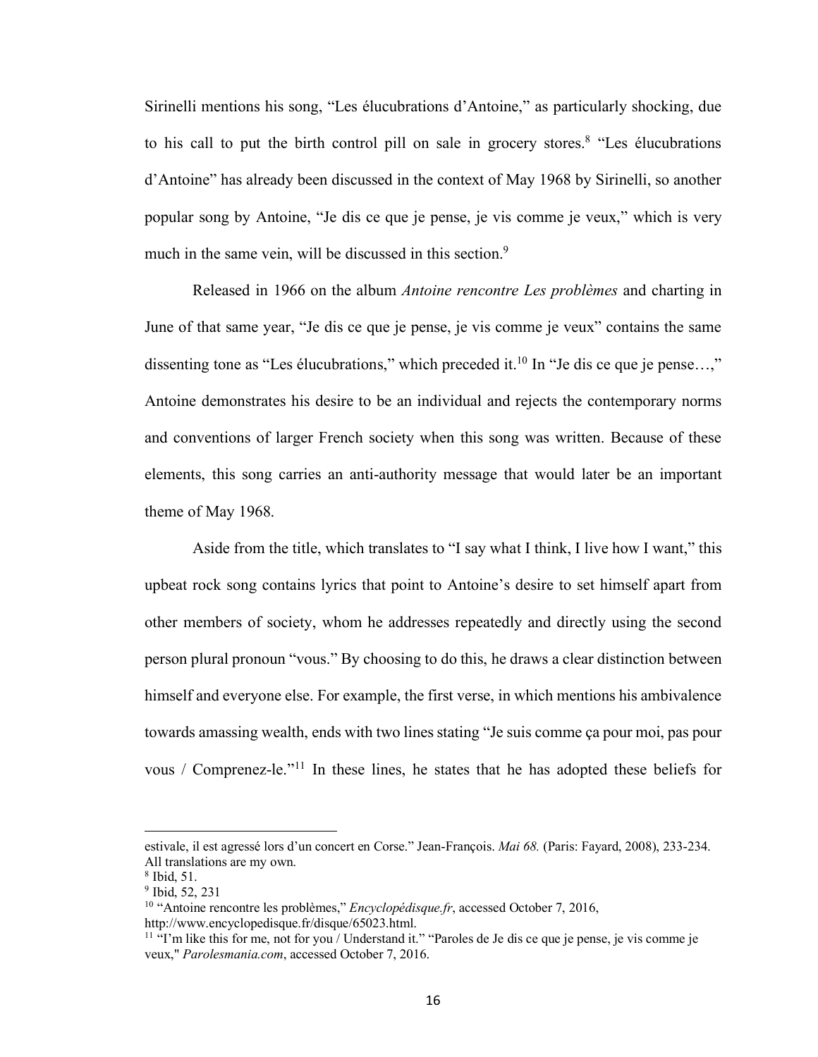Sirinelli mentions his song, "Les élucubrations d'Antoine," as particularly shocking, due to his call to put the birth control pill on sale in grocery stores.[8] "Les élucubrations d'Antoine" has already been discussed in the context of May 1968 by Sirinelli, so another popular song by Antoine, "Je dis ce que je pense, je vis comme je veux," which is very much in the same vein, will be discussed in this section.[9]

Released in 1966 on the album *Antoine rencontre Les problèmes* and charting in June of that same year, "Je dis ce que je pense, je vis comme je veux" contains the same dissenting tone as "Les élucubrations," which preceded it.[10] In "Je dis ce que je pense…," Antoine demonstrates his desire to be an individual and rejects the contemporary norms and conventions of larger French society when this song was written. Because of these elements, this song carries an anti-authority message that would later be an important theme of May 1968.

Aside from the title, which translates to "I say what I think, I live how I want," this upbeat rock song contains lyrics that point to Antoine's desire to set himself apart from other members of society, whom he addresses repeatedly and directly using the second person plural pronoun "vous." By choosing to do this, he draws a clear distinction between himself and everyone else. For example, the first verse, in which mentions his ambivalence towards amassing wealth, ends with two lines stating "Je suis comme ça pour moi, pas pour vous / Comprenez-le."[11] In these lines, he states that he has adopted these beliefs for

---

estivale, il est agressé lors d'un concert en Corse." Jean-François. *Mai 68.* (Paris: Fayard, 2008), 233-234. All translations are my own.

[8] Ibid, 51.

[9] Ibid, 52, 231

[10] "Antoine rencontre les problèmes," *Encyclopédisque.fr*, accessed October 7, 2016, http://www.encyclopedisque.fr/disque/65023.html.

[11] "I'm like this for me, not for you / Understand it." "Paroles de Je dis ce que je pense, je vis comme je veux," *Parolesmania.com*, accessed October 7, 2016.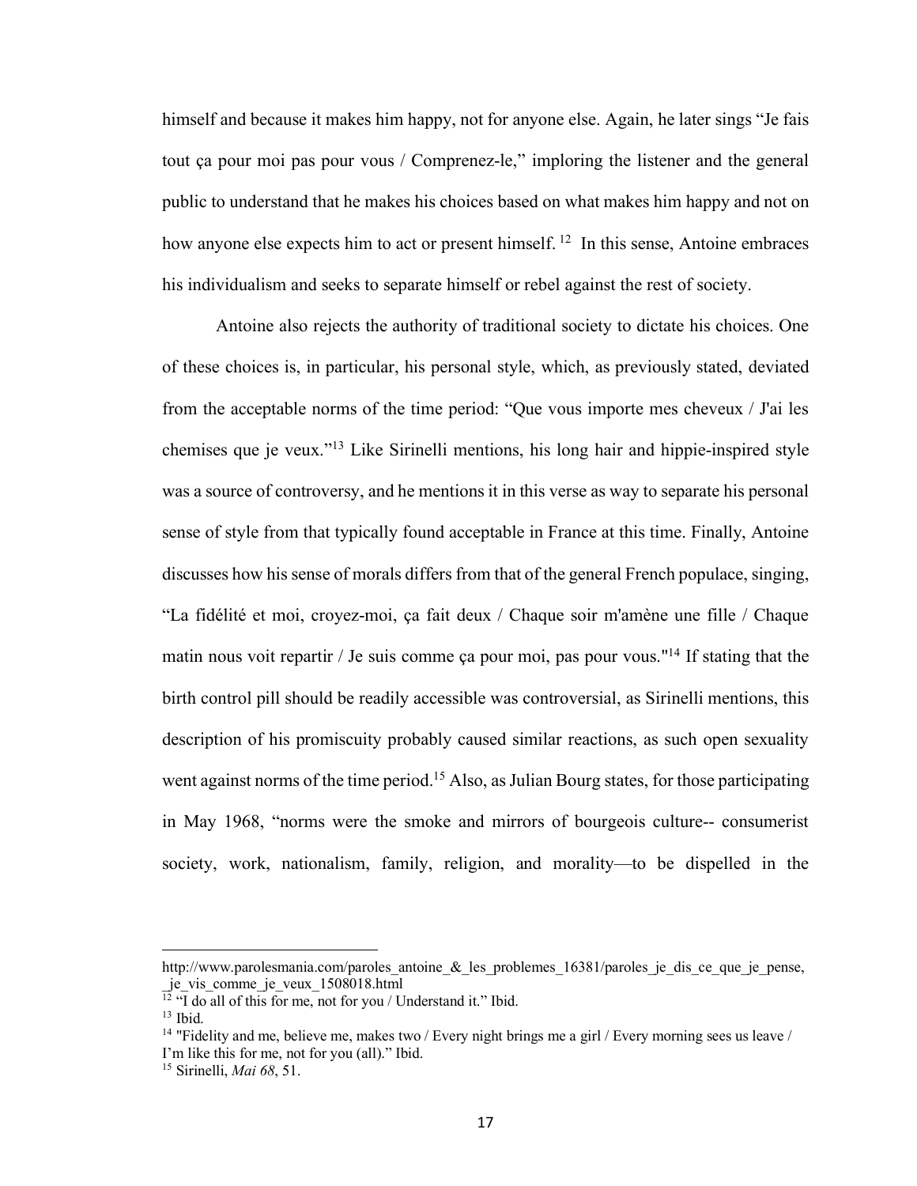himself and because it makes him happy, not for anyone else. Again, he later sings "Je fais tout ça pour moi pas pour vous / Comprenez-le," imploring the listener and the general public to understand that he makes his choices based on what makes him happy and not on how anyone else expects him to act or present himself. [12] In this sense, Antoine embraces his individualism and seeks to separate himself or rebel against the rest of society.

Antoine also rejects the authority of traditional society to dictate his choices. One of these choices is, in particular, his personal style, which, as previously stated, deviated from the acceptable norms of the time period: "Que vous importe mes cheveux / J'ai les chemises que je veux."[13] Like Sirinelli mentions, his long hair and hippie-inspired style was a source of controversy, and he mentions it in this verse as way to separate his personal sense of style from that typically found acceptable in France at this time. Finally, Antoine discusses how his sense of morals differs from that of the general French populace, singing, "La fidélité et moi, croyez-moi, ça fait deux / Chaque soir m'amène une fille / Chaque matin nous voit repartir / Je suis comme ça pour moi, pas pour vous."[14] If stating that the birth control pill should be readily accessible was controversial, as Sirinelli mentions, this description of his promiscuity probably caused similar reactions, as such open sexuality went against norms of the time period.[15] Also, as Julian Bourg states, for those participating in May 1968, "norms were the smoke and mirrors of bourgeois culture-- consumerist society, work, nationalism, family, religion, and morality—to be dispelled in the

---

http://www.parolesmania.com/paroles_antoine_&_les_problemes_16381/paroles_je_dis_ce_que_je_pense,_je_vis_comme_je_veux_1508018.html

[12] "I do all of this for me, not for you / Understand it." Ibid.

[13] Ibid.

[14] "Fidelity and me, believe me, makes two / Every night brings me a girl / Every morning sees us leave / I'm like this for me, not for you (all)." Ibid.

[15] Sirinelli, *Mai 68*, 51.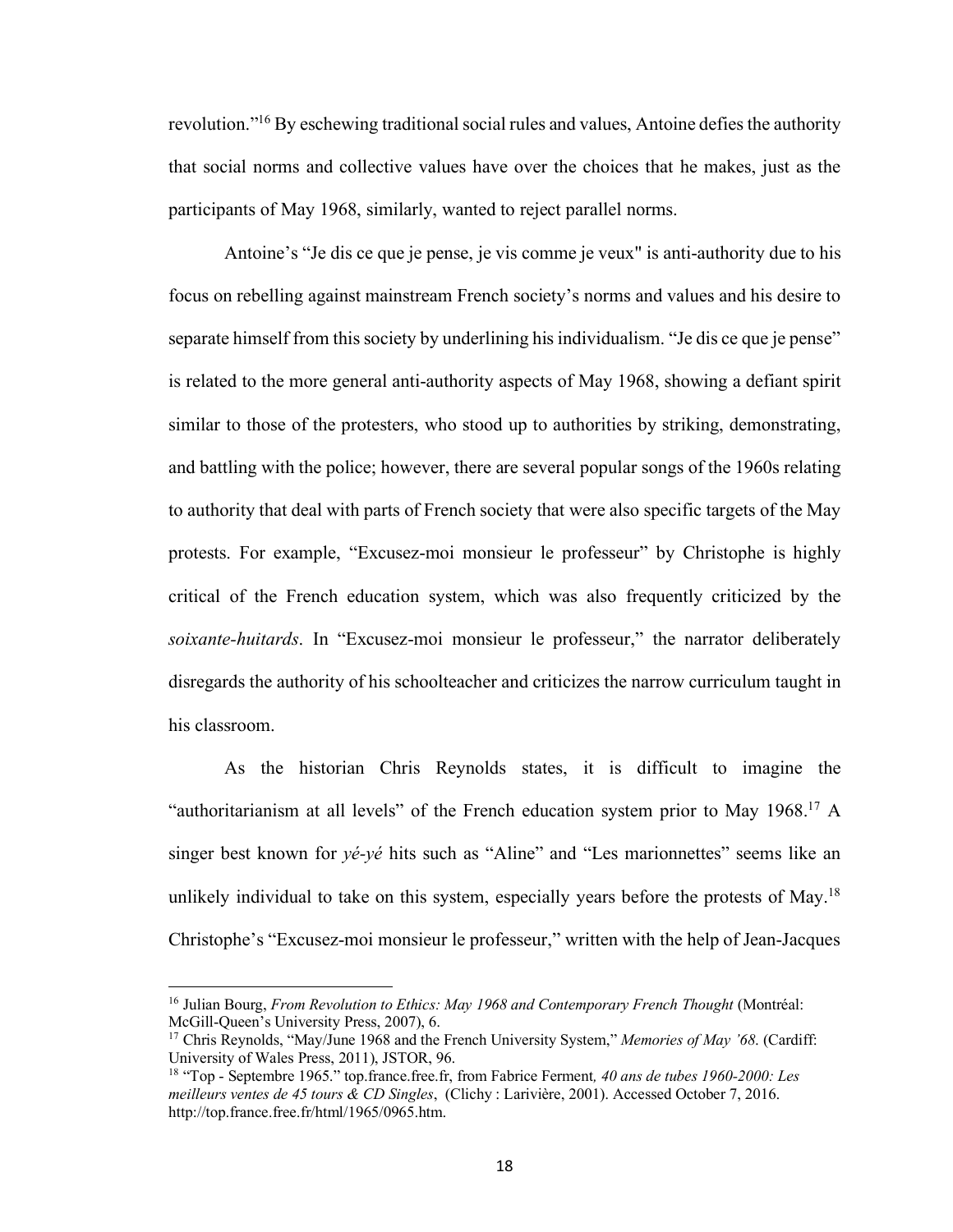revolution."[16] By eschewing traditional social rules and values, Antoine defies the authority that social norms and collective values have over the choices that he makes, just as the participants of May 1968, similarly, wanted to reject parallel norms.

Antoine's "Je dis ce que je pense, je vis comme je veux" is anti-authority due to his focus on rebelling against mainstream French society's norms and values and his desire to separate himself from this society by underlining his individualism. "Je dis ce que je pense" is related to the more general anti-authority aspects of May 1968, showing a defiant spirit similar to those of the protesters, who stood up to authorities by striking, demonstrating, and battling with the police; however, there are several popular songs of the 1960s relating to authority that deal with parts of French society that were also specific targets of the May protests. For example, "Excusez-moi monsieur le professeur" by Christophe is highly critical of the French education system, which was also frequently criticized by the *soixante-huitards*. In "Excusez-moi monsieur le professeur," the narrator deliberately disregards the authority of his schoolteacher and criticizes the narrow curriculum taught in his classroom.

As the historian Chris Reynolds states, it is difficult to imagine the "authoritarianism at all levels" of the French education system prior to May 1968.[17] A singer best known for *yé-yé* hits such as "Aline" and "Les marionnettes" seems like an unlikely individual to take on this system, especially years before the protests of May.[18] Christophe's "Excusez-moi monsieur le professeur," written with the help of Jean-Jacques

---

[16] Julian Bourg, *From Revolution to Ethics: May 1968 and Contemporary French Thought* (Montréal: McGill-Queen's University Press, 2007), 6.

[17] Chris Reynolds, "May/June 1968 and the French University System," *Memories of May '68*. (Cardiff: University of Wales Press, 2011), JSTOR, 96.

[18] "Top - Septembre 1965." top.france.free.fr, from Fabrice Ferment*, 40 ans de tubes 1960-2000: Les meilleurs ventes de 45 tours & CD Singles*, (Clichy : Larivière, 2001). Accessed October 7, 2016. http://top.france.free.fr/html/1965/0965.htm.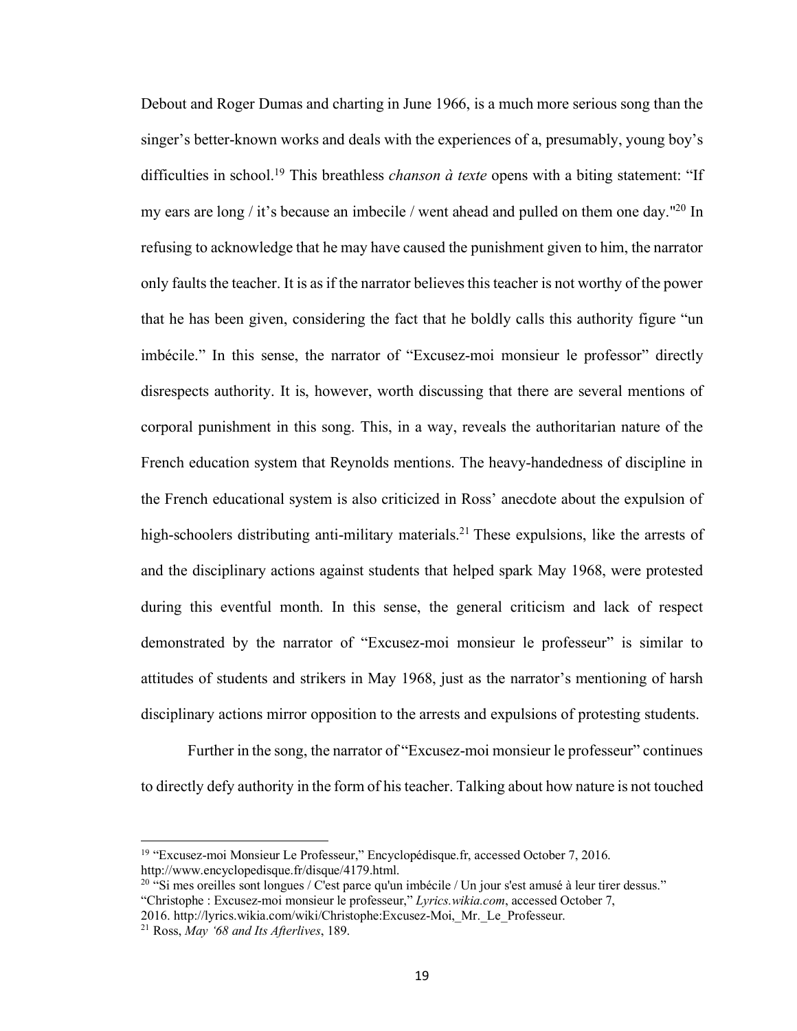Debout and Roger Dumas and charting in June 1966, is a much more serious song than the singer's better-known works and deals with the experiences of a, presumably, young boy's difficulties in school.[19] This breathless *chanson à texte* opens with a biting statement: "If my ears are long / it's because an imbecile / went ahead and pulled on them one day."[20] In refusing to acknowledge that he may have caused the punishment given to him, the narrator only faults the teacher. It is as if the narrator believes this teacher is not worthy of the power that he has been given, considering the fact that he boldly calls this authority figure "un imbécile." In this sense, the narrator of "Excusez-moi monsieur le professor" directly disrespects authority. It is, however, worth discussing that there are several mentions of corporal punishment in this song. This, in a way, reveals the authoritarian nature of the French education system that Reynolds mentions. The heavy-handedness of discipline in the French educational system is also criticized in Ross' anecdote about the expulsion of high-schoolers distributing anti-military materials.[21] These expulsions, like the arrests of and the disciplinary actions against students that helped spark May 1968, were protested during this eventful month. In this sense, the general criticism and lack of respect demonstrated by the narrator of "Excusez-moi monsieur le professeur" is similar to attitudes of students and strikers in May 1968, just as the narrator's mentioning of harsh disciplinary actions mirror opposition to the arrests and expulsions of protesting students.

Further in the song, the narrator of "Excusez-moi monsieur le professeur" continues to directly defy authority in the form of his teacher. Talking about how nature is not touched

---

[19] "Excusez-moi Monsieur Le Professeur," Encyclopédisque.fr, accessed October 7, 2016. http://www.encyclopedisque.fr/disque/4179.html.

[20] "Si mes oreilles sont longues / C'est parce qu'un imbécile / Un jour s'est amusé à leur tirer dessus." "Christophe : Excusez-moi monsieur le professeur," *Lyrics.wikia.com*, accessed October 7, 2016. http://lyrics.wikia.com/wiki/Christophe:Excusez-Moi,_Mr._Le_Professeur.

[21] Ross, *May '68 and Its Afterlives*, 189.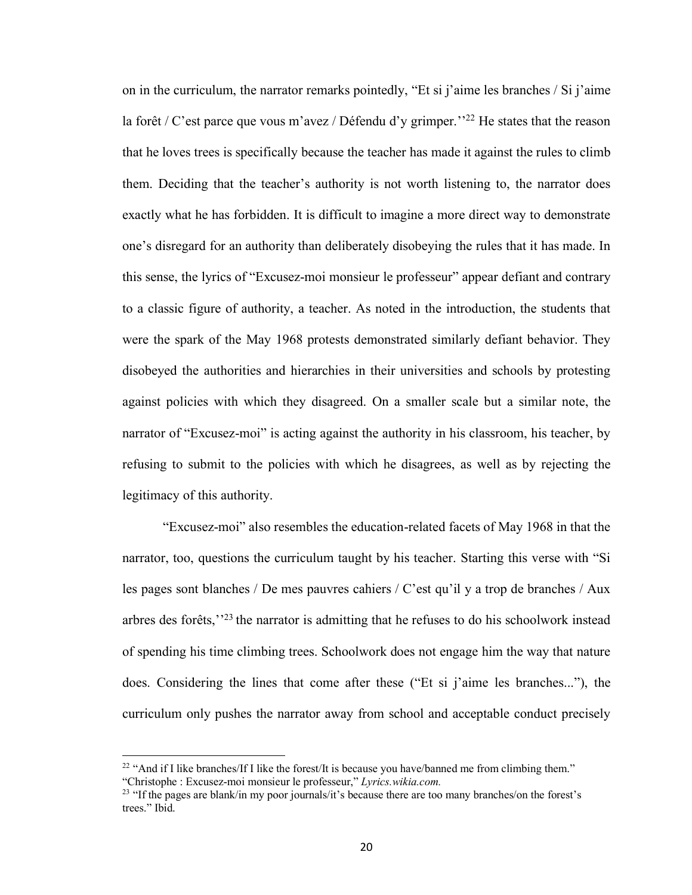on in the curriculum, the narrator remarks pointedly, "Et si j'aime les branches / Si j'aime la forêt / C'est parce que vous m'avez / Défendu d'y grimper.''[22] He states that the reason that he loves trees is specifically because the teacher has made it against the rules to climb them. Deciding that the teacher's authority is not worth listening to, the narrator does exactly what he has forbidden. It is difficult to imagine a more direct way to demonstrate one's disregard for an authority than deliberately disobeying the rules that it has made. In this sense, the lyrics of "Excusez-moi monsieur le professeur" appear defiant and contrary to a classic figure of authority, a teacher. As noted in the introduction, the students that were the spark of the May 1968 protests demonstrated similarly defiant behavior. They disobeyed the authorities and hierarchies in their universities and schools by protesting against policies with which they disagreed. On a smaller scale but a similar note, the narrator of "Excusez-moi" is acting against the authority in his classroom, his teacher, by refusing to submit to the policies with which he disagrees, as well as by rejecting the legitimacy of this authority.

"Excusez-moi" also resembles the education-related facets of May 1968 in that the narrator, too, questions the curriculum taught by his teacher. Starting this verse with "Si les pages sont blanches / De mes pauvres cahiers / C'est qu'il y a trop de branches / Aux arbres des forêts,''[23] the narrator is admitting that he refuses to do his schoolwork instead of spending his time climbing trees. Schoolwork does not engage him the way that nature does. Considering the lines that come after these ("Et si j'aime les branches..."), the curriculum only pushes the narrator away from school and acceptable conduct precisely

---

[22] "And if I like branches/If I like the forest/It is because you have/banned me from climbing them." "Christophe : Excusez-moi monsieur le professeur," *Lyrics.wikia.com.*

[23] "If the pages are blank/in my poor journals/it's because there are too many branches/on the forest's trees." Ibid.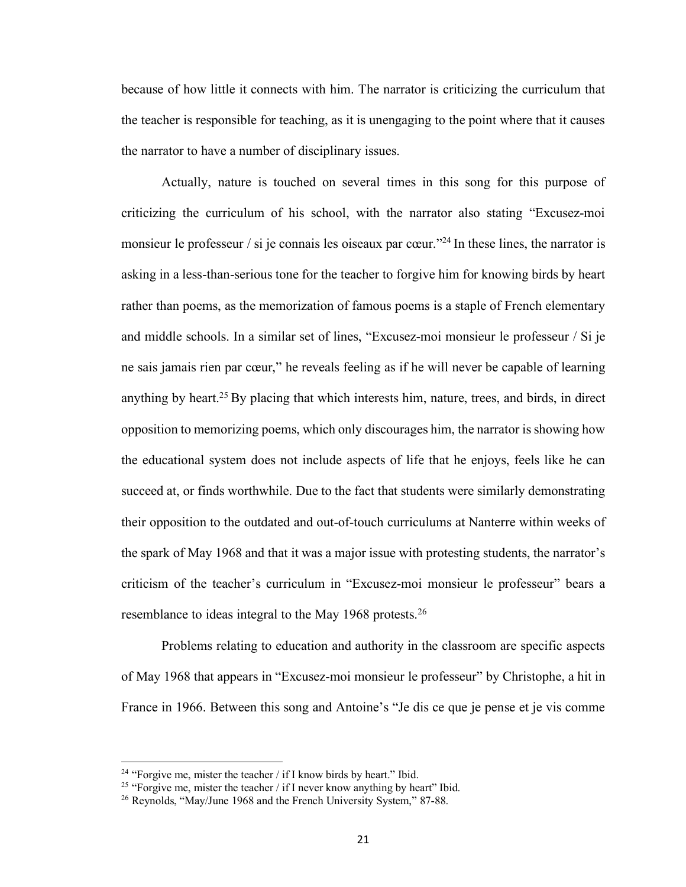because of how little it connects with him. The narrator is criticizing the curriculum that the teacher is responsible for teaching, as it is unengaging to the point where that it causes the narrator to have a number of disciplinary issues.

Actually, nature is touched on several times in this song for this purpose of criticizing the curriculum of his school, with the narrator also stating "Excusez-moi monsieur le professeur / si je connais les oiseaux par cœur."[24] In these lines, the narrator is asking in a less-than-serious tone for the teacher to forgive him for knowing birds by heart rather than poems, as the memorization of famous poems is a staple of French elementary and middle schools. In a similar set of lines, "Excusez-moi monsieur le professeur / Si je ne sais jamais rien par cœur," he reveals feeling as if he will never be capable of learning anything by heart.[25] By placing that which interests him, nature, trees, and birds, in direct opposition to memorizing poems, which only discourages him, the narrator is showing how the educational system does not include aspects of life that he enjoys, feels like he can succeed at, or finds worthwhile. Due to the fact that students were similarly demonstrating their opposition to the outdated and out-of-touch curriculums at Nanterre within weeks of the spark of May 1968 and that it was a major issue with protesting students, the narrator's criticism of the teacher's curriculum in "Excusez-moi monsieur le professeur" bears a resemblance to ideas integral to the May 1968 protests.[26]

Problems relating to education and authority in the classroom are specific aspects of May 1968 that appears in "Excusez-moi monsieur le professeur" by Christophe, a hit in France in 1966. Between this song and Antoine's "Je dis ce que je pense et je vis comme

---

[24] "Forgive me, mister the teacher / if I know birds by heart." Ibid.

[25] "Forgive me, mister the teacher / if I never know anything by heart" Ibid.

[26] Reynolds, "May/June 1968 and the French University System," 87-88.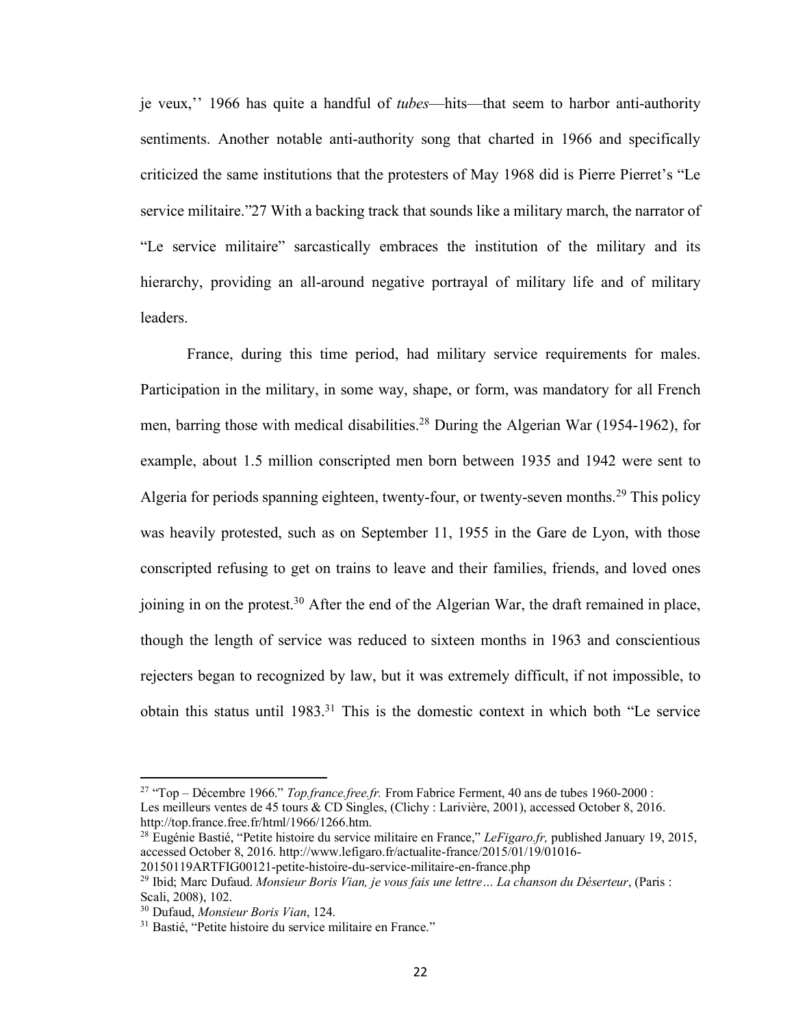je veux,'' 1966 has quite a handful of *tubes*—hits—that seem to harbor anti-authority sentiments. Another notable anti-authority song that charted in 1966 and specifically criticized the same institutions that the protesters of May 1968 did is Pierre Pierret's "Le service militaire."27 With a backing track that sounds like a military march, the narrator of "Le service militaire" sarcastically embraces the institution of the military and its hierarchy, providing an all-around negative portrayal of military life and of military leaders.

France, during this time period, had military service requirements for males. Participation in the military, in some way, shape, or form, was mandatory for all French men, barring those with medical disabilities.[28] During the Algerian War (1954-1962), for example, about 1.5 million conscripted men born between 1935 and 1942 were sent to Algeria for periods spanning eighteen, twenty-four, or twenty-seven months.[29] This policy was heavily protested, such as on September 11, 1955 in the Gare de Lyon, with those conscripted refusing to get on trains to leave and their families, friends, and loved ones joining in on the protest.[30] After the end of the Algerian War, the draft remained in place, though the length of service was reduced to sixteen months in 1963 and conscientious rejecters began to recognized by law, but it was extremely difficult, if not impossible, to obtain this status until 1983.[31] This is the domestic context in which both "Le service

---

[27] "Top – Décembre 1966." *Top.france.free.fr.* From Fabrice Ferment, 40 ans de tubes 1960-2000 : Les meilleurs ventes de 45 tours & CD Singles, (Clichy : Larivière, 2001), accessed October 8, 2016. http://top.france.free.fr/html/1966/1266.htm.

[28] Eugénie Bastié, "Petite histoire du service militaire en France," *LeFigaro.fr,* published January 19, 2015, accessed October 8, 2016. http://www.lefigaro.fr/actualite-france/2015/01/19/01016-20150119ARTFIG00121-petite-histoire-du-service-militaire-en-france.php

[29] Ibid; Marc Dufaud. *Monsieur Boris Vian, je vous fais une lettre… La chanson du Déserteur*, (Paris : Scali, 2008), 102.

[30] Dufaud, *Monsieur Boris Vian*, 124.

[31] Bastié, "Petite histoire du service militaire en France."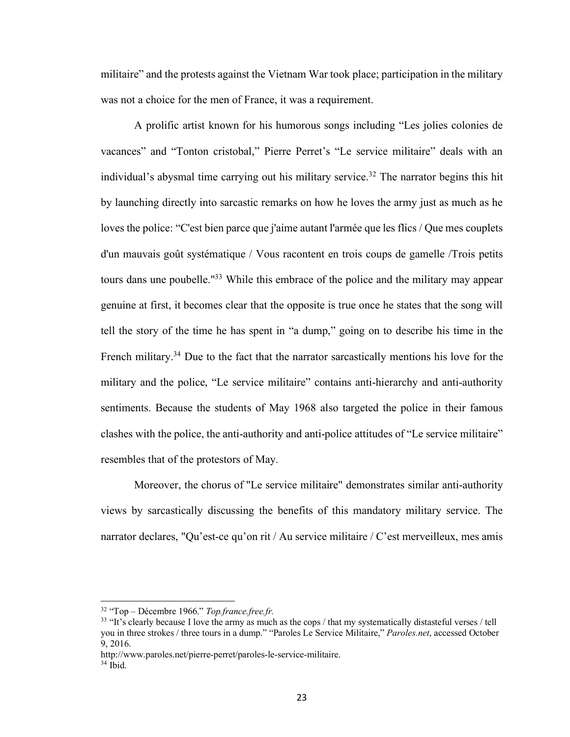militaire" and the protests against the Vietnam War took place; participation in the military was not a choice for the men of France, it was a requirement.

A prolific artist known for his humorous songs including "Les jolies colonies de vacances" and "Tonton cristobal," Pierre Perret's "Le service militaire" deals with an individual's abysmal time carrying out his military service.[32] The narrator begins this hit by launching directly into sarcastic remarks on how he loves the army just as much as he loves the police: "C'est bien parce que j'aime autant l'armée que les flics / Que mes couplets d'un mauvais goût systématique / Vous racontent en trois coups de gamelle /Trois petits tours dans une poubelle."[33] While this embrace of the police and the military may appear genuine at first, it becomes clear that the opposite is true once he states that the song will tell the story of the time he has spent in "a dump," going on to describe his time in the French military.[34] Due to the fact that the narrator sarcastically mentions his love for the military and the police, "Le service militaire" contains anti-hierarchy and anti-authority sentiments. Because the students of May 1968 also targeted the police in their famous clashes with the police, the anti-authority and anti-police attitudes of "Le service militaire" resembles that of the protestors of May.

Moreover, the chorus of "Le service militaire" demonstrates similar anti-authority views by sarcastically discussing the benefits of this mandatory military service. The narrator declares, "Qu'est-ce qu'on rit / Au service militaire / C'est merveilleux, mes amis

---

[32] "Top – Décembre 1966." *Top.france.free.fr.*

[33] "It's clearly because I love the army as much as the cops / that my systematically distasteful verses / tell you in three strokes / three tours in a dump." "Paroles Le Service Militaire," *Paroles.net*, accessed October 9, 2016. http://www.paroles.net/pierre-perret/paroles-le-service-militaire.

[34] Ibid.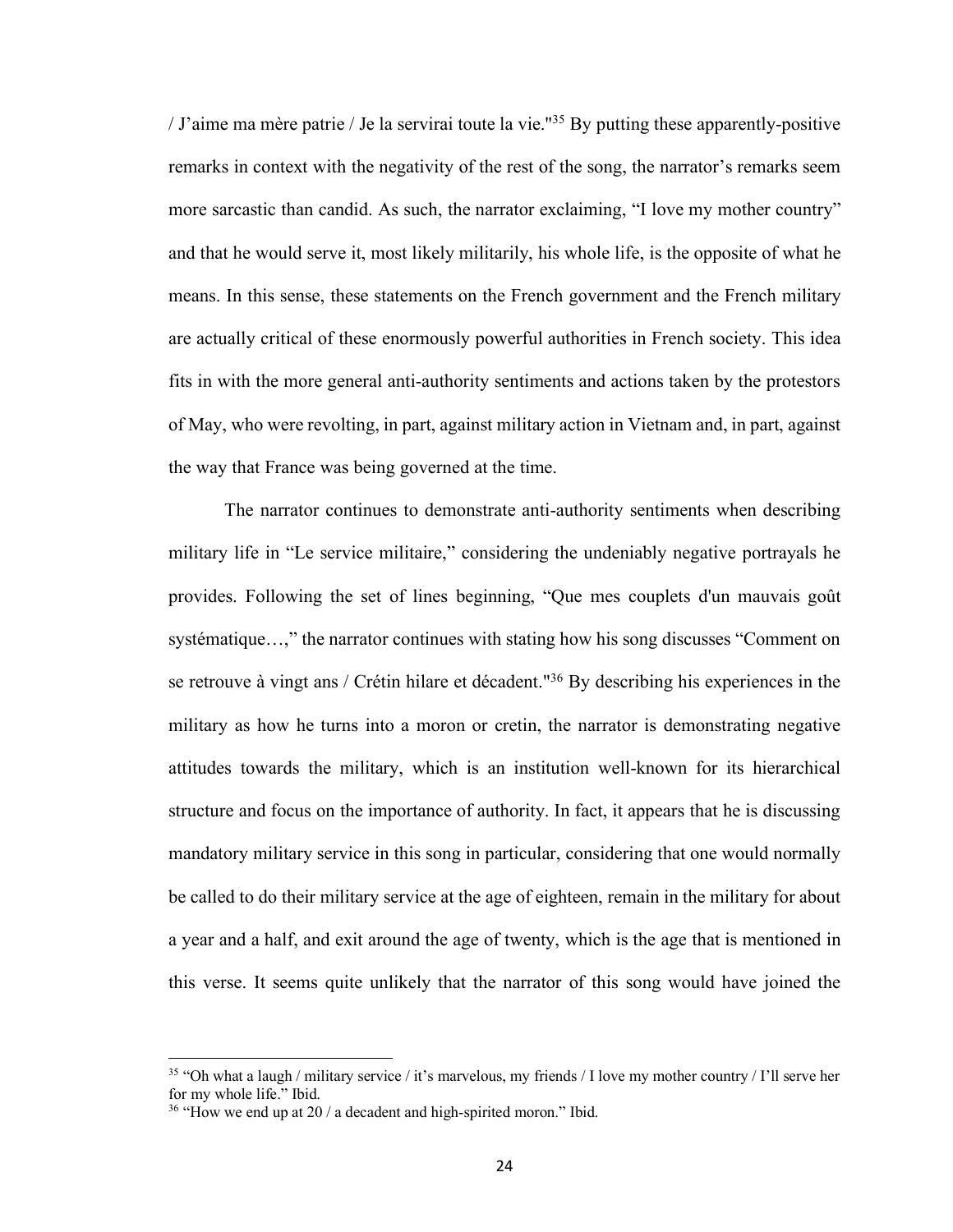/ J'aime ma mère patrie / Je la servirai toute la vie."[35] By putting these apparently-positive remarks in context with the negativity of the rest of the song, the narrator's remarks seem more sarcastic than candid. As such, the narrator exclaiming, "I love my mother country" and that he would serve it, most likely militarily, his whole life, is the opposite of what he means. In this sense, these statements on the French government and the French military are actually critical of these enormously powerful authorities in French society. This idea fits in with the more general anti-authority sentiments and actions taken by the protestors of May, who were revolting, in part, against military action in Vietnam and, in part, against the way that France was being governed at the time.

The narrator continues to demonstrate anti-authority sentiments when describing military life in "Le service militaire," considering the undeniably negative portrayals he provides. Following the set of lines beginning, "Que mes couplets d'un mauvais goût systématique…," the narrator continues with stating how his song discusses "Comment on se retrouve à vingt ans / Crétin hilare et décadent."[36] By describing his experiences in the military as how he turns into a moron or cretin, the narrator is demonstrating negative attitudes towards the military, which is an institution well-known for its hierarchical structure and focus on the importance of authority. In fact, it appears that he is discussing mandatory military service in this song in particular, considering that one would normally be called to do their military service at the age of eighteen, remain in the military for about a year and a half, and exit around the age of twenty, which is the age that is mentioned in this verse. It seems quite unlikely that the narrator of this song would have joined the

---

[35] "Oh what a laugh / military service / it's marvelous, my friends / I love my mother country / I'll serve her for my whole life." Ibid.

[36] "How we end up at 20 / a decadent and high-spirited moron." Ibid.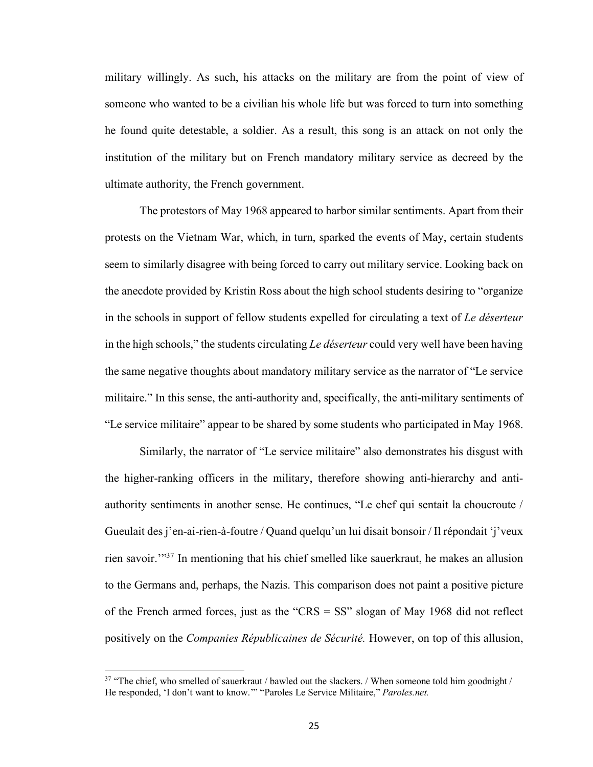military willingly. As such, his attacks on the military are from the point of view of someone who wanted to be a civilian his whole life but was forced to turn into something he found quite detestable, a soldier. As a result, this song is an attack on not only the institution of the military but on French mandatory military service as decreed by the ultimate authority, the French government.

The protestors of May 1968 appeared to harbor similar sentiments. Apart from their protests on the Vietnam War, which, in turn, sparked the events of May, certain students seem to similarly disagree with being forced to carry out military service. Looking back on the anecdote provided by Kristin Ross about the high school students desiring to "organize in the schools in support of fellow students expelled for circulating a text of *Le déserteur* in the high schools," the students circulating *Le déserteur* could very well have been having the same negative thoughts about mandatory military service as the narrator of "Le service militaire." In this sense, the anti-authority and, specifically, the anti-military sentiments of "Le service militaire" appear to be shared by some students who participated in May 1968.

Similarly, the narrator of "Le service militaire" also demonstrates his disgust with the higher-ranking officers in the military, therefore showing anti-hierarchy and anti-authority sentiments in another sense. He continues, "Le chef qui sentait la choucroute / Gueulait des j'en-ai-rien-à-foutre / Quand quelqu'un lui disait bonsoir / Il répondait 'j'veux rien savoir.'"[37] In mentioning that his chief smelled like sauerkraut, he makes an allusion to the Germans and, perhaps, the Nazis. This comparison does not paint a positive picture of the French armed forces, just as the "CRS = SS" slogan of May 1968 did not reflect positively on the *Companies Républicaines de Sécurité.* However, on top of this allusion,

---

[37] "The chief, who smelled of sauerkraut / bawled out the slackers. / When someone told him goodnight / He responded, 'I don't want to know.'" "Paroles Le Service Militaire," *Paroles.net.*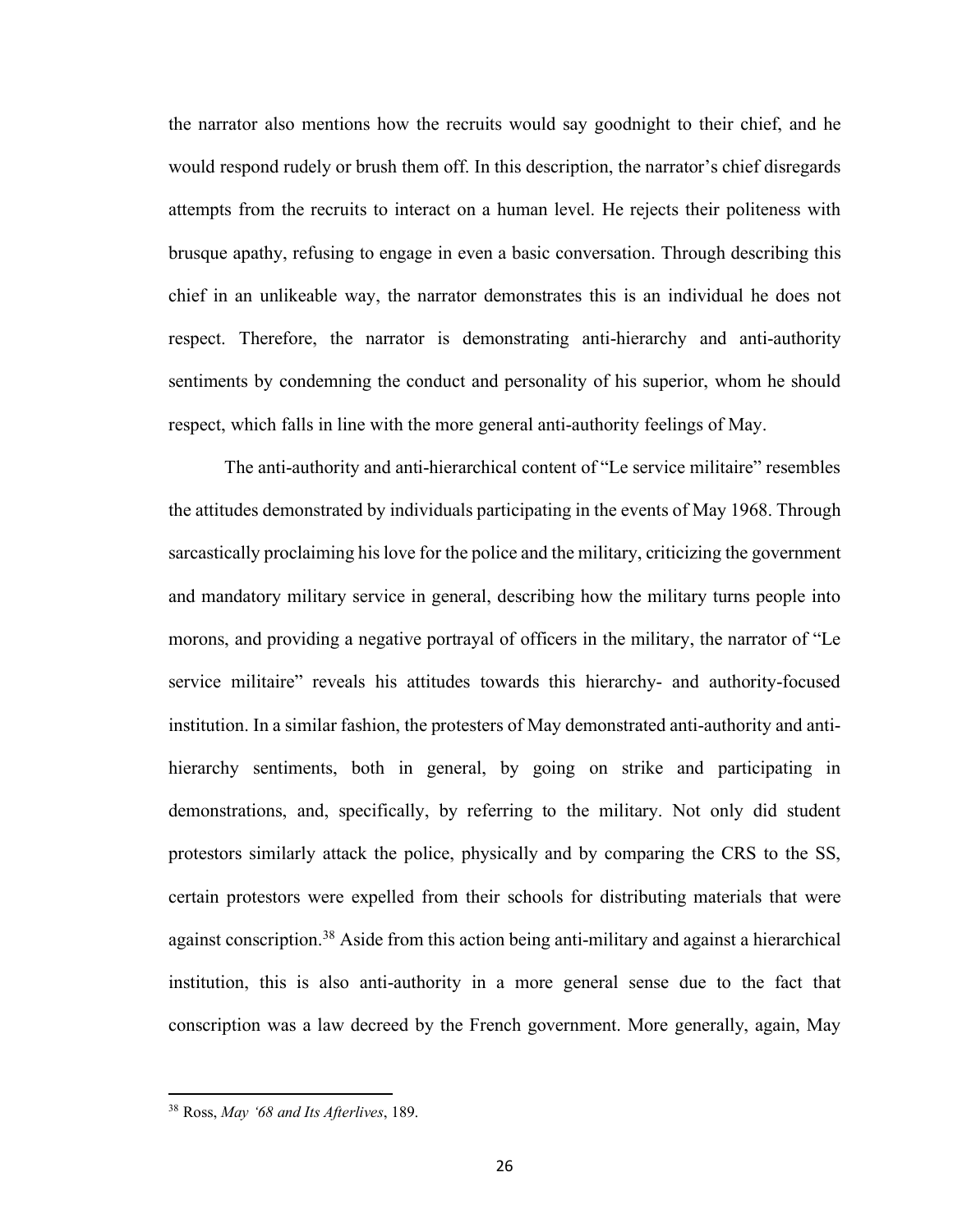the narrator also mentions how the recruits would say goodnight to their chief, and he would respond rudely or brush them off. In this description, the narrator's chief disregards attempts from the recruits to interact on a human level. He rejects their politeness with brusque apathy, refusing to engage in even a basic conversation. Through describing this chief in an unlikeable way, the narrator demonstrates this is an individual he does not respect. Therefore, the narrator is demonstrating anti-hierarchy and anti-authority sentiments by condemning the conduct and personality of his superior, whom he should respect, which falls in line with the more general anti-authority feelings of May.

The anti-authority and anti-hierarchical content of "Le service militaire" resembles the attitudes demonstrated by individuals participating in the events of May 1968. Through sarcastically proclaiming his love for the police and the military, criticizing the government and mandatory military service in general, describing how the military turns people into morons, and providing a negative portrayal of officers in the military, the narrator of "Le service militaire" reveals his attitudes towards this hierarchy- and authority-focused institution. In a similar fashion, the protesters of May demonstrated anti-authority and anti-hierarchy sentiments, both in general, by going on strike and participating in demonstrations, and, specifically, by referring to the military. Not only did student protestors similarly attack the police, physically and by comparing the CRS to the SS, certain protestors were expelled from their schools for distributing materials that were against conscription.[38] Aside from this action being anti-military and against a hierarchical institution, this is also anti-authority in a more general sense due to the fact that conscription was a law decreed by the French government. More generally, again, May

[38] Ross, *May '68 and Its Afterlives*, 189.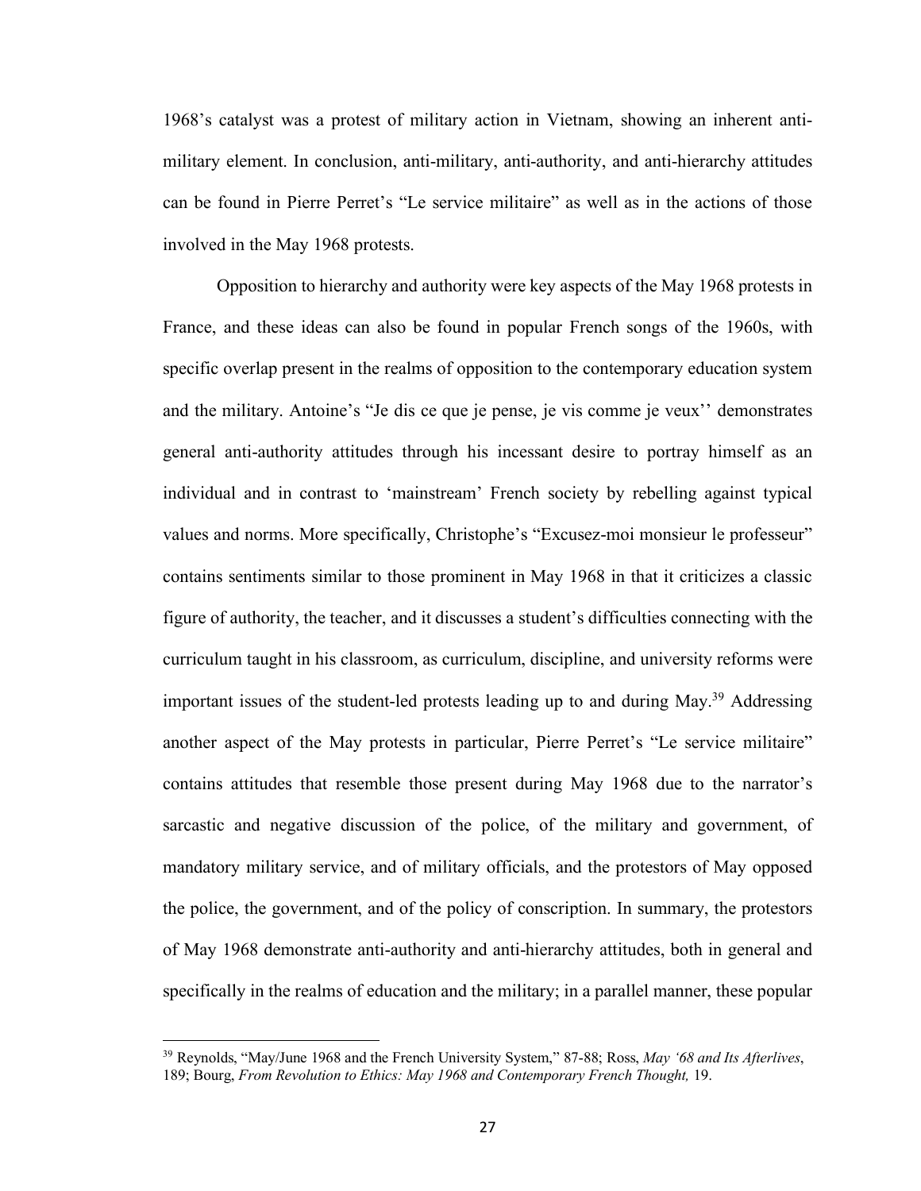1968's catalyst was a protest of military action in Vietnam, showing an inherent anti-military element. In conclusion, anti-military, anti-authority, and anti-hierarchy attitudes can be found in Pierre Perret's "Le service militaire" as well as in the actions of those involved in the May 1968 protests.

Opposition to hierarchy and authority were key aspects of the May 1968 protests in France, and these ideas can also be found in popular French songs of the 1960s, with specific overlap present in the realms of opposition to the contemporary education system and the military. Antoine's "Je dis ce que je pense, je vis comme je veux'' demonstrates general anti-authority attitudes through his incessant desire to portray himself as an individual and in contrast to 'mainstream' French society by rebelling against typical values and norms. More specifically, Christophe's "Excusez-moi monsieur le professeur" contains sentiments similar to those prominent in May 1968 in that it criticizes a classic figure of authority, the teacher, and it discusses a student's difficulties connecting with the curriculum taught in his classroom, as curriculum, discipline, and university reforms were important issues of the student-led protests leading up to and during May.[39] Addressing another aspect of the May protests in particular, Pierre Perret's "Le service militaire" contains attitudes that resemble those present during May 1968 due to the narrator's sarcastic and negative discussion of the police, of the military and government, of mandatory military service, and of military officials, and the protestors of May opposed the police, the government, and of the policy of conscription. In summary, the protestors of May 1968 demonstrate anti-authority and anti-hierarchy attitudes, both in general and specifically in the realms of education and the military; in a parallel manner, these popular

[39] Reynolds, "May/June 1968 and the French University System," 87-88; Ross, *May '68 and Its Afterlives*, 189; Bourg, *From Revolution to Ethics: May 1968 and Contemporary French Thought,* 19.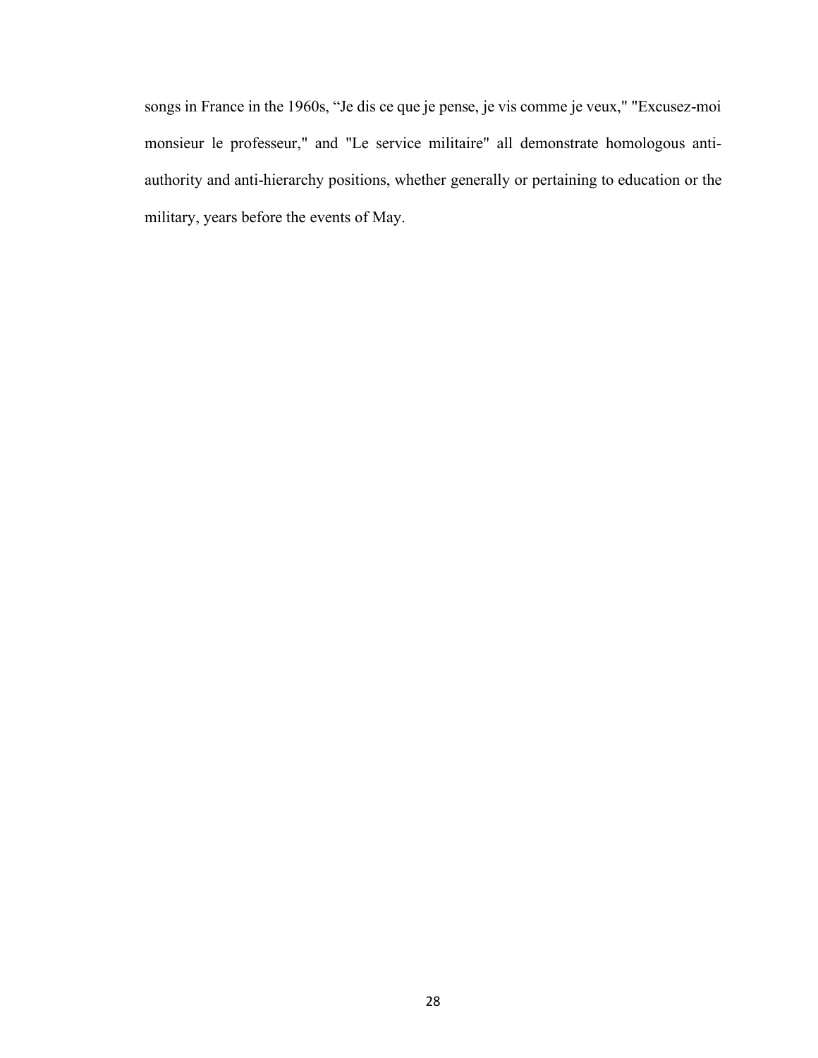songs in France in the 1960s, “Je dis ce que je pense, je vis comme je veux," "Excusez-moi monsieur le professeur," and "Le service militaire" all demonstrate homologous anti-authority and anti-hierarchy positions, whether generally or pertaining to education or the military, years before the events of May.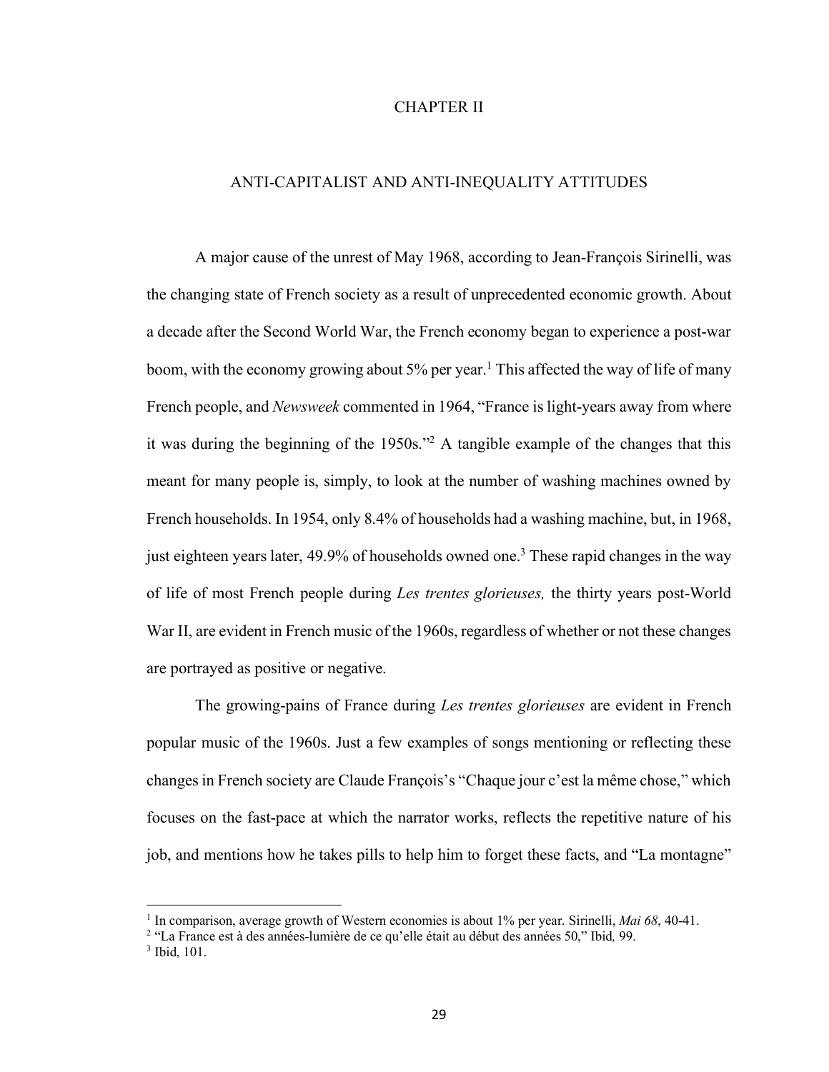# CHAPTER II

## ANTI-CAPITALIST AND ANTI-INEQUALITY ATTITUDES

A major cause of the unrest of May 1968, according to Jean-François Sirinelli, was the changing state of French society as a result of unprecedented economic growth. About a decade after the Second World War, the French economy began to experience a post-war boom, with the economy growing about 5% per year.[1] This affected the way of life of many French people, and *Newsweek* commented in 1964, "France is light-years away from where it was during the beginning of the 1950s."[2] A tangible example of the changes that this meant for many people is, simply, to look at the number of washing machines owned by French households. In 1954, only 8.4% of households had a washing machine, but, in 1968, just eighteen years later, 49.9% of households owned one.[3] These rapid changes in the way of life of most French people during *Les trentes glorieuses,* the thirty years post-World War II, are evident in French music of the 1960s, regardless of whether or not these changes are portrayed as positive or negative.

The growing-pains of France during *Les trentes glorieuses* are evident in French popular music of the 1960s. Just a few examples of songs mentioning or reflecting these changes in French society are Claude François's "Chaque jour c'est la même chose," which focuses on the fast-pace at which the narrator works, reflects the repetitive nature of his job, and mentions how he takes pills to help him to forget these facts, and "La montagne"

---

[1] In comparison, average growth of Western economies is about 1% per year. Sirinelli, *Mai 68*, 40-41.

[2] "La France est à des années-lumière de ce qu'elle était au début des années 50," Ibid*,* 99.

[3] Ibid, 101.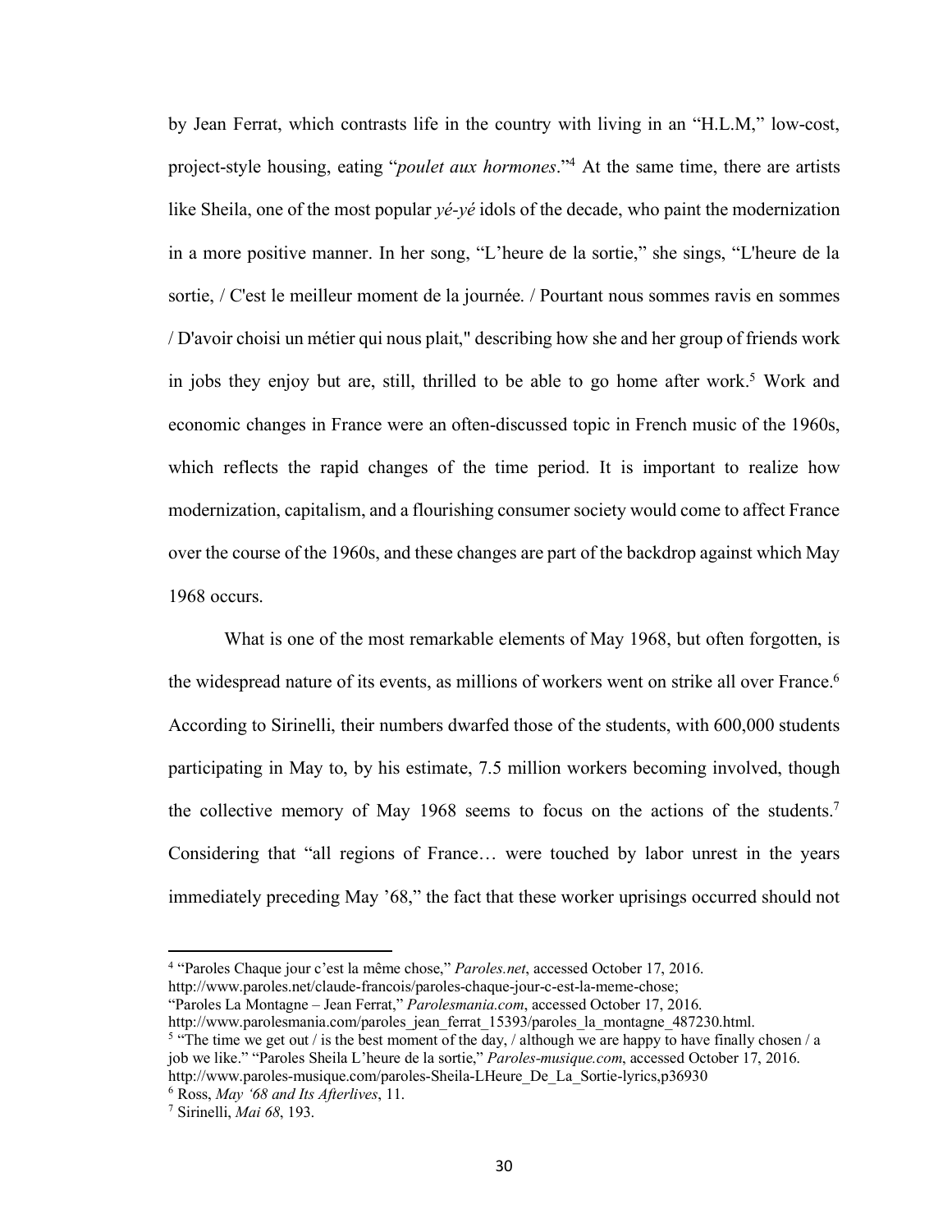by Jean Ferrat, which contrasts life in the country with living in an "H.L.M," low-cost, project-style housing, eating "*poulet aux hormones*."[4] At the same time, there are artists like Sheila, one of the most popular *yé-yé* idols of the decade, who paint the modernization in a more positive manner. In her song, "L'heure de la sortie," she sings, "L'heure de la sortie, / C'est le meilleur moment de la journée. / Pourtant nous sommes ravis en sommes / D'avoir choisi un métier qui nous plait," describing how she and her group of friends work in jobs they enjoy but are, still, thrilled to be able to go home after work.[5] Work and economic changes in France were an often-discussed topic in French music of the 1960s, which reflects the rapid changes of the time period. It is important to realize how modernization, capitalism, and a flourishing consumer society would come to affect France over the course of the 1960s, and these changes are part of the backdrop against which May 1968 occurs.

What is one of the most remarkable elements of May 1968, but often forgotten, is the widespread nature of its events, as millions of workers went on strike all over France.[6] According to Sirinelli, their numbers dwarfed those of the students, with 600,000 students participating in May to, by his estimate, 7.5 million workers becoming involved, though the collective memory of May 1968 seems to focus on the actions of the students.[7] Considering that "all regions of France… were touched by labor unrest in the years immediately preceding May '68," the fact that these worker uprisings occurred should not

---

[4] "Paroles Chaque jour c'est la même chose," *Paroles.net*, accessed October 17, 2016. http://www.paroles.net/claude-francois/paroles-chaque-jour-c-est-la-meme-chose; "Paroles La Montagne – Jean Ferrat," *Parolesmania.com*, accessed October 17, 2016. http://www.parolesmania.com/paroles_jean_ferrat_15393/paroles_la_montagne_487230.html.

[5] "The time we get out / is the best moment of the day, / although we are happy to have finally chosen / a job we like." "Paroles Sheila L'heure de la sortie," *Paroles-musique.com*, accessed October 17, 2016. http://www.paroles-musique.com/paroles-Sheila-LHeure_De_La_Sortie-lyrics,p36930

[6] Ross, *May '68 and Its Afterlives*, 11.

[7] Sirinelli, *Mai 68*, 193.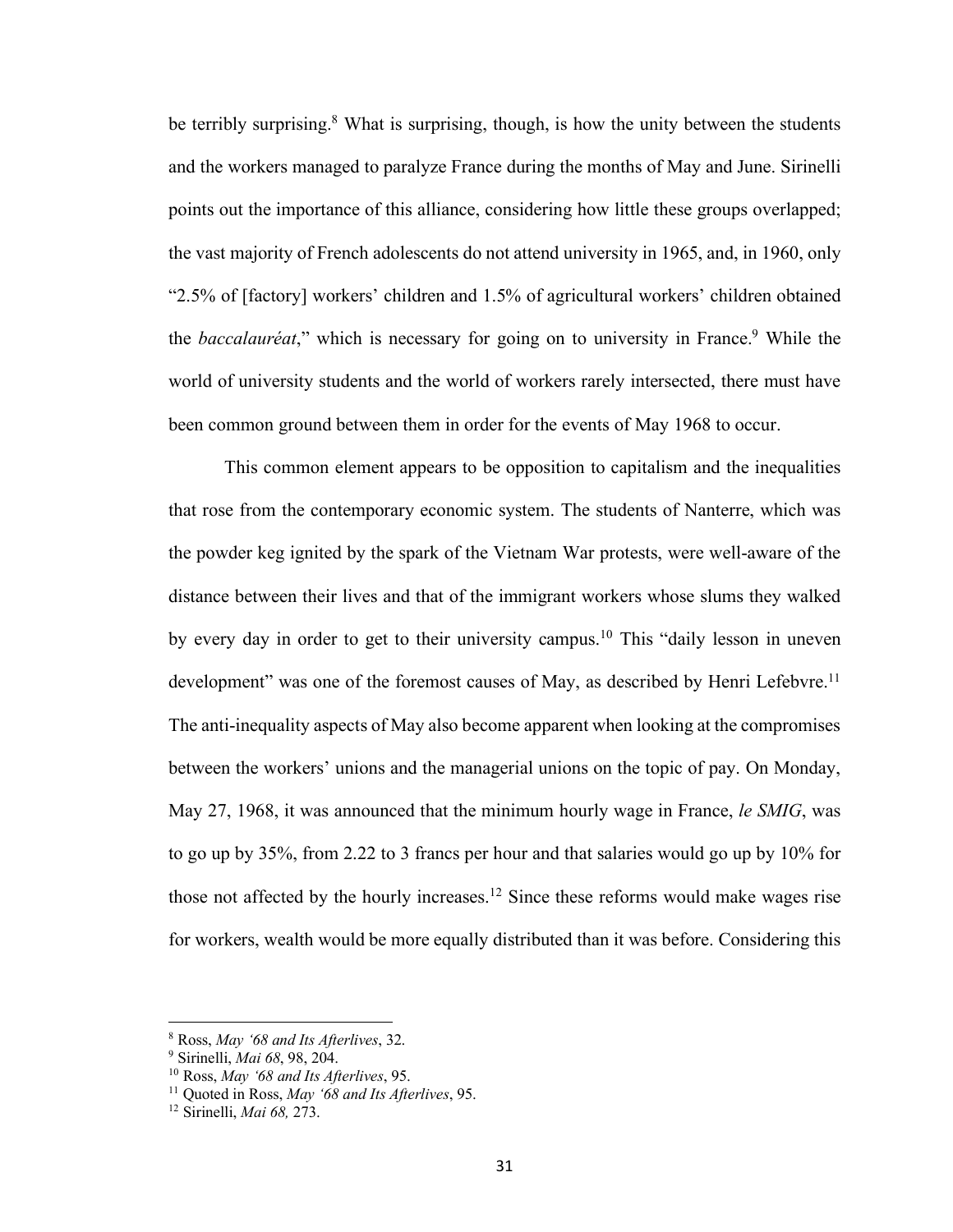be terribly surprising.[8] What is surprising, though, is how the unity between the students and the workers managed to paralyze France during the months of May and June. Sirinelli points out the importance of this alliance, considering how little these groups overlapped; the vast majority of French adolescents do not attend university in 1965, and, in 1960, only "2.5% of [factory] workers' children and 1.5% of agricultural workers' children obtained the *baccalauréat*," which is necessary for going on to university in France.[9] While the world of university students and the world of workers rarely intersected, there must have been common ground between them in order for the events of May 1968 to occur.

This common element appears to be opposition to capitalism and the inequalities that rose from the contemporary economic system. The students of Nanterre, which was the powder keg ignited by the spark of the Vietnam War protests, were well-aware of the distance between their lives and that of the immigrant workers whose slums they walked by every day in order to get to their university campus.[10] This "daily lesson in uneven development" was one of the foremost causes of May, as described by Henri Lefebvre.[11] The anti-inequality aspects of May also become apparent when looking at the compromises between the workers' unions and the managerial unions on the topic of pay. On Monday, May 27, 1968, it was announced that the minimum hourly wage in France, *le SMIG*, was to go up by 35%, from 2.22 to 3 francs per hour and that salaries would go up by 10% for those not affected by the hourly increases.[12] Since these reforms would make wages rise for workers, wealth would be more equally distributed than it was before. Considering this

---

[8] Ross, *May '68 and Its Afterlives*, 32.

[9] Sirinelli, *Mai 68*, 98, 204.

[10] Ross, *May '68 and Its Afterlives*, 95.

[11] Quoted in Ross, *May '68 and Its Afterlives*, 95.

[12] Sirinelli, *Mai 68,* 273.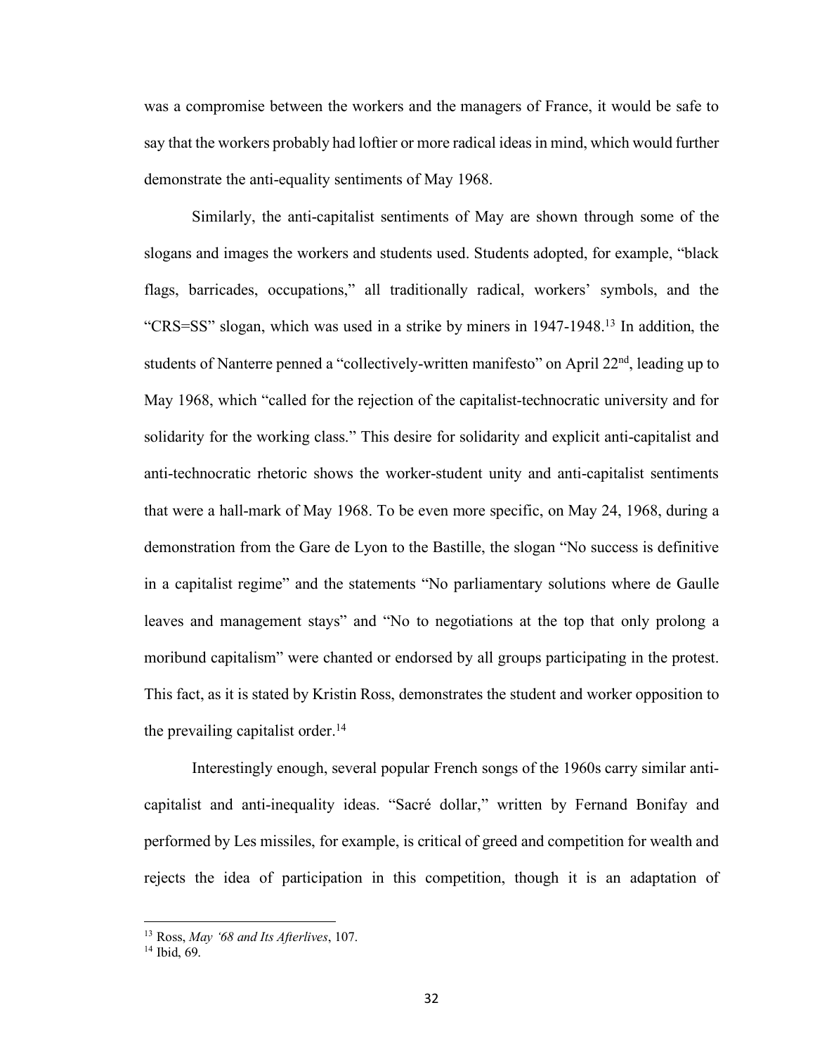was a compromise between the workers and the managers of France, it would be safe to say that the workers probably had loftier or more radical ideas in mind, which would further demonstrate the anti-equality sentiments of May 1968.

Similarly, the anti-capitalist sentiments of May are shown through some of the slogans and images the workers and students used. Students adopted, for example, "black flags, barricades, occupations," all traditionally radical, workers' symbols, and the "CRS=SS" slogan, which was used in a strike by miners in 1947-1948.[13] In addition, the students of Nanterre penned a "collectively-written manifesto" on April 22nd, leading up to May 1968, which "called for the rejection of the capitalist-technocratic university and for solidarity for the working class." This desire for solidarity and explicit anti-capitalist and anti-technocratic rhetoric shows the worker-student unity and anti-capitalist sentiments that were a hall-mark of May 1968. To be even more specific, on May 24, 1968, during a demonstration from the Gare de Lyon to the Bastille, the slogan "No success is definitive in a capitalist regime" and the statements "No parliamentary solutions where de Gaulle leaves and management stays" and "No to negotiations at the top that only prolong a moribund capitalism" were chanted or endorsed by all groups participating in the protest. This fact, as it is stated by Kristin Ross, demonstrates the student and worker opposition to the prevailing capitalist order.[14]

Interestingly enough, several popular French songs of the 1960s carry similar anti-capitalist and anti-inequality ideas. "Sacré dollar," written by Fernand Bonifay and performed by Les missiles, for example, is critical of greed and competition for wealth and rejects the idea of participation in this competition, though it is an adaptation of

---

[13] Ross, *May '68 and Its Afterlives*, 107.

[14] Ibid, 69.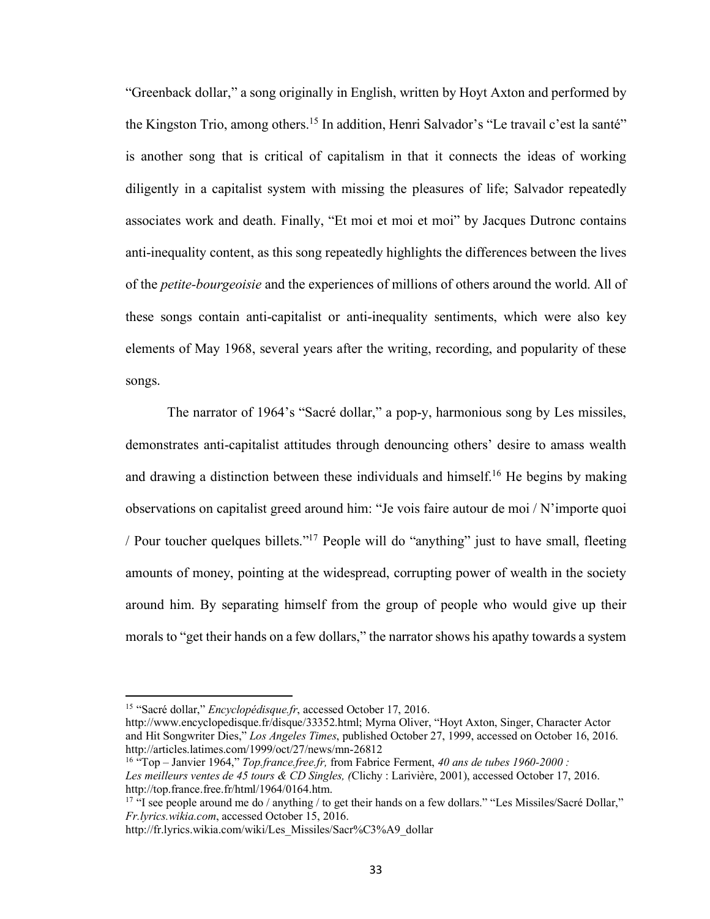"Greenback dollar," a song originally in English, written by Hoyt Axton and performed by the Kingston Trio, among others.[15] In addition, Henri Salvador's "Le travail c'est la santé" is another song that is critical of capitalism in that it connects the ideas of working diligently in a capitalist system with missing the pleasures of life; Salvador repeatedly associates work and death. Finally, "Et moi et moi et moi" by Jacques Dutronc contains anti-inequality content, as this song repeatedly highlights the differences between the lives of the *petite-bourgeoisie* and the experiences of millions of others around the world. All of these songs contain anti-capitalist or anti-inequality sentiments, which were also key elements of May 1968, several years after the writing, recording, and popularity of these songs.

The narrator of 1964's "Sacré dollar," a pop-y, harmonious song by Les missiles, demonstrates anti-capitalist attitudes through denouncing others' desire to amass wealth and drawing a distinction between these individuals and himself.[16] He begins by making observations on capitalist greed around him: "Je vois faire autour de moi / N'importe quoi / Pour toucher quelques billets."[17] People will do "anything" just to have small, fleeting amounts of money, pointing at the widespread, corrupting power of wealth in the society around him. By separating himself from the group of people who would give up their morals to "get their hands on a few dollars," the narrator shows his apathy towards a system

---

[15] "Sacré dollar," *Encyclopédisque.fr*, accessed October 17, 2016. http://www.encyclopedisque.fr/disque/33352.html; Myrna Oliver, "Hoyt Axton, Singer, Character Actor and Hit Songwriter Dies," *Los Angeles Times*, published October 27, 1999, accessed on October 16, 2016. http://articles.latimes.com/1999/oct/27/news/mn-26812

[16] "Top – Janvier 1964," *Top.france.free.fr,* from Fabrice Ferment, *40 ans de tubes 1960-2000 : Les meilleurs ventes de 45 tours & CD Singles, (*Clichy : Larivière, 2001), accessed October 17, 2016. http://top.france.free.fr/html/1964/0164.htm.

[17] "I see people around me do / anything / to get their hands on a few dollars." "Les Missiles/Sacré Dollar," *Fr.lyrics.wikia.com*, accessed October 15, 2016. http://fr.lyrics.wikia.com/wiki/Les_Missiles/Sacr%C3%A9_dollar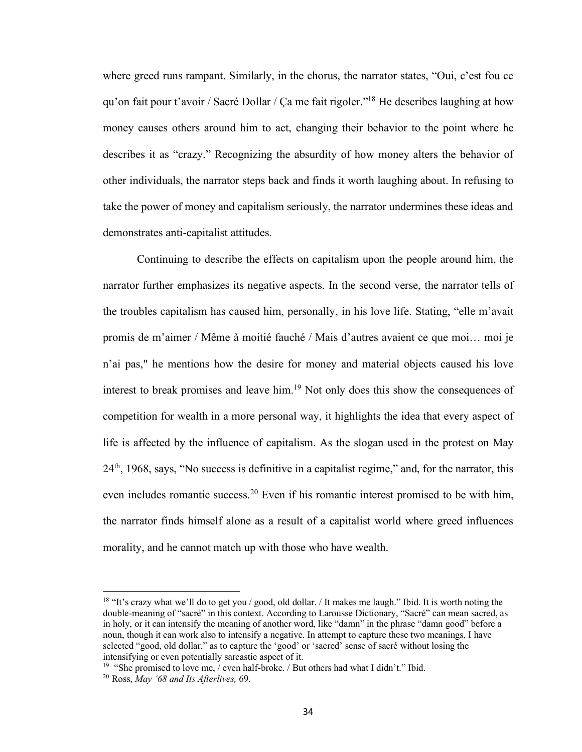where greed runs rampant. Similarly, in the chorus, the narrator states, "Oui, c'est fou ce qu'on fait pour t'avoir / Sacré Dollar / Ça me fait rigoler."[18] He describes laughing at how money causes others around him to act, changing their behavior to the point where he describes it as "crazy." Recognizing the absurdity of how money alters the behavior of other individuals, the narrator steps back and finds it worth laughing about. In refusing to take the power of money and capitalism seriously, the narrator undermines these ideas and demonstrates anti-capitalist attitudes.

Continuing to describe the effects on capitalism upon the people around him, the narrator further emphasizes its negative aspects. In the second verse, the narrator tells of the troubles capitalism has caused him, personally, in his love life. Stating, "elle m'avait promis de m'aimer / Même à moitié fauché / Mais d'autres avaient ce que moi… moi je n'ai pas," he mentions how the desire for money and material objects caused his love interest to break promises and leave him.[19] Not only does this show the consequences of competition for wealth in a more personal way, it highlights the idea that every aspect of life is affected by the influence of capitalism. As the slogan used in the protest on May 24th, 1968, says, "No success is definitive in a capitalist regime," and, for the narrator, this even includes romantic success.[20] Even if his romantic interest promised to be with him, the narrator finds himself alone as a result of a capitalist world where greed influences morality, and he cannot match up with those who have wealth.

---

[18] "It's crazy what we'll do to get you / good, old dollar. / It makes me laugh." Ibid. It is worth noting the double-meaning of "sacré" in this context. According to Larousse Dictionary, "Sacré" can mean sacred, as in holy, or it can intensify the meaning of another word, like "damn" in the phrase "damn good" before a noun, though it can work also to intensify a negative. In attempt to capture these two meanings, I have selected "good, old dollar," as to capture the 'good' or 'sacred' sense of sacré without losing the intensifying or even potentially sarcastic aspect of it.

[19] "She promised to love me, / even half-broke. / But others had what I didn't." Ibid.

[20] Ross, *May '68 and Its Afterlives,* 69.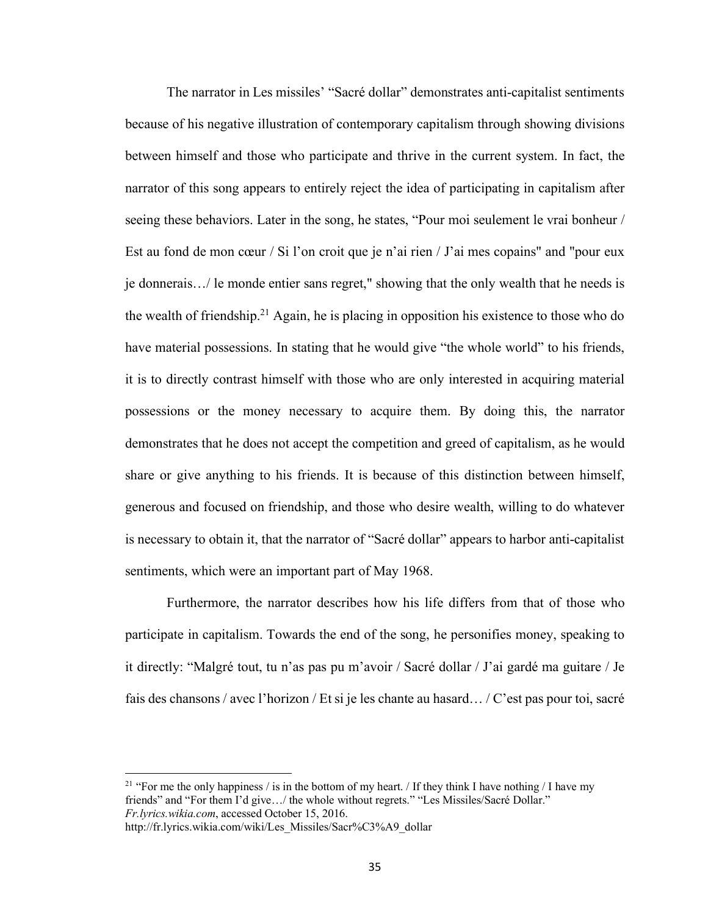The narrator in Les missiles' "Sacré dollar" demonstrates anti-capitalist sentiments because of his negative illustration of contemporary capitalism through showing divisions between himself and those who participate and thrive in the current system. In fact, the narrator of this song appears to entirely reject the idea of participating in capitalism after seeing these behaviors. Later in the song, he states, "Pour moi seulement le vrai bonheur / Est au fond de mon cœur / Si l'on croit que je n'ai rien / J'ai mes copains" and "pour eux je donnerais…/ le monde entier sans regret," showing that the only wealth that he needs is the wealth of friendship.[21] Again, he is placing in opposition his existence to those who do have material possessions. In stating that he would give "the whole world" to his friends, it is to directly contrast himself with those who are only interested in acquiring material possessions or the money necessary to acquire them. By doing this, the narrator demonstrates that he does not accept the competition and greed of capitalism, as he would share or give anything to his friends. It is because of this distinction between himself, generous and focused on friendship, and those who desire wealth, willing to do whatever is necessary to obtain it, that the narrator of "Sacré dollar" appears to harbor anti-capitalist sentiments, which were an important part of May 1968.

Furthermore, the narrator describes how his life differs from that of those who participate in capitalism. Towards the end of the song, he personifies money, speaking to it directly: "Malgré tout, tu n'as pas pu m'avoir / Sacré dollar / J'ai gardé ma guitare / Je fais des chansons / avec l'horizon / Et si je les chante au hasard… / C'est pas pour toi, sacré

---

[21] "For me the only happiness / is in the bottom of my heart. / If they think I have nothing / I have my friends" and "For them I'd give…/ the whole without regrets." "Les Missiles/Sacré Dollar." *Fr.lyrics.wikia.com*, accessed October 15, 2016. http://fr.lyrics.wikia.com/wiki/Les_Missiles/Sacr%C3%A9_dollar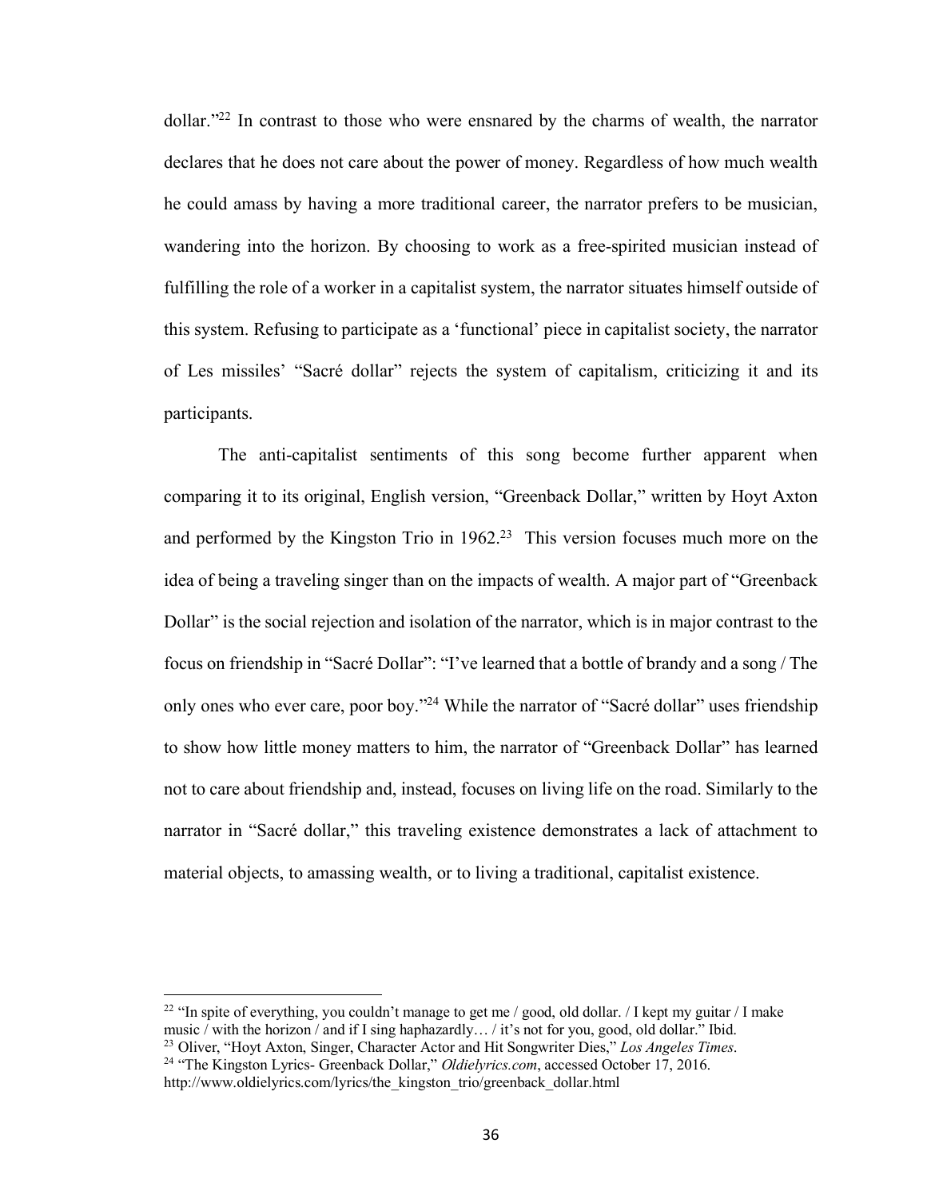dollar."[22] In contrast to those who were ensnared by the charms of wealth, the narrator declares that he does not care about the power of money. Regardless of how much wealth he could amass by having a more traditional career, the narrator prefers to be musician, wandering into the horizon. By choosing to work as a free-spirited musician instead of fulfilling the role of a worker in a capitalist system, the narrator situates himself outside of this system. Refusing to participate as a 'functional' piece in capitalist society, the narrator of Les missiles' "Sacré dollar" rejects the system of capitalism, criticizing it and its participants.

The anti-capitalist sentiments of this song become further apparent when comparing it to its original, English version, "Greenback Dollar," written by Hoyt Axton and performed by the Kingston Trio in 1962.[23] This version focuses much more on the idea of being a traveling singer than on the impacts of wealth. A major part of "Greenback Dollar" is the social rejection and isolation of the narrator, which is in major contrast to the focus on friendship in "Sacré Dollar": "I've learned that a bottle of brandy and a song / The only ones who ever care, poor boy."[24] While the narrator of "Sacré dollar" uses friendship to show how little money matters to him, the narrator of "Greenback Dollar" has learned not to care about friendship and, instead, focuses on living life on the road. Similarly to the narrator in "Sacré dollar," this traveling existence demonstrates a lack of attachment to material objects, to amassing wealth, or to living a traditional, capitalist existence.

---

[22] "In spite of everything, you couldn't manage to get me / good, old dollar. / I kept my guitar / I make music / with the horizon / and if I sing haphazardly… / it's not for you, good, old dollar." Ibid.

[23] Oliver, "Hoyt Axton, Singer, Character Actor and Hit Songwriter Dies," *Los Angeles Times*.

[24] "The Kingston Lyrics- Greenback Dollar," *Oldielyrics.com*, accessed October 17, 2016. http://www.oldielyrics.com/lyrics/the_kingston_trio/greenback_dollar.html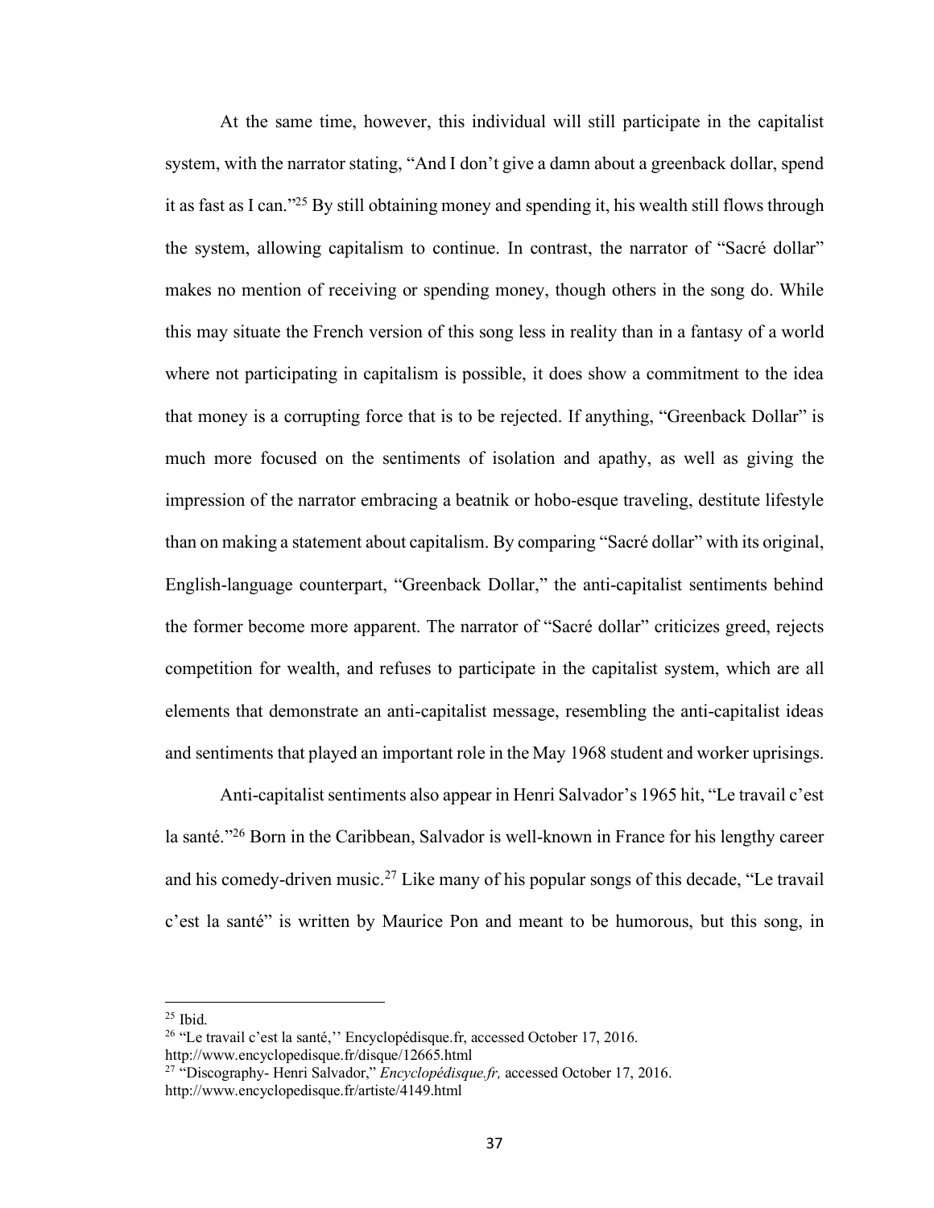At the same time, however, this individual will still participate in the capitalist system, with the narrator stating, "And I don't give a damn about a greenback dollar, spend it as fast as I can."[25] By still obtaining money and spending it, his wealth still flows through the system, allowing capitalism to continue. In contrast, the narrator of "Sacré dollar" makes no mention of receiving or spending money, though others in the song do. While this may situate the French version of this song less in reality than in a fantasy of a world where not participating in capitalism is possible, it does show a commitment to the idea that money is a corrupting force that is to be rejected. If anything, "Greenback Dollar" is much more focused on the sentiments of isolation and apathy, as well as giving the impression of the narrator embracing a beatnik or hobo-esque traveling, destitute lifestyle than on making a statement about capitalism. By comparing "Sacré dollar" with its original, English-language counterpart, "Greenback Dollar," the anti-capitalist sentiments behind the former become more apparent. The narrator of "Sacré dollar" criticizes greed, rejects competition for wealth, and refuses to participate in the capitalist system, which are all elements that demonstrate an anti-capitalist message, resembling the anti-capitalist ideas and sentiments that played an important role in the May 1968 student and worker uprisings.

Anti-capitalist sentiments also appear in Henri Salvador's 1965 hit, "Le travail c'est la santé."[26] Born in the Caribbean, Salvador is well-known in France for his lengthy career and his comedy-driven music.[27] Like many of his popular songs of this decade, "Le travail c'est la santé" is written by Maurice Pon and meant to be humorous, but this song, in

---

[25] Ibid.

[26] "Le travail c'est la santé,'' Encyclopédisque.fr, accessed October 17, 2016. http://www.encyclopedisque.fr/disque/12665.html

[27] "Discography- Henri Salvador," *Encyclopédisque.fr,* accessed October 17, 2016. http://www.encyclopedisque.fr/artiste/4149.html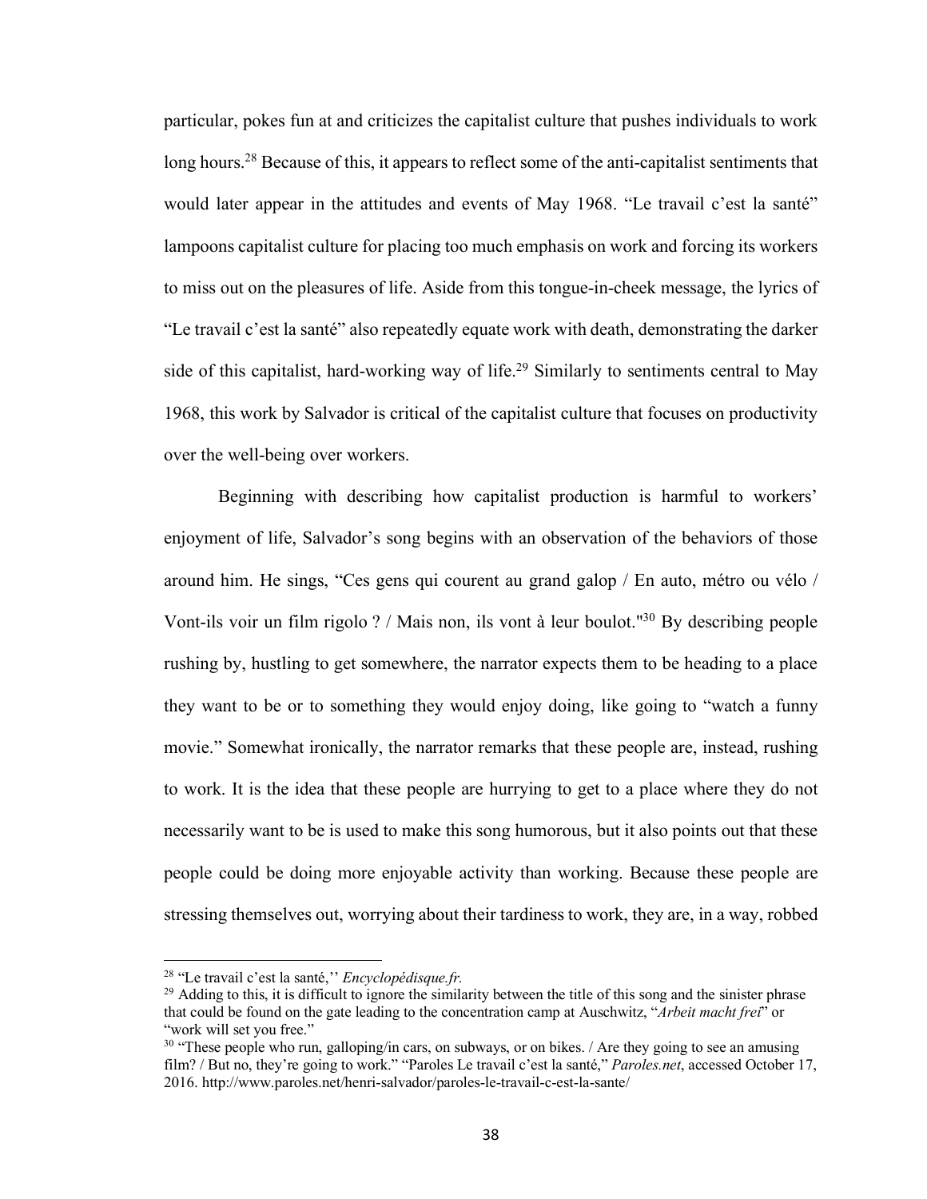particular, pokes fun at and criticizes the capitalist culture that pushes individuals to work long hours.[28] Because of this, it appears to reflect some of the anti-capitalist sentiments that would later appear in the attitudes and events of May 1968. "Le travail c'est la santé" lampoons capitalist culture for placing too much emphasis on work and forcing its workers to miss out on the pleasures of life. Aside from this tongue-in-cheek message, the lyrics of "Le travail c'est la santé" also repeatedly equate work with death, demonstrating the darker side of this capitalist, hard-working way of life.[29] Similarly to sentiments central to May 1968, this work by Salvador is critical of the capitalist culture that focuses on productivity over the well-being over workers.

Beginning with describing how capitalist production is harmful to workers' enjoyment of life, Salvador's song begins with an observation of the behaviors of those around him. He sings, "Ces gens qui courent au grand galop / En auto, métro ou vélo / Vont-ils voir un film rigolo ? / Mais non, ils vont à leur boulot."[30] By describing people rushing by, hustling to get somewhere, the narrator expects them to be heading to a place they want to be or to something they would enjoy doing, like going to "watch a funny movie." Somewhat ironically, the narrator remarks that these people are, instead, rushing to work. It is the idea that these people are hurrying to get to a place where they do not necessarily want to be is used to make this song humorous, but it also points out that these people could be doing more enjoyable activity than working. Because these people are stressing themselves out, worrying about their tardiness to work, they are, in a way, robbed

---

[28] "Le travail c'est la santé,'' *Encyclopédisque.fr.*

[29] Adding to this, it is difficult to ignore the similarity between the title of this song and the sinister phrase that could be found on the gate leading to the concentration camp at Auschwitz, "*Arbeit macht frei*" or "work will set you free."

[30] "These people who run, galloping/in cars, on subways, or on bikes. / Are they going to see an amusing film? / But no, they're going to work." "Paroles Le travail c'est la santé," *Paroles.net*, accessed October 17, 2016. http://www.paroles.net/henri-salvador/paroles-le-travail-c-est-la-sante/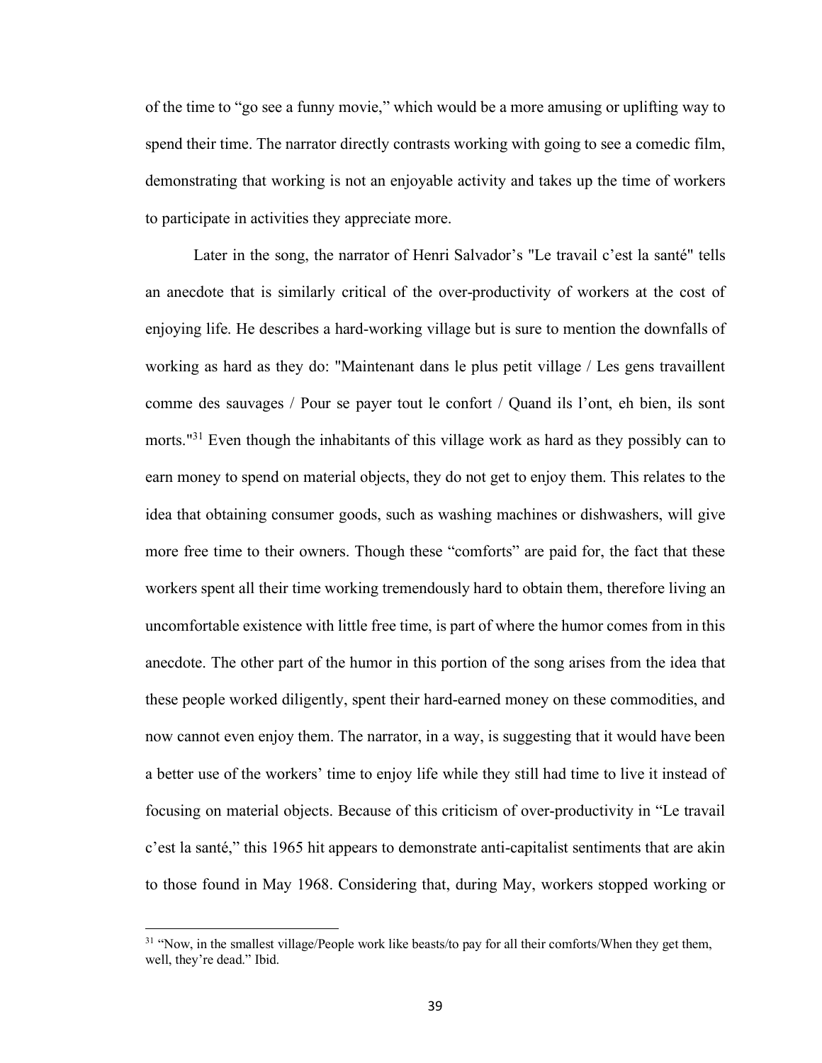of the time to "go see a funny movie," which would be a more amusing or uplifting way to spend their time. The narrator directly contrasts working with going to see a comedic film, demonstrating that working is not an enjoyable activity and takes up the time of workers to participate in activities they appreciate more.

Later in the song, the narrator of Henri Salvador's "Le travail c'est la santé" tells an anecdote that is similarly critical of the over-productivity of workers at the cost of enjoying life. He describes a hard-working village but is sure to mention the downfalls of working as hard as they do: "Maintenant dans le plus petit village / Les gens travaillent comme des sauvages / Pour se payer tout le confort / Quand ils l'ont, eh bien, ils sont morts."[31] Even though the inhabitants of this village work as hard as they possibly can to earn money to spend on material objects, they do not get to enjoy them. This relates to the idea that obtaining consumer goods, such as washing machines or dishwashers, will give more free time to their owners. Though these "comforts" are paid for, the fact that these workers spent all their time working tremendously hard to obtain them, therefore living an uncomfortable existence with little free time, is part of where the humor comes from in this anecdote. The other part of the humor in this portion of the song arises from the idea that these people worked diligently, spent their hard-earned money on these commodities, and now cannot even enjoy them. The narrator, in a way, is suggesting that it would have been a better use of the workers' time to enjoy life while they still had time to live it instead of focusing on material objects. Because of this criticism of over-productivity in "Le travail c'est la santé," this 1965 hit appears to demonstrate anti-capitalist sentiments that are akin to those found in May 1968. Considering that, during May, workers stopped working or

---

[31] "Now, in the smallest village/People work like beasts/to pay for all their comforts/When they get them, well, they're dead." Ibid.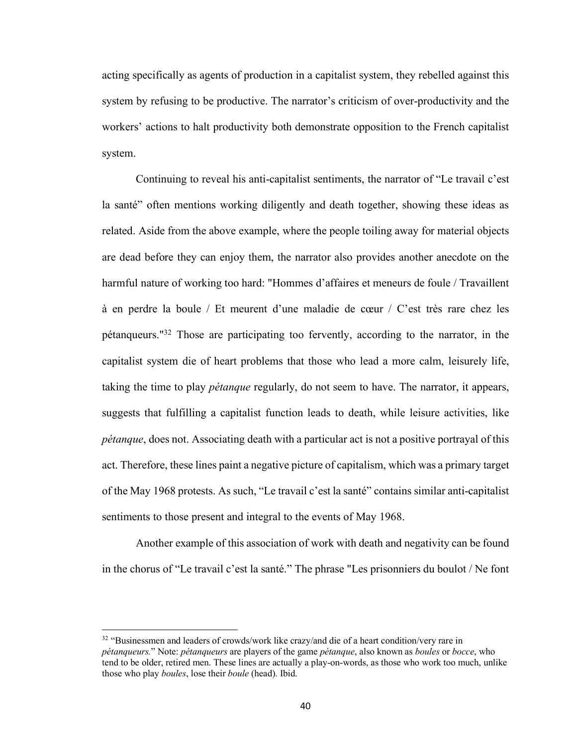acting specifically as agents of production in a capitalist system, they rebelled against this system by refusing to be productive. The narrator's criticism of over-productivity and the workers' actions to halt productivity both demonstrate opposition to the French capitalist system.

Continuing to reveal his anti-capitalist sentiments, the narrator of "Le travail c'est la santé" often mentions working diligently and death together, showing these ideas as related. Aside from the above example, where the people toiling away for material objects are dead before they can enjoy them, the narrator also provides another anecdote on the harmful nature of working too hard: "Hommes d'affaires et meneurs de foule / Travaillent à en perdre la boule / Et meurent d'une maladie de cœur / C'est très rare chez les pétanqueurs."[32] Those are participating too fervently, according to the narrator, in the capitalist system die of heart problems that those who lead a more calm, leisurely life, taking the time to play *pétanque* regularly, do not seem to have. The narrator, it appears, suggests that fulfilling a capitalist function leads to death, while leisure activities, like *pétanque*, does not. Associating death with a particular act is not a positive portrayal of this act. Therefore, these lines paint a negative picture of capitalism, which was a primary target of the May 1968 protests. As such, "Le travail c'est la santé" contains similar anti-capitalist sentiments to those present and integral to the events of May 1968.

Another example of this association of work with death and negativity can be found in the chorus of "Le travail c'est la santé." The phrase "Les prisonniers du boulot / Ne font

---

[32] "Businessmen and leaders of crowds/work like crazy/and die of a heart condition/very rare in *pétanqueurs.*" Note: *pétanqueurs* are players of the game *pétanque*, also known as *boules* or *bocce*, who tend to be older, retired men. These lines are actually a play-on-words, as those who work too much, unlike those who play *boules*, lose their *boule* (head). Ibid.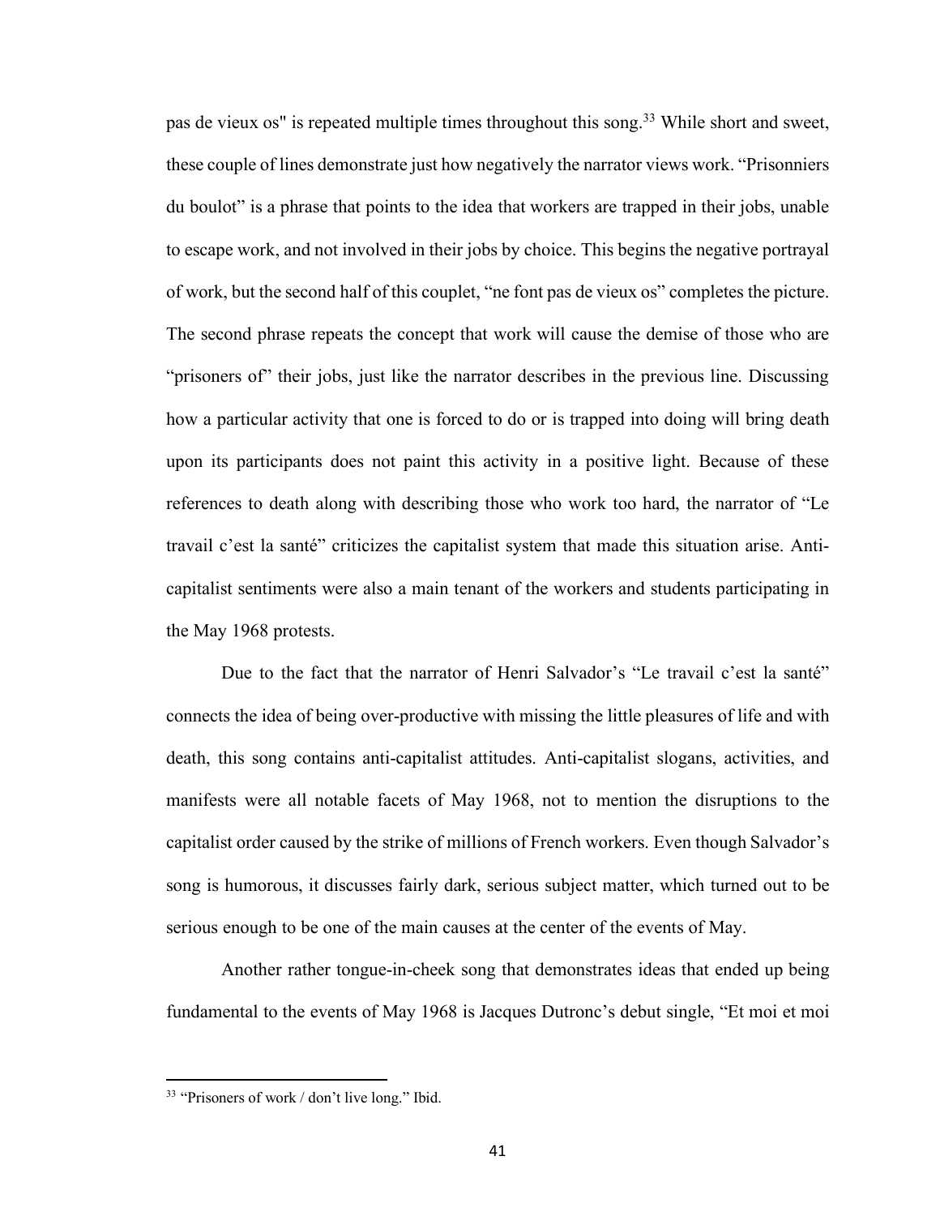pas de vieux os" is repeated multiple times throughout this song.[33] While short and sweet, these couple of lines demonstrate just how negatively the narrator views work. "Prisonniers du boulot" is a phrase that points to the idea that workers are trapped in their jobs, unable to escape work, and not involved in their jobs by choice. This begins the negative portrayal of work, but the second half of this couplet, "ne font pas de vieux os" completes the picture. The second phrase repeats the concept that work will cause the demise of those who are "prisoners of" their jobs, just like the narrator describes in the previous line. Discussing how a particular activity that one is forced to do or is trapped into doing will bring death upon its participants does not paint this activity in a positive light. Because of these references to death along with describing those who work too hard, the narrator of "Le travail c'est la santé" criticizes the capitalist system that made this situation arise. Anti-capitalist sentiments were also a main tenant of the workers and students participating in the May 1968 protests.

Due to the fact that the narrator of Henri Salvador's "Le travail c'est la santé" connects the idea of being over-productive with missing the little pleasures of life and with death, this song contains anti-capitalist attitudes. Anti-capitalist slogans, activities, and manifests were all notable facets of May 1968, not to mention the disruptions to the capitalist order caused by the strike of millions of French workers. Even though Salvador's song is humorous, it discusses fairly dark, serious subject matter, which turned out to be serious enough to be one of the main causes at the center of the events of May.

Another rather tongue-in-cheek song that demonstrates ideas that ended up being fundamental to the events of May 1968 is Jacques Dutronc's debut single, "Et moi et moi

[33] "Prisoners of work / don't live long." Ibid.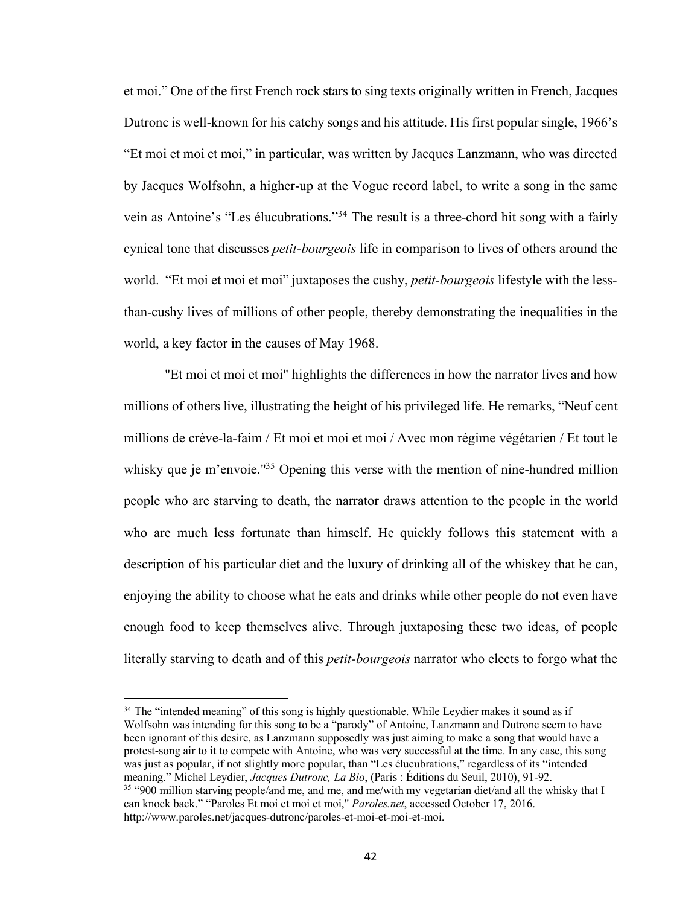et moi." One of the first French rock stars to sing texts originally written in French, Jacques Dutronc is well-known for his catchy songs and his attitude. His first popular single, 1966's "Et moi et moi et moi," in particular, was written by Jacques Lanzmann, who was directed by Jacques Wolfsohn, a higher-up at the Vogue record label, to write a song in the same vein as Antoine's "Les élucubrations."[34] The result is a three-chord hit song with a fairly cynical tone that discusses *petit-bourgeois* life in comparison to lives of others around the world. "Et moi et moi et moi" juxtaposes the cushy, *petit-bourgeois* lifestyle with the less-than-cushy lives of millions of other people, thereby demonstrating the inequalities in the world, a key factor in the causes of May 1968.

"Et moi et moi et moi" highlights the differences in how the narrator lives and how millions of others live, illustrating the height of his privileged life. He remarks, "Neuf cent millions de crève-la-faim / Et moi et moi et moi / Avec mon régime végétarien / Et tout le whisky que je m'envoie."[35] Opening this verse with the mention of nine-hundred million people who are starving to death, the narrator draws attention to the people in the world who are much less fortunate than himself. He quickly follows this statement with a description of his particular diet and the luxury of drinking all of the whiskey that he can, enjoying the ability to choose what he eats and drinks while other people do not even have enough food to keep themselves alive. Through juxtaposing these two ideas, of people literally starving to death and of this *petit-bourgeois* narrator who elects to forgo what the

---

[34] The "intended meaning" of this song is highly questionable. While Leydier makes it sound as if Wolfsohn was intending for this song to be a "parody" of Antoine, Lanzmann and Dutronc seem to have been ignorant of this desire, as Lanzmann supposedly was just aiming to make a song that would have a protest-song air to it to compete with Antoine, who was very successful at the time. In any case, this song was just as popular, if not slightly more popular, than "Les élucubrations," regardless of its "intended meaning." Michel Leydier, *Jacques Dutronc, La Bio*, (Paris : Éditions du Seuil, 2010), 91-92.

[35] "900 million starving people/and me, and me, and me/with my vegetarian diet/and all the whisky that I can knock back." "Paroles Et moi et moi et moi," *Paroles.net*, accessed October 17, 2016. http://www.paroles.net/jacques-dutronc/paroles-et-moi-et-moi-et-moi.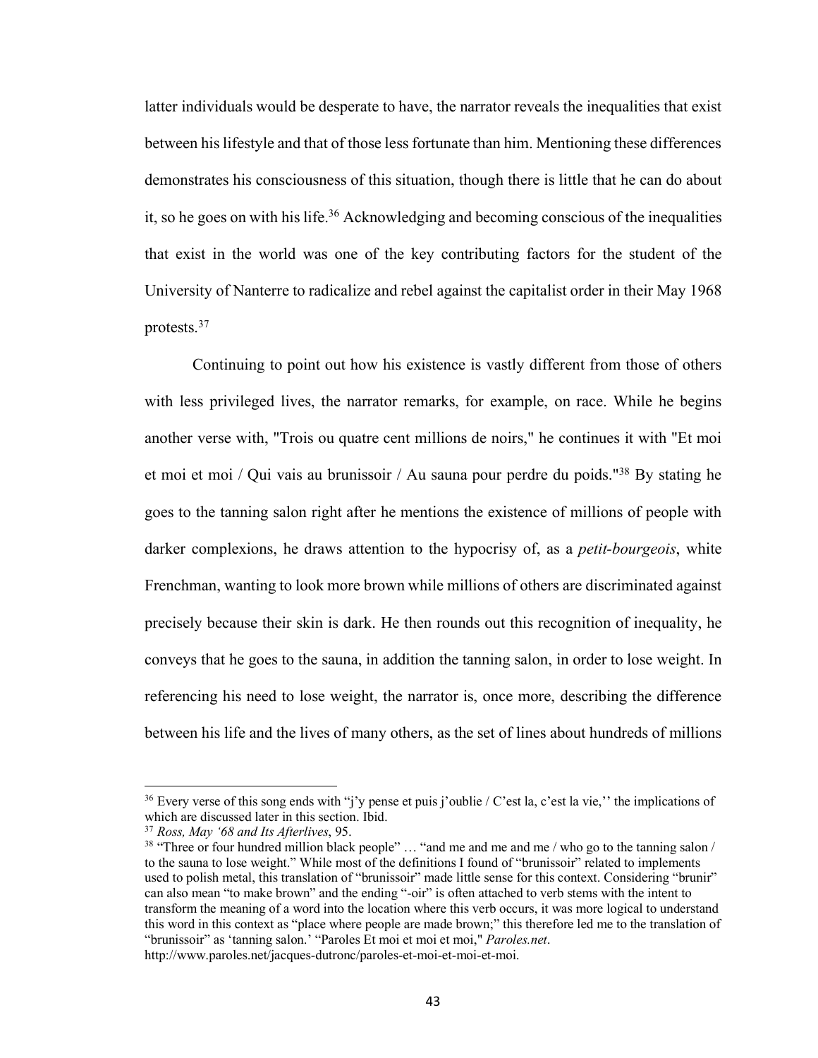latter individuals would be desperate to have, the narrator reveals the inequalities that exist between his lifestyle and that of those less fortunate than him. Mentioning these differences demonstrates his consciousness of this situation, though there is little that he can do about it, so he goes on with his life.[36] Acknowledging and becoming conscious of the inequalities that exist in the world was one of the key contributing factors for the student of the University of Nanterre to radicalize and rebel against the capitalist order in their May 1968 protests.[37]

Continuing to point out how his existence is vastly different from those of others with less privileged lives, the narrator remarks, for example, on race. While he begins another verse with, "Trois ou quatre cent millions de noirs," he continues it with "Et moi et moi et moi / Qui vais au brunissoir / Au sauna pour perdre du poids."[38] By stating he goes to the tanning salon right after he mentions the existence of millions of people with darker complexions, he draws attention to the hypocrisy of, as a *petit-bourgeois*, white Frenchman, wanting to look more brown while millions of others are discriminated against precisely because their skin is dark. He then rounds out this recognition of inequality, he conveys that he goes to the sauna, in addition the tanning salon, in order to lose weight. In referencing his need to lose weight, the narrator is, once more, describing the difference between his life and the lives of many others, as the set of lines about hundreds of millions

---

[36] Every verse of this song ends with "j'y pense et puis j'oublie / C'est la, c'est la vie,'' the implications of which are discussed later in this section. Ibid.

[37] *Ross, May '68 and Its Afterlives*, 95.

[38] "Three or four hundred million black people" … "and me and me and me / who go to the tanning salon / to the sauna to lose weight." While most of the definitions I found of "brunissoir" related to implements used to polish metal, this translation of "brunissoir" made little sense for this context. Considering "brunir" can also mean "to make brown" and the ending "-oir" is often attached to verb stems with the intent to transform the meaning of a word into the location where this verb occurs, it was more logical to understand this word in this context as "place where people are made brown;" this therefore led me to the translation of "brunissoir" as 'tanning salon.' "Paroles Et moi et moi et moi," *Paroles.net*. http://www.paroles.net/jacques-dutronc/paroles-et-moi-et-moi-et-moi.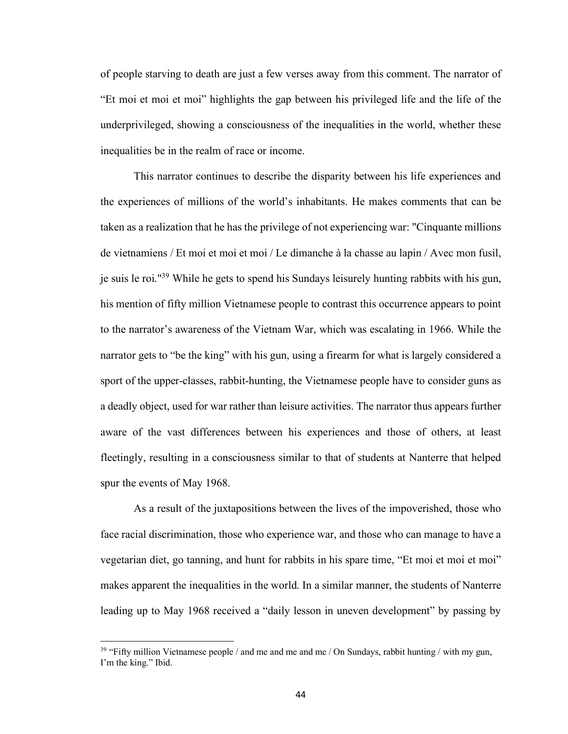of people starving to death are just a few verses away from this comment. The narrator of "Et moi et moi et moi" highlights the gap between his privileged life and the life of the underprivileged, showing a consciousness of the inequalities in the world, whether these inequalities be in the realm of race or income.

This narrator continues to describe the disparity between his life experiences and the experiences of millions of the world's inhabitants. He makes comments that can be taken as a realization that he has the privilege of not experiencing war: "Cinquante millions de vietnamiens / Et moi et moi et moi / Le dimanche à la chasse au lapin / Avec mon fusil, je suis le roi."[39] While he gets to spend his Sundays leisurely hunting rabbits with his gun, his mention of fifty million Vietnamese people to contrast this occurrence appears to point to the narrator's awareness of the Vietnam War, which was escalating in 1966. While the narrator gets to "be the king" with his gun, using a firearm for what is largely considered a sport of the upper-classes, rabbit-hunting, the Vietnamese people have to consider guns as a deadly object, used for war rather than leisure activities. The narrator thus appears further aware of the vast differences between his experiences and those of others, at least fleetingly, resulting in a consciousness similar to that of students at Nanterre that helped spur the events of May 1968.

As a result of the juxtapositions between the lives of the impoverished, those who face racial discrimination, those who experience war, and those who can manage to have a vegetarian diet, go tanning, and hunt for rabbits in his spare time, "Et moi et moi et moi" makes apparent the inequalities in the world. In a similar manner, the students of Nanterre leading up to May 1968 received a "daily lesson in uneven development" by passing by

[39] "Fifty million Vietnamese people / and me and me and me / On Sundays, rabbit hunting / with my gun, I'm the king." Ibid.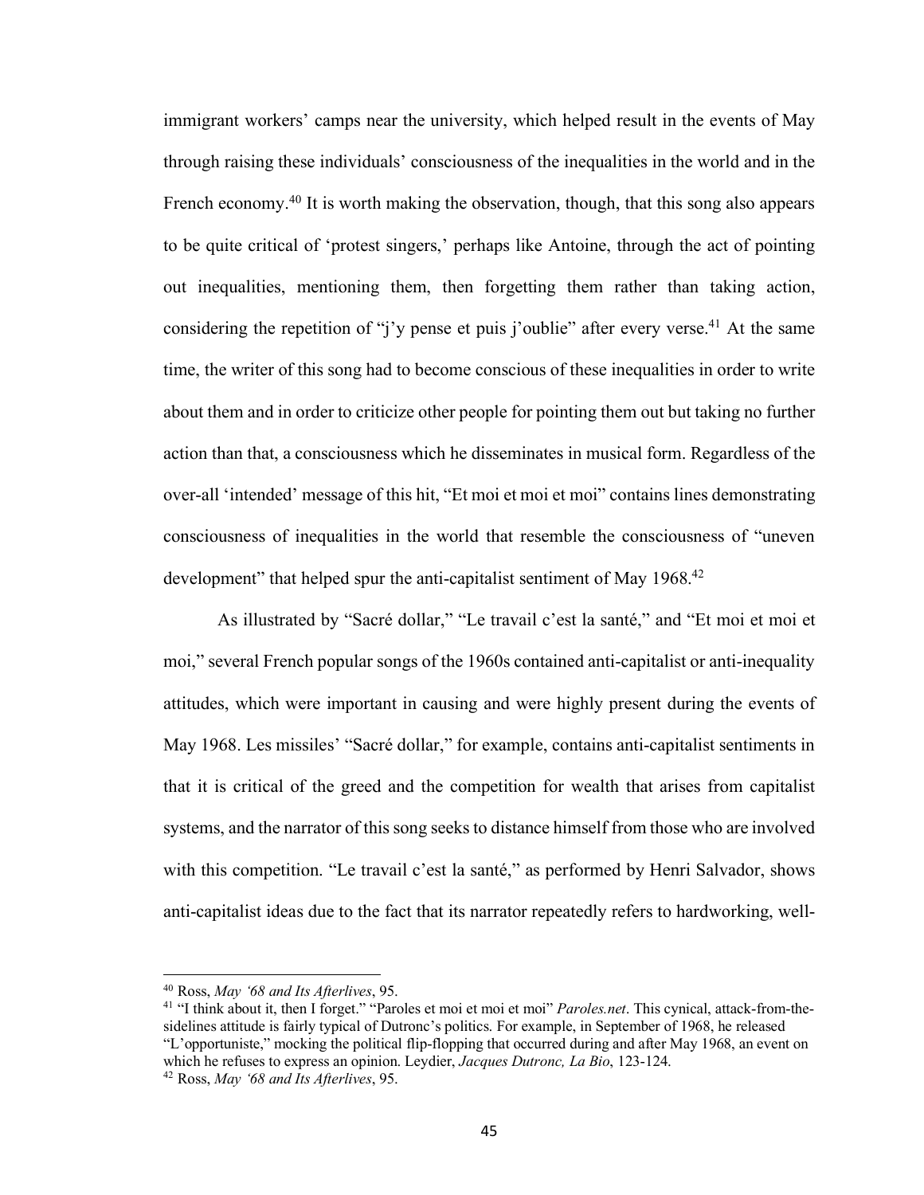immigrant workers' camps near the university, which helped result in the events of May through raising these individuals' consciousness of the inequalities in the world and in the French economy.[40] It is worth making the observation, though, that this song also appears to be quite critical of 'protest singers,' perhaps like Antoine, through the act of pointing out inequalities, mentioning them, then forgetting them rather than taking action, considering the repetition of "j'y pense et puis j'oublie" after every verse.[41] At the same time, the writer of this song had to become conscious of these inequalities in order to write about them and in order to criticize other people for pointing them out but taking no further action than that, a consciousness which he disseminates in musical form. Regardless of the over-all 'intended' message of this hit, "Et moi et moi et moi" contains lines demonstrating consciousness of inequalities in the world that resemble the consciousness of "uneven development" that helped spur the anti-capitalist sentiment of May 1968.[42]

As illustrated by "Sacré dollar," "Le travail c'est la santé," and "Et moi et moi et moi," several French popular songs of the 1960s contained anti-capitalist or anti-inequality attitudes, which were important in causing and were highly present during the events of May 1968. Les missiles' "Sacré dollar," for example, contains anti-capitalist sentiments in that it is critical of the greed and the competition for wealth that arises from capitalist systems, and the narrator of this song seeks to distance himself from those who are involved with this competition. "Le travail c'est la santé," as performed by Henri Salvador, shows anti-capitalist ideas due to the fact that its narrator repeatedly refers to hardworking, well-

---

[40] Ross, *May '68 and Its Afterlives*, 95.

[41] "I think about it, then I forget." "Paroles et moi et moi et moi" *Paroles.net*. This cynical, attack-from-the-sidelines attitude is fairly typical of Dutronc's politics. For example, in September of 1968, he released "L'opportuniste," mocking the political flip-flopping that occurred during and after May 1968, an event on which he refuses to express an opinion. Leydier, *Jacques Dutronc, La Bio*, 123-124.

[42] Ross, *May '68 and Its Afterlives*, 95.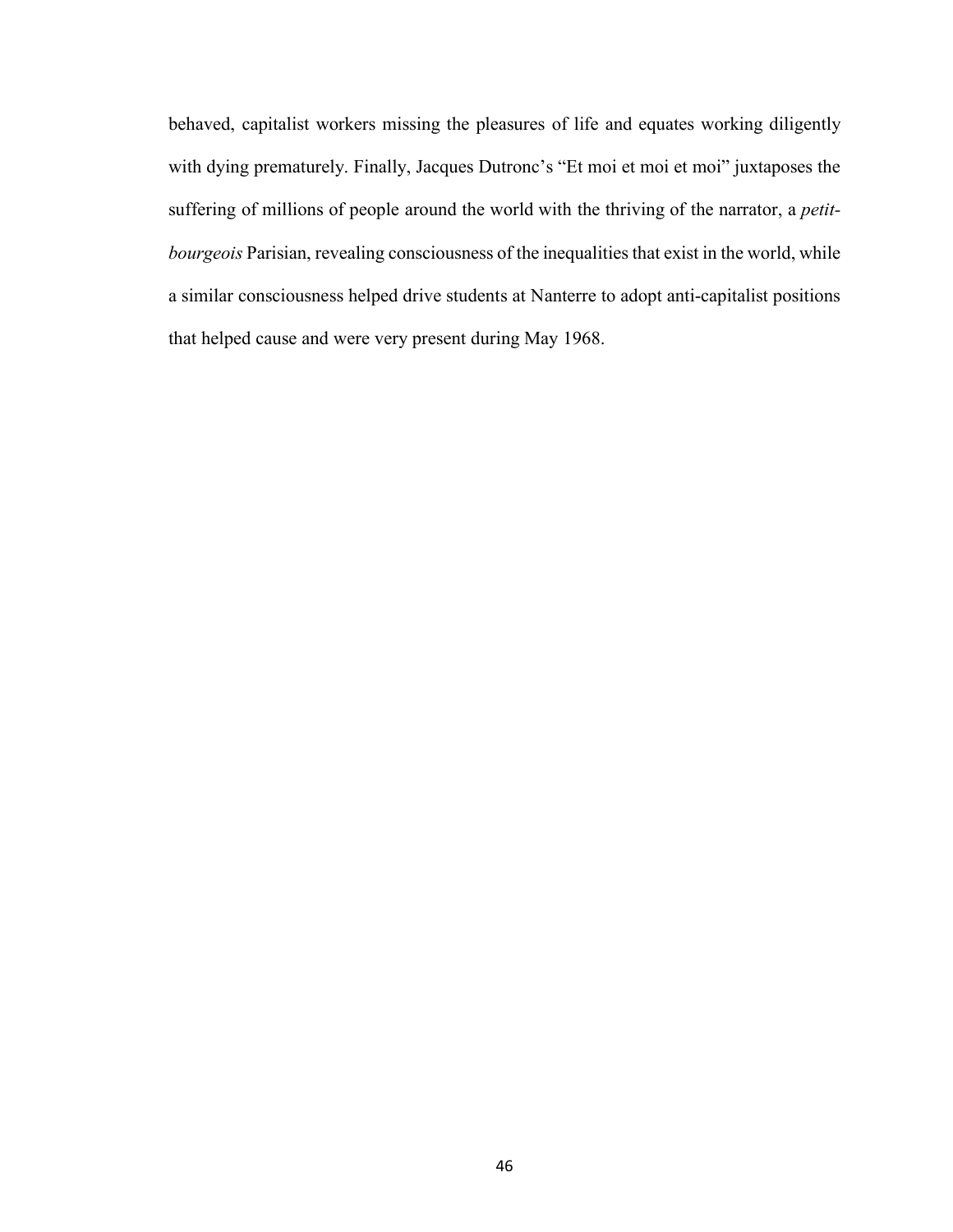behaved, capitalist workers missing the pleasures of life and equates working diligently with dying prematurely. Finally, Jacques Dutronc's "Et moi et moi et moi" juxtaposes the suffering of millions of people around the world with the thriving of the narrator, a *petit-bourgeois* Parisian, revealing consciousness of the inequalities that exist in the world, while a similar consciousness helped drive students at Nanterre to adopt anti-capitalist positions that helped cause and were very present during May 1968.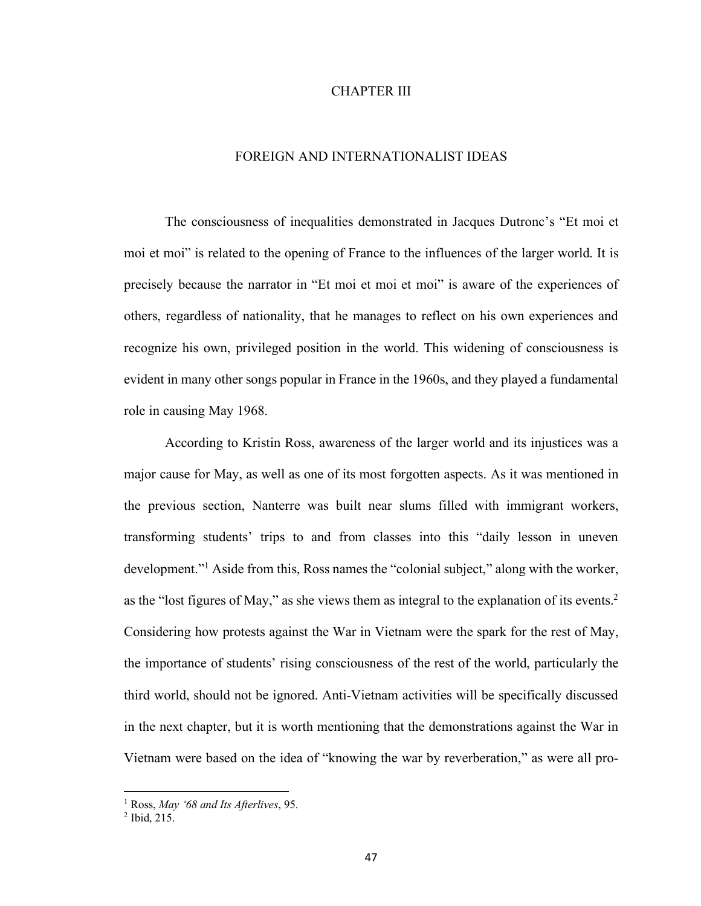# CHAPTER III

## FOREIGN AND INTERNATIONALIST IDEAS

The consciousness of inequalities demonstrated in Jacques Dutronc's "Et moi et moi et moi" is related to the opening of France to the influences of the larger world. It is precisely because the narrator in "Et moi et moi et moi" is aware of the experiences of others, regardless of nationality, that he manages to reflect on his own experiences and recognize his own, privileged position in the world. This widening of consciousness is evident in many other songs popular in France in the 1960s, and they played a fundamental role in causing May 1968.

According to Kristin Ross, awareness of the larger world and its injustices was a major cause for May, as well as one of its most forgotten aspects. As it was mentioned in the previous section, Nanterre was built near slums filled with immigrant workers, transforming students' trips to and from classes into this "daily lesson in uneven development."[1] Aside from this, Ross names the "colonial subject," along with the worker, as the "lost figures of May," as she views them as integral to the explanation of its events.[2] Considering how protests against the War in Vietnam were the spark for the rest of May, the importance of students' rising consciousness of the rest of the world, particularly the third world, should not be ignored. Anti-Vietnam activities will be specifically discussed in the next chapter, but it is worth mentioning that the demonstrations against the War in Vietnam were based on the idea of "knowing the war by reverberation," as were all pro-

---

[1] Ross, *May '68 and Its Afterlives*, 95.

[2] Ibid, 215.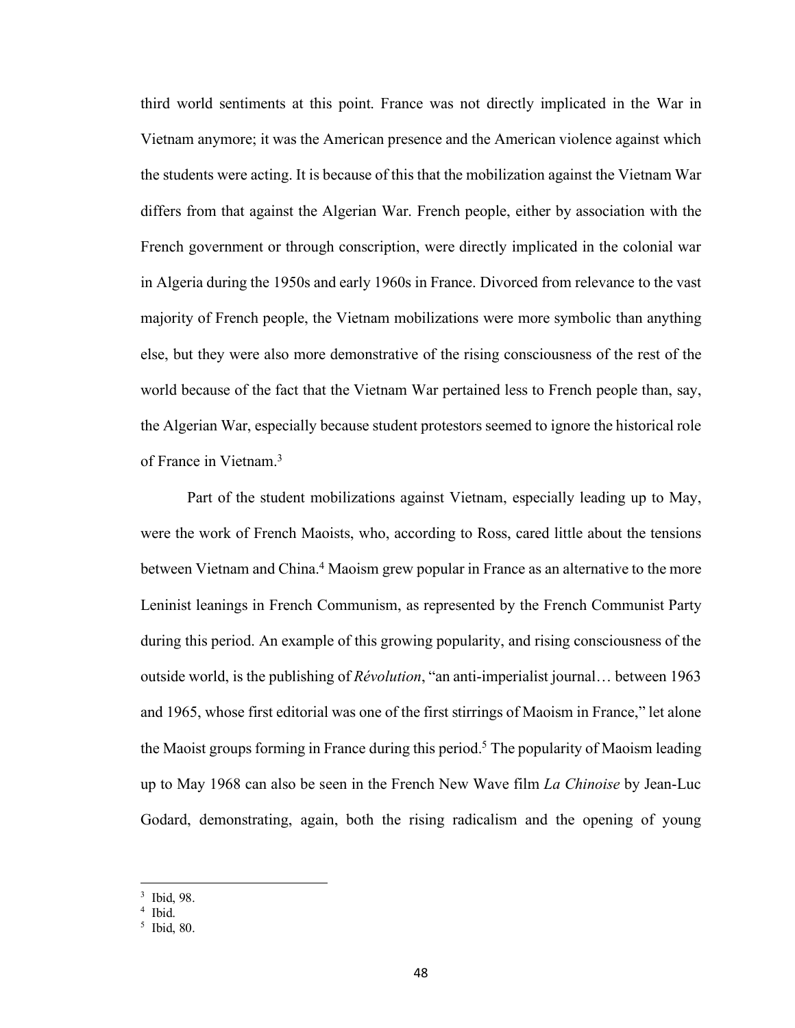third world sentiments at this point. France was not directly implicated in the War in Vietnam anymore; it was the American presence and the American violence against which the students were acting. It is because of this that the mobilization against the Vietnam War differs from that against the Algerian War. French people, either by association with the French government or through conscription, were directly implicated in the colonial war in Algeria during the 1950s and early 1960s in France. Divorced from relevance to the vast majority of French people, the Vietnam mobilizations were more symbolic than anything else, but they were also more demonstrative of the rising consciousness of the rest of the world because of the fact that the Vietnam War pertained less to French people than, say, the Algerian War, especially because student protestors seemed to ignore the historical role of France in Vietnam.[3]

Part of the student mobilizations against Vietnam, especially leading up to May, were the work of French Maoists, who, according to Ross, cared little about the tensions between Vietnam and China.[4] Maoism grew popular in France as an alternative to the more Leninist leanings in French Communism, as represented by the French Communist Party during this period. An example of this growing popularity, and rising consciousness of the outside world, is the publishing of *Révolution*, "an anti-imperialist journal… between 1963 and 1965, whose first editorial was one of the first stirrings of Maoism in France," let alone the Maoist groups forming in France during this period.[5] The popularity of Maoism leading up to May 1968 can also be seen in the French New Wave film *La Chinoise* by Jean-Luc Godard, demonstrating, again, both the rising radicalism and the opening of young

---

[3] Ibid, 98.

[4] Ibid.

[5] Ibid, 80.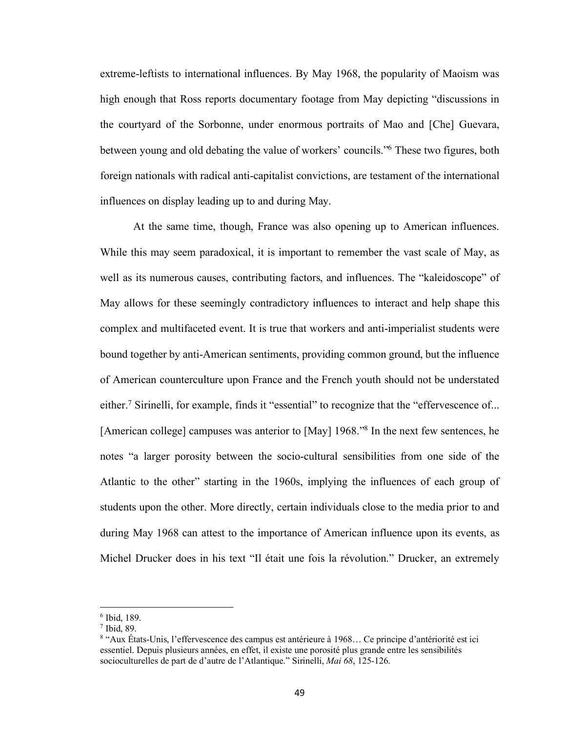extreme-leftists to international influences. By May 1968, the popularity of Maoism was high enough that Ross reports documentary footage from May depicting "discussions in the courtyard of the Sorbonne, under enormous portraits of Mao and [Che] Guevara, between young and old debating the value of workers' councils."[6] These two figures, both foreign nationals with radical anti-capitalist convictions, are testament of the international influences on display leading up to and during May.

At the same time, though, France was also opening up to American influences. While this may seem paradoxical, it is important to remember the vast scale of May, as well as its numerous causes, contributing factors, and influences. The "kaleidoscope" of May allows for these seemingly contradictory influences to interact and help shape this complex and multifaceted event. It is true that workers and anti-imperialist students were bound together by anti-American sentiments, providing common ground, but the influence of American counterculture upon France and the French youth should not be understated either.[7] Sirinelli, for example, finds it "essential" to recognize that the "effervescence of... [American college] campuses was anterior to [May] 1968."[8] In the next few sentences, he notes "a larger porosity between the socio-cultural sensibilities from one side of the Atlantic to the other" starting in the 1960s, implying the influences of each group of students upon the other. More directly, certain individuals close to the media prior to and during May 1968 can attest to the importance of American influence upon its events, as Michel Drucker does in his text "Il était une fois la révolution." Drucker, an extremely

---

[6] Ibid, 189.

[7] Ibid, 89.

[8] "Aux États-Unis, l'effervescence des campus est antérieure à 1968… Ce principe d'antériorité est ici essentiel. Depuis plusieurs années, en effet, il existe une porosité plus grande entre les sensibilités socioculturelles de part de d'autre de l'Atlantique." Sirinelli, *Mai 68*, 125-126.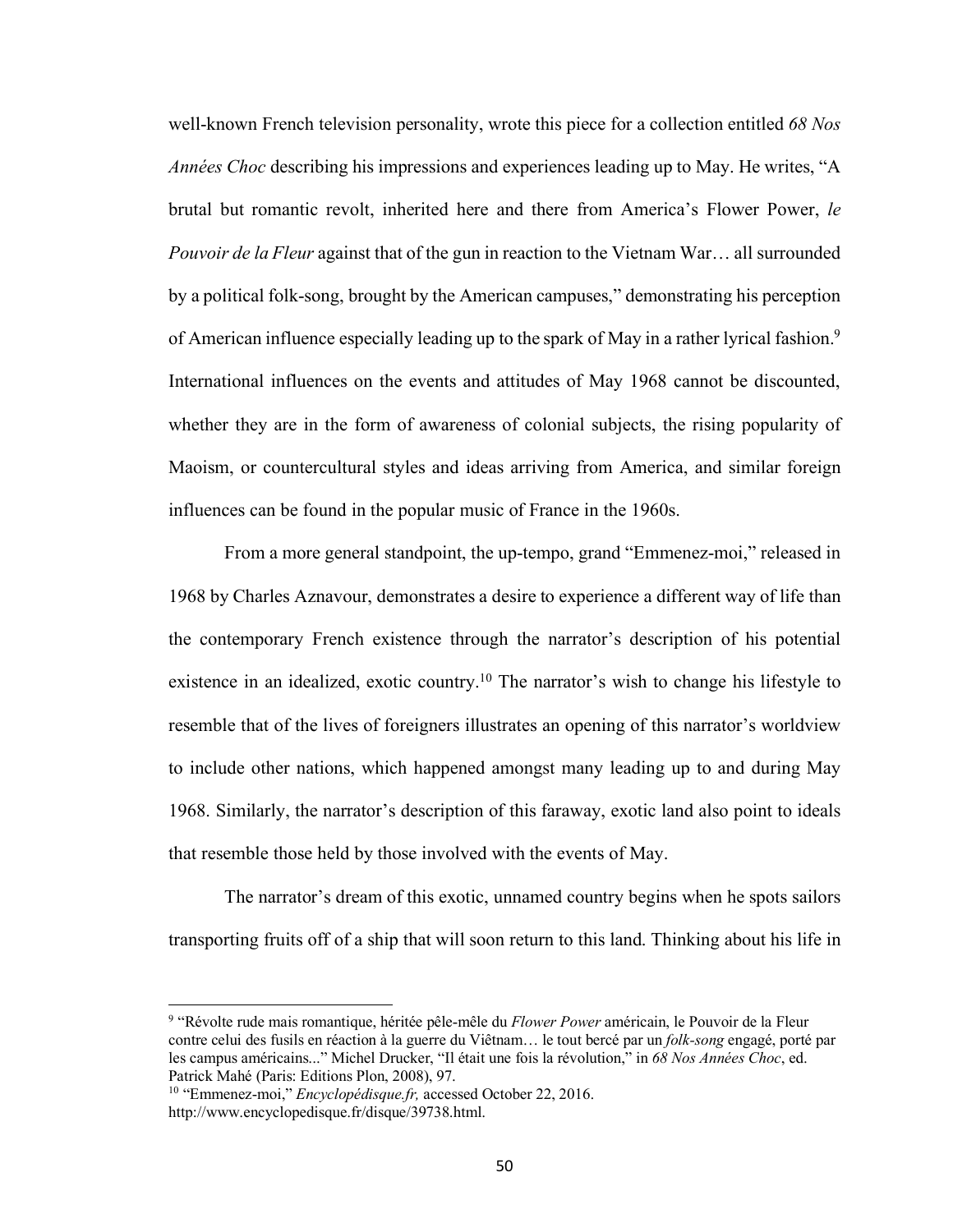well-known French television personality, wrote this piece for a collection entitled *68 Nos Années Choc* describing his impressions and experiences leading up to May. He writes, "A brutal but romantic revolt, inherited here and there from America's Flower Power, *le Pouvoir de la Fleur* against that of the gun in reaction to the Vietnam War… all surrounded by a political folk-song, brought by the American campuses," demonstrating his perception of American influence especially leading up to the spark of May in a rather lyrical fashion.[9] International influences on the events and attitudes of May 1968 cannot be discounted, whether they are in the form of awareness of colonial subjects, the rising popularity of Maoism, or countercultural styles and ideas arriving from America, and similar foreign influences can be found in the popular music of France in the 1960s.

From a more general standpoint, the up-tempo, grand "Emmenez-moi," released in 1968 by Charles Aznavour, demonstrates a desire to experience a different way of life than the contemporary French existence through the narrator's description of his potential existence in an idealized, exotic country.[10] The narrator's wish to change his lifestyle to resemble that of the lives of foreigners illustrates an opening of this narrator's worldview to include other nations, which happened amongst many leading up to and during May 1968. Similarly, the narrator's description of this faraway, exotic land also point to ideals that resemble those held by those involved with the events of May.

The narrator's dream of this exotic, unnamed country begins when he spots sailors transporting fruits off of a ship that will soon return to this land. Thinking about his life in

---

[9] "Révolte rude mais romantique, héritée pêle-mêle du *Flower Power* américain, le Pouvoir de la Fleur contre celui des fusils en réaction à la guerre du Viêtnam… le tout bercé par un *folk-song* engagé, porté par les campus américains..." Michel Drucker, "Il était une fois la révolution," in *68 Nos Années Choc*, ed. Patrick Mahé (Paris: Editions Plon, 2008), 97.

[10] "Emmenez-moi," *Encyclopédisque.fr,* accessed October 22, 2016. http://www.encyclopedisque.fr/disque/39738.html.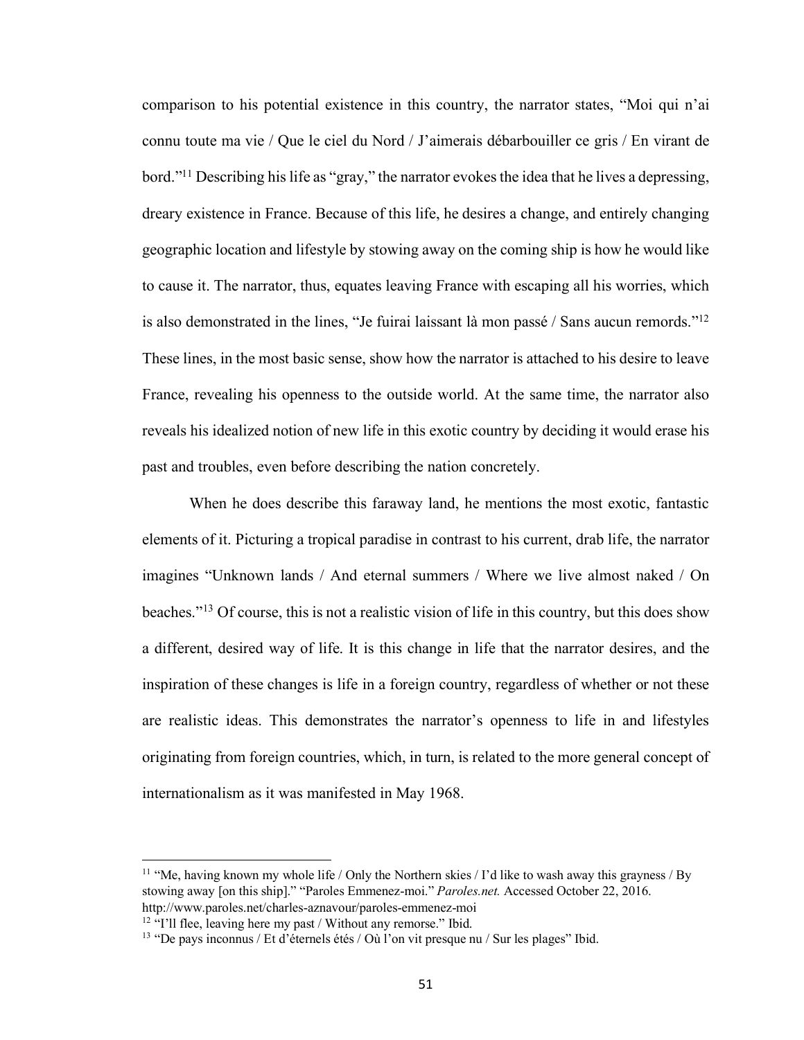comparison to his potential existence in this country, the narrator states, "Moi qui n'ai connu toute ma vie / Que le ciel du Nord / J'aimerais débarbouiller ce gris / En virant de bord."[11] Describing his life as "gray," the narrator evokes the idea that he lives a depressing, dreary existence in France. Because of this life, he desires a change, and entirely changing geographic location and lifestyle by stowing away on the coming ship is how he would like to cause it. The narrator, thus, equates leaving France with escaping all his worries, which is also demonstrated in the lines, "Je fuirai laissant là mon passé / Sans aucun remords."[12] These lines, in the most basic sense, show how the narrator is attached to his desire to leave France, revealing his openness to the outside world. At the same time, the narrator also reveals his idealized notion of new life in this exotic country by deciding it would erase his past and troubles, even before describing the nation concretely.

When he does describe this faraway land, he mentions the most exotic, fantastic elements of it. Picturing a tropical paradise in contrast to his current, drab life, the narrator imagines "Unknown lands / And eternal summers / Where we live almost naked / On beaches."[13] Of course, this is not a realistic vision of life in this country, but this does show a different, desired way of life. It is this change in life that the narrator desires, and the inspiration of these changes is life in a foreign country, regardless of whether or not these are realistic ideas. This demonstrates the narrator's openness to life in and lifestyles originating from foreign countries, which, in turn, is related to the more general concept of internationalism as it was manifested in May 1968.

---

[11] "Me, having known my whole life / Only the Northern skies / I'd like to wash away this grayness / By stowing away [on this ship]." "Paroles Emmenez-moi." *Paroles.net.* Accessed October 22, 2016. http://www.paroles.net/charles-aznavour/paroles-emmenez-moi

[12] "I'll flee, leaving here my past / Without any remorse." Ibid.

[13] "De pays inconnus / Et d'éternels étés / Où l'on vit presque nu / Sur les plages" Ibid.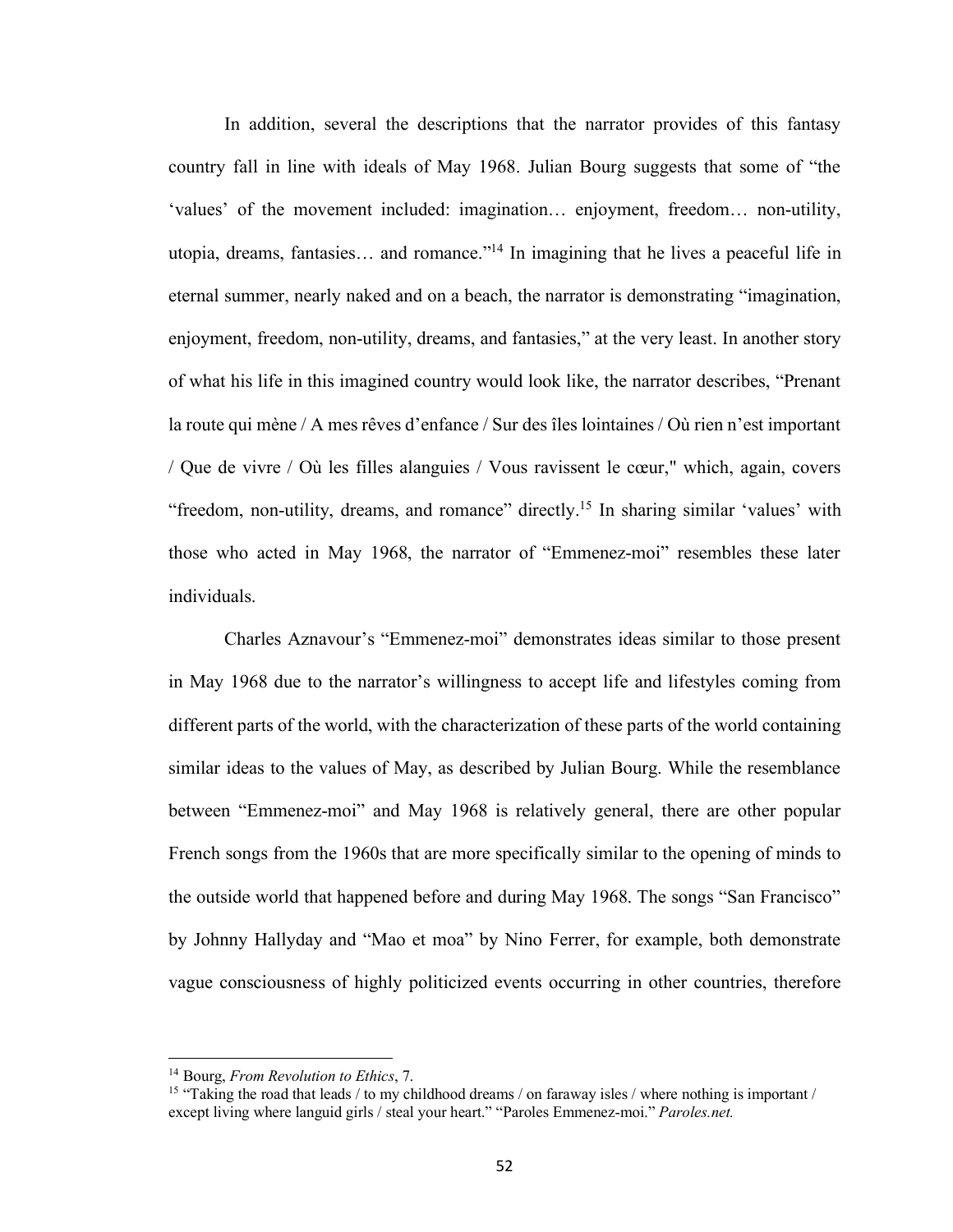In addition, several the descriptions that the narrator provides of this fantasy country fall in line with ideals of May 1968. Julian Bourg suggests that some of "the 'values' of the movement included: imagination… enjoyment, freedom… non-utility, utopia, dreams, fantasies… and romance."[14] In imagining that he lives a peaceful life in eternal summer, nearly naked and on a beach, the narrator is demonstrating "imagination, enjoyment, freedom, non-utility, dreams, and fantasies," at the very least. In another story of what his life in this imagined country would look like, the narrator describes, "Prenant la route qui mène / A mes rêves d'enfance / Sur des îles lointaines / Où rien n'est important / Que de vivre / Où les filles alanguies / Vous ravissent le cœur," which, again, covers "freedom, non-utility, dreams, and romance" directly.[15] In sharing similar 'values' with those who acted in May 1968, the narrator of "Emmenez-moi" resembles these later individuals.

Charles Aznavour's "Emmenez-moi" demonstrates ideas similar to those present in May 1968 due to the narrator's willingness to accept life and lifestyles coming from different parts of the world, with the characterization of these parts of the world containing similar ideas to the values of May, as described by Julian Bourg. While the resemblance between "Emmenez-moi" and May 1968 is relatively general, there are other popular French songs from the 1960s that are more specifically similar to the opening of minds to the outside world that happened before and during May 1968. The songs "San Francisco" by Johnny Hallyday and "Mao et moa" by Nino Ferrer, for example, both demonstrate vague consciousness of highly politicized events occurring in other countries, therefore

---

[14] Bourg, *From Revolution to Ethics*, 7.

[15] "Taking the road that leads / to my childhood dreams / on faraway isles / where nothing is important / except living where languid girls / steal your heart." "Paroles Emmenez-moi." *Paroles.net.*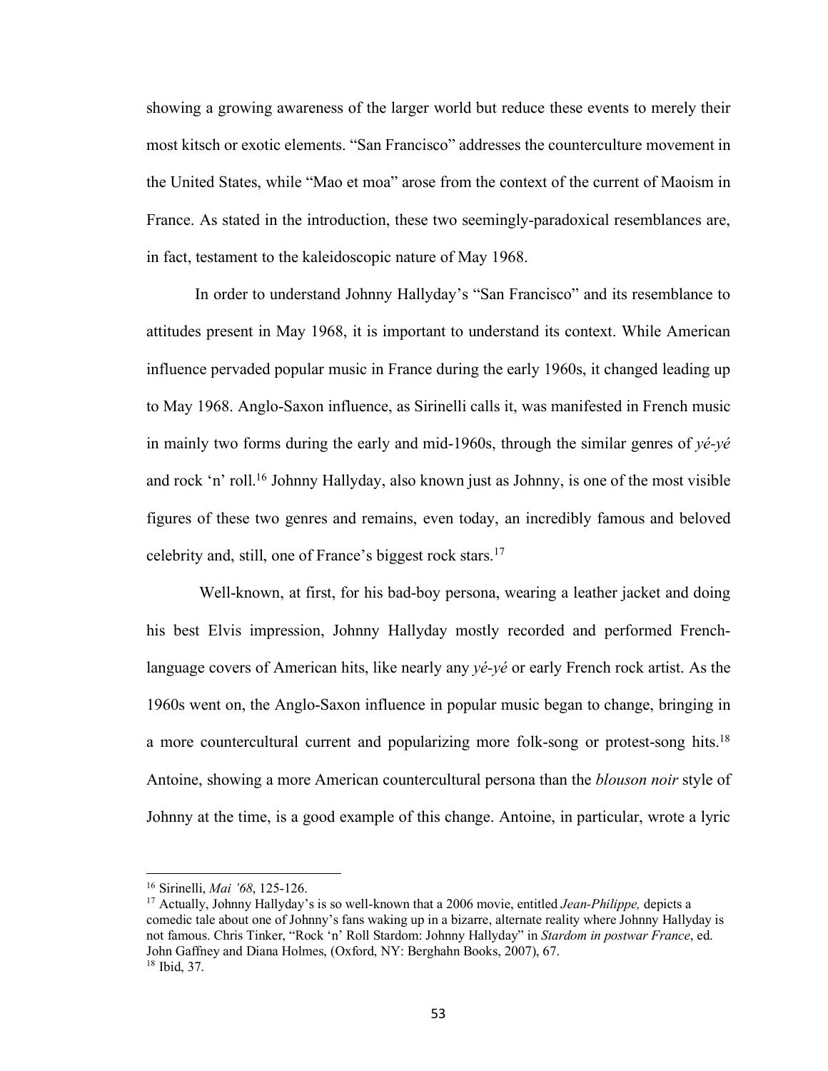showing a growing awareness of the larger world but reduce these events to merely their most kitsch or exotic elements. "San Francisco" addresses the counterculture movement in the United States, while "Mao et moa" arose from the context of the current of Maoism in France. As stated in the introduction, these two seemingly-paradoxical resemblances are, in fact, testament to the kaleidoscopic nature of May 1968.

In order to understand Johnny Hallyday's "San Francisco" and its resemblance to attitudes present in May 1968, it is important to understand its context. While American influence pervaded popular music in France during the early 1960s, it changed leading up to May 1968. Anglo-Saxon influence, as Sirinelli calls it, was manifested in French music in mainly two forms during the early and mid-1960s, through the similar genres of *yé-yé* and rock 'n' roll.[16] Johnny Hallyday, also known just as Johnny, is one of the most visible figures of these two genres and remains, even today, an incredibly famous and beloved celebrity and, still, one of France's biggest rock stars.[17]

Well-known, at first, for his bad-boy persona, wearing a leather jacket and doing his best Elvis impression, Johnny Hallyday mostly recorded and performed French-language covers of American hits, like nearly any *yé-yé* or early French rock artist. As the 1960s went on, the Anglo-Saxon influence in popular music began to change, bringing in a more countercultural current and popularizing more folk-song or protest-song hits.[18] Antoine, showing a more American countercultural persona than the *blouson noir* style of Johnny at the time, is a good example of this change. Antoine, in particular, wrote a lyric

---

[16] Sirinelli, *Mai '68*, 125-126.

[17] Actually, Johnny Hallyday's is so well-known that a 2006 movie, entitled *Jean-Philippe,* depicts a comedic tale about one of Johnny's fans waking up in a bizarre, alternate reality where Johnny Hallyday is not famous. Chris Tinker, "Rock 'n' Roll Stardom: Johnny Hallyday" in *Stardom in postwar France*, ed. John Gaffney and Diana Holmes, (Oxford, NY: Berghahn Books, 2007), 67.

[18] Ibid, 37.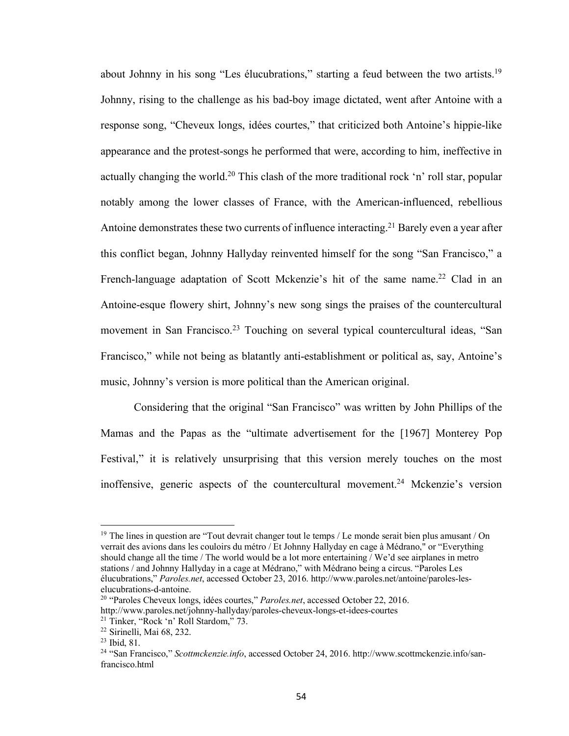about Johnny in his song "Les élucubrations," starting a feud between the two artists.[19] Johnny, rising to the challenge as his bad-boy image dictated, went after Antoine with a response song, "Cheveux longs, idées courtes," that criticized both Antoine's hippie-like appearance and the protest-songs he performed that were, according to him, ineffective in actually changing the world.[20] This clash of the more traditional rock 'n' roll star, popular notably among the lower classes of France, with the American-influenced, rebellious Antoine demonstrates these two currents of influence interacting.[21] Barely even a year after this conflict began, Johnny Hallyday reinvented himself for the song "San Francisco," a French-language adaptation of Scott Mckenzie's hit of the same name.[22] Clad in an Antoine-esque flowery shirt, Johnny's new song sings the praises of the countercultural movement in San Francisco.[23] Touching on several typical countercultural ideas, "San Francisco," while not being as blatantly anti-establishment or political as, say, Antoine's music, Johnny's version is more political than the American original.

Considering that the original "San Francisco" was written by John Phillips of the Mamas and the Papas as the "ultimate advertisement for the [1967] Monterey Pop Festival," it is relatively unsurprising that this version merely touches on the most inoffensive, generic aspects of the countercultural movement.[24] Mckenzie's version

---

[19] The lines in question are "Tout devrait changer tout le temps / Le monde serait bien plus amusant / On verrait des avions dans les couloirs du métro / Et Johnny Hallyday en cage à Médrano," or "Everything should change all the time / The world would be a lot more entertaining / We'd see airplanes in metro stations / and Johnny Hallyday in a cage at Médrano," with Médrano being a circus. "Paroles Les élucubrations," *Paroles.net*, accessed October 23, 2016. http://www.paroles.net/antoine/paroles-les-elucubrations-d-antoine.

[20] "Paroles Cheveux longs, idées courtes," *Paroles.net*, accessed October 22, 2016. http://www.paroles.net/johnny-hallyday/paroles-cheveux-longs-et-idees-courtes

[21] Tinker, "Rock 'n' Roll Stardom," 73.

[22] Sirinelli, Mai 68, 232.

[23] Ibid, 81.

[24] "San Francisco," *Scottmckenzie.info*, accessed October 24, 2016. http://www.scottmckenzie.info/san-francisco.html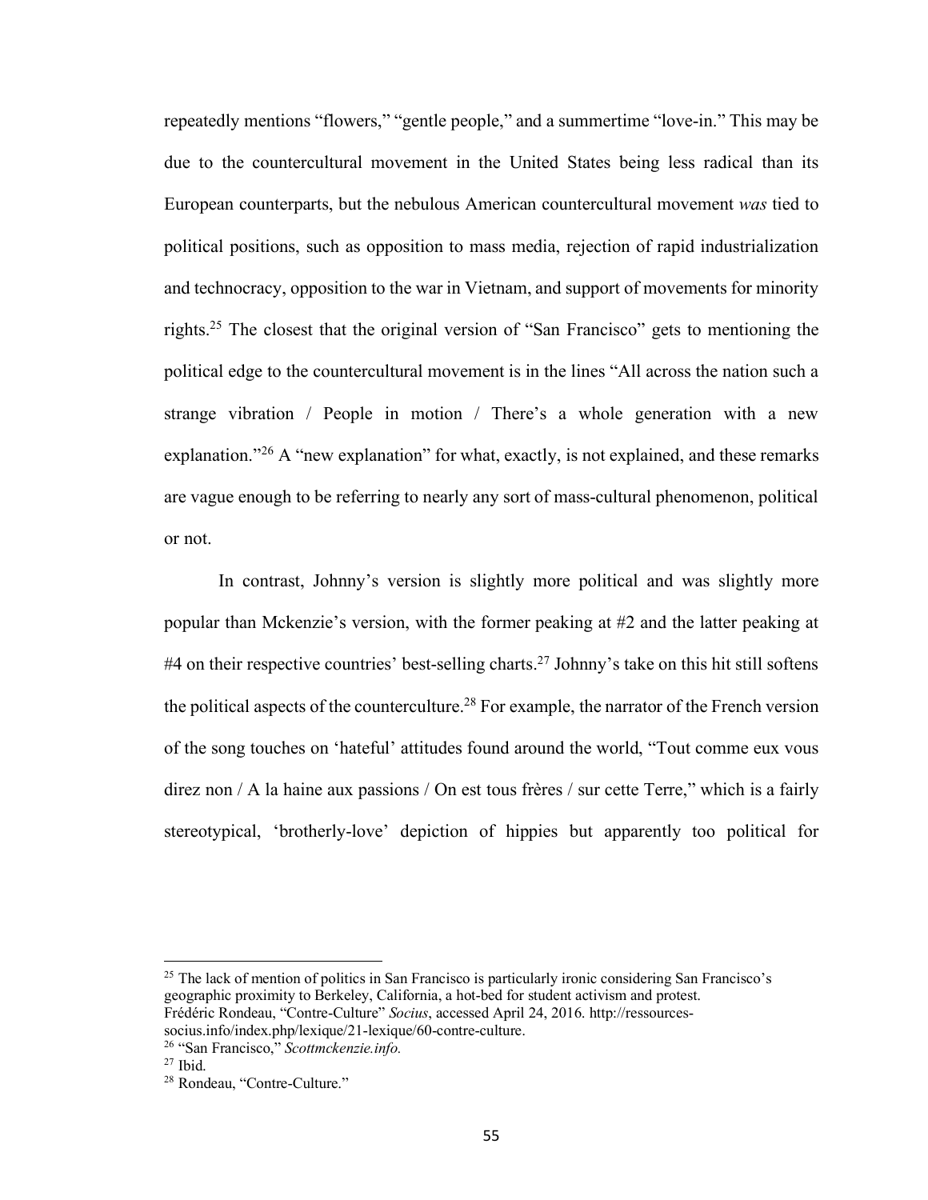repeatedly mentions "flowers," "gentle people," and a summertime "love-in." This may be due to the countercultural movement in the United States being less radical than its European counterparts, but the nebulous American countercultural movement *was* tied to political positions, such as opposition to mass media, rejection of rapid industrialization and technocracy, opposition to the war in Vietnam, and support of movements for minority rights.[25] The closest that the original version of "San Francisco" gets to mentioning the political edge to the countercultural movement is in the lines "All across the nation such a strange vibration / People in motion / There's a whole generation with a new explanation."[26] A "new explanation" for what, exactly, is not explained, and these remarks are vague enough to be referring to nearly any sort of mass-cultural phenomenon, political or not.

In contrast, Johnny's version is slightly more political and was slightly more popular than Mckenzie's version, with the former peaking at #2 and the latter peaking at #4 on their respective countries' best-selling charts.[27] Johnny's take on this hit still softens the political aspects of the counterculture.[28] For example, the narrator of the French version of the song touches on 'hateful' attitudes found around the world, "Tout comme eux vous direz non / A la haine aux passions / On est tous frères / sur cette Terre," which is a fairly stereotypical, 'brotherly-love' depiction of hippies but apparently too political for

---

[25] The lack of mention of politics in San Francisco is particularly ironic considering San Francisco's geographic proximity to Berkeley, California, a hot-bed for student activism and protest. Frédéric Rondeau, "Contre-Culture" *Socius*, accessed April 24, 2016. http://ressources-socius.info/index.php/lexique/21-lexique/60-contre-culture.

[26] "San Francisco," *Scottmckenzie.info.*

[27] Ibid.

[28] Rondeau, "Contre-Culture."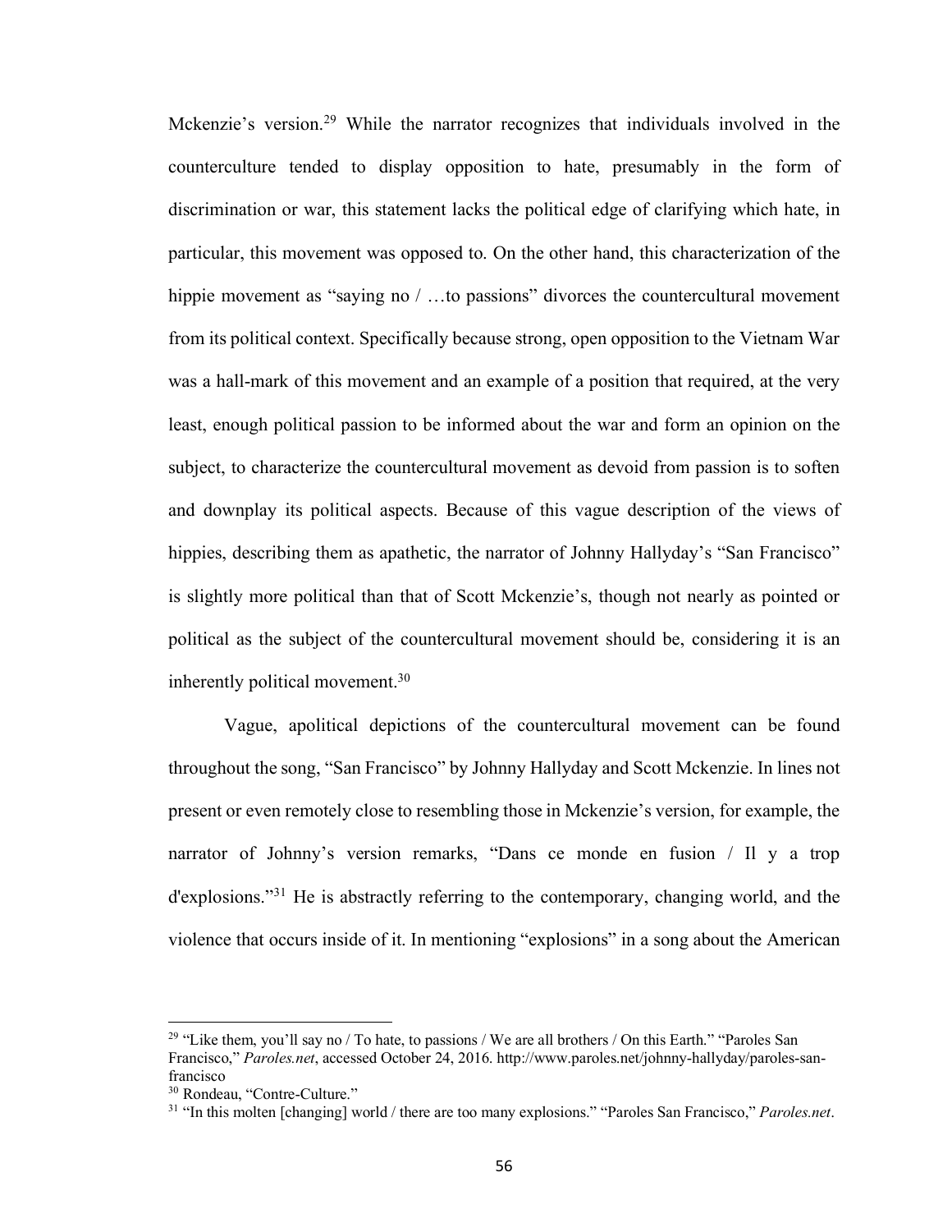Mckenzie's version.[29] While the narrator recognizes that individuals involved in the counterculture tended to display opposition to hate, presumably in the form of discrimination or war, this statement lacks the political edge of clarifying which hate, in particular, this movement was opposed to. On the other hand, this characterization of the hippie movement as "saying no / …to passions" divorces the countercultural movement from its political context. Specifically because strong, open opposition to the Vietnam War was a hall-mark of this movement and an example of a position that required, at the very least, enough political passion to be informed about the war and form an opinion on the subject, to characterize the countercultural movement as devoid from passion is to soften and downplay its political aspects. Because of this vague description of the views of hippies, describing them as apathetic, the narrator of Johnny Hallyday's "San Francisco" is slightly more political than that of Scott Mckenzie's, though not nearly as pointed or political as the subject of the countercultural movement should be, considering it is an inherently political movement.[30]

Vague, apolitical depictions of the countercultural movement can be found throughout the song, "San Francisco" by Johnny Hallyday and Scott Mckenzie. In lines not present or even remotely close to resembling those in Mckenzie's version, for example, the narrator of Johnny's version remarks, "Dans ce monde en fusion / Il y a trop d'explosions."[31] He is abstractly referring to the contemporary, changing world, and the violence that occurs inside of it. In mentioning "explosions" in a song about the American

---

[29] "Like them, you'll say no / To hate, to passions / We are all brothers / On this Earth." "Paroles San Francisco," *Paroles.net*, accessed October 24, 2016. http://www.paroles.net/johnny-hallyday/paroles-san-francisco

[30] Rondeau, "Contre-Culture."

[31] "In this molten [changing] world / there are too many explosions." "Paroles San Francisco," *Paroles.net*.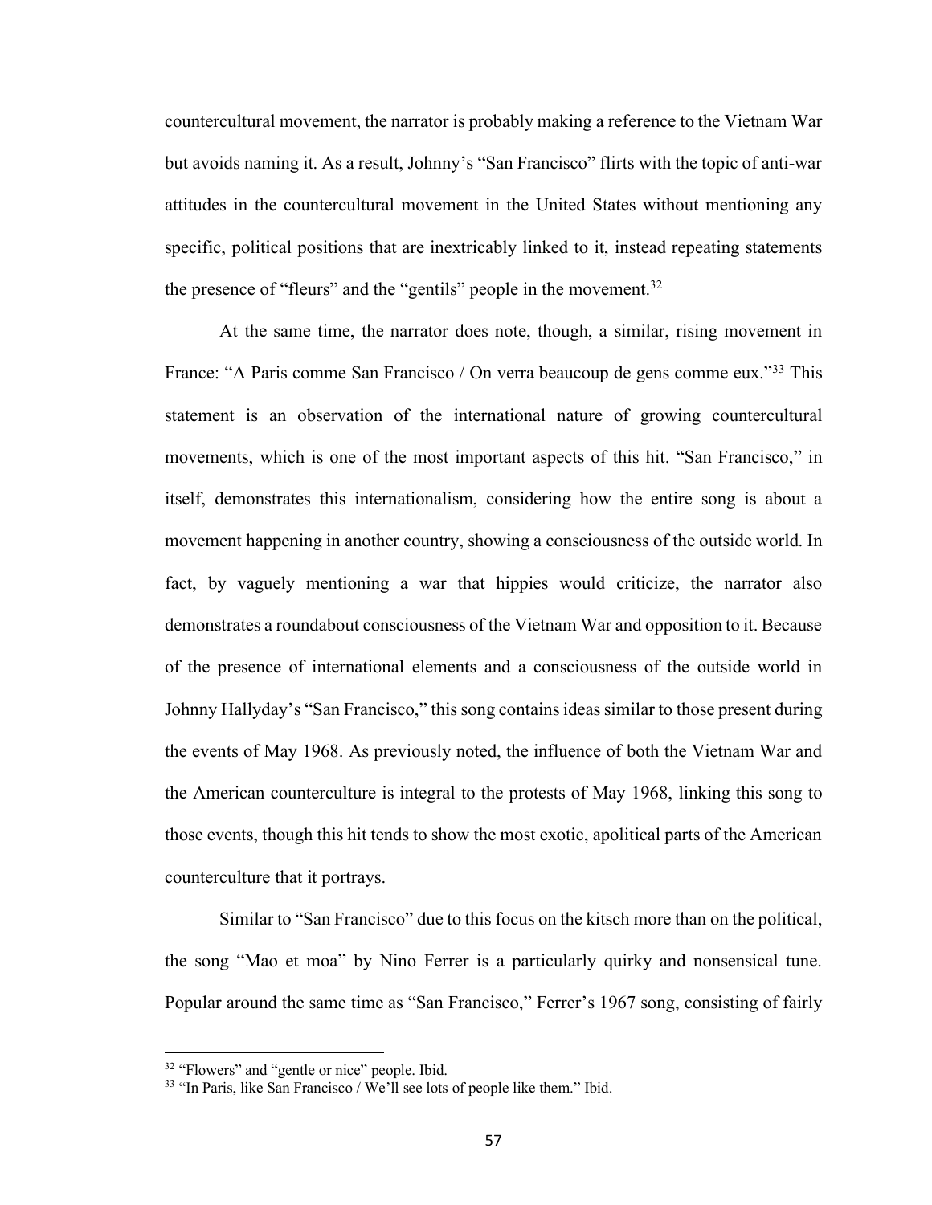countercultural movement, the narrator is probably making a reference to the Vietnam War but avoids naming it. As a result, Johnny's "San Francisco" flirts with the topic of anti-war attitudes in the countercultural movement in the United States without mentioning any specific, political positions that are inextricably linked to it, instead repeating statements the presence of "fleurs" and the "gentils" people in the movement.[32]

At the same time, the narrator does note, though, a similar, rising movement in France: "A Paris comme San Francisco / On verra beaucoup de gens comme eux."[33] This statement is an observation of the international nature of growing countercultural movements, which is one of the most important aspects of this hit. "San Francisco," in itself, demonstrates this internationalism, considering how the entire song is about a movement happening in another country, showing a consciousness of the outside world. In fact, by vaguely mentioning a war that hippies would criticize, the narrator also demonstrates a roundabout consciousness of the Vietnam War and opposition to it. Because of the presence of international elements and a consciousness of the outside world in Johnny Hallyday's "San Francisco," this song contains ideas similar to those present during the events of May 1968. As previously noted, the influence of both the Vietnam War and the American counterculture is integral to the protests of May 1968, linking this song to those events, though this hit tends to show the most exotic, apolitical parts of the American counterculture that it portrays.

Similar to "San Francisco" due to this focus on the kitsch more than on the political, the song "Mao et moa" by Nino Ferrer is a particularly quirky and nonsensical tune. Popular around the same time as "San Francisco," Ferrer's 1967 song, consisting of fairly

---

[32] "Flowers" and "gentle or nice" people. Ibid.

[33] "In Paris, like San Francisco / We'll see lots of people like them." Ibid.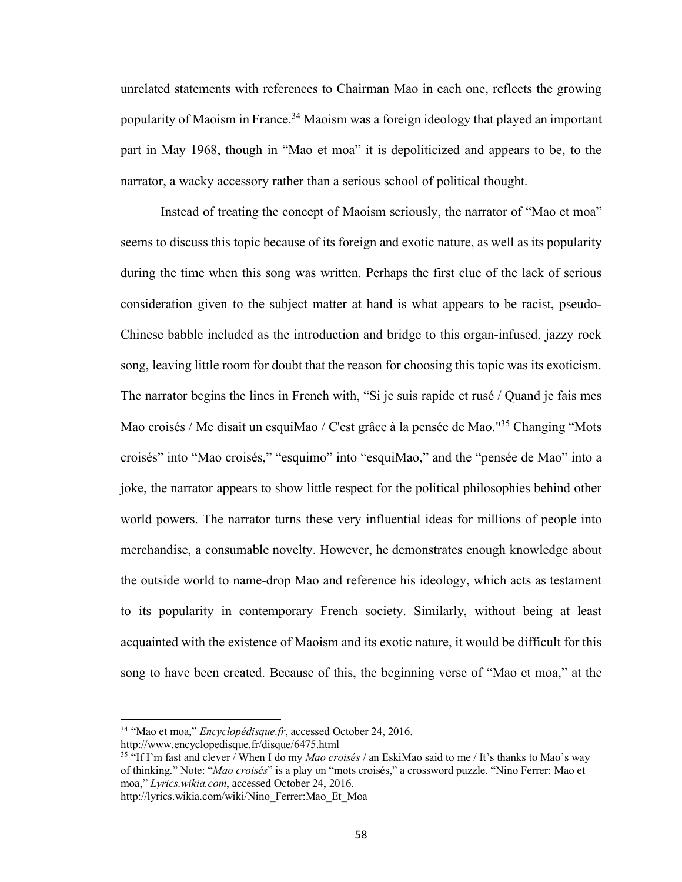unrelated statements with references to Chairman Mao in each one, reflects the growing popularity of Maoism in France.[34] Maoism was a foreign ideology that played an important part in May 1968, though in "Mao et moa" it is depoliticized and appears to be, to the narrator, a wacky accessory rather than a serious school of political thought.

Instead of treating the concept of Maoism seriously, the narrator of "Mao et moa" seems to discuss this topic because of its foreign and exotic nature, as well as its popularity during the time when this song was written. Perhaps the first clue of the lack of serious consideration given to the subject matter at hand is what appears to be racist, pseudo-Chinese babble included as the introduction and bridge to this organ-infused, jazzy rock song, leaving little room for doubt that the reason for choosing this topic was its exoticism. The narrator begins the lines in French with, "Si je suis rapide et rusé / Quand je fais mes Mao croisés / Me disait un esquiMao / C'est grâce à la pensée de Mao."[35] Changing "Mots croisés" into "Mao croisés," "esquimo" into "esquiMao," and the "pensée de Mao" into a joke, the narrator appears to show little respect for the political philosophies behind other world powers. The narrator turns these very influential ideas for millions of people into merchandise, a consumable novelty. However, he demonstrates enough knowledge about the outside world to name-drop Mao and reference his ideology, which acts as testament to its popularity in contemporary French society. Similarly, without being at least acquainted with the existence of Maoism and its exotic nature, it would be difficult for this song to have been created. Because of this, the beginning verse of "Mao et moa," at the

---

[34] "Mao et moa," *Encyclopédisque.fr*, accessed October 24, 2016. http://www.encyclopedisque.fr/disque/6475.html

[35] "If I'm fast and clever / When I do my *Mao croisés* / an EskiMao said to me / It's thanks to Mao's way of thinking." Note: "*Mao croisés*" is a play on "mots croisés," a crossword puzzle. "Nino Ferrer: Mao et moa," *Lyrics.wikia.com*, accessed October 24, 2016. http://lyrics.wikia.com/wiki/Nino_Ferrer:Mao_Et_Moa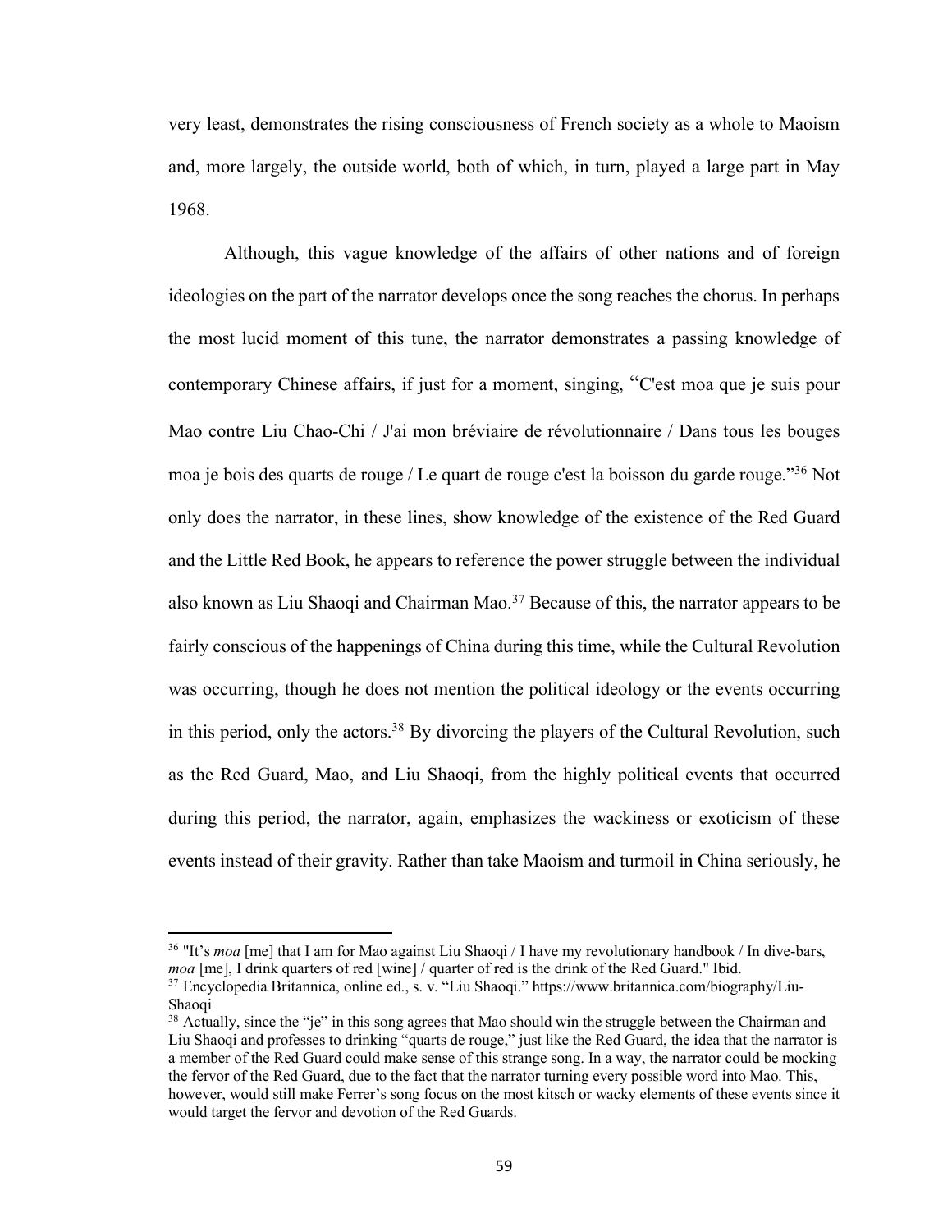very least, demonstrates the rising consciousness of French society as a whole to Maoism and, more largely, the outside world, both of which, in turn, played a large part in May 1968.

Although, this vague knowledge of the affairs of other nations and of foreign ideologies on the part of the narrator develops once the song reaches the chorus. In perhaps the most lucid moment of this tune, the narrator demonstrates a passing knowledge of contemporary Chinese affairs, if just for a moment, singing, "C'est moa que je suis pour Mao contre Liu Chao-Chi / J'ai mon bréviaire de révolutionnaire / Dans tous les bouges moa je bois des quarts de rouge / Le quart de rouge c'est la boisson du garde rouge."[36] Not only does the narrator, in these lines, show knowledge of the existence of the Red Guard and the Little Red Book, he appears to reference the power struggle between the individual also known as Liu Shaoqi and Chairman Mao.[37] Because of this, the narrator appears to be fairly conscious of the happenings of China during this time, while the Cultural Revolution was occurring, though he does not mention the political ideology or the events occurring in this period, only the actors.[38] By divorcing the players of the Cultural Revolution, such as the Red Guard, Mao, and Liu Shaoqi, from the highly political events that occurred during this period, the narrator, again, emphasizes the wackiness or exoticism of these events instead of their gravity. Rather than take Maoism and turmoil in China seriously, he

---

[36] "It's *moa* [me] that I am for Mao against Liu Shaoqi / I have my revolutionary handbook / In dive-bars, *moa* [me], I drink quarters of red [wine] / quarter of red is the drink of the Red Guard." Ibid.

[37] Encyclopedia Britannica, online ed., s. v. "Liu Shaoqi." https://www.britannica.com/biography/Liu-Shaoqi

[38] Actually, since the "je" in this song agrees that Mao should win the struggle between the Chairman and Liu Shaoqi and professes to drinking "quarts de rouge," just like the Red Guard, the idea that the narrator is a member of the Red Guard could make sense of this strange song. In a way, the narrator could be mocking the fervor of the Red Guard, due to the fact that the narrator turning every possible word into Mao. This, however, would still make Ferrer's song focus on the most kitsch or wacky elements of these events since it would target the fervor and devotion of the Red Guards.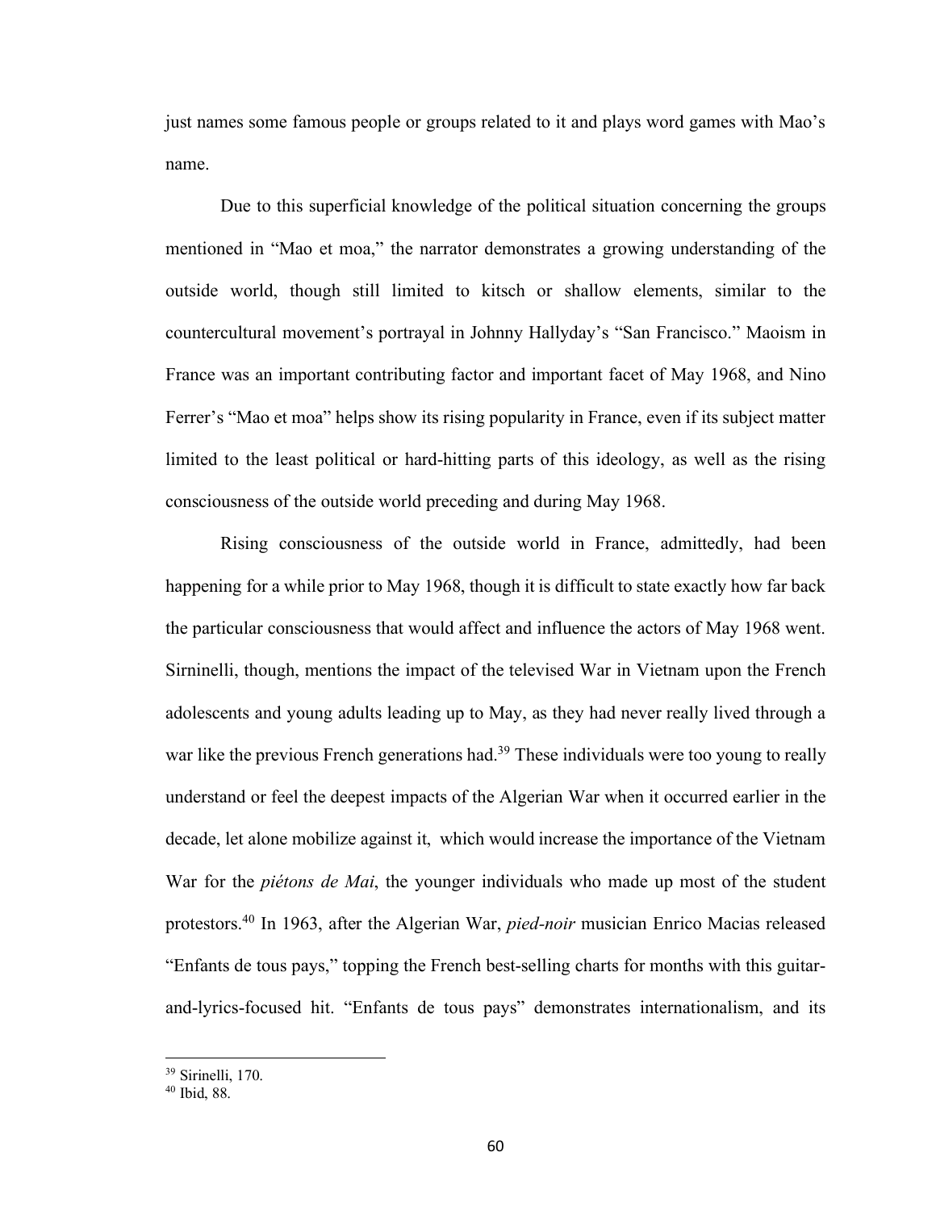just names some famous people or groups related to it and plays word games with Mao's name.

Due to this superficial knowledge of the political situation concerning the groups mentioned in "Mao et moa," the narrator demonstrates a growing understanding of the outside world, though still limited to kitsch or shallow elements, similar to the countercultural movement's portrayal in Johnny Hallyday's "San Francisco." Maoism in France was an important contributing factor and important facet of May 1968, and Nino Ferrer's "Mao et moa" helps show its rising popularity in France, even if its subject matter limited to the least political or hard-hitting parts of this ideology, as well as the rising consciousness of the outside world preceding and during May 1968.

Rising consciousness of the outside world in France, admittedly, had been happening for a while prior to May 1968, though it is difficult to state exactly how far back the particular consciousness that would affect and influence the actors of May 1968 went. Sirninelli, though, mentions the impact of the televised War in Vietnam upon the French adolescents and young adults leading up to May, as they had never really lived through a war like the previous French generations had.[39] These individuals were too young to really understand or feel the deepest impacts of the Algerian War when it occurred earlier in the decade, let alone mobilize against it, which would increase the importance of the Vietnam War for the *piétons de Mai*, the younger individuals who made up most of the student protestors.[40] In 1963, after the Algerian War, *pied-noir* musician Enrico Macias released "Enfants de tous pays," topping the French best-selling charts for months with this guitar-and-lyrics-focused hit. "Enfants de tous pays" demonstrates internationalism, and its

[39] Sirinelli, 170.

[40] Ibid, 88.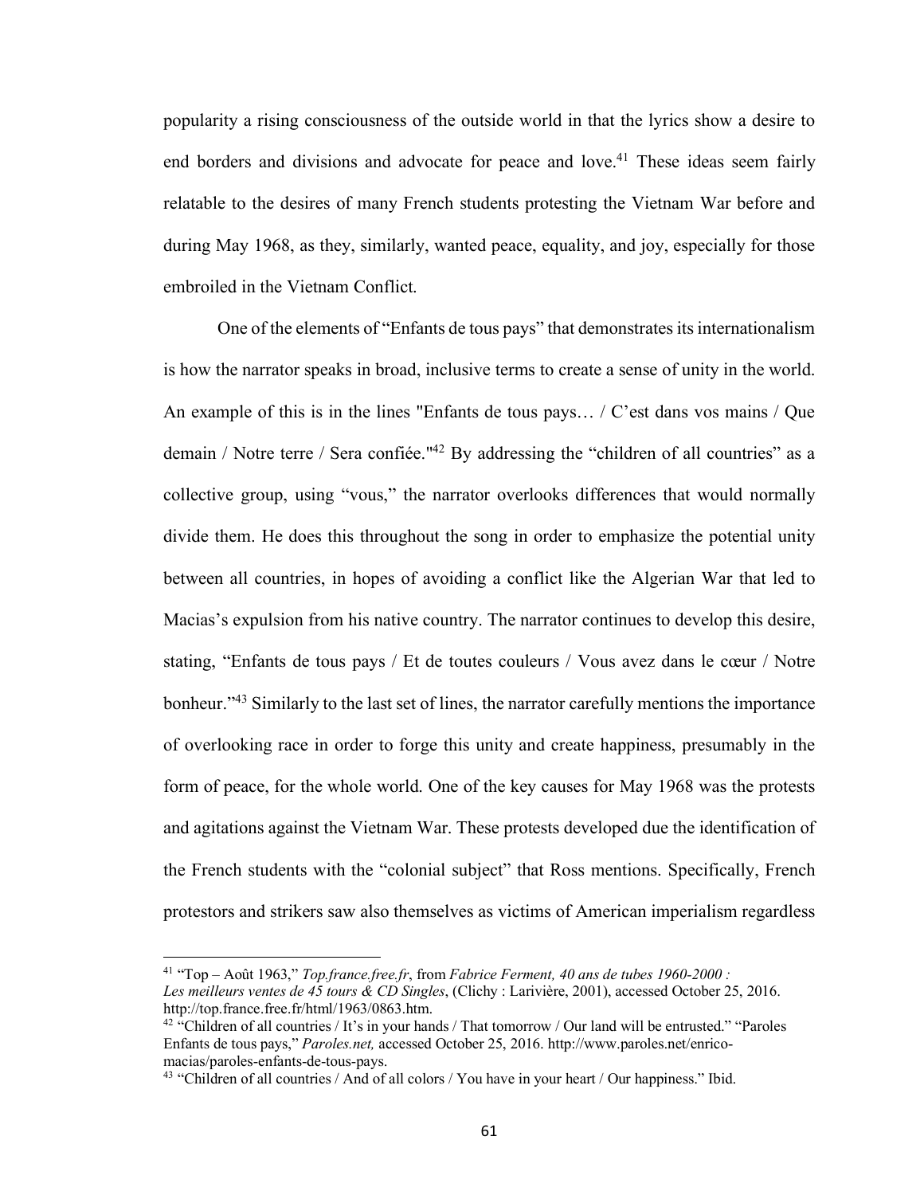popularity a rising consciousness of the outside world in that the lyrics show a desire to end borders and divisions and advocate for peace and love.[41] These ideas seem fairly relatable to the desires of many French students protesting the Vietnam War before and during May 1968, as they, similarly, wanted peace, equality, and joy, especially for those embroiled in the Vietnam Conflict.

One of the elements of "Enfants de tous pays" that demonstrates its internationalism is how the narrator speaks in broad, inclusive terms to create a sense of unity in the world. An example of this is in the lines "Enfants de tous pays… / C'est dans vos mains / Que demain / Notre terre / Sera confiée."[42] By addressing the "children of all countries" as a collective group, using "vous," the narrator overlooks differences that would normally divide them. He does this throughout the song in order to emphasize the potential unity between all countries, in hopes of avoiding a conflict like the Algerian War that led to Macias's expulsion from his native country. The narrator continues to develop this desire, stating, "Enfants de tous pays / Et de toutes couleurs / Vous avez dans le cœur / Notre bonheur."[43] Similarly to the last set of lines, the narrator carefully mentions the importance of overlooking race in order to forge this unity and create happiness, presumably in the form of peace, for the whole world. One of the key causes for May 1968 was the protests and agitations against the Vietnam War. These protests developed due the identification of the French students with the "colonial subject" that Ross mentions. Specifically, French protestors and strikers saw also themselves as victims of American imperialism regardless

---

[41] "Top – Août 1963," *Top.france.free.fr*, from *Fabrice Ferment, 40 ans de tubes 1960-2000 : Les meilleurs ventes de 45 tours & CD Singles*, (Clichy : Larivière, 2001), accessed October 25, 2016. http://top.france.free.fr/html/1963/0863.htm.

[42] "Children of all countries / It's in your hands / That tomorrow / Our land will be entrusted." "Paroles Enfants de tous pays," *Paroles.net,* accessed October 25, 2016. http://www.paroles.net/enrico-macias/paroles-enfants-de-tous-pays.

[43] "Children of all countries / And of all colors / You have in your heart / Our happiness." Ibid.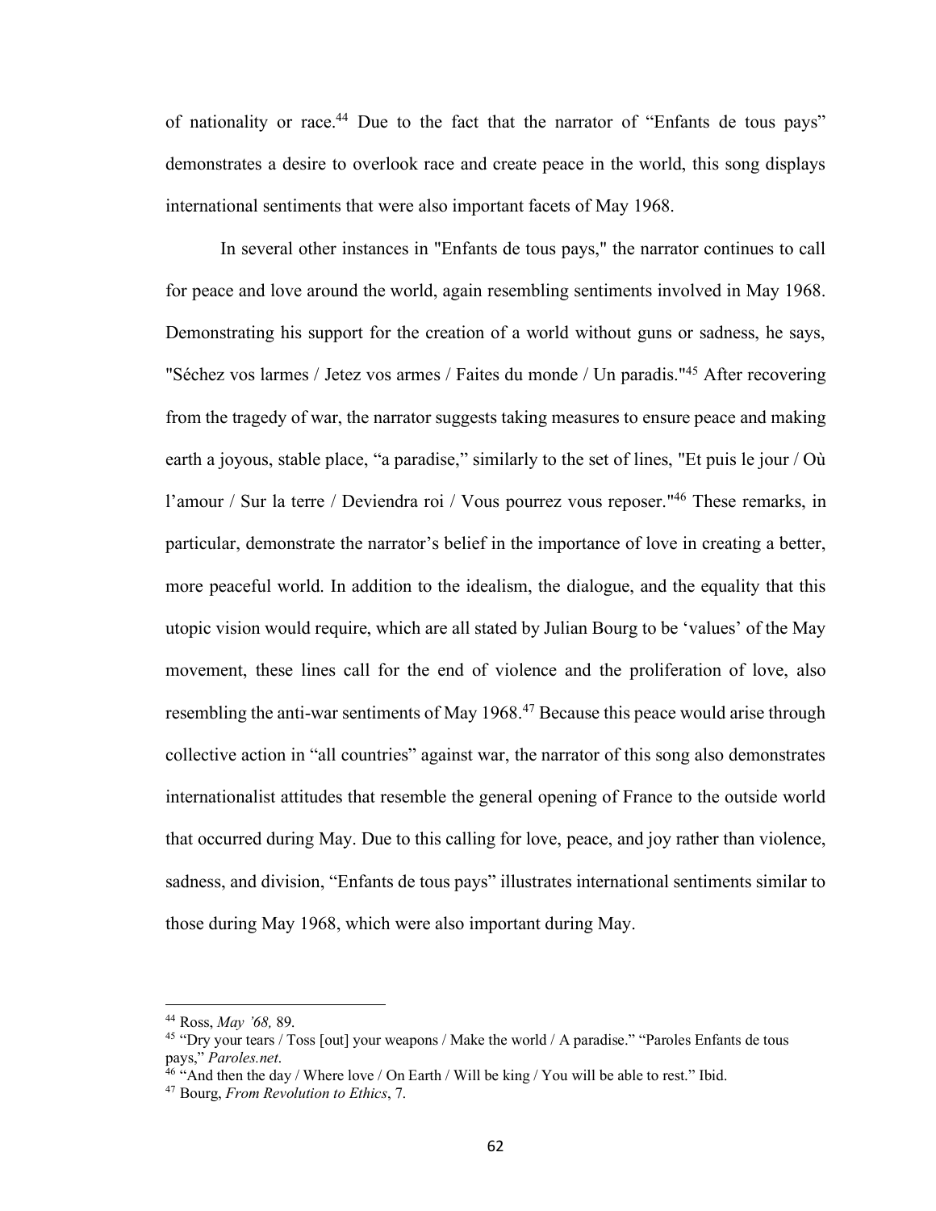of nationality or race.[44] Due to the fact that the narrator of "Enfants de tous pays" demonstrates a desire to overlook race and create peace in the world, this song displays international sentiments that were also important facets of May 1968.

In several other instances in "Enfants de tous pays," the narrator continues to call for peace and love around the world, again resembling sentiments involved in May 1968. Demonstrating his support for the creation of a world without guns or sadness, he says, "Séchez vos larmes / Jetez vos armes / Faites du monde / Un paradis."[45] After recovering from the tragedy of war, the narrator suggests taking measures to ensure peace and making earth a joyous, stable place, "a paradise," similarly to the set of lines, "Et puis le jour / Où l'amour / Sur la terre / Deviendra roi / Vous pourrez vous reposer."[46] These remarks, in particular, demonstrate the narrator's belief in the importance of love in creating a better, more peaceful world. In addition to the idealism, the dialogue, and the equality that this utopic vision would require, which are all stated by Julian Bourg to be 'values' of the May movement, these lines call for the end of violence and the proliferation of love, also resembling the anti-war sentiments of May 1968.[47] Because this peace would arise through collective action in "all countries" against war, the narrator of this song also demonstrates internationalist attitudes that resemble the general opening of France to the outside world that occurred during May. Due to this calling for love, peace, and joy rather than violence, sadness, and division, "Enfants de tous pays" illustrates international sentiments similar to those during May 1968, which were also important during May.

---

[44] Ross, *May '68,* 89.

[45] "Dry your tears / Toss [out] your weapons / Make the world / A paradise." "Paroles Enfants de tous pays," *Paroles.net*.

[46] "And then the day / Where love / On Earth / Will be king / You will be able to rest." Ibid.

[47] Bourg, *From Revolution to Ethics*, 7.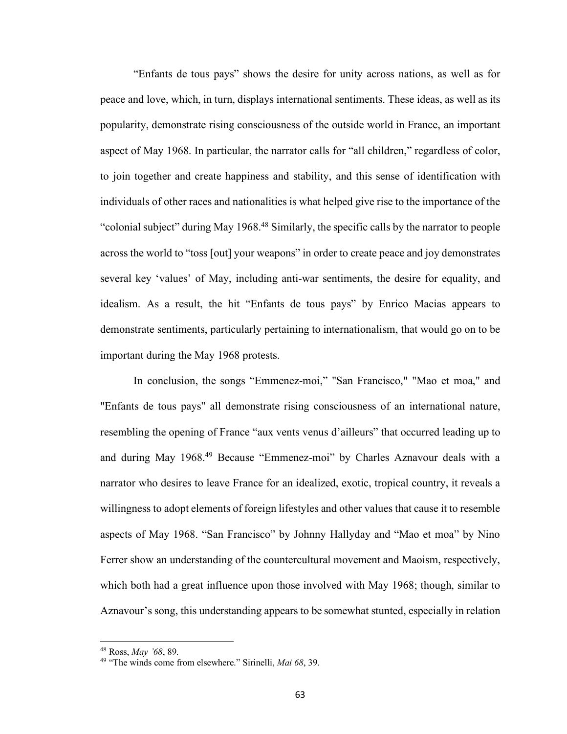"Enfants de tous pays" shows the desire for unity across nations, as well as for peace and love, which, in turn, displays international sentiments. These ideas, as well as its popularity, demonstrate rising consciousness of the outside world in France, an important aspect of May 1968. In particular, the narrator calls for "all children," regardless of color, to join together and create happiness and stability, and this sense of identification with individuals of other races and nationalities is what helped give rise to the importance of the "colonial subject" during May 1968.[48] Similarly, the specific calls by the narrator to people across the world to "toss [out] your weapons" in order to create peace and joy demonstrates several key 'values' of May, including anti-war sentiments, the desire for equality, and idealism. As a result, the hit "Enfants de tous pays" by Enrico Macias appears to demonstrate sentiments, particularly pertaining to internationalism, that would go on to be important during the May 1968 protests.

In conclusion, the songs "Emmenez-moi," "San Francisco," "Mao et moa," and "Enfants de tous pays" all demonstrate rising consciousness of an international nature, resembling the opening of France "aux vents venus d'ailleurs" that occurred leading up to and during May 1968.[49] Because "Emmenez-moi" by Charles Aznavour deals with a narrator who desires to leave France for an idealized, exotic, tropical country, it reveals a willingness to adopt elements of foreign lifestyles and other values that cause it to resemble aspects of May 1968. "San Francisco" by Johnny Hallyday and "Mao et moa" by Nino Ferrer show an understanding of the countercultural movement and Maoism, respectively, which both had a great influence upon those involved with May 1968; though, similar to Aznavour's song, this understanding appears to be somewhat stunted, especially in relation

---

[48] Ross, *May '68*, 89.

[49] "The winds come from elsewhere." Sirinelli, *Mai 68*, 39.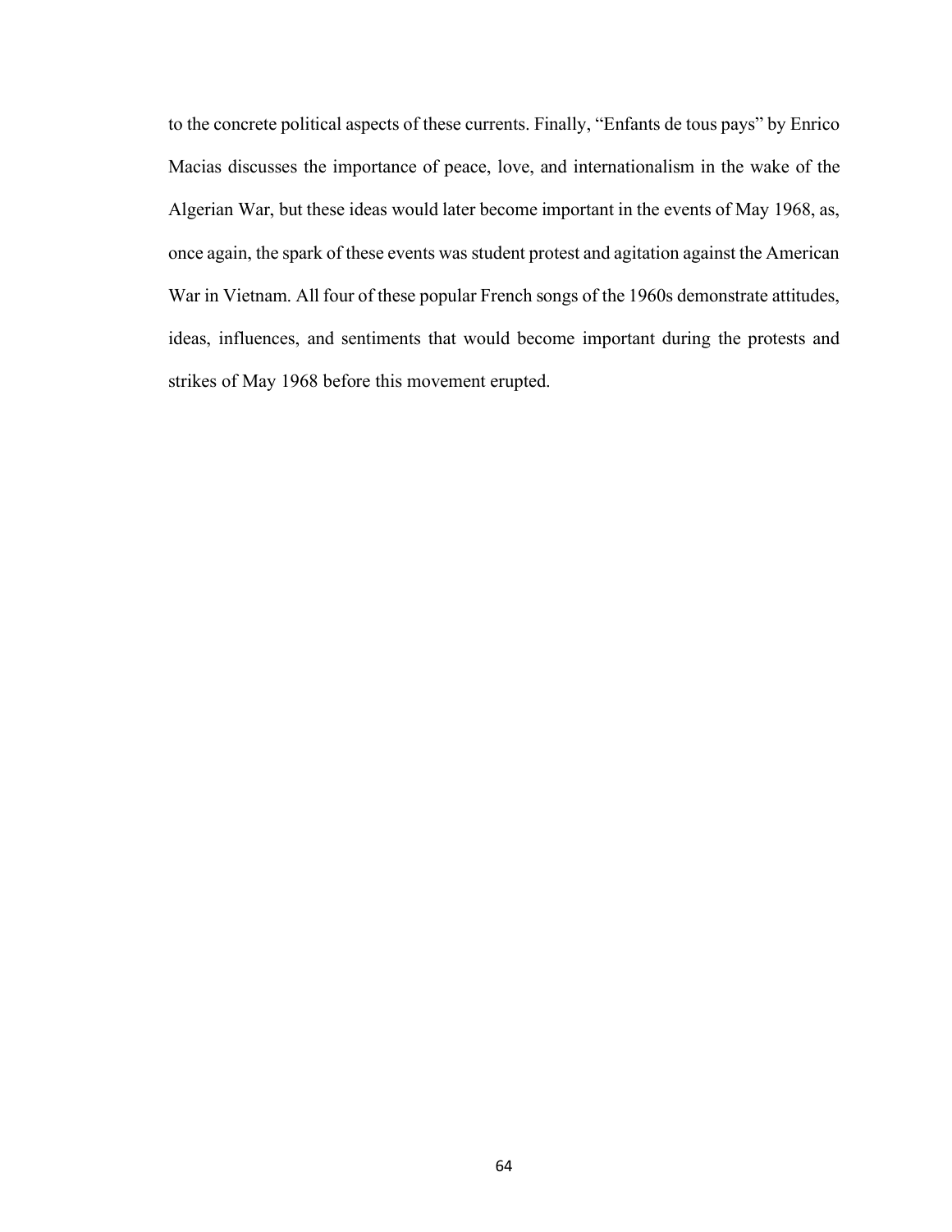to the concrete political aspects of these currents. Finally, "Enfants de tous pays" by Enrico Macias discusses the importance of peace, love, and internationalism in the wake of the Algerian War, but these ideas would later become important in the events of May 1968, as, once again, the spark of these events was student protest and agitation against the American War in Vietnam. All four of these popular French songs of the 1960s demonstrate attitudes, ideas, influences, and sentiments that would become important during the protests and strikes of May 1968 before this movement erupted.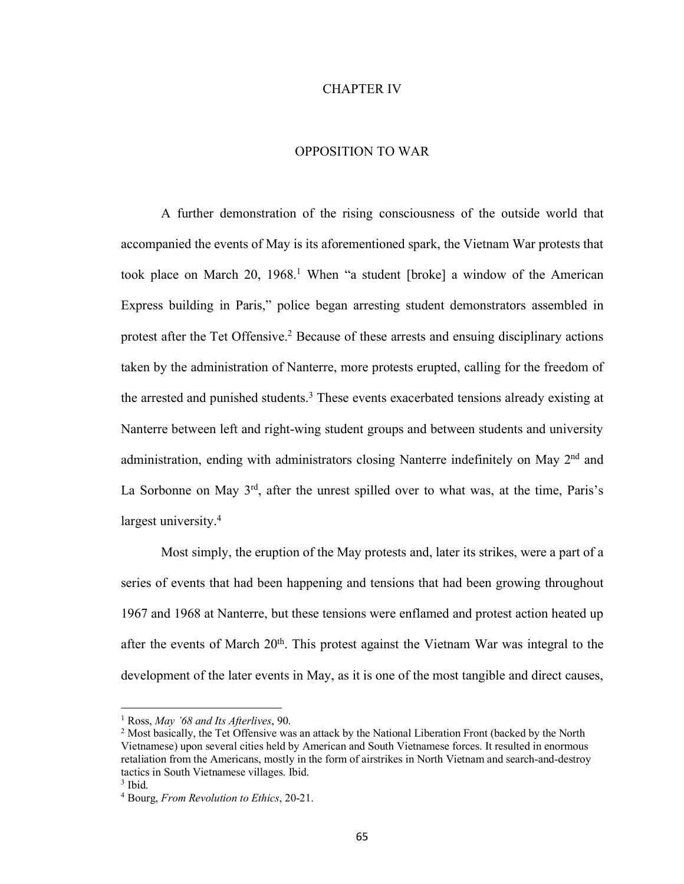# CHAPTER IV

## OPPOSITION TO WAR

A further demonstration of the rising consciousness of the outside world that accompanied the events of May is its aforementioned spark, the Vietnam War protests that took place on March 20, 1968.[1] When "a student [broke] a window of the American Express building in Paris," police began arresting student demonstrators assembled in protest after the Tet Offensive.[2] Because of these arrests and ensuing disciplinary actions taken by the administration of Nanterre, more protests erupted, calling for the freedom of the arrested and punished students.[3] These events exacerbated tensions already existing at Nanterre between left and right-wing student groups and between students and university administration, ending with administrators closing Nanterre indefinitely on May 2nd and La Sorbonne on May 3rd, after the unrest spilled over to what was, at the time, Paris's largest university.[4]

Most simply, the eruption of the May protests and, later its strikes, were a part of a series of events that had been happening and tensions that had been growing throughout 1967 and 1968 at Nanterre, but these tensions were enflamed and protest action heated up after the events of March 20th. This protest against the Vietnam War was integral to the development of the later events in May, as it is one of the most tangible and direct causes,

---

[1] Ross, *May '68 and Its Afterlives*, 90.

[2] Most basically, the Tet Offensive was an attack by the National Liberation Front (backed by the North Vietnamese) upon several cities held by American and South Vietnamese forces. It resulted in enormous retaliation from the Americans, mostly in the form of airstrikes in North Vietnam and search-and-destroy tactics in South Vietnamese villages. Ibid.

[3] Ibid.

[4] Bourg, *From Revolution to Ethics*, 20-21.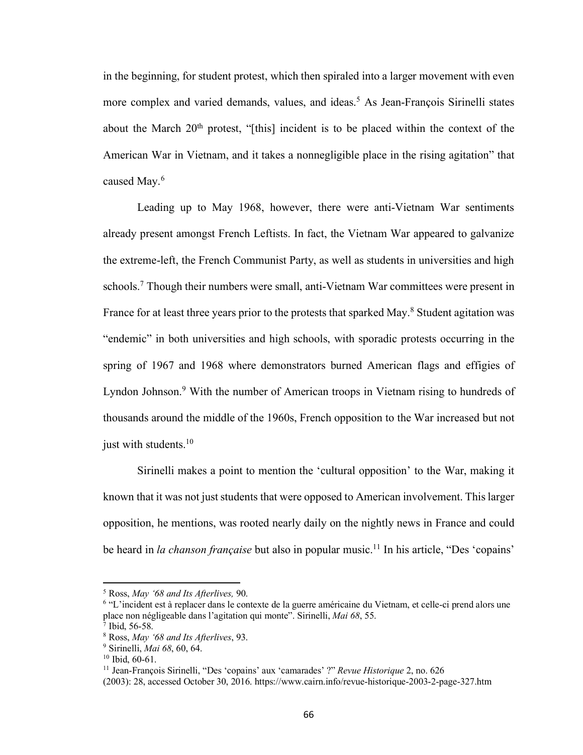in the beginning, for student protest, which then spiraled into a larger movement with even more complex and varied demands, values, and ideas.[5] As Jean-François Sirinelli states about the March 20th protest, "[this] incident is to be placed within the context of the American War in Vietnam, and it takes a nonnegligible place in the rising agitation" that caused May.[6]

Leading up to May 1968, however, there were anti-Vietnam War sentiments already present amongst French Leftists. In fact, the Vietnam War appeared to galvanize the extreme-left, the French Communist Party, as well as students in universities and high schools.[7] Though their numbers were small, anti-Vietnam War committees were present in France for at least three years prior to the protests that sparked May.[8] Student agitation was "endemic" in both universities and high schools, with sporadic protests occurring in the spring of 1967 and 1968 where demonstrators burned American flags and effigies of Lyndon Johnson.[9] With the number of American troops in Vietnam rising to hundreds of thousands around the middle of the 1960s, French opposition to the War increased but not just with students.[10]

Sirinelli makes a point to mention the 'cultural opposition' to the War, making it known that it was not just students that were opposed to American involvement. This larger opposition, he mentions, was rooted nearly daily on the nightly news in France and could be heard in *la chanson française* but also in popular music.[11] In his article, "Des 'copains'

---

[5] Ross, *May '68 and Its Afterlives,* 90.

[6] "L'incident est à replacer dans le contexte de la guerre américaine du Vietnam, et celle-ci prend alors une place non négligeable dans l'agitation qui monte". Sirinelli, *Mai 68*, 55.

[7] Ibid, 56-58.

[8] Ross, *May '68 and Its Afterlives*, 93.

[9] Sirinelli, *Mai 68*, 60, 64.

[10] Ibid, 60-61.

[11] Jean-François Sirinelli, "Des 'copains' aux 'camarades' ?" *Revue Historique* 2, no. 626 (2003): 28, accessed October 30, 2016. https://www.cairn.info/revue-historique-2003-2-page-327.htm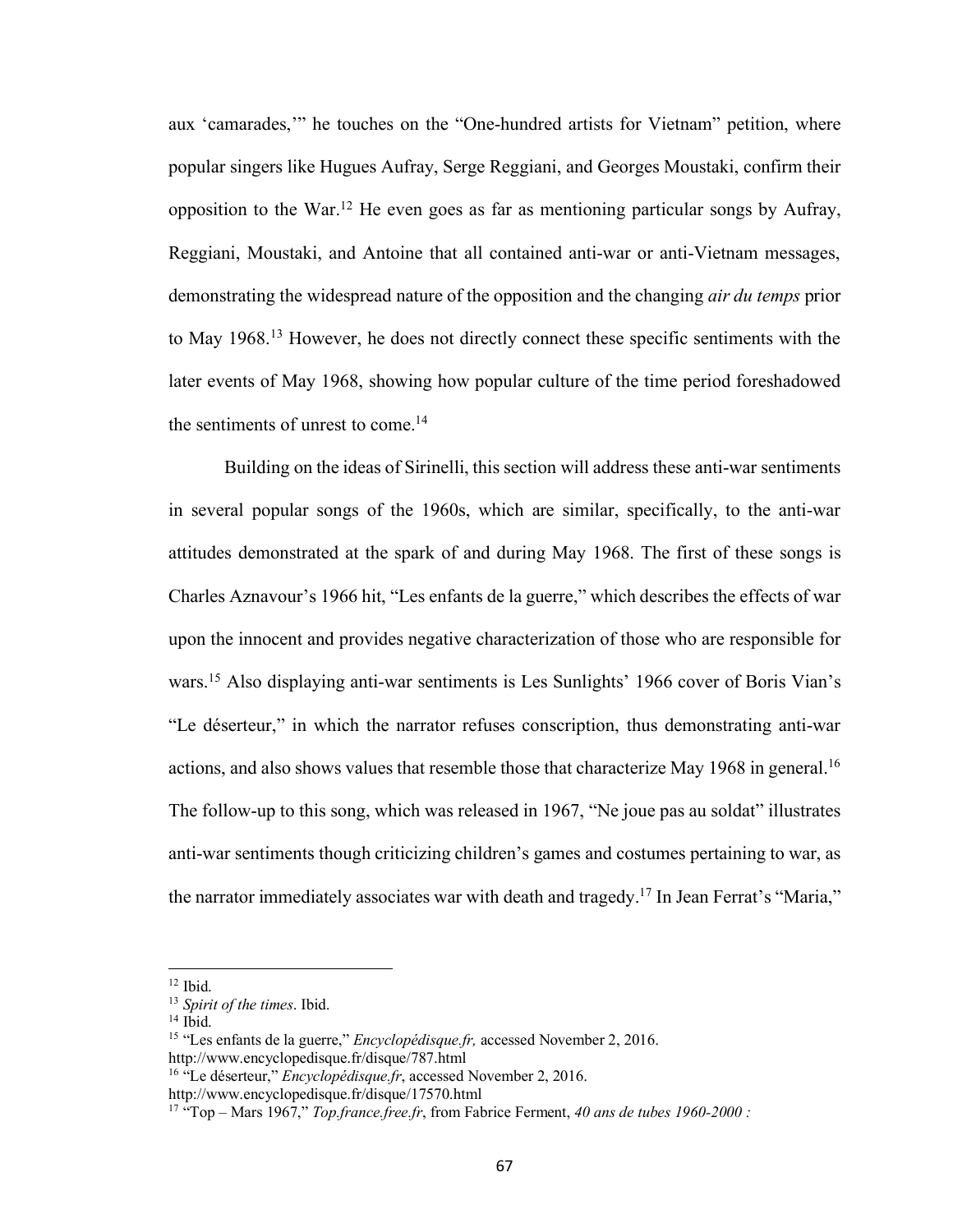aux 'camarades,'" he touches on the "One-hundred artists for Vietnam" petition, where popular singers like Hugues Aufray, Serge Reggiani, and Georges Moustaki, confirm their opposition to the War.[12] He even goes as far as mentioning particular songs by Aufray, Reggiani, Moustaki, and Antoine that all contained anti-war or anti-Vietnam messages, demonstrating the widespread nature of the opposition and the changing *air du temps* prior to May 1968.[13] However, he does not directly connect these specific sentiments with the later events of May 1968, showing how popular culture of the time period foreshadowed the sentiments of unrest to come.[14]

Building on the ideas of Sirinelli, this section will address these anti-war sentiments in several popular songs of the 1960s, which are similar, specifically, to the anti-war attitudes demonstrated at the spark of and during May 1968. The first of these songs is Charles Aznavour's 1966 hit, "Les enfants de la guerre," which describes the effects of war upon the innocent and provides negative characterization of those who are responsible for wars.[15] Also displaying anti-war sentiments is Les Sunlights' 1966 cover of Boris Vian's "Le déserteur," in which the narrator refuses conscription, thus demonstrating anti-war actions, and also shows values that resemble those that characterize May 1968 in general.[16] The follow-up to this song, which was released in 1967, "Ne joue pas au soldat" illustrates anti-war sentiments though criticizing children's games and costumes pertaining to war, as the narrator immediately associates war with death and tragedy.[17] In Jean Ferrat's "Maria,"

---

[12] Ibid.

[13] *Spirit of the times*. Ibid.

[14] Ibid.

[15] "Les enfants de la guerre," *Encyclopédisque.fr,* accessed November 2, 2016. http://www.encyclopedisque.fr/disque/787.html

[16] "Le déserteur," *Encyclopédisque.fr*, accessed November 2, 2016. http://www.encyclopedisque.fr/disque/17570.html

[17] "Top – Mars 1967," *Top.france.free.fr*, from Fabrice Ferment, *40 ans de tubes 1960-2000 :*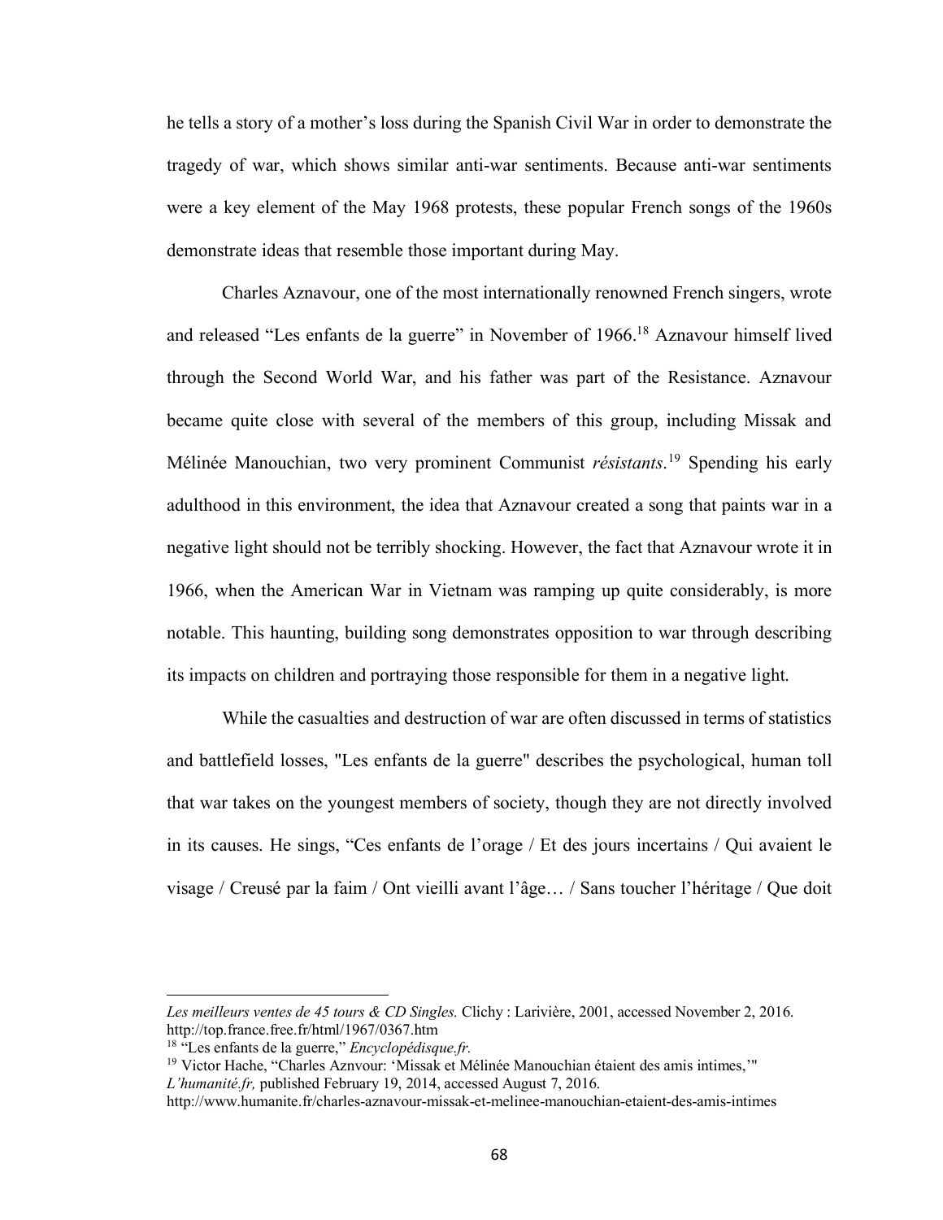he tells a story of a mother's loss during the Spanish Civil War in order to demonstrate the tragedy of war, which shows similar anti-war sentiments. Because anti-war sentiments were a key element of the May 1968 protests, these popular French songs of the 1960s demonstrate ideas that resemble those important during May.

Charles Aznavour, one of the most internationally renowned French singers, wrote and released "Les enfants de la guerre" in November of 1966.[18] Aznavour himself lived through the Second World War, and his father was part of the Resistance. Aznavour became quite close with several of the members of this group, including Missak and Mélinée Manouchian, two very prominent Communist *résistants*.[19] Spending his early adulthood in this environment, the idea that Aznavour created a song that paints war in a negative light should not be terribly shocking. However, the fact that Aznavour wrote it in 1966, when the American War in Vietnam was ramping up quite considerably, is more notable. This haunting, building song demonstrates opposition to war through describing its impacts on children and portraying those responsible for them in a negative light.

While the casualties and destruction of war are often discussed in terms of statistics and battlefield losses, "Les enfants de la guerre" describes the psychological, human toll that war takes on the youngest members of society, though they are not directly involved in its causes. He sings, "Ces enfants de l'orage / Et des jours incertains / Qui avaient le visage / Creusé par la faim / Ont vieilli avant l'âge… / Sans toucher l'héritage / Que doit

---

*Les meilleurs ventes de 45 tours & CD Singles.* Clichy : Larivière, 2001, accessed November 2, 2016. http://top.france.free.fr/html/1967/0367.htm

[18] "Les enfants de la guerre," *Encyclopédisque.fr.*

[19] Victor Hache, "Charles Aznvour: 'Missak et Mélinée Manouchian étaient des amis intimes,'" *L'humanité.fr,* published February 19, 2014, accessed August 7, 2016. http://www.humanite.fr/charles-aznavour-missak-et-melinee-manouchian-etaient-des-amis-intimes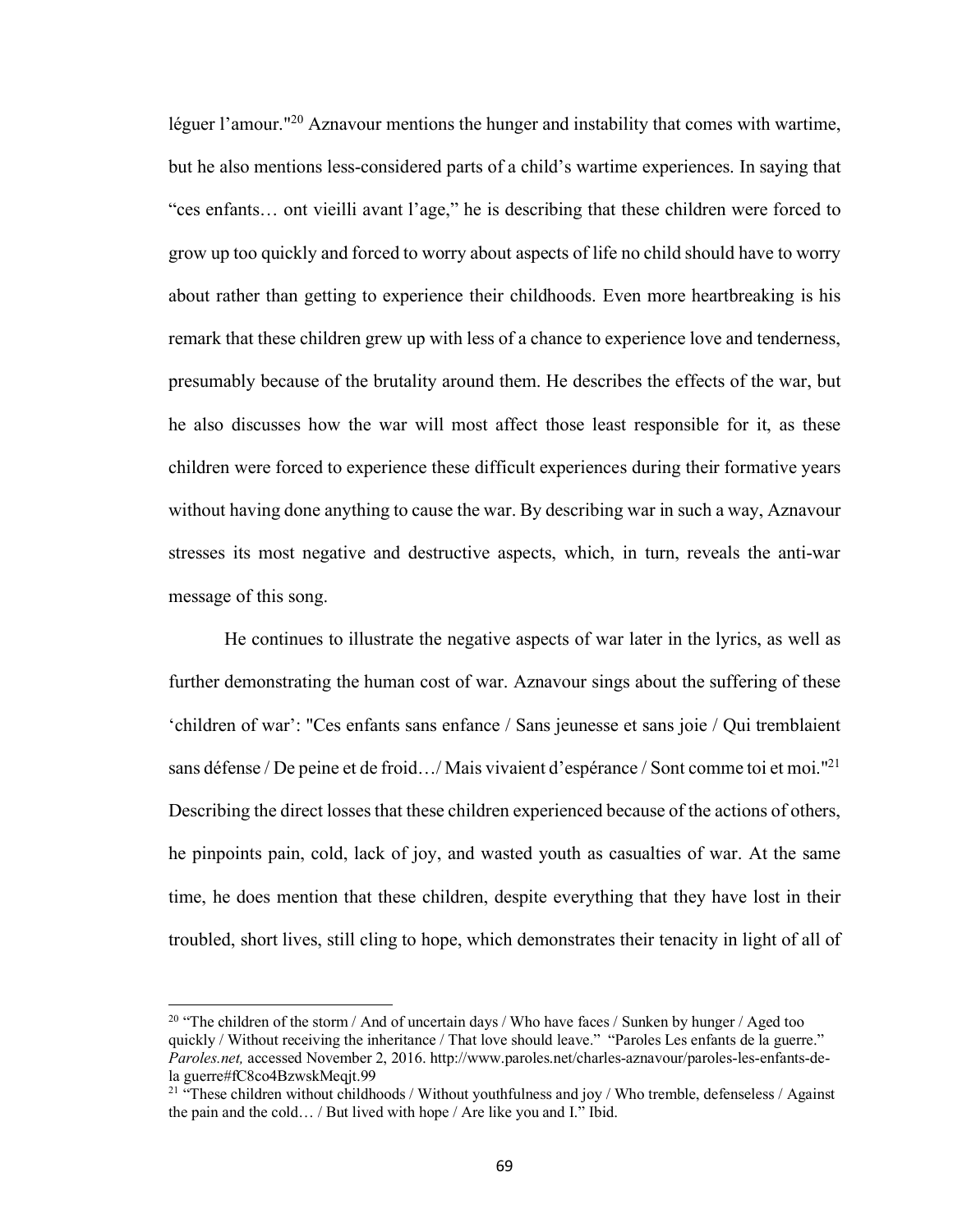léguer l'amour."[20] Aznavour mentions the hunger and instability that comes with wartime, but he also mentions less-considered parts of a child's wartime experiences. In saying that "ces enfants… ont vieilli avant l'age," he is describing that these children were forced to grow up too quickly and forced to worry about aspects of life no child should have to worry about rather than getting to experience their childhoods. Even more heartbreaking is his remark that these children grew up with less of a chance to experience love and tenderness, presumably because of the brutality around them. He describes the effects of the war, but he also discusses how the war will most affect those least responsible for it, as these children were forced to experience these difficult experiences during their formative years without having done anything to cause the war. By describing war in such a way, Aznavour stresses its most negative and destructive aspects, which, in turn, reveals the anti-war message of this song.

He continues to illustrate the negative aspects of war later in the lyrics, as well as further demonstrating the human cost of war. Aznavour sings about the suffering of these 'children of war': "Ces enfants sans enfance / Sans jeunesse et sans joie / Qui tremblaient sans défense / De peine et de froid…/ Mais vivaient d'espérance / Sont comme toi et moi."[21] Describing the direct losses that these children experienced because of the actions of others, he pinpoints pain, cold, lack of joy, and wasted youth as casualties of war. At the same time, he does mention that these children, despite everything that they have lost in their troubled, short lives, still cling to hope, which demonstrates their tenacity in light of all of

---

[20] "The children of the storm / And of uncertain days / Who have faces / Sunken by hunger / Aged too quickly / Without receiving the inheritance / That love should leave." "Paroles Les enfants de la guerre." *Paroles.net,* accessed November 2, 2016. http://www.paroles.net/charles-aznavour/paroles-les-enfants-de-la guerre#fC8co4BzwskMeqjt.99

[21] "These children without childhoods / Without youthfulness and joy / Who tremble, defenseless / Against the pain and the cold… / But lived with hope / Are like you and I." Ibid.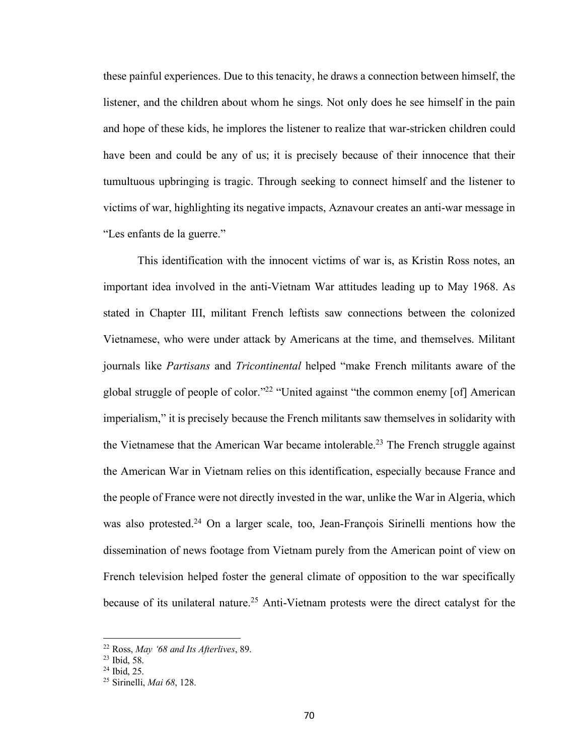these painful experiences. Due to this tenacity, he draws a connection between himself, the listener, and the children about whom he sings. Not only does he see himself in the pain and hope of these kids, he implores the listener to realize that war-stricken children could have been and could be any of us; it is precisely because of their innocence that their tumultuous upbringing is tragic. Through seeking to connect himself and the listener to victims of war, highlighting its negative impacts, Aznavour creates an anti-war message in "Les enfants de la guerre."

This identification with the innocent victims of war is, as Kristin Ross notes, an important idea involved in the anti-Vietnam War attitudes leading up to May 1968. As stated in Chapter III, militant French leftists saw connections between the colonized Vietnamese, who were under attack by Americans at the time, and themselves. Militant journals like *Partisans* and *Tricontinental* helped "make French militants aware of the global struggle of people of color."[22] "United against "the common enemy [of] American imperialism," it is precisely because the French militants saw themselves in solidarity with the Vietnamese that the American War became intolerable.[23] The French struggle against the American War in Vietnam relies on this identification, especially because France and the people of France were not directly invested in the war, unlike the War in Algeria, which was also protested.[24] On a larger scale, too, Jean-François Sirinelli mentions how the dissemination of news footage from Vietnam purely from the American point of view on French television helped foster the general climate of opposition to the war specifically because of its unilateral nature.[25] Anti-Vietnam protests were the direct catalyst for the

---

[22] Ross, *May '68 and Its Afterlives*, 89.
[23] Ibid, 58.
[24] Ibid, 25.
[25] Sirinelli, *Mai 68*, 128.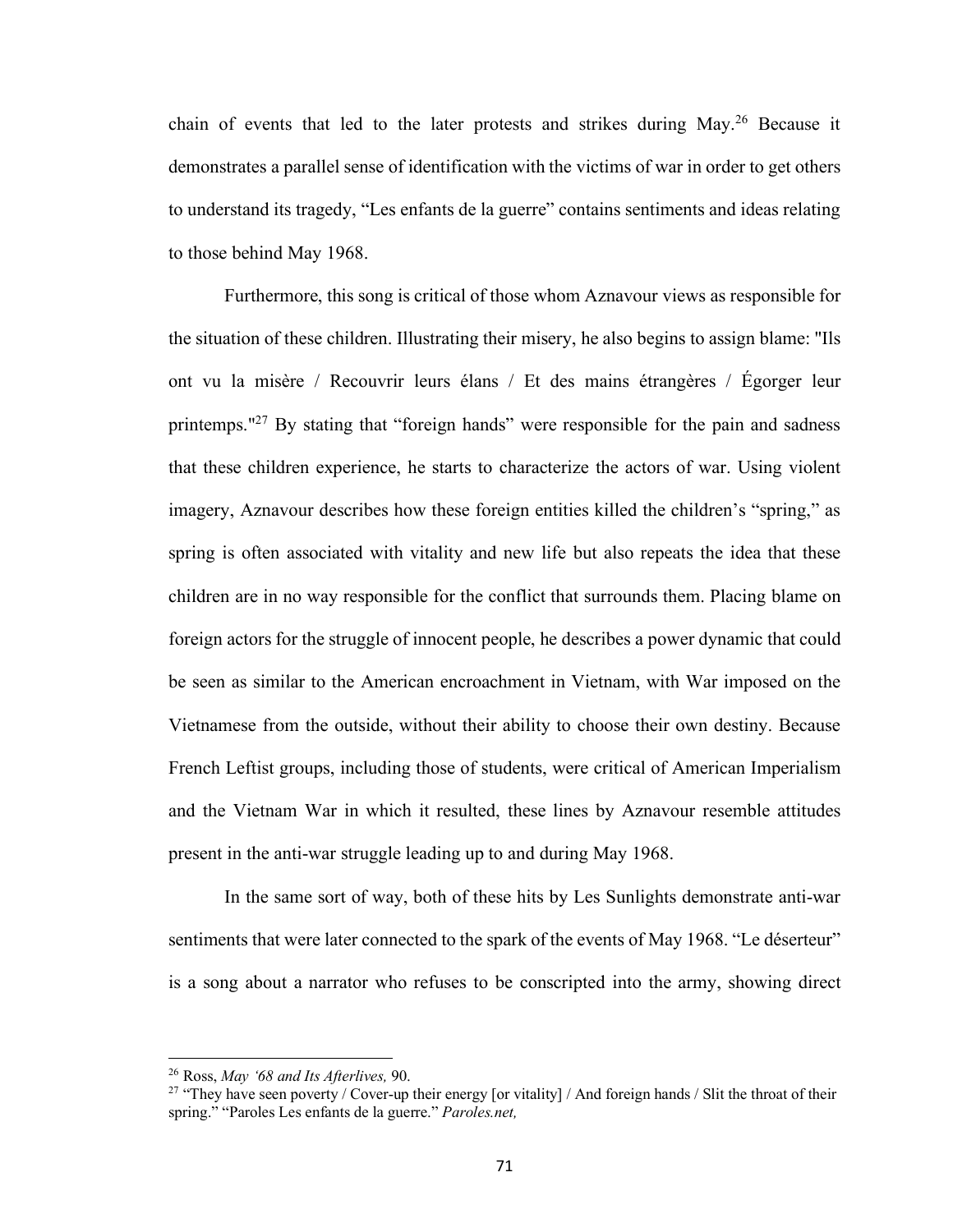chain of events that led to the later protests and strikes during May.[26] Because it demonstrates a parallel sense of identification with the victims of war in order to get others to understand its tragedy, "Les enfants de la guerre" contains sentiments and ideas relating to those behind May 1968.

Furthermore, this song is critical of those whom Aznavour views as responsible for the situation of these children. Illustrating their misery, he also begins to assign blame: "Ils ont vu la misère / Recouvrir leurs élans / Et des mains étrangères / Égorger leur printemps."[27] By stating that "foreign hands" were responsible for the pain and sadness that these children experience, he starts to characterize the actors of war. Using violent imagery, Aznavour describes how these foreign entities killed the children's "spring," as spring is often associated with vitality and new life but also repeats the idea that these children are in no way responsible for the conflict that surrounds them. Placing blame on foreign actors for the struggle of innocent people, he describes a power dynamic that could be seen as similar to the American encroachment in Vietnam, with War imposed on the Vietnamese from the outside, without their ability to choose their own destiny. Because French Leftist groups, including those of students, were critical of American Imperialism and the Vietnam War in which it resulted, these lines by Aznavour resemble attitudes present in the anti-war struggle leading up to and during May 1968.

In the same sort of way, both of these hits by Les Sunlights demonstrate anti-war sentiments that were later connected to the spark of the events of May 1968. "Le déserteur" is a song about a narrator who refuses to be conscripted into the army, showing direct

---

[26] Ross, *May '68 and Its Afterlives,* 90.

[27] "They have seen poverty / Cover-up their energy [or vitality] / And foreign hands / Slit the throat of their spring." "Paroles Les enfants de la guerre." *Paroles.net,*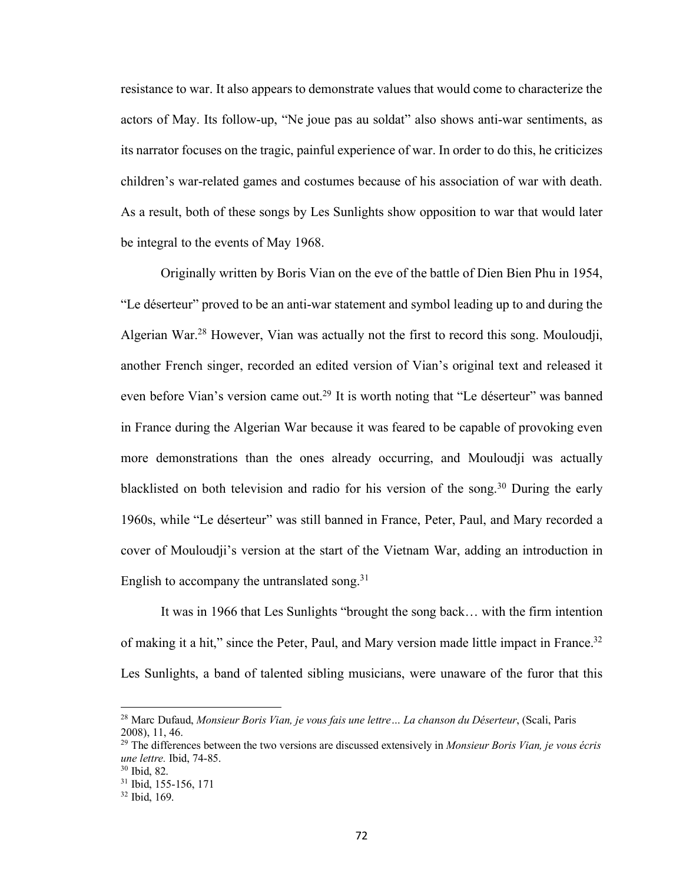resistance to war. It also appears to demonstrate values that would come to characterize the actors of May. Its follow-up, "Ne joue pas au soldat" also shows anti-war sentiments, as its narrator focuses on the tragic, painful experience of war. In order to do this, he criticizes children's war-related games and costumes because of his association of war with death. As a result, both of these songs by Les Sunlights show opposition to war that would later be integral to the events of May 1968.

Originally written by Boris Vian on the eve of the battle of Dien Bien Phu in 1954, "Le déserteur" proved to be an anti-war statement and symbol leading up to and during the Algerian War.[28] However, Vian was actually not the first to record this song. Mouloudji, another French singer, recorded an edited version of Vian's original text and released it even before Vian's version came out.[29] It is worth noting that "Le déserteur" was banned in France during the Algerian War because it was feared to be capable of provoking even more demonstrations than the ones already occurring, and Mouloudji was actually blacklisted on both television and radio for his version of the song.[30] During the early 1960s, while "Le déserteur" was still banned in France, Peter, Paul, and Mary recorded a cover of Mouloudji's version at the start of the Vietnam War, adding an introduction in English to accompany the untranslated song.[31]

It was in 1966 that Les Sunlights "brought the song back… with the firm intention of making it a hit," since the Peter, Paul, and Mary version made little impact in France.[32] Les Sunlights, a band of talented sibling musicians, were unaware of the furor that this

---

[28] Marc Dufaud, *Monsieur Boris Vian, je vous fais une lettre… La chanson du Déserteur*, (Scali, Paris 2008), 11, 46.

[29] The differences between the two versions are discussed extensively in *Monsieur Boris Vian, je vous écris une lettre.* Ibid, 74-85.

[30] Ibid, 82.

[31] Ibid, 155-156, 171

[32] Ibid, 169.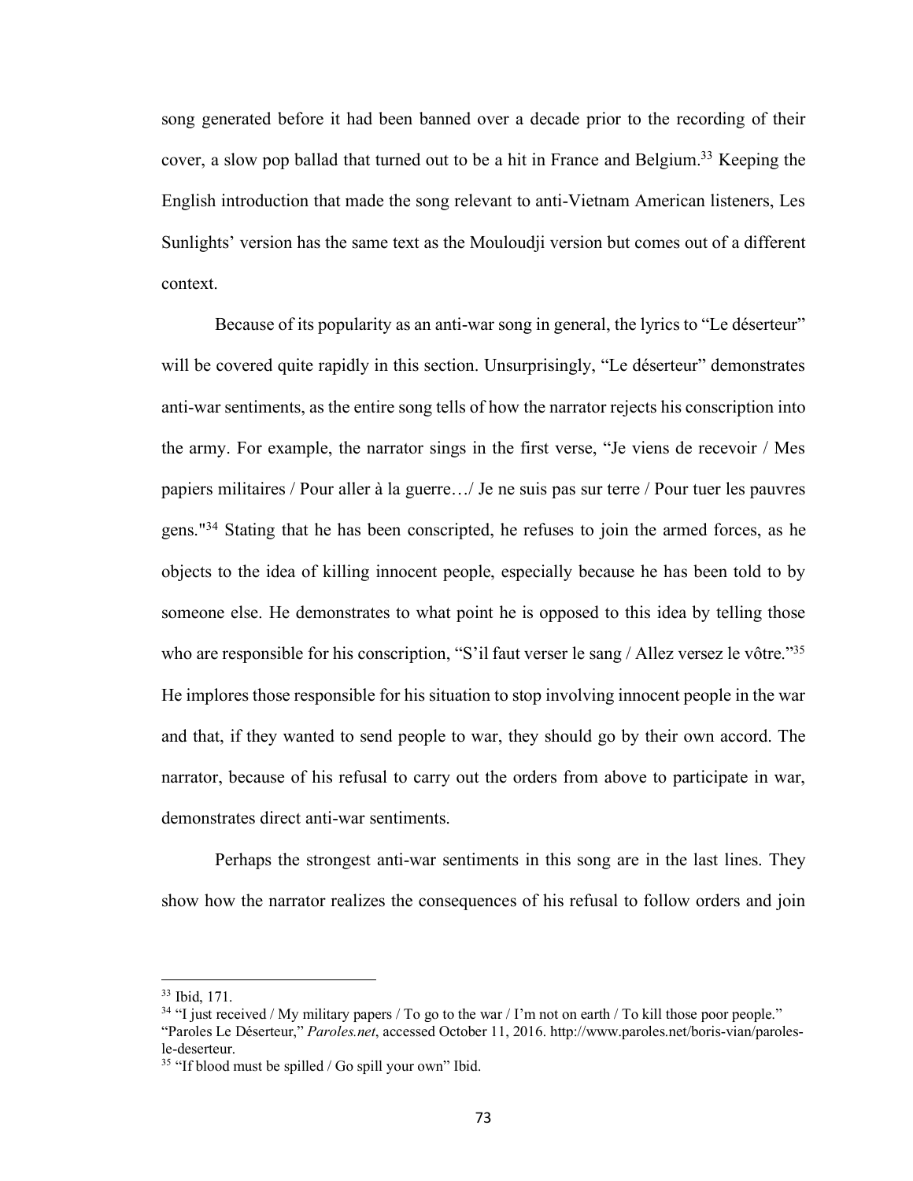song generated before it had been banned over a decade prior to the recording of their cover, a slow pop ballad that turned out to be a hit in France and Belgium.[33] Keeping the English introduction that made the song relevant to anti-Vietnam American listeners, Les Sunlights' version has the same text as the Mouloudji version but comes out of a different context.

Because of its popularity as an anti-war song in general, the lyrics to "Le déserteur" will be covered quite rapidly in this section. Unsurprisingly, "Le déserteur" demonstrates anti-war sentiments, as the entire song tells of how the narrator rejects his conscription into the army. For example, the narrator sings in the first verse, "Je viens de recevoir / Mes papiers militaires / Pour aller à la guerre…/ Je ne suis pas sur terre / Pour tuer les pauvres gens."[34] Stating that he has been conscripted, he refuses to join the armed forces, as he objects to the idea of killing innocent people, especially because he has been told to by someone else. He demonstrates to what point he is opposed to this idea by telling those who are responsible for his conscription, "S'il faut verser le sang / Allez versez le vôtre."[35] He implores those responsible for his situation to stop involving innocent people in the war and that, if they wanted to send people to war, they should go by their own accord. The narrator, because of his refusal to carry out the orders from above to participate in war, demonstrates direct anti-war sentiments.

Perhaps the strongest anti-war sentiments in this song are in the last lines. They show how the narrator realizes the consequences of his refusal to follow orders and join

---

[33] Ibid, 171.

[34] "I just received / My military papers / To go to the war / I'm not on earth / To kill those poor people." "Paroles Le Déserteur," *Paroles.net*, accessed October 11, 2016. http://www.paroles.net/boris-vian/paroles-le-deserteur.

[35] "If blood must be spilled / Go spill your own" Ibid.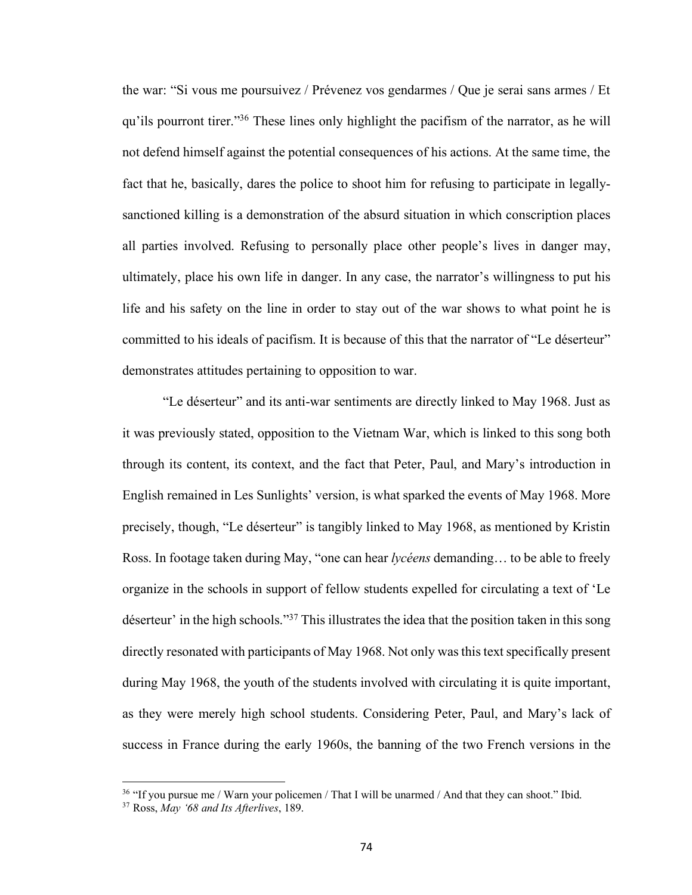the war: "Si vous me poursuivez / Prévenez vos gendarmes / Que je serai sans armes / Et qu'ils pourront tirer."[36] These lines only highlight the pacifism of the narrator, as he will not defend himself against the potential consequences of his actions. At the same time, the fact that he, basically, dares the police to shoot him for refusing to participate in legally-sanctioned killing is a demonstration of the absurd situation in which conscription places all parties involved. Refusing to personally place other people's lives in danger may, ultimately, place his own life in danger. In any case, the narrator's willingness to put his life and his safety on the line in order to stay out of the war shows to what point he is committed to his ideals of pacifism. It is because of this that the narrator of "Le déserteur" demonstrates attitudes pertaining to opposition to war.

"Le déserteur" and its anti-war sentiments are directly linked to May 1968. Just as it was previously stated, opposition to the Vietnam War, which is linked to this song both through its content, its context, and the fact that Peter, Paul, and Mary's introduction in English remained in Les Sunlights' version, is what sparked the events of May 1968. More precisely, though, "Le déserteur" is tangibly linked to May 1968, as mentioned by Kristin Ross. In footage taken during May, "one can hear *lycéens* demanding… to be able to freely organize in the schools in support of fellow students expelled for circulating a text of 'Le déserteur' in the high schools."[37] This illustrates the idea that the position taken in this song directly resonated with participants of May 1968. Not only was this text specifically present during May 1968, the youth of the students involved with circulating it is quite important, as they were merely high school students. Considering Peter, Paul, and Mary's lack of success in France during the early 1960s, the banning of the two French versions in the

[36] "If you pursue me / Warn your policemen / That I will be unarmed / And that they can shoot." Ibid.

[37] Ross, *May '68 and Its Afterlives*, 189.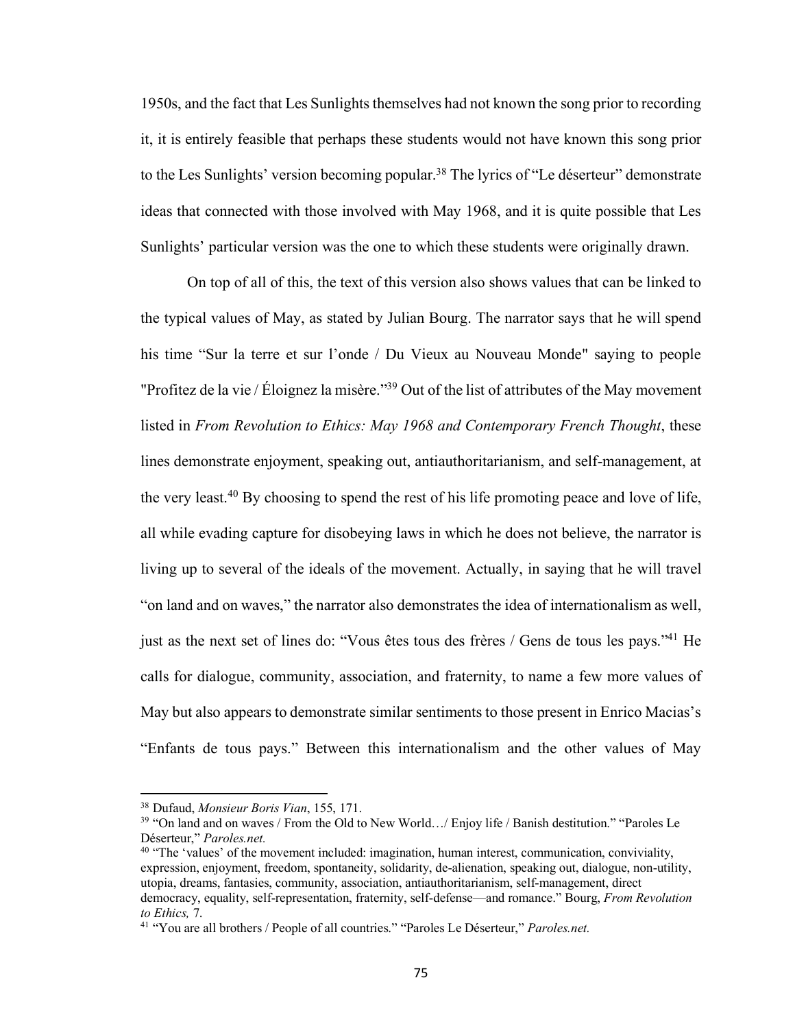1950s, and the fact that Les Sunlights themselves had not known the song prior to recording it, it is entirely feasible that perhaps these students would not have known this song prior to the Les Sunlights' version becoming popular.[38] The lyrics of "Le déserteur" demonstrate ideas that connected with those involved with May 1968, and it is quite possible that Les Sunlights' particular version was the one to which these students were originally drawn.

On top of all of this, the text of this version also shows values that can be linked to the typical values of May, as stated by Julian Bourg. The narrator says that he will spend his time "Sur la terre et sur l'onde / Du Vieux au Nouveau Monde" saying to people "Profitez de la vie / Éloignez la misère."[39] Out of the list of attributes of the May movement listed in *From Revolution to Ethics: May 1968 and Contemporary French Thought*, these lines demonstrate enjoyment, speaking out, antiauthoritarianism, and self-management, at the very least.[40] By choosing to spend the rest of his life promoting peace and love of life, all while evading capture for disobeying laws in which he does not believe, the narrator is living up to several of the ideals of the movement. Actually, in saying that he will travel "on land and on waves," the narrator also demonstrates the idea of internationalism as well, just as the next set of lines do: "Vous êtes tous des frères / Gens de tous les pays."[41] He calls for dialogue, community, association, and fraternity, to name a few more values of May but also appears to demonstrate similar sentiments to those present in Enrico Macias's "Enfants de tous pays." Between this internationalism and the other values of May

---

[38] Dufaud, *Monsieur Boris Vian*, 155, 171.

[39] "On land and on waves / From the Old to New World…/ Enjoy life / Banish destitution." "Paroles Le Déserteur," *Paroles.net.*

[40] "The 'values' of the movement included: imagination, human interest, communication, conviviality, expression, enjoyment, freedom, spontaneity, solidarity, de-alienation, speaking out, dialogue, non-utility, utopia, dreams, fantasies, community, association, antiauthoritarianism, self-management, direct democracy, equality, self-representation, fraternity, self-defense—and romance." Bourg, *From Revolution to Ethics,* 7.

[41] "You are all brothers / People of all countries." "Paroles Le Déserteur," *Paroles.net.*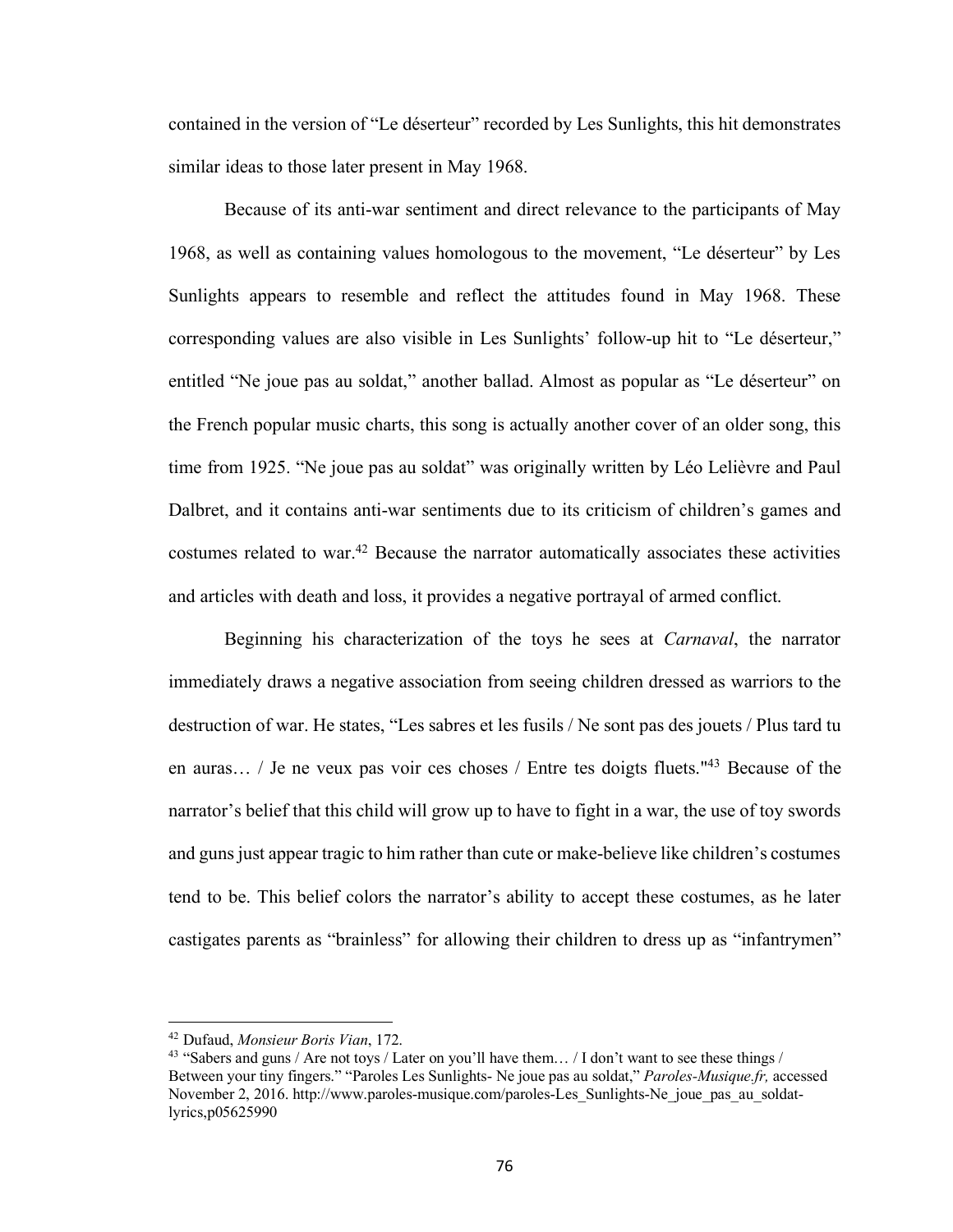contained in the version of "Le déserteur" recorded by Les Sunlights, this hit demonstrates similar ideas to those later present in May 1968.

Because of its anti-war sentiment and direct relevance to the participants of May 1968, as well as containing values homologous to the movement, "Le déserteur" by Les Sunlights appears to resemble and reflect the attitudes found in May 1968. These corresponding values are also visible in Les Sunlights' follow-up hit to "Le déserteur," entitled "Ne joue pas au soldat," another ballad. Almost as popular as "Le déserteur" on the French popular music charts, this song is actually another cover of an older song, this time from 1925. "Ne joue pas au soldat" was originally written by Léo Lelièvre and Paul Dalbret, and it contains anti-war sentiments due to its criticism of children's games and costumes related to war.[42] Because the narrator automatically associates these activities and articles with death and loss, it provides a negative portrayal of armed conflict.

Beginning his characterization of the toys he sees at *Carnaval*, the narrator immediately draws a negative association from seeing children dressed as warriors to the destruction of war. He states, "Les sabres et les fusils / Ne sont pas des jouets / Plus tard tu en auras… / Je ne veux pas voir ces choses / Entre tes doigts fluets."[43] Because of the narrator's belief that this child will grow up to have to fight in a war, the use of toy swords and guns just appear tragic to him rather than cute or make-believe like children's costumes tend to be. This belief colors the narrator's ability to accept these costumes, as he later castigates parents as "brainless" for allowing their children to dress up as "infantrymen"

---

[42] Dufaud, *Monsieur Boris Vian*, 172.

[43] "Sabers and guns / Are not toys / Later on you'll have them… / I don't want to see these things / Between your tiny fingers." "Paroles Les Sunlights- Ne joue pas au soldat," *Paroles-Musique.fr,* accessed November 2, 2016. http://www.paroles-musique.com/paroles-Les_Sunlights-Ne_joue_pas_au_soldat-lyrics,p05625990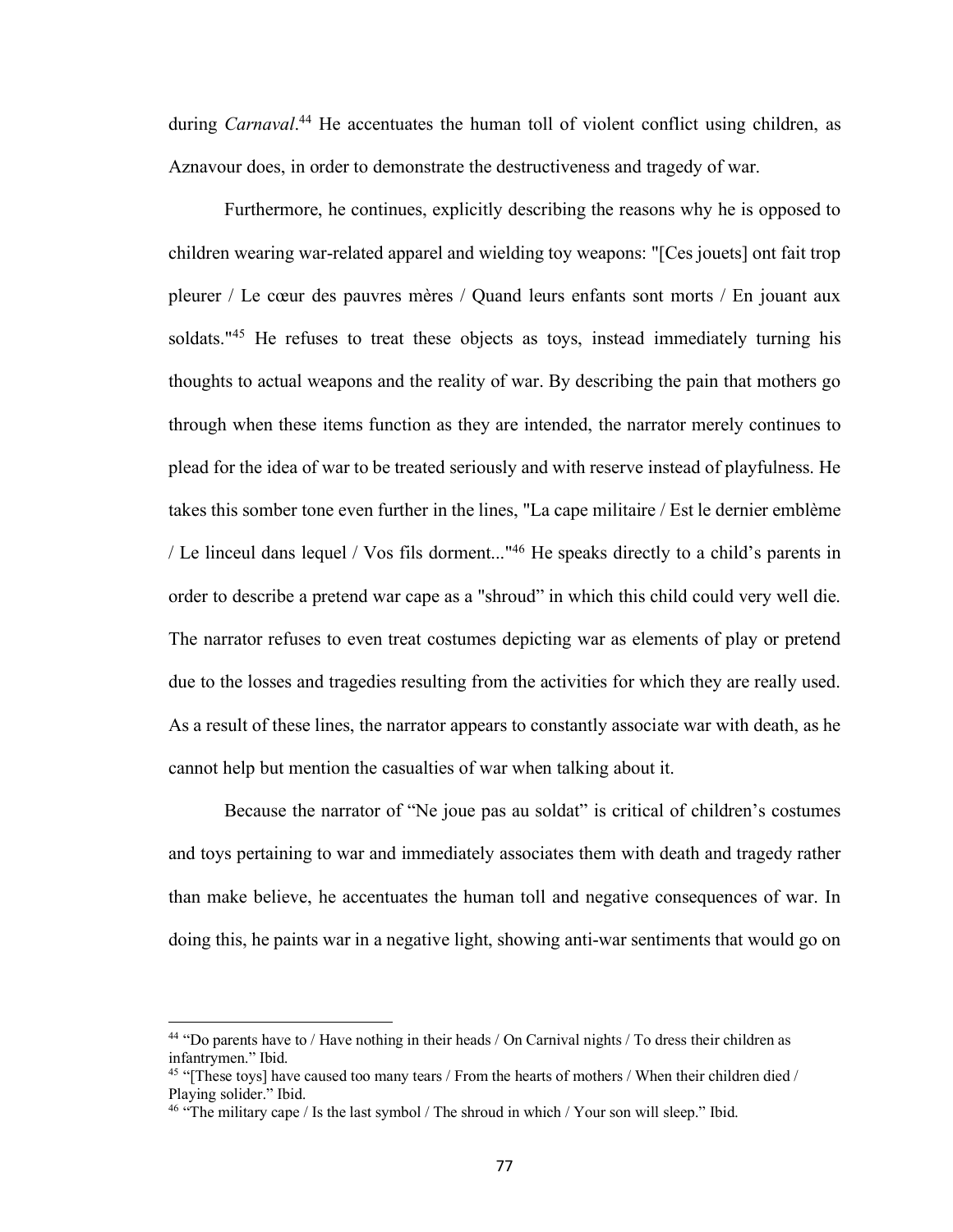during *Carnaval*.[44] He accentuates the human toll of violent conflict using children, as Aznavour does, in order to demonstrate the destructiveness and tragedy of war.

Furthermore, he continues, explicitly describing the reasons why he is opposed to children wearing war-related apparel and wielding toy weapons: "[Ces jouets] ont fait trop pleurer / Le cœur des pauvres mères / Quand leurs enfants sont morts / En jouant aux soldats."[45] He refuses to treat these objects as toys, instead immediately turning his thoughts to actual weapons and the reality of war. By describing the pain that mothers go through when these items function as they are intended, the narrator merely continues to plead for the idea of war to be treated seriously and with reserve instead of playfulness. He takes this somber tone even further in the lines, "La cape militaire / Est le dernier emblème / Le linceul dans lequel / Vos fils dorment..."[46] He speaks directly to a child's parents in order to describe a pretend war cape as a "shroud" in which this child could very well die. The narrator refuses to even treat costumes depicting war as elements of play or pretend due to the losses and tragedies resulting from the activities for which they are really used. As a result of these lines, the narrator appears to constantly associate war with death, as he cannot help but mention the casualties of war when talking about it.

Because the narrator of "Ne joue pas au soldat" is critical of children's costumes and toys pertaining to war and immediately associates them with death and tragedy rather than make believe, he accentuates the human toll and negative consequences of war. In doing this, he paints war in a negative light, showing anti-war sentiments that would go on

---

[44] "Do parents have to / Have nothing in their heads / On Carnival nights / To dress their children as infantrymen." Ibid.

[45] "[These toys] have caused too many tears / From the hearts of mothers / When their children died / Playing solider." Ibid.

[46] "The military cape / Is the last symbol / The shroud in which / Your son will sleep." Ibid.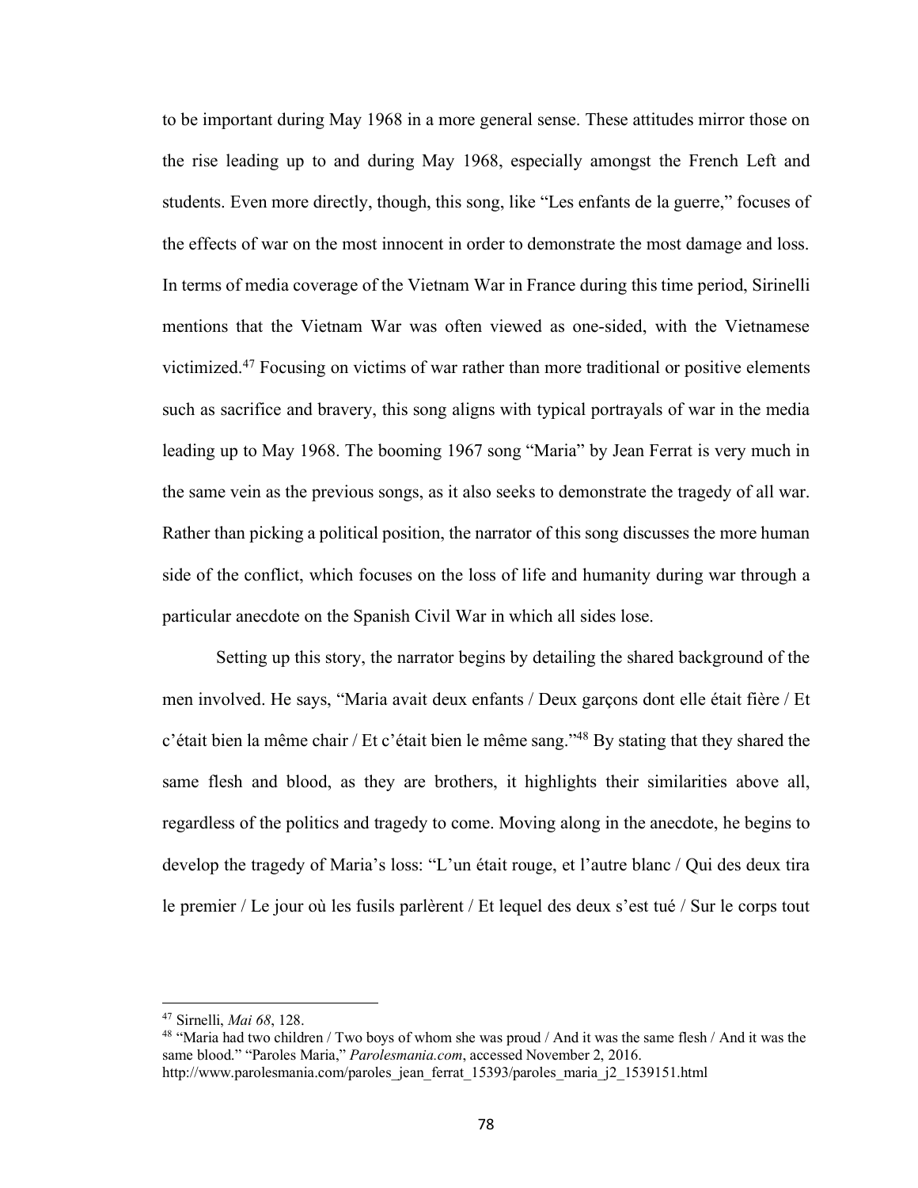to be important during May 1968 in a more general sense. These attitudes mirror those on the rise leading up to and during May 1968, especially amongst the French Left and students. Even more directly, though, this song, like "Les enfants de la guerre," focuses of the effects of war on the most innocent in order to demonstrate the most damage and loss. In terms of media coverage of the Vietnam War in France during this time period, Sirinelli mentions that the Vietnam War was often viewed as one-sided, with the Vietnamese victimized.[47] Focusing on victims of war rather than more traditional or positive elements such as sacrifice and bravery, this song aligns with typical portrayals of war in the media leading up to May 1968. The booming 1967 song "Maria" by Jean Ferrat is very much in the same vein as the previous songs, as it also seeks to demonstrate the tragedy of all war. Rather than picking a political position, the narrator of this song discusses the more human side of the conflict, which focuses on the loss of life and humanity during war through a particular anecdote on the Spanish Civil War in which all sides lose.

Setting up this story, the narrator begins by detailing the shared background of the men involved. He says, "Maria avait deux enfants / Deux garçons dont elle était fière / Et c'était bien la même chair / Et c'était bien le même sang."[48] By stating that they shared the same flesh and blood, as they are brothers, it highlights their similarities above all, regardless of the politics and tragedy to come. Moving along in the anecdote, he begins to develop the tragedy of Maria's loss: "L'un était rouge, et l'autre blanc / Qui des deux tira le premier / Le jour où les fusils parlèrent / Et lequel des deux s'est tué / Sur le corps tout

---

[47] Sirnelli, *Mai 68*, 128.

[48] "Maria had two children / Two boys of whom she was proud / And it was the same flesh / And it was the same blood." "Paroles Maria," *Parolesmania.com*, accessed November 2, 2016. http://www.parolesmania.com/paroles_jean_ferrat_15393/paroles_maria_j2_1539151.html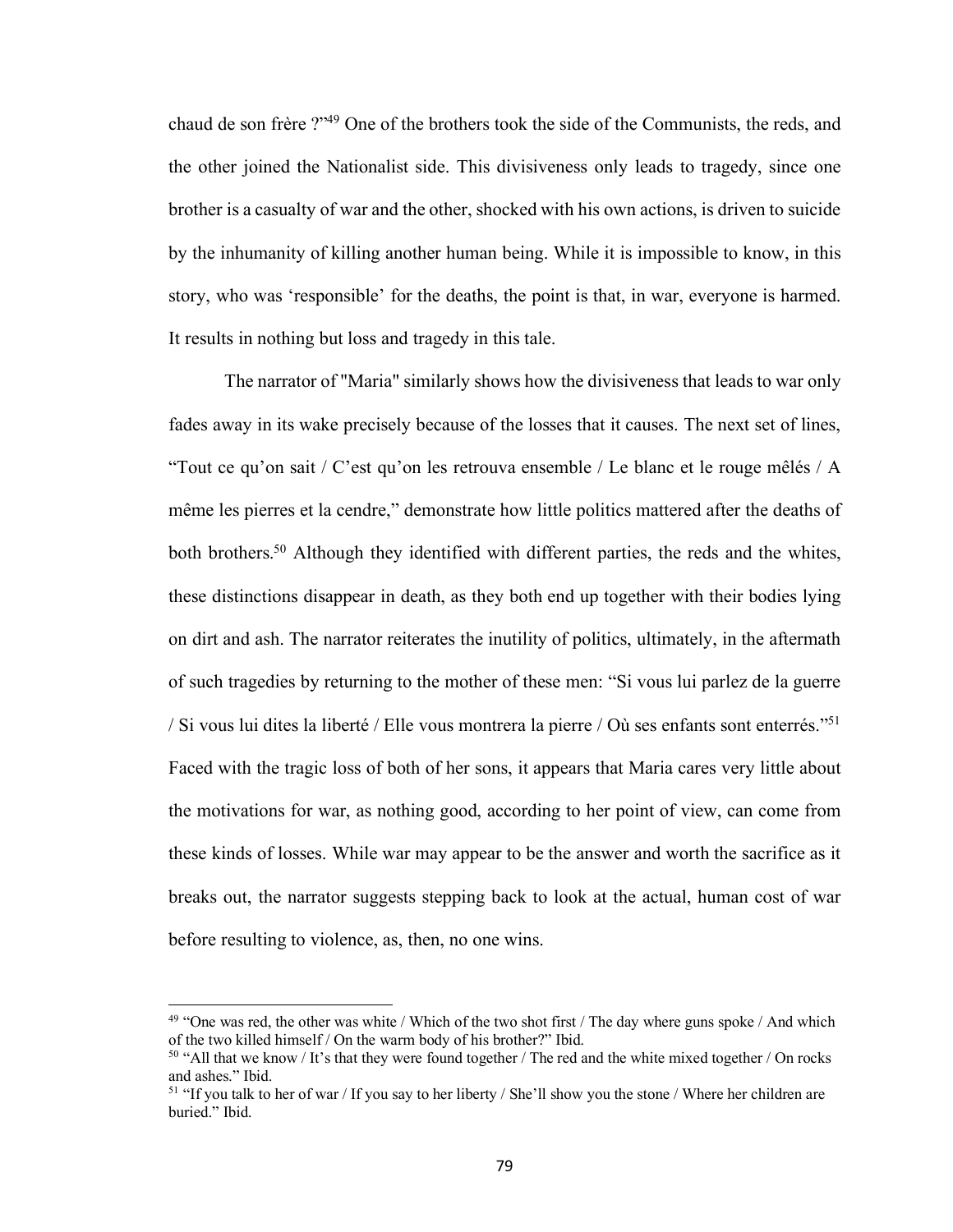chaud de son frère ?"[49] One of the brothers took the side of the Communists, the reds, and the other joined the Nationalist side. This divisiveness only leads to tragedy, since one brother is a casualty of war and the other, shocked with his own actions, is driven to suicide by the inhumanity of killing another human being. While it is impossible to know, in this story, who was 'responsible' for the deaths, the point is that, in war, everyone is harmed. It results in nothing but loss and tragedy in this tale.

The narrator of "Maria" similarly shows how the divisiveness that leads to war only fades away in its wake precisely because of the losses that it causes. The next set of lines, "Tout ce qu'on sait / C'est qu'on les retrouva ensemble / Le blanc et le rouge mêlés / A même les pierres et la cendre," demonstrate how little politics mattered after the deaths of both brothers.[50] Although they identified with different parties, the reds and the whites, these distinctions disappear in death, as they both end up together with their bodies lying on dirt and ash. The narrator reiterates the inutility of politics, ultimately, in the aftermath of such tragedies by returning to the mother of these men: "Si vous lui parlez de la guerre / Si vous lui dites la liberté / Elle vous montrera la pierre / Où ses enfants sont enterrés."[51] Faced with the tragic loss of both of her sons, it appears that Maria cares very little about the motivations for war, as nothing good, according to her point of view, can come from these kinds of losses. While war may appear to be the answer and worth the sacrifice as it breaks out, the narrator suggests stepping back to look at the actual, human cost of war before resulting to violence, as, then, no one wins.

---

[49] "One was red, the other was white / Which of the two shot first / The day where guns spoke / And which of the two killed himself / On the warm body of his brother?" Ibid.

[50] "All that we know / It's that they were found together / The red and the white mixed together / On rocks and ashes." Ibid.

[51] "If you talk to her of war / If you say to her liberty / She'll show you the stone / Where her children are buried." Ibid.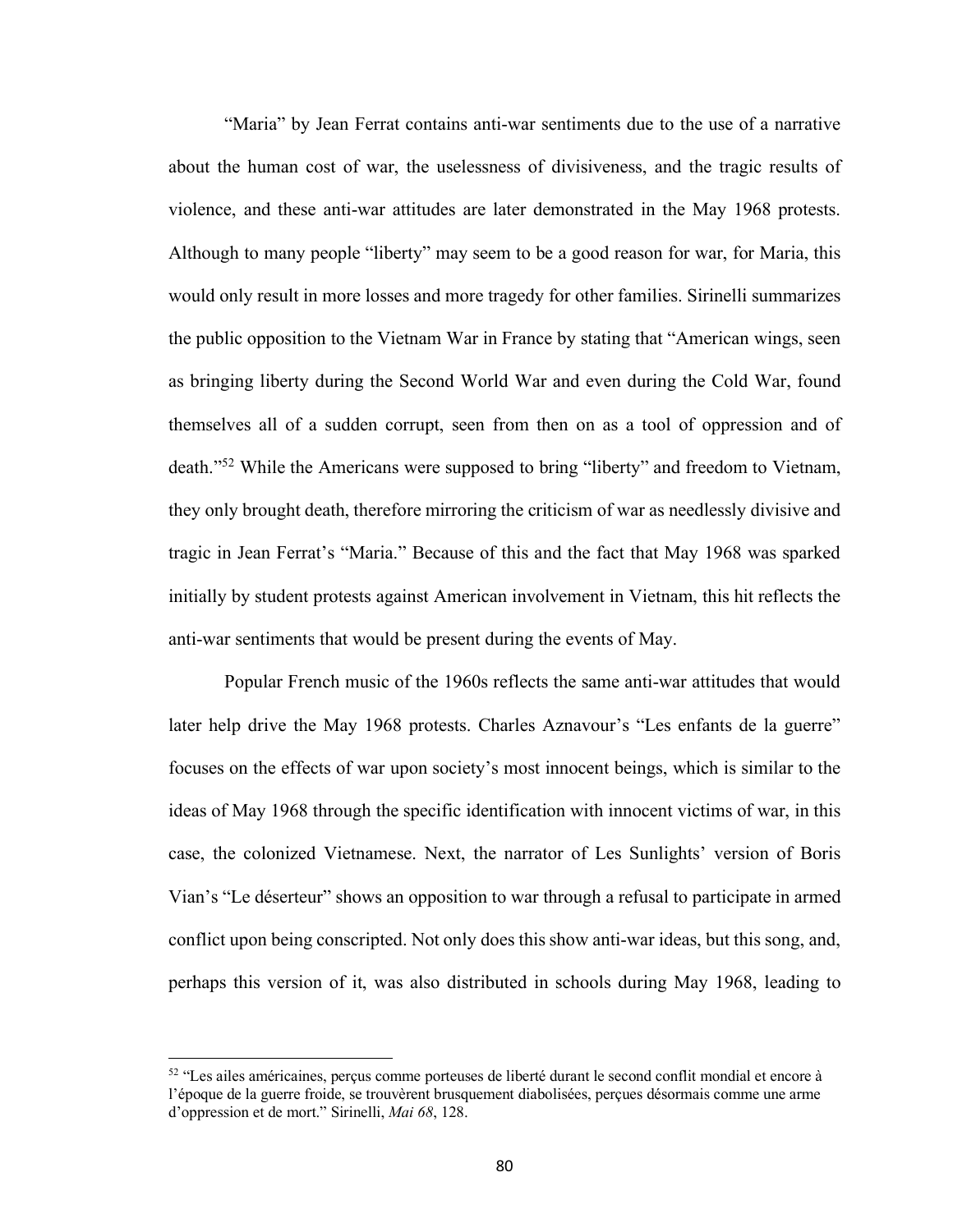"Maria" by Jean Ferrat contains anti-war sentiments due to the use of a narrative about the human cost of war, the uselessness of divisiveness, and the tragic results of violence, and these anti-war attitudes are later demonstrated in the May 1968 protests. Although to many people "liberty" may seem to be a good reason for war, for Maria, this would only result in more losses and more tragedy for other families. Sirinelli summarizes the public opposition to the Vietnam War in France by stating that "American wings, seen as bringing liberty during the Second World War and even during the Cold War, found themselves all of a sudden corrupt, seen from then on as a tool of oppression and of death."[52] While the Americans were supposed to bring "liberty" and freedom to Vietnam, they only brought death, therefore mirroring the criticism of war as needlessly divisive and tragic in Jean Ferrat's "Maria." Because of this and the fact that May 1968 was sparked initially by student protests against American involvement in Vietnam, this hit reflects the anti-war sentiments that would be present during the events of May.

Popular French music of the 1960s reflects the same anti-war attitudes that would later help drive the May 1968 protests. Charles Aznavour's "Les enfants de la guerre" focuses on the effects of war upon society's most innocent beings, which is similar to the ideas of May 1968 through the specific identification with innocent victims of war, in this case, the colonized Vietnamese. Next, the narrator of Les Sunlights' version of Boris Vian's "Le déserteur" shows an opposition to war through a refusal to participate in armed conflict upon being conscripted. Not only does this show anti-war ideas, but this song, and, perhaps this version of it, was also distributed in schools during May 1968, leading to

[52] "Les ailes américaines, perçus comme porteuses de liberté durant le second conflit mondial et encore à l'époque de la guerre froide, se trouvèrent brusquement diabolisées, perçues désormais comme une arme d'oppression et de mort." Sirinelli, *Mai 68*, 128.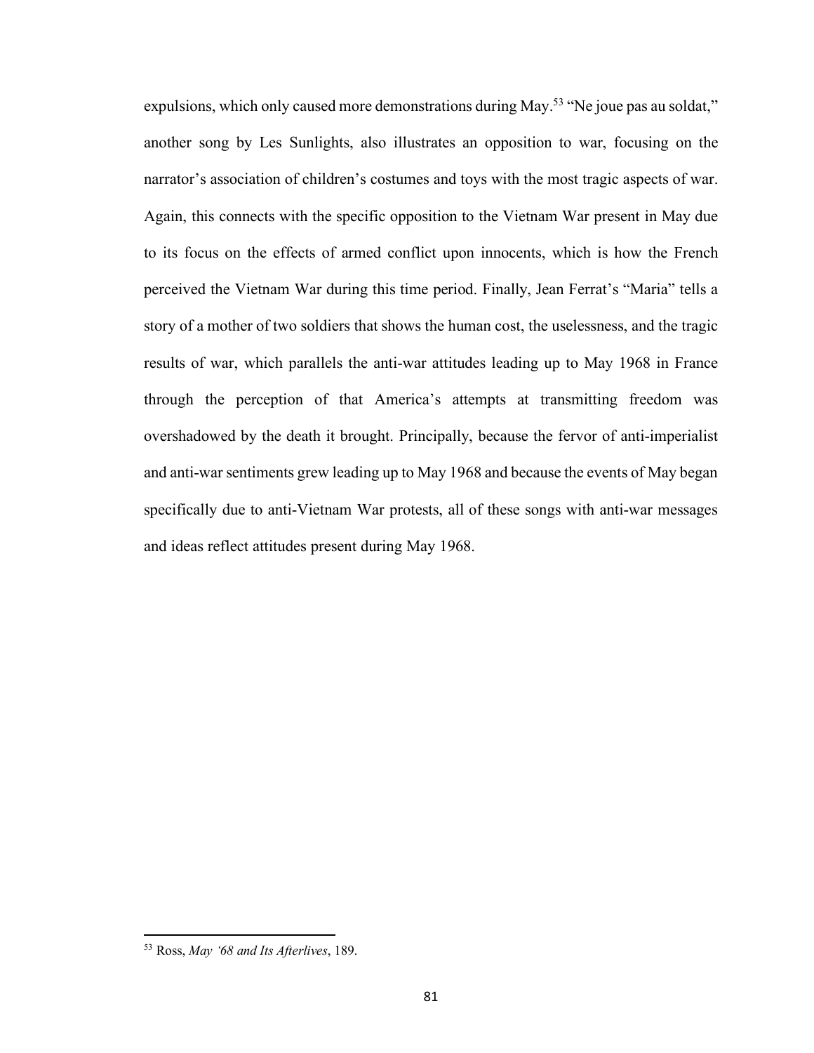expulsions, which only caused more demonstrations during May.[53] "Ne joue pas au soldat," another song by Les Sunlights, also illustrates an opposition to war, focusing on the narrator's association of children's costumes and toys with the most tragic aspects of war. Again, this connects with the specific opposition to the Vietnam War present in May due to its focus on the effects of armed conflict upon innocents, which is how the French perceived the Vietnam War during this time period. Finally, Jean Ferrat's "Maria" tells a story of a mother of two soldiers that shows the human cost, the uselessness, and the tragic results of war, which parallels the anti-war attitudes leading up to May 1968 in France through the perception of that America's attempts at transmitting freedom was overshadowed by the death it brought. Principally, because the fervor of anti-imperialist and anti-war sentiments grew leading up to May 1968 and because the events of May began specifically due to anti-Vietnam War protests, all of these songs with anti-war messages and ideas reflect attitudes present during May 1968.

---

[53] Ross, *May '68 and Its Afterlives*, 189.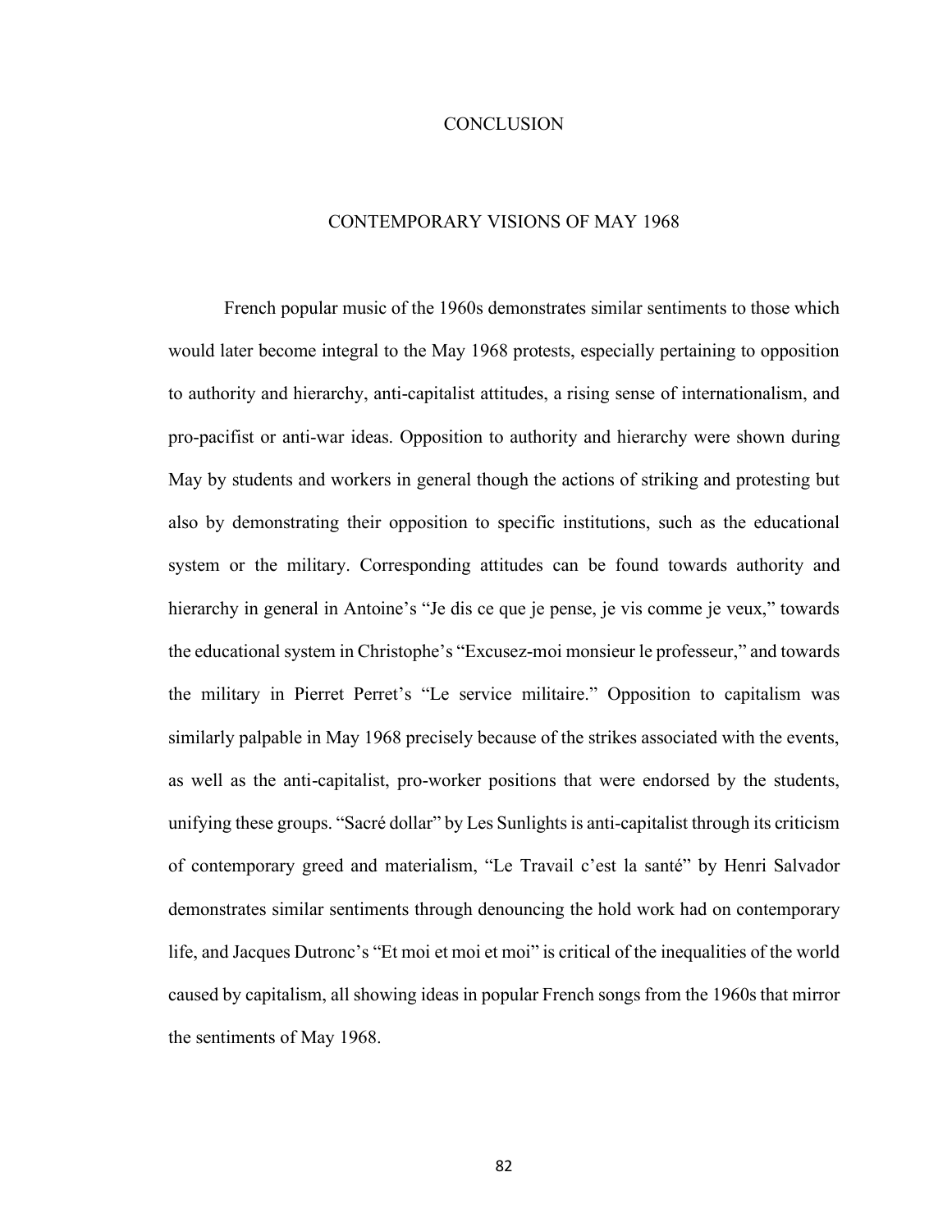# CONCLUSION

## CONTEMPORARY VISIONS OF MAY 1968

French popular music of the 1960s demonstrates similar sentiments to those which would later become integral to the May 1968 protests, especially pertaining to opposition to authority and hierarchy, anti-capitalist attitudes, a rising sense of internationalism, and pro-pacifist or anti-war ideas. Opposition to authority and hierarchy were shown during May by students and workers in general though the actions of striking and protesting but also by demonstrating their opposition to specific institutions, such as the educational system or the military. Corresponding attitudes can be found towards authority and hierarchy in general in Antoine's "Je dis ce que je pense, je vis comme je veux," towards the educational system in Christophe's "Excusez-moi monsieur le professeur," and towards the military in Pierret Perret's "Le service militaire." Opposition to capitalism was similarly palpable in May 1968 precisely because of the strikes associated with the events, as well as the anti-capitalist, pro-worker positions that were endorsed by the students, unifying these groups. "Sacré dollar" by Les Sunlights is anti-capitalist through its criticism of contemporary greed and materialism, "Le Travail c'est la santé" by Henri Salvador demonstrates similar sentiments through denouncing the hold work had on contemporary life, and Jacques Dutronc's "Et moi et moi et moi" is critical of the inequalities of the world caused by capitalism, all showing ideas in popular French songs from the 1960s that mirror the sentiments of May 1968.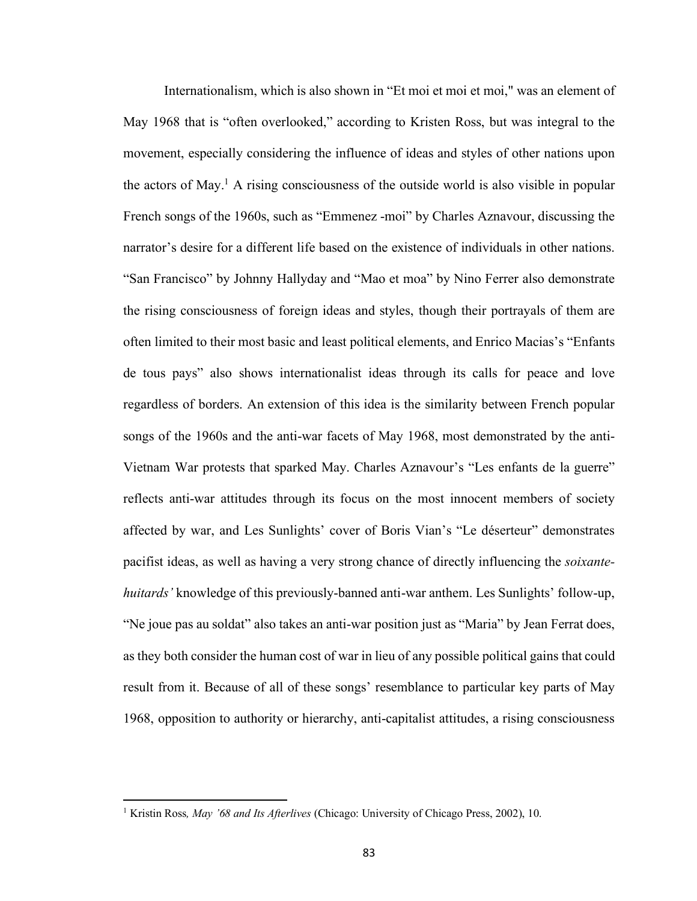Internationalism, which is also shown in "Et moi et moi et moi," was an element of May 1968 that is "often overlooked," according to Kristen Ross, but was integral to the movement, especially considering the influence of ideas and styles of other nations upon the actors of May.[1] A rising consciousness of the outside world is also visible in popular French songs of the 1960s, such as "Emmenez -moi" by Charles Aznavour, discussing the narrator's desire for a different life based on the existence of individuals in other nations. "San Francisco" by Johnny Hallyday and "Mao et moa" by Nino Ferrer also demonstrate the rising consciousness of foreign ideas and styles, though their portrayals of them are often limited to their most basic and least political elements, and Enrico Macias's "Enfants de tous pays" also shows internationalist ideas through its calls for peace and love regardless of borders. An extension of this idea is the similarity between French popular songs of the 1960s and the anti-war facets of May 1968, most demonstrated by the anti-Vietnam War protests that sparked May. Charles Aznavour's "Les enfants de la guerre" reflects anti-war attitudes through its focus on the most innocent members of society affected by war, and Les Sunlights' cover of Boris Vian's "Le déserteur" demonstrates pacifist ideas, as well as having a very strong chance of directly influencing the *soixante-huitards'* knowledge of this previously-banned anti-war anthem. Les Sunlights' follow-up, "Ne joue pas au soldat" also takes an anti-war position just as "Maria" by Jean Ferrat does, as they both consider the human cost of war in lieu of any possible political gains that could result from it. Because of all of these songs' resemblance to particular key parts of May 1968, opposition to authority or hierarchy, anti-capitalist attitudes, a rising consciousness

[1] Kristin Ross*, May '68 and Its Afterlives* (Chicago: University of Chicago Press, 2002), 10.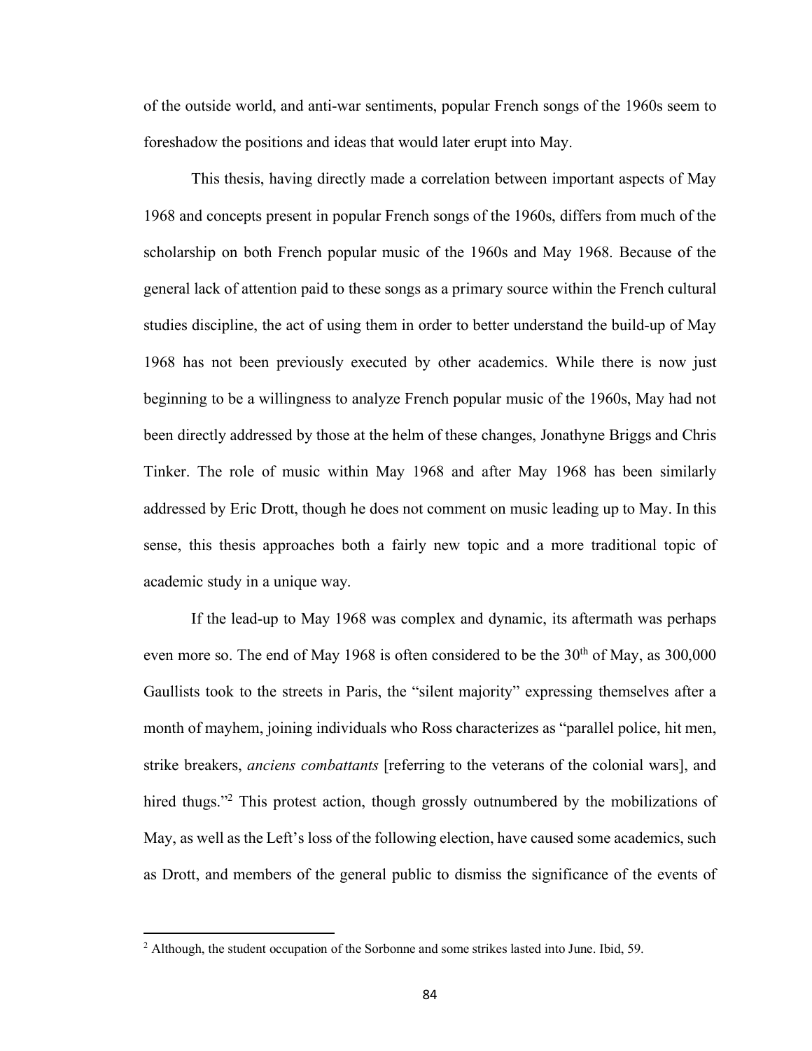of the outside world, and anti-war sentiments, popular French songs of the 1960s seem to foreshadow the positions and ideas that would later erupt into May.

This thesis, having directly made a correlation between important aspects of May 1968 and concepts present in popular French songs of the 1960s, differs from much of the scholarship on both French popular music of the 1960s and May 1968. Because of the general lack of attention paid to these songs as a primary source within the French cultural studies discipline, the act of using them in order to better understand the build-up of May 1968 has not been previously executed by other academics. While there is now just beginning to be a willingness to analyze French popular music of the 1960s, May had not been directly addressed by those at the helm of these changes, Jonathyne Briggs and Chris Tinker. The role of music within May 1968 and after May 1968 has been similarly addressed by Eric Drott, though he does not comment on music leading up to May. In this sense, this thesis approaches both a fairly new topic and a more traditional topic of academic study in a unique way.

If the lead-up to May 1968 was complex and dynamic, its aftermath was perhaps even more so. The end of May 1968 is often considered to be the 30th of May, as 300,000 Gaullists took to the streets in Paris, the "silent majority" expressing themselves after a month of mayhem, joining individuals who Ross characterizes as "parallel police, hit men, strike breakers, *anciens combattants* [referring to the veterans of the colonial wars], and hired thugs."[2] This protest action, though grossly outnumbered by the mobilizations of May, as well as the Left's loss of the following election, have caused some academics, such as Drott, and members of the general public to dismiss the significance of the events of

---

[2] Although, the student occupation of the Sorbonne and some strikes lasted into June. Ibid, 59.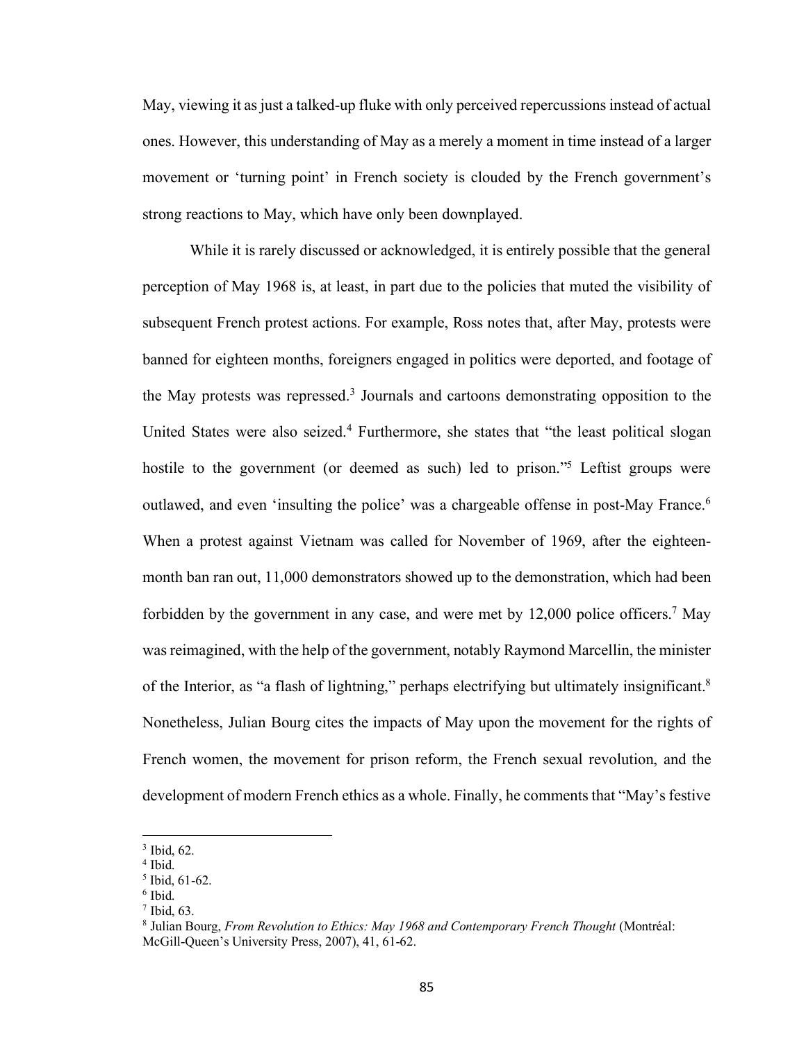May, viewing it as just a talked-up fluke with only perceived repercussions instead of actual ones. However, this understanding of May as a merely a moment in time instead of a larger movement or 'turning point' in French society is clouded by the French government's strong reactions to May, which have only been downplayed.

While it is rarely discussed or acknowledged, it is entirely possible that the general perception of May 1968 is, at least, in part due to the policies that muted the visibility of subsequent French protest actions. For example, Ross notes that, after May, protests were banned for eighteen months, foreigners engaged in politics were deported, and footage of the May protests was repressed.[3] Journals and cartoons demonstrating opposition to the United States were also seized.[4] Furthermore, she states that "the least political slogan hostile to the government (or deemed as such) led to prison."[5] Leftist groups were outlawed, and even 'insulting the police' was a chargeable offense in post-May France.[6] When a protest against Vietnam was called for November of 1969, after the eighteen-month ban ran out, 11,000 demonstrators showed up to the demonstration, which had been forbidden by the government in any case, and were met by 12,000 police officers.[7] May was reimagined, with the help of the government, notably Raymond Marcellin, the minister of the Interior, as "a flash of lightning," perhaps electrifying but ultimately insignificant.[8] Nonetheless, Julian Bourg cites the impacts of May upon the movement for the rights of French women, the movement for prison reform, the French sexual revolution, and the development of modern French ethics as a whole. Finally, he comments that "May's festive

---

[3] Ibid, 62.

[4] Ibid.

[5] Ibid, 61-62.

[6] Ibid.

[7] Ibid, 63.

[8] Julian Bourg, *From Revolution to Ethics: May 1968 and Contemporary French Thought* (Montréal: McGill-Queen's University Press, 2007), 41, 61-62.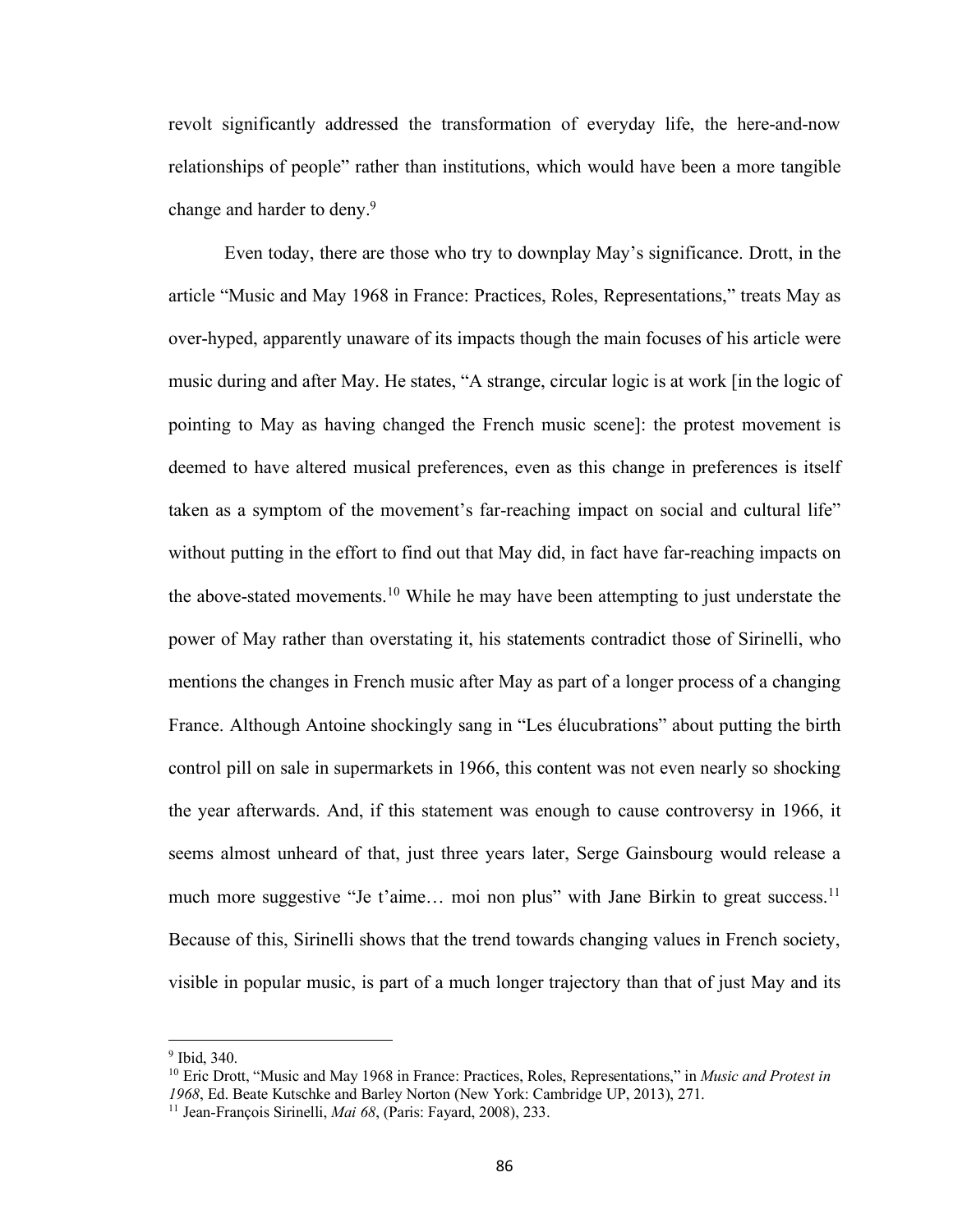revolt significantly addressed the transformation of everyday life, the here-and-now relationships of people" rather than institutions, which would have been a more tangible change and harder to deny.[9]

Even today, there are those who try to downplay May's significance. Drott, in the article "Music and May 1968 in France: Practices, Roles, Representations," treats May as over-hyped, apparently unaware of its impacts though the main focuses of his article were music during and after May. He states, "A strange, circular logic is at work [in the logic of pointing to May as having changed the French music scene]: the protest movement is deemed to have altered musical preferences, even as this change in preferences is itself taken as a symptom of the movement's far-reaching impact on social and cultural life" without putting in the effort to find out that May did, in fact have far-reaching impacts on the above-stated movements.[10] While he may have been attempting to just understate the power of May rather than overstating it, his statements contradict those of Sirinelli, who mentions the changes in French music after May as part of a longer process of a changing France. Although Antoine shockingly sang in "Les élucubrations" about putting the birth control pill on sale in supermarkets in 1966, this content was not even nearly so shocking the year afterwards. And, if this statement was enough to cause controversy in 1966, it seems almost unheard of that, just three years later, Serge Gainsbourg would release a much more suggestive "Je t'aime… moi non plus" with Jane Birkin to great success.[11] Because of this, Sirinelli shows that the trend towards changing values in French society, visible in popular music, is part of a much longer trajectory than that of just May and its

---

[9] Ibid, 340.

[10] Eric Drott, "Music and May 1968 in France: Practices, Roles, Representations," in *Music and Protest in 1968*, Ed. Beate Kutschke and Barley Norton (New York: Cambridge UP, 2013), 271.

[11] Jean-François Sirinelli, *Mai 68*, (Paris: Fayard, 2008), 233.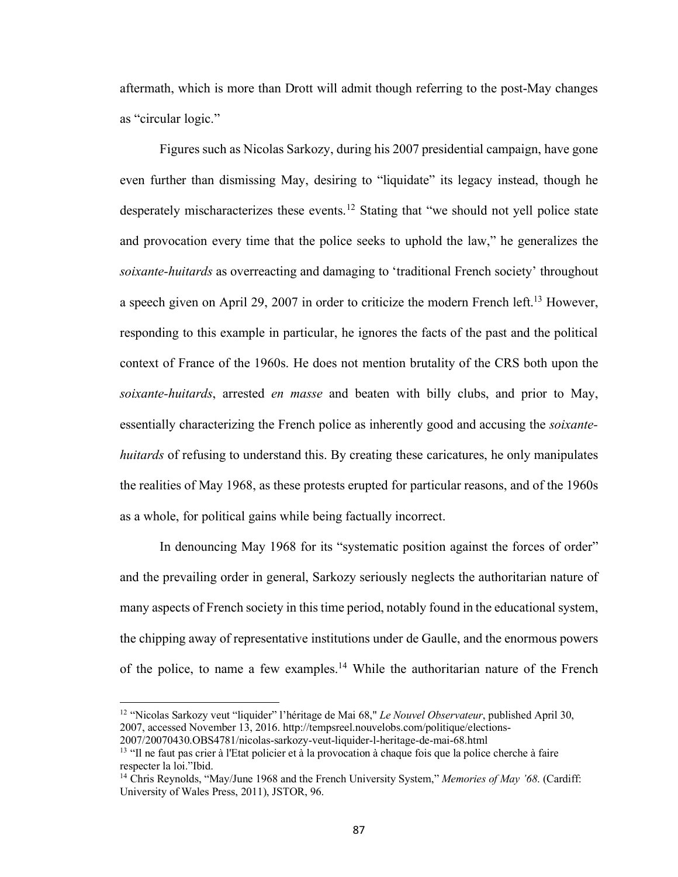aftermath, which is more than Drott will admit though referring to the post-May changes as "circular logic."

Figures such as Nicolas Sarkozy, during his 2007 presidential campaign, have gone even further than dismissing May, desiring to "liquidate" its legacy instead, though he desperately mischaracterizes these events.[12] Stating that "we should not yell police state and provocation every time that the police seeks to uphold the law," he generalizes the *soixante-huitards* as overreacting and damaging to 'traditional French society' throughout a speech given on April 29, 2007 in order to criticize the modern French left.[13] However, responding to this example in particular, he ignores the facts of the past and the political context of France of the 1960s. He does not mention brutality of the CRS both upon the *soixante-huitards*, arrested *en masse* and beaten with billy clubs, and prior to May, essentially characterizing the French police as inherently good and accusing the *soixante-huitards* of refusing to understand this. By creating these caricatures, he only manipulates the realities of May 1968, as these protests erupted for particular reasons, and of the 1960s as a whole, for political gains while being factually incorrect.

In denouncing May 1968 for its "systematic position against the forces of order" and the prevailing order in general, Sarkozy seriously neglects the authoritarian nature of many aspects of French society in this time period, notably found in the educational system, the chipping away of representative institutions under de Gaulle, and the enormous powers of the police, to name a few examples.[14] While the authoritarian nature of the French

---

[12] "Nicolas Sarkozy veut "liquider" l'héritage de Mai 68," *Le Nouvel Observateur*, published April 30, 2007, accessed November 13, 2016. http://tempsreel.nouvelobs.com/politique/elections-2007/20070430.OBS4781/nicolas-sarkozy-veut-liquider-l-heritage-de-mai-68.html

[13] "Il ne faut pas crier à l'Etat policier et à la provocation à chaque fois que la police cherche à faire respecter la loi."Ibid.

[14] Chris Reynolds, "May/June 1968 and the French University System," *Memories of May '68*. (Cardiff: University of Wales Press, 2011), JSTOR, 96.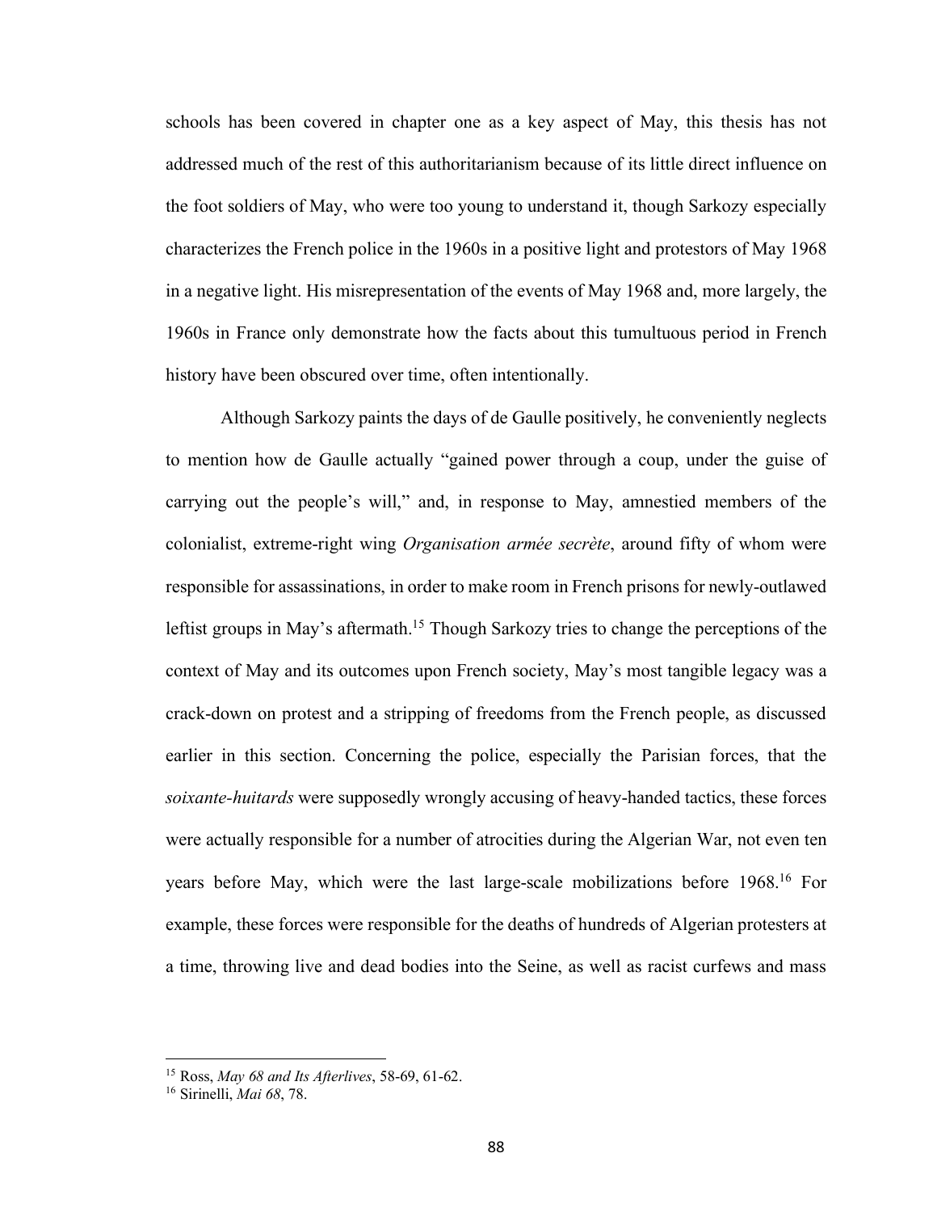schools has been covered in chapter one as a key aspect of May, this thesis has not addressed much of the rest of this authoritarianism because of its little direct influence on the foot soldiers of May, who were too young to understand it, though Sarkozy especially characterizes the French police in the 1960s in a positive light and protestors of May 1968 in a negative light. His misrepresentation of the events of May 1968 and, more largely, the 1960s in France only demonstrate how the facts about this tumultuous period in French history have been obscured over time, often intentionally.

Although Sarkozy paints the days of de Gaulle positively, he conveniently neglects to mention how de Gaulle actually "gained power through a coup, under the guise of carrying out the people's will," and, in response to May, amnestied members of the colonialist, extreme-right wing *Organisation armée secrète*, around fifty of whom were responsible for assassinations, in order to make room in French prisons for newly-outlawed leftist groups in May's aftermath.[15] Though Sarkozy tries to change the perceptions of the context of May and its outcomes upon French society, May's most tangible legacy was a crack-down on protest and a stripping of freedoms from the French people, as discussed earlier in this section. Concerning the police, especially the Parisian forces, that the *soixante-huitards* were supposedly wrongly accusing of heavy-handed tactics, these forces were actually responsible for a number of atrocities during the Algerian War, not even ten years before May, which were the last large-scale mobilizations before 1968.[16] For example, these forces were responsible for the deaths of hundreds of Algerian protesters at a time, throwing live and dead bodies into the Seine, as well as racist curfews and mass

---

[15] Ross, *May 68 and Its Afterlives*, 58-69, 61-62.

[16] Sirinelli, *Mai 68*, 78.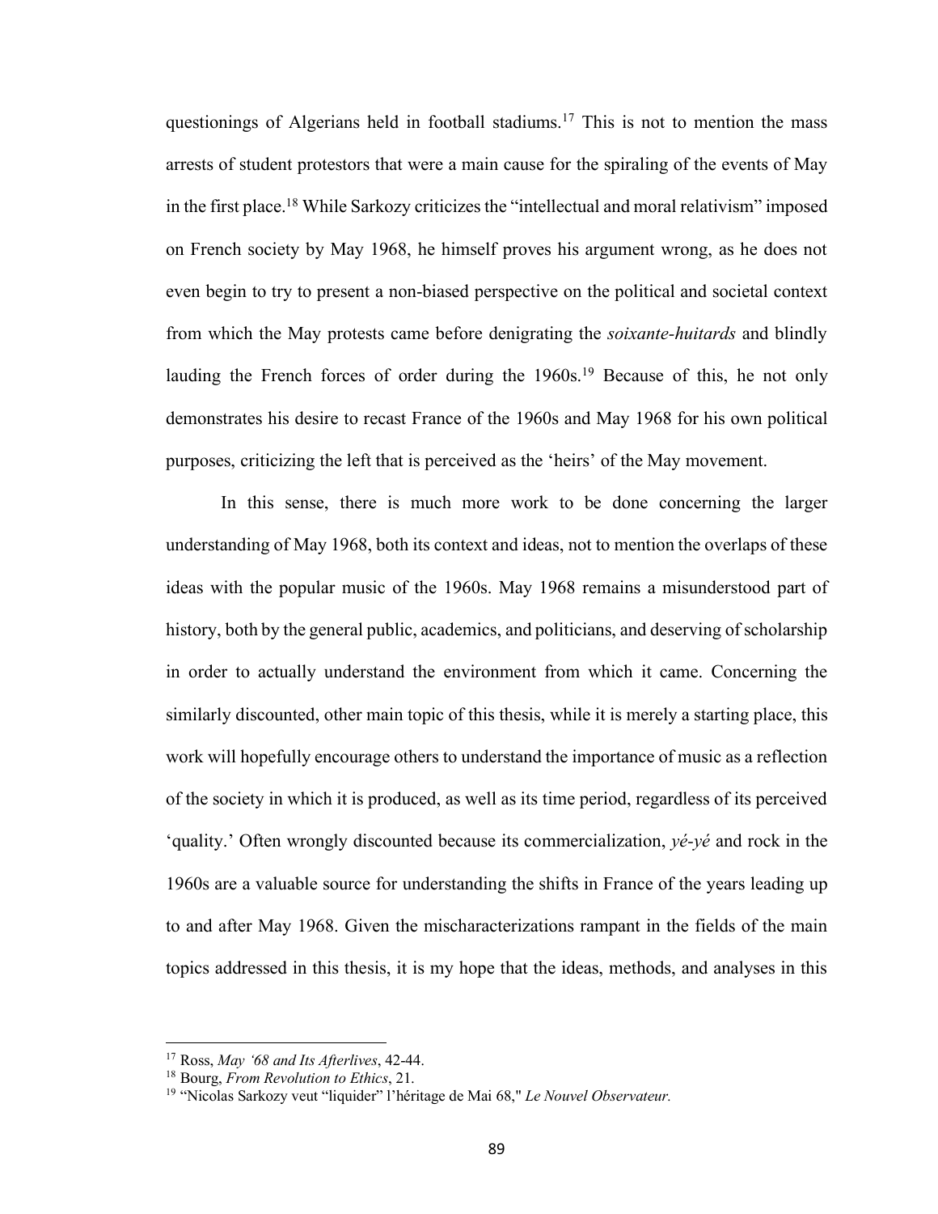questionings of Algerians held in football stadiums.[17] This is not to mention the mass arrests of student protestors that were a main cause for the spiraling of the events of May in the first place.[18] While Sarkozy criticizes the "intellectual and moral relativism" imposed on French society by May 1968, he himself proves his argument wrong, as he does not even begin to try to present a non-biased perspective on the political and societal context from which the May protests came before denigrating the *soixante-huitards* and blindly lauding the French forces of order during the 1960s.[19] Because of this, he not only demonstrates his desire to recast France of the 1960s and May 1968 for his own political purposes, criticizing the left that is perceived as the 'heirs' of the May movement.

In this sense, there is much more work to be done concerning the larger understanding of May 1968, both its context and ideas, not to mention the overlaps of these ideas with the popular music of the 1960s. May 1968 remains a misunderstood part of history, both by the general public, academics, and politicians, and deserving of scholarship in order to actually understand the environment from which it came. Concerning the similarly discounted, other main topic of this thesis, while it is merely a starting place, this work will hopefully encourage others to understand the importance of music as a reflection of the society in which it is produced, as well as its time period, regardless of its perceived 'quality.' Often wrongly discounted because its commercialization, *yé-yé* and rock in the 1960s are a valuable source for understanding the shifts in France of the years leading up to and after May 1968. Given the mischaracterizations rampant in the fields of the main topics addressed in this thesis, it is my hope that the ideas, methods, and analyses in this

---

[17] Ross, *May '68 and Its Afterlives*, 42-44.

[18] Bourg, *From Revolution to Ethics*, 21.

[19] "Nicolas Sarkozy veut "liquider" l'héritage de Mai 68," *Le Nouvel Observateur.*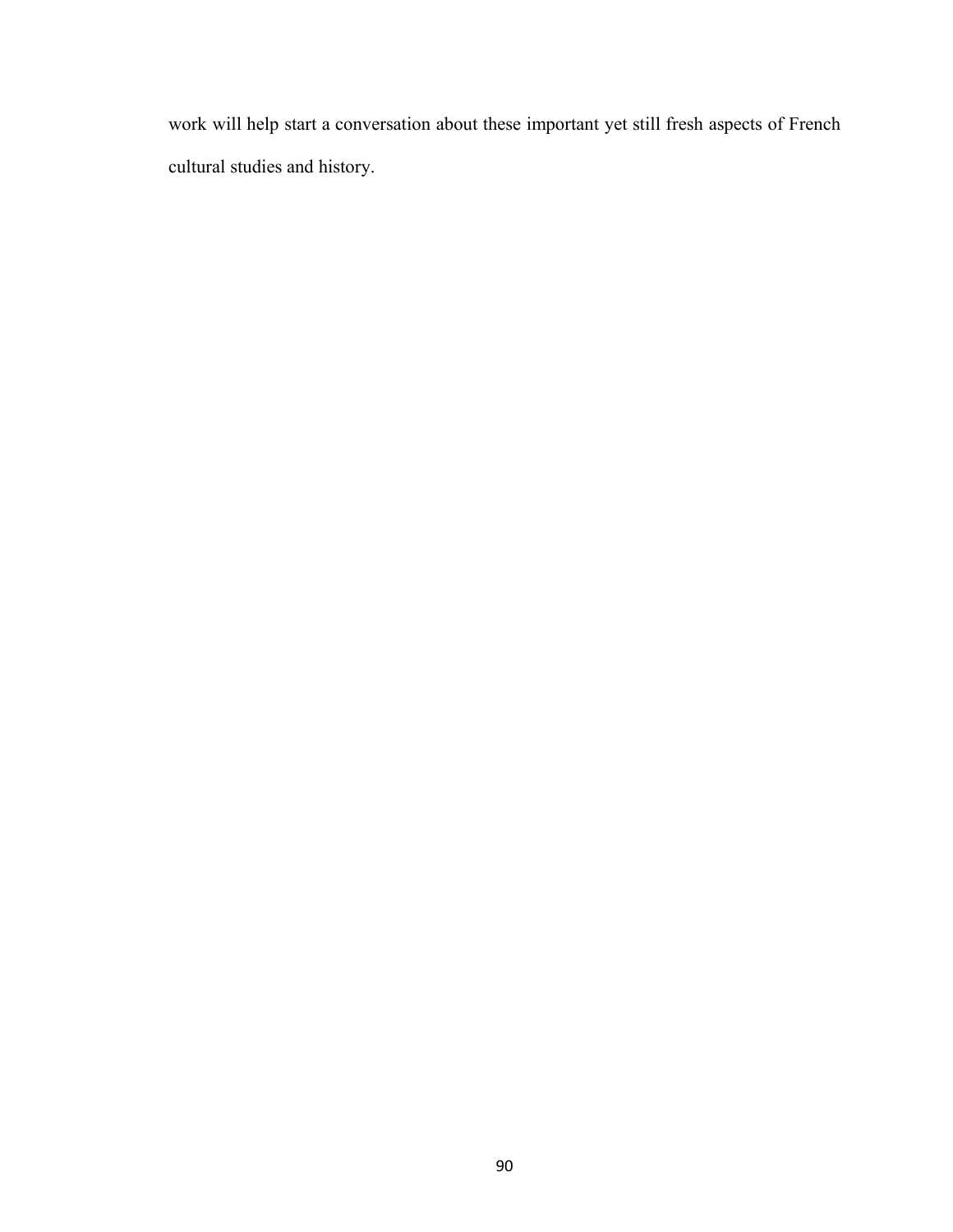work will help start a conversation about these important yet still fresh aspects of French cultural studies and history.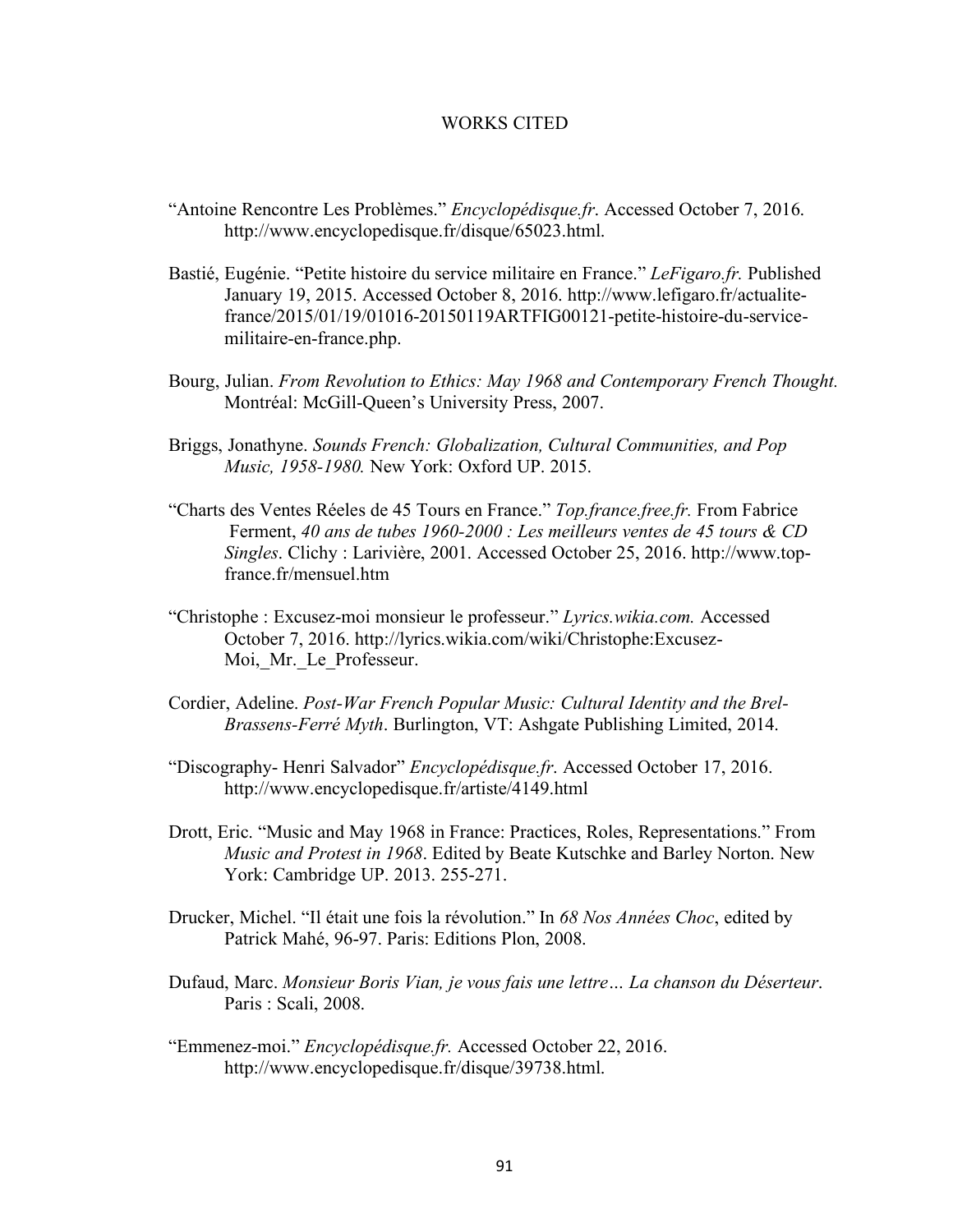# WORKS CITED

"Antoine Rencontre Les Problèmes." *Encyclopédisque.fr*. Accessed October 7, 2016. http://www.encyclopedisque.fr/disque/65023.html.

Bastié, Eugénie. "Petite histoire du service militaire en France." *LeFigaro.fr.* Published January 19, 2015. Accessed October 8, 2016. http://www.lefigaro.fr/actualite-france/2015/01/19/01016-20150119ARTFIG00121-petite-histoire-du-service-militaire-en-france.php.

Bourg, Julian. *From Revolution to Ethics: May 1968 and Contemporary French Thought.* Montréal: McGill-Queen's University Press, 2007.

Briggs, Jonathyne. *Sounds French: Globalization, Cultural Communities, and Pop Music, 1958-1980.* New York: Oxford UP. 2015.

"Charts des Ventes Réeles de 45 Tours en France." *Top.france.free.fr.* From Fabrice Ferment, *40 ans de tubes 1960-2000 : Les meilleurs ventes de 45 tours & CD Singles*. Clichy : Larivière, 2001. Accessed October 25, 2016. http://www.top-france.fr/mensuel.htm

"Christophe : Excusez-moi monsieur le professeur." *Lyrics.wikia.com.* Accessed October 7, 2016. http://lyrics.wikia.com/wiki/Christophe:Excusez-Moi,_Mr._Le_Professeur.

Cordier, Adeline. *Post-War French Popular Music: Cultural Identity and the Brel-Brassens-Ferré Myth*. Burlington, VT: Ashgate Publishing Limited, 2014.

"Discography- Henri Salvador" *Encyclopédisque.fr*. Accessed October 17, 2016. http://www.encyclopedisque.fr/artiste/4149.html

Drott, Eric. "Music and May 1968 in France: Practices, Roles, Representations." From *Music and Protest in 1968*. Edited by Beate Kutschke and Barley Norton. New York: Cambridge UP. 2013. 255-271.

Drucker, Michel. "Il était une fois la révolution." In *68 Nos Années Choc*, edited by Patrick Mahé, 96-97. Paris: Editions Plon, 2008.

Dufaud, Marc. *Monsieur Boris Vian, je vous fais une lettre… La chanson du Déserteur*. Paris : Scali, 2008.

"Emmenez-moi." *Encyclopédisque.fr.* Accessed October 22, 2016. http://www.encyclopedisque.fr/disque/39738.html.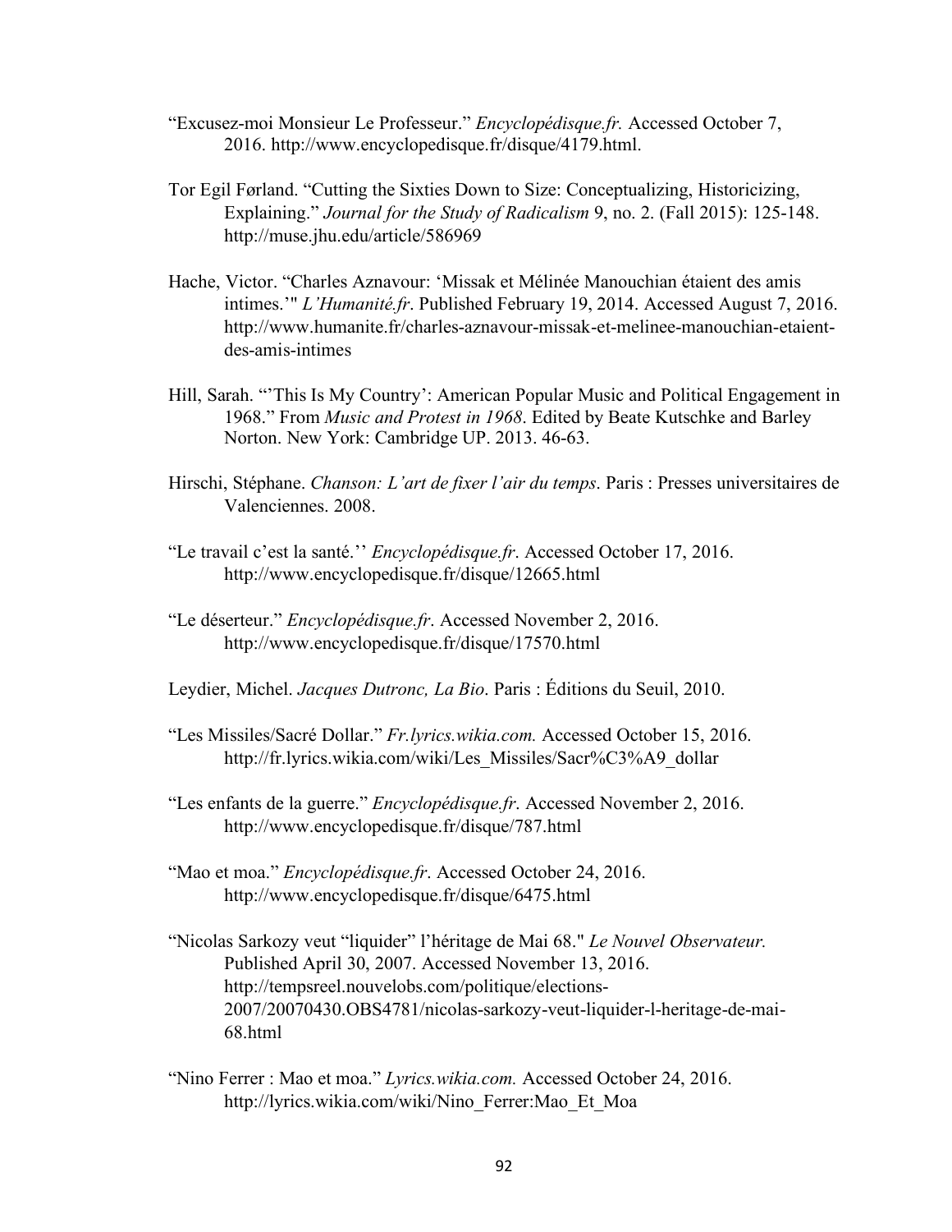"Excusez-moi Monsieur Le Professeur." *Encyclopédisque.fr.* Accessed October 7, 2016. http://www.encyclopedisque.fr/disque/4179.html.

Tor Egil Førland. "Cutting the Sixties Down to Size: Conceptualizing, Historicizing, Explaining." *Journal for the Study of Radicalism* 9, no. 2. (Fall 2015): 125-148. http://muse.jhu.edu/article/586969

Hache, Victor. "Charles Aznavour: 'Missak et Mélinée Manouchian étaient des amis intimes.'" *L'Humanité.fr*. Published February 19, 2014. Accessed August 7, 2016. http://www.humanite.fr/charles-aznavour-missak-et-melinee-manouchian-etaient-des-amis-intimes

Hill, Sarah. "'This Is My Country': American Popular Music and Political Engagement in 1968." From *Music and Protest in 1968*. Edited by Beate Kutschke and Barley Norton. New York: Cambridge UP. 2013. 46-63.

Hirschi, Stéphane. *Chanson: L'art de fixer l'air du temps*. Paris : Presses universitaires de Valenciennes. 2008.

"Le travail c'est la santé.'' *Encyclopédisque.fr*. Accessed October 17, 2016. http://www.encyclopedisque.fr/disque/12665.html

"Le déserteur." *Encyclopédisque.fr*. Accessed November 2, 2016. http://www.encyclopedisque.fr/disque/17570.html

Leydier, Michel. *Jacques Dutronc, La Bio*. Paris : Éditions du Seuil, 2010.

"Les Missiles/Sacré Dollar." *Fr.lyrics.wikia.com.* Accessed October 15, 2016. http://fr.lyrics.wikia.com/wiki/Les_Missiles/Sacr%C3%A9_dollar

"Les enfants de la guerre." *Encyclopédisque.fr*. Accessed November 2, 2016. http://www.encyclopedisque.fr/disque/787.html

"Mao et moa." *Encyclopédisque.fr*. Accessed October 24, 2016. http://www.encyclopedisque.fr/disque/6475.html

"Nicolas Sarkozy veut "liquider" l'héritage de Mai 68." *Le Nouvel Observateur.* Published April 30, 2007. Accessed November 13, 2016. http://tempsreel.nouvelobs.com/politique/elections-2007/20070430.OBS4781/nicolas-sarkozy-veut-liquider-l-heritage-de-mai-68.html

"Nino Ferrer : Mao et moa." *Lyrics.wikia.com.* Accessed October 24, 2016. http://lyrics.wikia.com/wiki/Nino_Ferrer:Mao_Et_Moa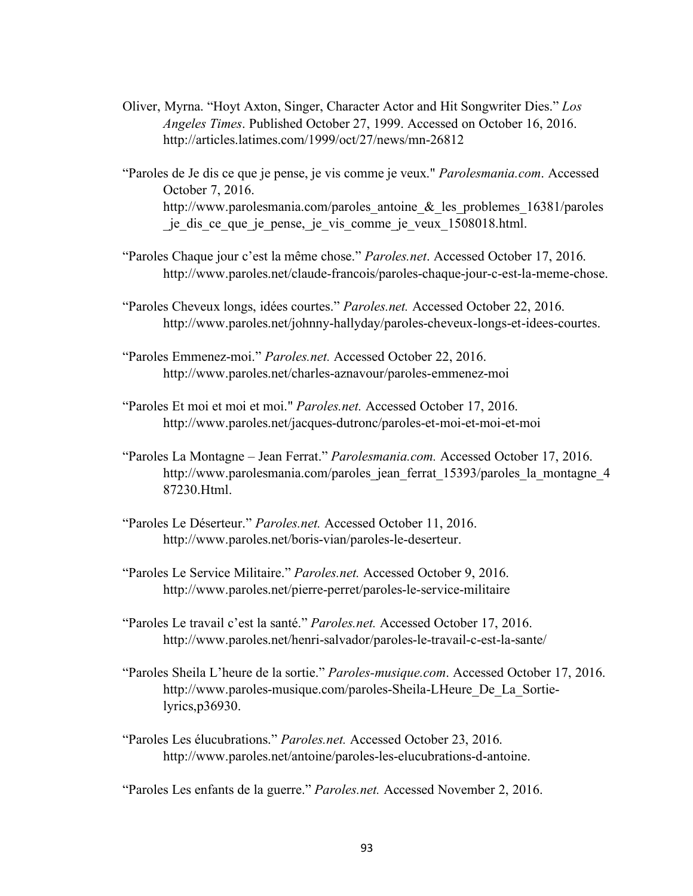Oliver, Myrna. “Hoyt Axton, Singer, Character Actor and Hit Songwriter Dies.” *Los Angeles Times*. Published October 27, 1999. Accessed on October 16, 2016. http://articles.latimes.com/1999/oct/27/news/mn-26812

“Paroles de Je dis ce que je pense, je vis comme je veux." *Parolesmania.com*. Accessed October 7, 2016. http://www.parolesmania.com/paroles_antoine_&_les_problemes_16381/paroles_je_dis_ce_que_je_pense,_je_vis_comme_je_veux_1508018.html.

“Paroles Chaque jour c’est la même chose.” *Paroles.net*. Accessed October 17, 2016. http://www.paroles.net/claude-francois/paroles-chaque-jour-c-est-la-meme-chose.

“Paroles Cheveux longs, idées courtes.” *Paroles.net.* Accessed October 22, 2016. http://www.paroles.net/johnny-hallyday/paroles-cheveux-longs-et-idees-courtes.

“Paroles Emmenez-moi.” *Paroles.net.* Accessed October 22, 2016. http://www.paroles.net/charles-aznavour/paroles-emmenez-moi

“Paroles Et moi et moi et moi." *Paroles.net.* Accessed October 17, 2016. http://www.paroles.net/jacques-dutronc/paroles-et-moi-et-moi-et-moi

“Paroles La Montagne – Jean Ferrat.” *Parolesmania.com.* Accessed October 17, 2016. http://www.parolesmania.com/paroles_jean_ferrat_15393/paroles_la_montagne_487230.Html.

“Paroles Le Déserteur.” *Paroles.net.* Accessed October 11, 2016. http://www.paroles.net/boris-vian/paroles-le-deserteur.

“Paroles Le Service Militaire.” *Paroles.net.* Accessed October 9, 2016. http://www.paroles.net/pierre-perret/paroles-le-service-militaire

“Paroles Le travail c’est la santé.” *Paroles.net.* Accessed October 17, 2016. http://www.paroles.net/henri-salvador/paroles-le-travail-c-est-la-sante/

“Paroles Sheila L’heure de la sortie.” *Paroles-musique.com*. Accessed October 17, 2016. http://www.paroles-musique.com/paroles-Sheila-LHeure_De_La_Sortie-lyrics,p36930.

“Paroles Les élucubrations.” *Paroles.net.* Accessed October 23, 2016. http://www.paroles.net/antoine/paroles-les-elucubrations-d-antoine.

“Paroles Les enfants de la guerre.” *Paroles.net.* Accessed November 2, 2016.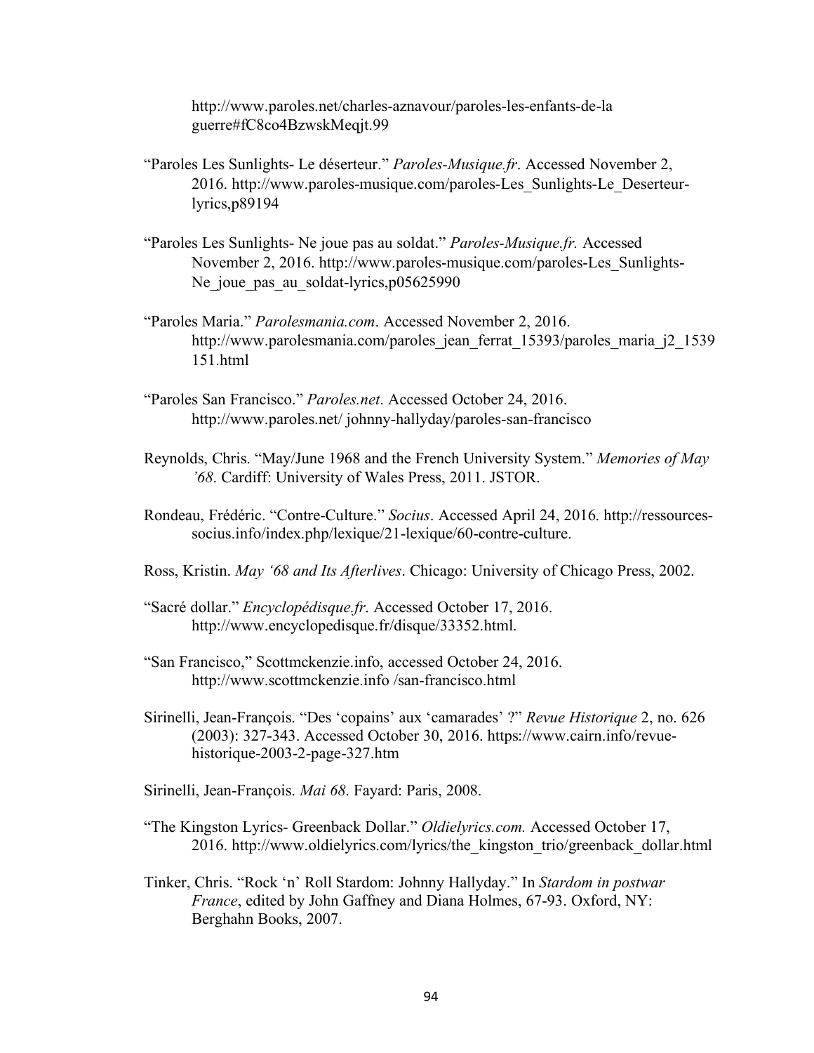http://www.paroles.net/charles-aznavour/paroles-les-enfants-de-la guerre#fC8co4BzwskMeqjt.99

"Paroles Les Sunlights- Le déserteur." *Paroles-Musique.fr*. Accessed November 2, 2016. http://www.paroles-musique.com/paroles-Les_Sunlights-Le_Deserteur-lyrics,p89194

"Paroles Les Sunlights- Ne joue pas au soldat." *Paroles-Musique.fr.* Accessed November 2, 2016. http://www.paroles-musique.com/paroles-Les_Sunlights-Ne_joue_pas_au_soldat-lyrics,p05625990

"Paroles Maria." *Parolesmania.com*. Accessed November 2, 2016. http://www.parolesmania.com/paroles_jean_ferrat_15393/paroles_maria_j2_1539151.html

"Paroles San Francisco." *Paroles.net*. Accessed October 24, 2016. http://www.paroles.net/ johnny-hallyday/paroles-san-francisco

Reynolds, Chris. "May/June 1968 and the French University System." *Memories of May '68*. Cardiff: University of Wales Press, 2011. JSTOR.

Rondeau, Frédéric. "Contre-Culture." *Socius*. Accessed April 24, 2016. http://ressources-socius.info/index.php/lexique/21-lexique/60-contre-culture.

Ross, Kristin. *May '68 and Its Afterlives*. Chicago: University of Chicago Press, 2002.

"Sacré dollar." *Encyclopédisque.fr*. Accessed October 17, 2016. http://www.encyclopedisque.fr/disque/33352.html.

"San Francisco," Scottmckenzie.info, accessed October 24, 2016. http://www.scottmckenzie.info /san-francisco.html

Sirinelli, Jean-François. "Des 'copains' aux 'camarades' ?" *Revue Historique* 2, no. 626 (2003): 327-343. Accessed October 30, 2016. https://www.cairn.info/revue-historique-2003-2-page-327.htm

Sirinelli, Jean-François. *Mai 68*. Fayard: Paris, 2008.

"The Kingston Lyrics- Greenback Dollar." *Oldielyrics.com.* Accessed October 17, 2016. http://www.oldielyrics.com/lyrics/the_kingston_trio/greenback_dollar.html

Tinker, Chris. "Rock 'n' Roll Stardom: Johnny Hallyday." In *Stardom in postwar France*, edited by John Gaffney and Diana Holmes, 67-93. Oxford, NY: Berghahn Books, 2007.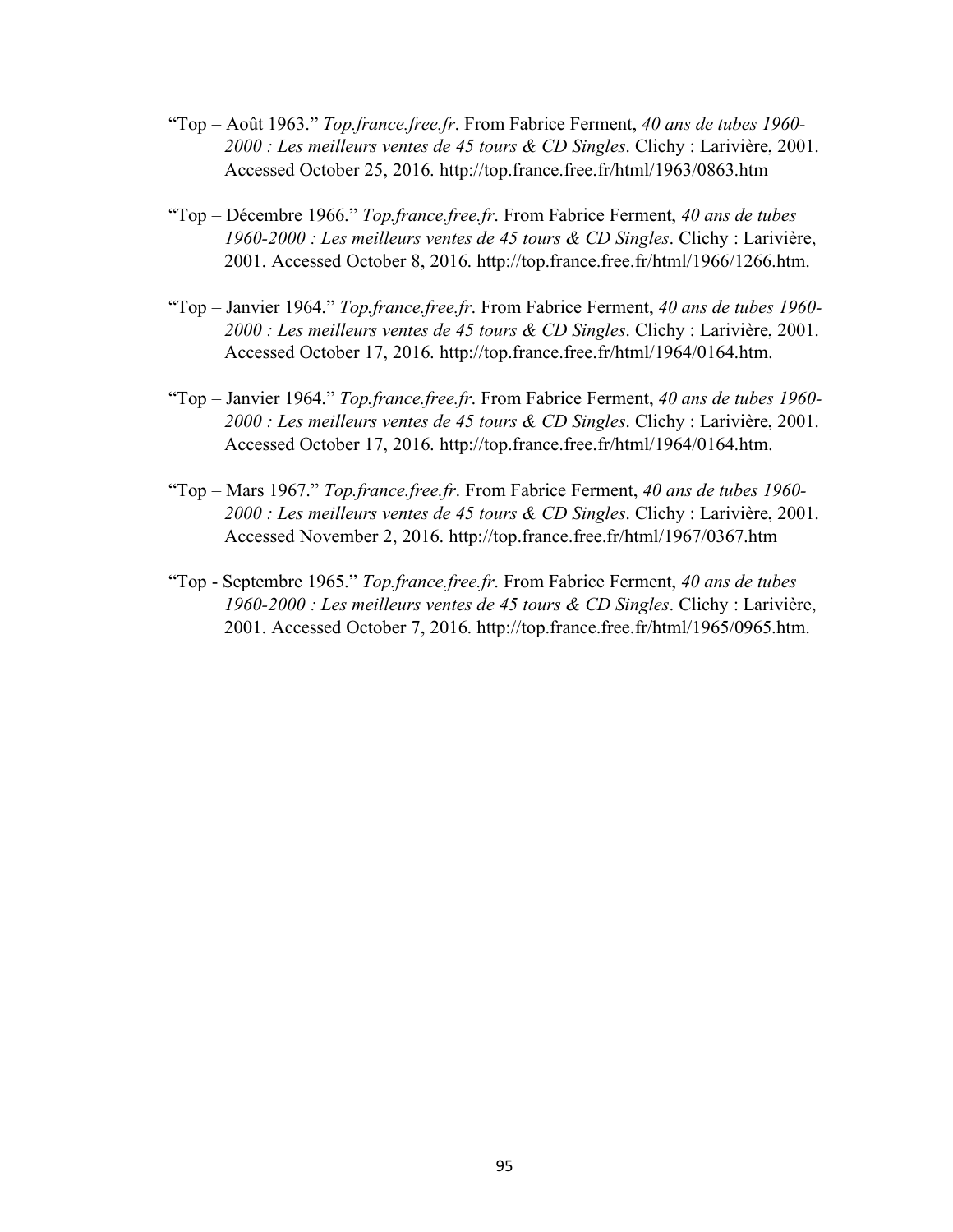"Top – Août 1963." *Top.france.free.fr*. From Fabrice Ferment, *40 ans de tubes 1960-2000 : Les meilleurs ventes de 45 tours & CD Singles*. Clichy : Larivière, 2001. Accessed October 25, 2016. http://top.france.free.fr/html/1963/0863.htm

"Top – Décembre 1966." *Top.france.free.fr*. From Fabrice Ferment, *40 ans de tubes 1960-2000 : Les meilleurs ventes de 45 tours & CD Singles*. Clichy : Larivière, 2001. Accessed October 8, 2016. http://top.france.free.fr/html/1966/1266.htm.

"Top – Janvier 1964." *Top.france.free.fr*. From Fabrice Ferment, *40 ans de tubes 1960-2000 : Les meilleurs ventes de 45 tours & CD Singles*. Clichy : Larivière, 2001. Accessed October 17, 2016. http://top.france.free.fr/html/1964/0164.htm.

"Top – Janvier 1964." *Top.france.free.fr*. From Fabrice Ferment, *40 ans de tubes 1960-2000 : Les meilleurs ventes de 45 tours & CD Singles*. Clichy : Larivière, 2001. Accessed October 17, 2016. http://top.france.free.fr/html/1964/0164.htm.

"Top – Mars 1967." *Top.france.free.fr*. From Fabrice Ferment, *40 ans de tubes 1960-2000 : Les meilleurs ventes de 45 tours & CD Singles*. Clichy : Larivière, 2001. Accessed November 2, 2016. http://top.france.free.fr/html/1967/0367.htm

"Top - Septembre 1965." *Top.france.free.fr*. From Fabrice Ferment, *40 ans de tubes 1960-2000 : Les meilleurs ventes de 45 tours & CD Singles*. Clichy : Larivière, 2001. Accessed October 7, 2016. http://top.france.free.fr/html/1965/0965.htm.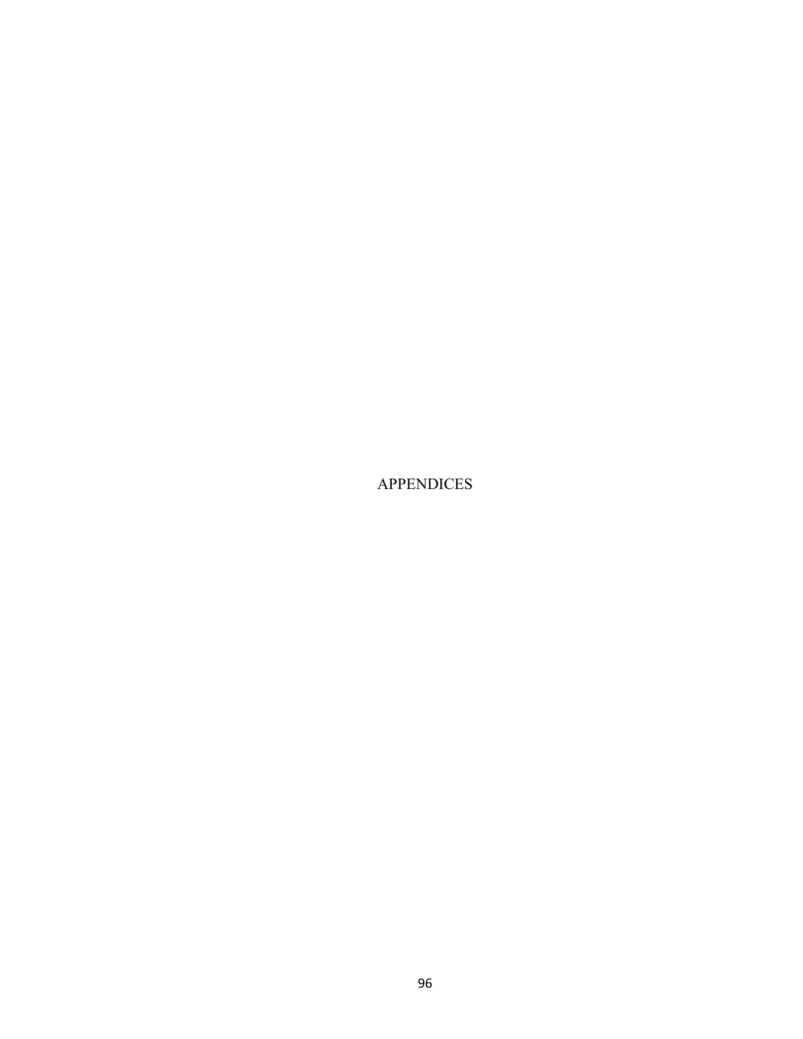# APPENDICES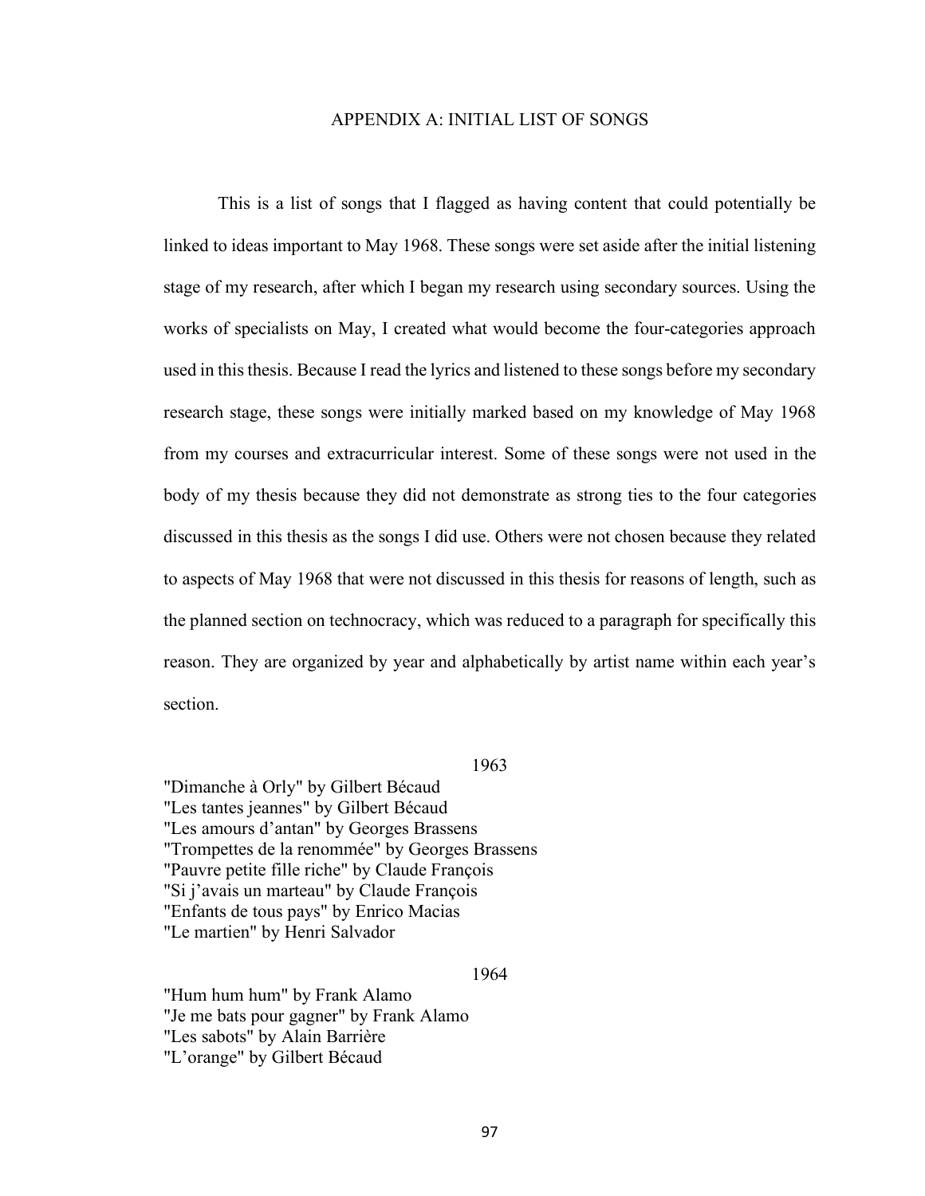# APPENDIX A: INITIAL LIST OF SONGS

This is a list of songs that I flagged as having content that could potentially be linked to ideas important to May 1968. These songs were set aside after the initial listening stage of my research, after which I began my research using secondary sources. Using the works of specialists on May, I created what would become the four-categories approach used in this thesis. Because I read the lyrics and listened to these songs before my secondary research stage, these songs were initially marked based on my knowledge of May 1968 from my courses and extracurricular interest. Some of these songs were not used in the body of my thesis because they did not demonstrate as strong ties to the four categories discussed in this thesis as the songs I did use. Others were not chosen because they related to aspects of May 1968 that were not discussed in this thesis for reasons of length, such as the planned section on technocracy, which was reduced to a paragraph for specifically this reason. They are organized by year and alphabetically by artist name within each year's section.

### 1963

"Dimanche à Orly" by Gilbert Bécaud
"Les tantes jeannes" by Gilbert Bécaud
"Les amours d'antan" by Georges Brassens
"Trompettes de la renommée" by Georges Brassens
"Pauvre petite fille riche" by Claude François
"Si j'avais un marteau" by Claude François
"Enfants de tous pays" by Enrico Macias
"Le martien" by Henri Salvador

### 1964

"Hum hum hum" by Frank Alamo
"Je me bats pour gagner" by Frank Alamo
"Les sabots" by Alain Barrière
"L'orange" by Gilbert Bécaud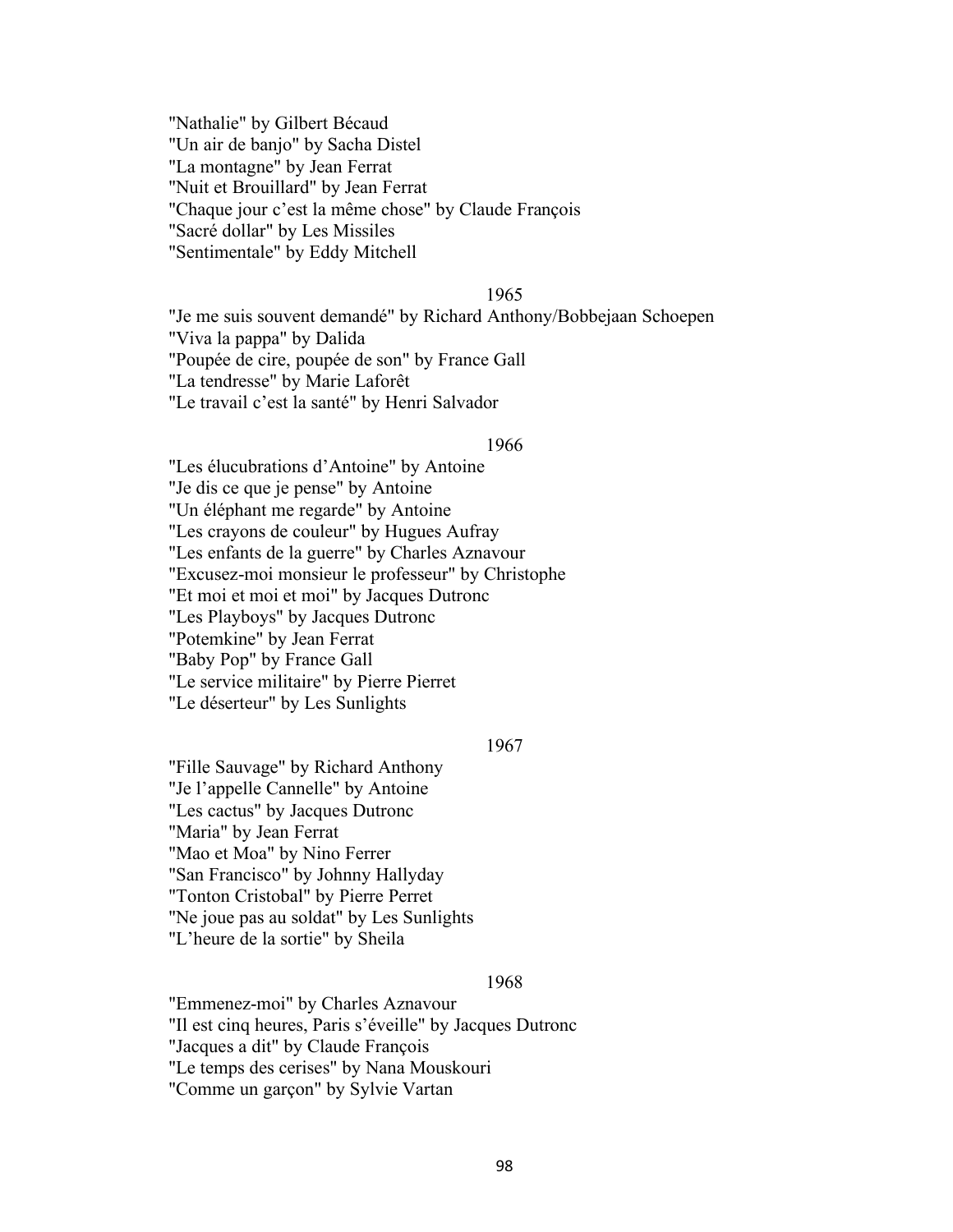"Nathalie" by Gilbert Bécaud
"Un air de banjo" by Sacha Distel
"La montagne" by Jean Ferrat
"Nuit et Brouillard" by Jean Ferrat
"Chaque jour c'est la même chose" by Claude François
"Sacré dollar" by Les Missiles
"Sentimentale" by Eddy Mitchell

1965

"Je me suis souvent demandé" by Richard Anthony/Bobbejaan Schoepen
"Viva la pappa" by Dalida
"Poupée de cire, poupée de son" by France Gall
"La tendresse" by Marie Laforêt
"Le travail c'est la santé" by Henri Salvador

1966

"Les élucubrations d'Antoine" by Antoine
"Je dis ce que je pense" by Antoine
"Un éléphant me regarde" by Antoine
"Les crayons de couleur" by Hugues Aufray
"Les enfants de la guerre" by Charles Aznavour
"Excusez-moi monsieur le professeur" by Christophe
"Et moi et moi et moi" by Jacques Dutronc
"Les Playboys" by Jacques Dutronc
"Potemkine" by Jean Ferrat
"Baby Pop" by France Gall
"Le service militaire" by Pierre Pierret
"Le déserteur" by Les Sunlights

1967

"Fille Sauvage" by Richard Anthony
"Je l'appelle Cannelle" by Antoine
"Les cactus" by Jacques Dutronc
"Maria" by Jean Ferrat
"Mao et Moa" by Nino Ferrer
"San Francisco" by Johnny Hallyday
"Tonton Cristobal" by Pierre Perret
"Ne joue pas au soldat" by Les Sunlights
"L'heure de la sortie" by Sheila

1968

"Emmenez-moi" by Charles Aznavour
"Il est cinq heures, Paris s'éveille" by Jacques Dutronc
"Jacques a dit" by Claude François
"Le temps des cerises" by Nana Mouskouri
"Comme un garçon" by Sylvie Vartan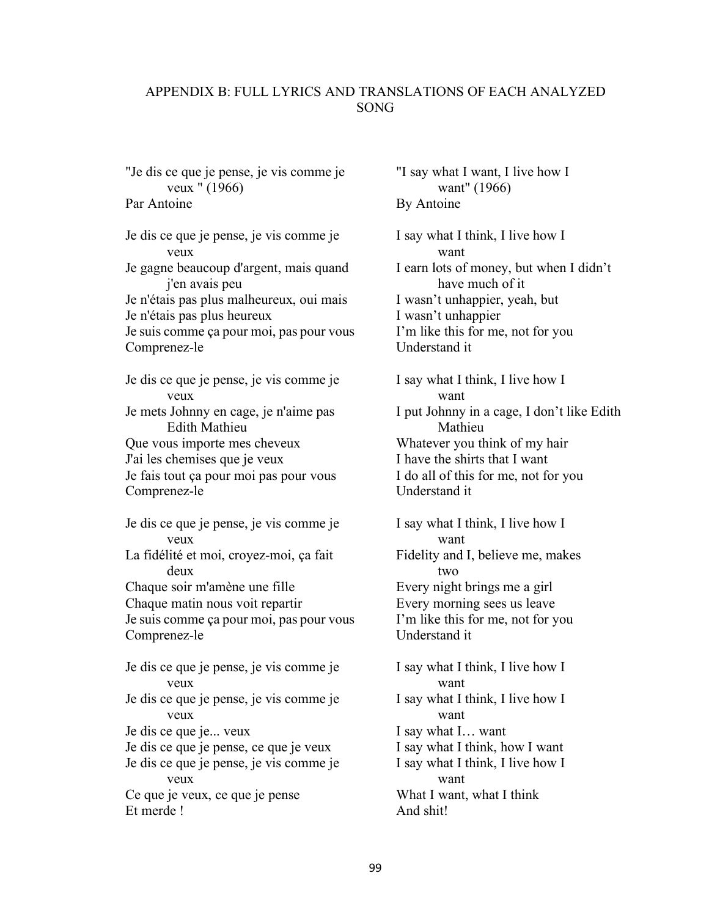## APPENDIX B: FULL LYRICS AND TRANSLATIONS OF EACH ANALYZED SONG

"Je dis ce que je pense, je vis comme je veux " (1966)
Par Antoine

Je dis ce que je pense, je vis comme je veux
Je gagne beaucoup d'argent, mais quand j'en avais peu
Je n'étais pas plus malheureux, oui mais
Je n'étais pas plus heureux
Je suis comme ça pour moi, pas pour vous
Comprenez-le

Je dis ce que je pense, je vis comme je veux
Je mets Johnny en cage, je n'aime pas Edith Mathieu
Que vous importe mes cheveux
J'ai les chemises que je veux
Je fais tout ça pour moi pas pour vous
Comprenez-le

Je dis ce que je pense, je vis comme je veux
La fidélité et moi, croyez-moi, ça fait deux
Chaque soir m'amène une fille
Chaque matin nous voit repartir
Je suis comme ça pour moi, pas pour vous
Comprenez-le

Je dis ce que je pense, je vis comme je veux
Je dis ce que je pense, je vis comme je veux
Je dis ce que je... veux
Je dis ce que je pense, ce que je veux
Je dis ce que je pense, je vis comme je veux
Ce que je veux, ce que je pense
Et merde !

"I say what I want, I live how I want" (1966)
By Antoine

I say what I think, I live how I want
I earn lots of money, but when I didn't have much of it
I wasn't unhappier, yeah, but
I wasn't unhappier
I'm like this for me, not for you
Understand it

I say what I think, I live how I want
I put Johnny in a cage, I don't like Edith Mathieu
Whatever you think of my hair
I have the shirts that I want
I do all of this for me, not for you
Understand it

I say what I think, I live how I want
Fidelity and I, believe me, makes two
Every night brings me a girl
Every morning sees us leave
I'm like this for me, not for you
Understand it

I say what I think, I live how I want
I say what I think, I live how I want
I say what I… want
I say what I think, how I want
I say what I think, I live how I want
What I want, what I think
And shit!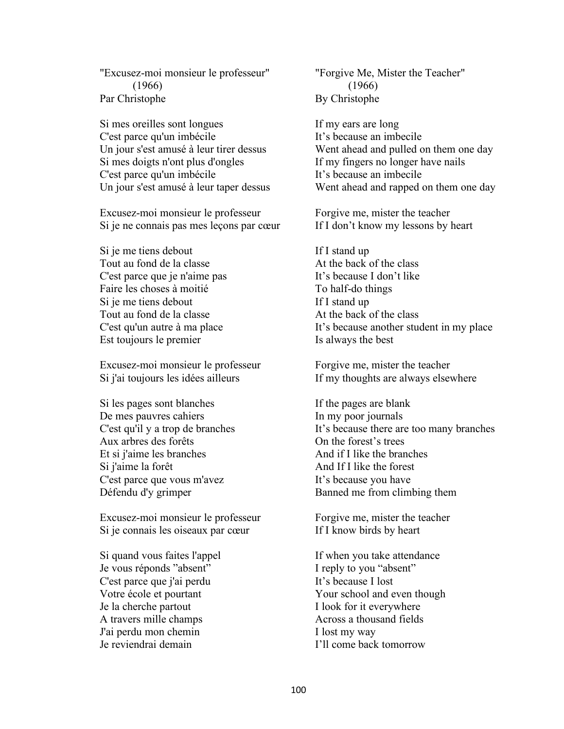"Excusez-moi monsieur le professeur"
(1966)
Par Christophe

Si mes oreilles sont longues
C'est parce qu'un imbécile
Un jour s'est amusé à leur tirer dessus
Si mes doigts n'ont plus d'ongles
C'est parce qu'un imbécile
Un jour s'est amusé à leur taper dessus

Excusez-moi monsieur le professeur
Si je ne connais pas mes leçons par cœur

Si je me tiens debout
Tout au fond de la classe
C'est parce que je n'aime pas
Faire les choses à moitié
Si je me tiens debout
Tout au fond de la classe
C'est qu'un autre à ma place
Est toujours le premier

Excusez-moi monsieur le professeur
Si j'ai toujours les idées ailleurs

Si les pages sont blanches
De mes pauvres cahiers
C'est qu'il y a trop de branches
Aux arbres des forêts
Et si j'aime les branches
Si j'aime la forêt
C'est parce que vous m'avez
Défendu d'y grimper

Excusez-moi monsieur le professeur
Si je connais les oiseaux par cœur

Si quand vous faites l'appel
Je vous réponds "absent"
C'est parce que j'ai perdu
Votre école et pourtant
Je la cherche partout
A travers mille champs
J'ai perdu mon chemin
Je reviendrai demain

"Forgive Me, Mister the Teacher"
(1966)
By Christophe

If my ears are long
It's because an imbecile
Went ahead and pulled on them one day
If my fingers no longer have nails
It's because an imbecile
Went ahead and rapped on them one day

Forgive me, mister the teacher
If I don't know my lessons by heart

If I stand up
At the back of the class
It's because I don't like
To half-do things
If I stand up
At the back of the class
It's because another student in my place
Is always the best

Forgive me, mister the teacher
If my thoughts are always elsewhere

If the pages are blank
In my poor journals
It's because there are too many branches
On the forest's trees
And if I like the branches
And If I like the forest
It's because you have
Banned me from climbing them

Forgive me, mister the teacher
If I know birds by heart

If when you take attendance
I reply to you "absent"
It's because I lost
Your school and even though
I look for it everywhere
Across a thousand fields
I lost my way
I'll come back tomorrow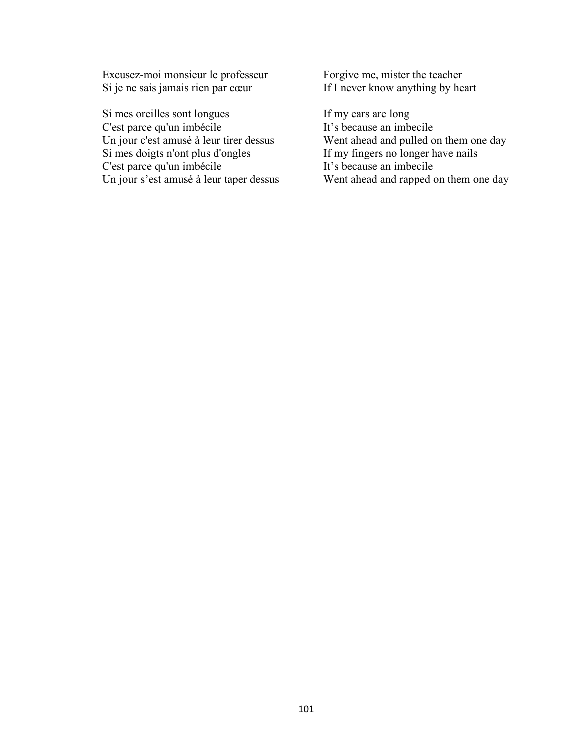Excusez-moi monsieur le professeur
Si je ne sais jamais rien par cœur

Forgive me, mister the teacher
If I never know anything by heart

Si mes oreilles sont longues
C'est parce qu'un imbécile
Un jour c'est amusé à leur tirer dessus
Si mes doigts n'ont plus d'ongles
C'est parce qu'un imbécile
Un jour s'est amusé à leur taper dessus

If my ears are long
It's because an imbecile
Went ahead and pulled on them one day
If my fingers no longer have nails
It's because an imbecile
Went ahead and rapped on them one day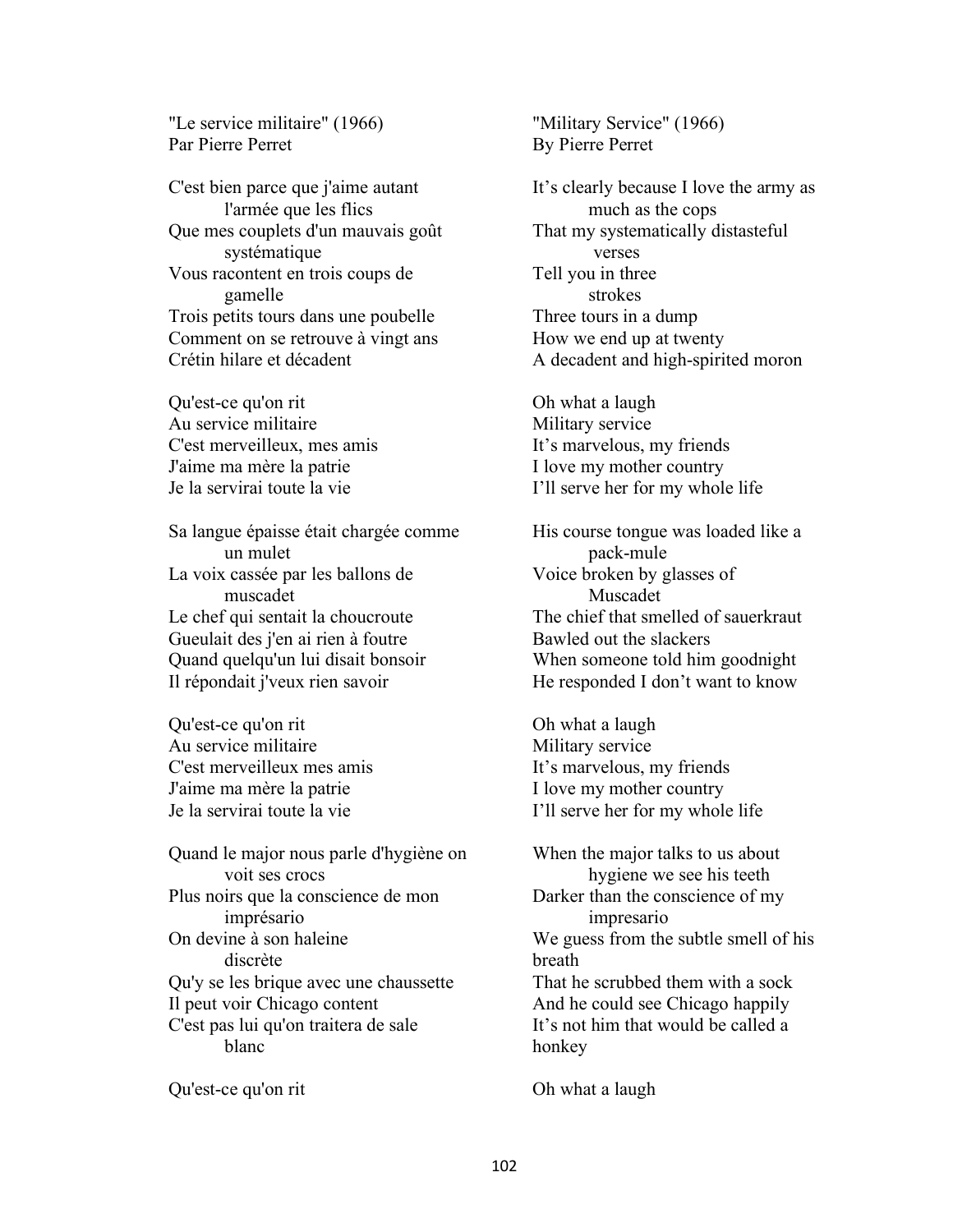"Le service militaire" (1966)
Par Pierre Perret

C'est bien parce que j'aime autant l'armée que les flics
Que mes couplets d'un mauvais goût systématique
Vous racontent en trois coups de gamelle
Trois petits tours dans une poubelle
Comment on se retrouve à vingt ans
Crétin hilare et décadent

Qu'est-ce qu'on rit
Au service militaire
C'est merveilleux, mes amis
J'aime ma mère la patrie
Je la servirai toute la vie

Sa langue épaisse était chargée comme un mulet
La voix cassée par les ballons de muscadet
Le chef qui sentait la choucroute
Gueulait des j'en ai rien à foutre
Quand quelqu'un lui disait bonsoir
Il répondait j'veux rien savoir

Qu'est-ce qu'on rit
Au service militaire
C'est merveilleux mes amis
J'aime ma mère la patrie
Je la servirai toute la vie

Quand le major nous parle d'hygiène on voit ses crocs
Plus noirs que la conscience de mon imprésario
On devine à son haleine discrète
Qu'y se les brique avec une chaussette
Il peut voir Chicago content
C'est pas lui qu'on traitera de sale blanc

Qu'est-ce qu'on rit

"Military Service" (1966)
By Pierre Perret

It's clearly because I love the army as much as the cops
That my systematically distasteful verses
Tell you in three strokes
Three tours in a dump
How we end up at twenty
A decadent and high-spirited moron

Oh what a laugh
Military service
It's marvelous, my friends
I love my mother country
I'll serve her for my whole life

His course tongue was loaded like a pack-mule
Voice broken by glasses of Muscadet
The chief that smelled of sauerkraut
Bawled out the slackers
When someone told him goodnight
He responded I don't want to know

Oh what a laugh
Military service
It's marvelous, my friends
I love my mother country
I'll serve her for my whole life

When the major talks to us about hygiene we see his teeth
Darker than the conscience of my impresario
We guess from the subtle smell of his breath
That he scrubbed them with a sock
And he could see Chicago happily
It's not him that would be called a honkey

Oh what a laugh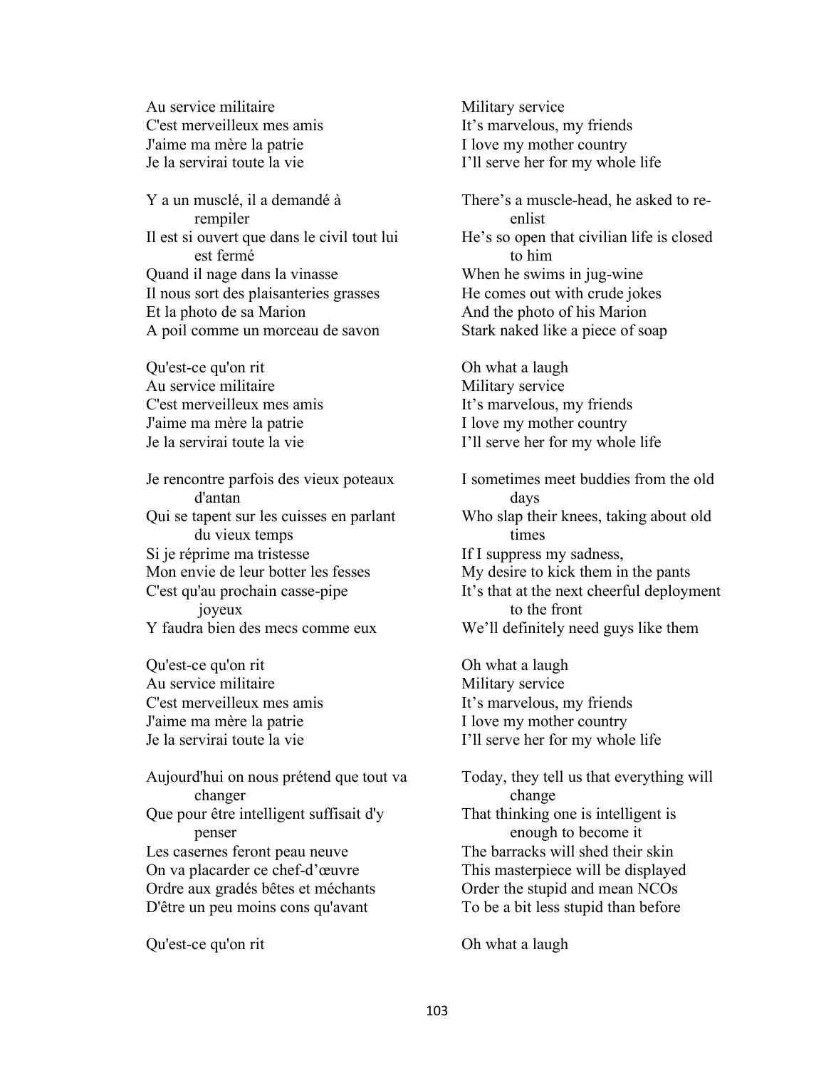| | |
|---|---|
| Au service militaire<br>C'est merveilleux mes amis<br>J'aime ma mère la patrie<br>Je la servirai toute la vie | Military service<br>It's marvelous, my friends<br>I love my mother country<br>I'll serve her for my whole life |
| Y a un musclé, il a demandé à rempiler<br>Il est si ouvert que dans le civil tout lui est fermé<br>Quand il nage dans la vinasse<br>Il nous sort des plaisanteries grasses<br>Et la photo de sa Marion<br>A poil comme un morceau de savon | There's a muscle-head, he asked to re-enlist<br>He's so open that civilian life is closed to him<br>When he swims in jug-wine<br>He comes out with crude jokes<br>And the photo of his Marion<br>Stark naked like a piece of soap |
| Qu'est-ce qu'on rit<br>Au service militaire<br>C'est merveilleux mes amis<br>J'aime ma mère la patrie<br>Je la servirai toute la vie | Oh what a laugh<br>Military service<br>It's marvelous, my friends<br>I love my mother country<br>I'll serve her for my whole life |
| Je rencontre parfois des vieux poteaux d'antan<br>Qui se tapent sur les cuisses en parlant du vieux temps<br>Si je réprime ma tristesse<br>Mon envie de leur botter les fesses<br>C'est qu'au prochain casse-pipe joyeux<br>Y faudra bien des mecs comme eux | I sometimes meet buddies from the old days<br>Who slap their knees, taking about old times<br>If I suppress my sadness,<br>My desire to kick them in the pants<br>It's that at the next cheerful deployment to the front<br>We'll definitely need guys like them |
| Qu'est-ce qu'on rit<br>Au service militaire<br>C'est merveilleux mes amis<br>J'aime ma mère la patrie<br>Je la servirai toute la vie | Oh what a laugh<br>Military service<br>It's marvelous, my friends<br>I love my mother country<br>I'll serve her for my whole life |
| Aujourd'hui on nous prétend que tout va changer<br>Que pour être intelligent suffisait d'y penser<br>Les casernes feront peau neuve<br>On va placarder ce chef-d'œuvre<br>Ordre aux gradés bêtes et méchants<br>D'être un peu moins cons qu'avant | Today, they tell us that everything will change<br>That thinking one is intelligent is enough to become it<br>The barracks will shed their skin<br>This masterpiece will be displayed<br>Order the stupid and mean NCOs<br>To be a bit less stupid than before |
| Qu'est-ce qu'on rit | Oh what a laugh |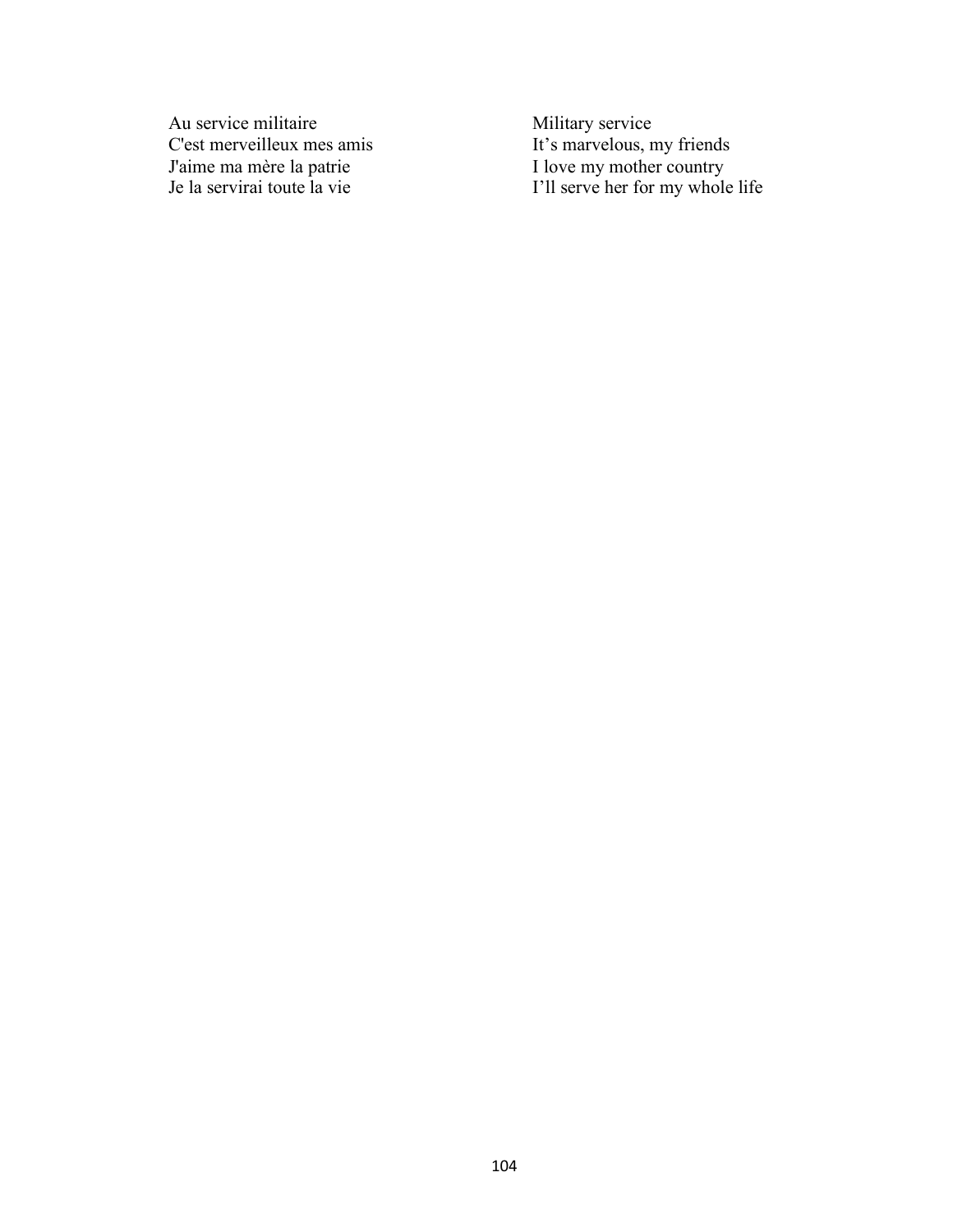| | |
|---|---|
| Au service militaire | Military service |
| C'est merveilleux mes amis | It's marvelous, my friends |
| J'aime ma mère la patrie | I love my mother country |
| Je la servirai toute la vie | I'll serve her for my whole life |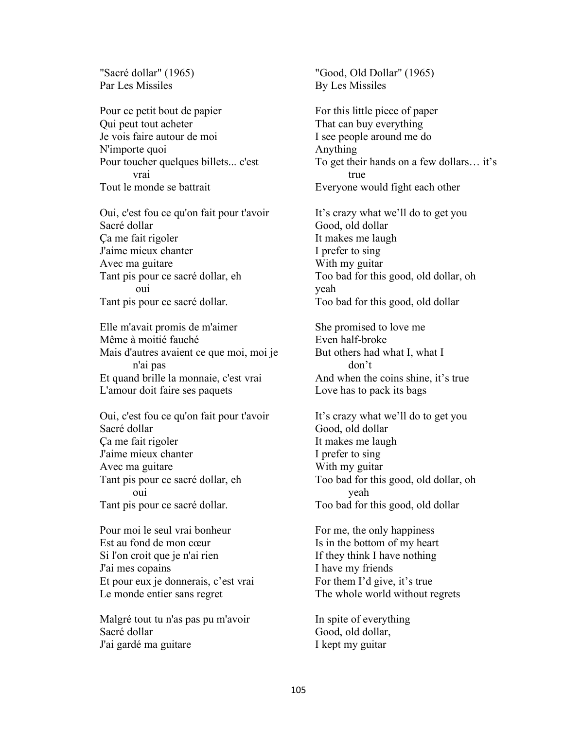"Sacré dollar" (1965)
Par Les Missiles

Pour ce petit bout de papier
Qui peut tout acheter
Je vois faire autour de moi
N'importe quoi
Pour toucher quelques billets... c'est vrai
Tout le monde se battrait

Oui, c'est fou ce qu'on fait pour t'avoir
Sacré dollar
Ça me fait rigoler
J'aime mieux chanter
Avec ma guitare
Tant pis pour ce sacré dollar, eh oui
Tant pis pour ce sacré dollar.

Elle m'avait promis de m'aimer
Même à moitié fauché
Mais d'autres avaient ce que moi, moi je n'ai pas
Et quand brille la monnaie, c'est vrai
L'amour doit faire ses paquets

Oui, c'est fou ce qu'on fait pour t'avoir
Sacré dollar
Ça me fait rigoler
J'aime mieux chanter
Avec ma guitare
Tant pis pour ce sacré dollar, eh oui
Tant pis pour ce sacré dollar.

Pour moi le seul vrai bonheur
Est au fond de mon cœur
Si l'on croit que je n'ai rien
J'ai mes copains
Et pour eux je donnerais, c'est vrai
Le monde entier sans regret

Malgré tout tu n'as pas pu m'avoir
Sacré dollar
J'ai gardé ma guitare

"Good, Old Dollar" (1965)
By Les Missiles

For this little piece of paper
That can buy everything
I see people around me do
Anything
To get their hands on a few dollars… it's true
Everyone would fight each other

It's crazy what we'll do to get you
Good, old dollar
It makes me laugh
I prefer to sing
With my guitar
Too bad for this good, old dollar, oh yeah
Too bad for this good, old dollar

She promised to love me
Even half-broke
But others had what I, what I don't
And when the coins shine, it's true
Love has to pack its bags

It's crazy what we'll do to get you
Good, old dollar
It makes me laugh
I prefer to sing
With my guitar
Too bad for this good, old dollar, oh yeah
Too bad for this good, old dollar

For me, the only happiness
Is in the bottom of my heart
If they think I have nothing
I have my friends
For them I'd give, it's true
The whole world without regrets

In spite of everything
Good, old dollar,
I kept my guitar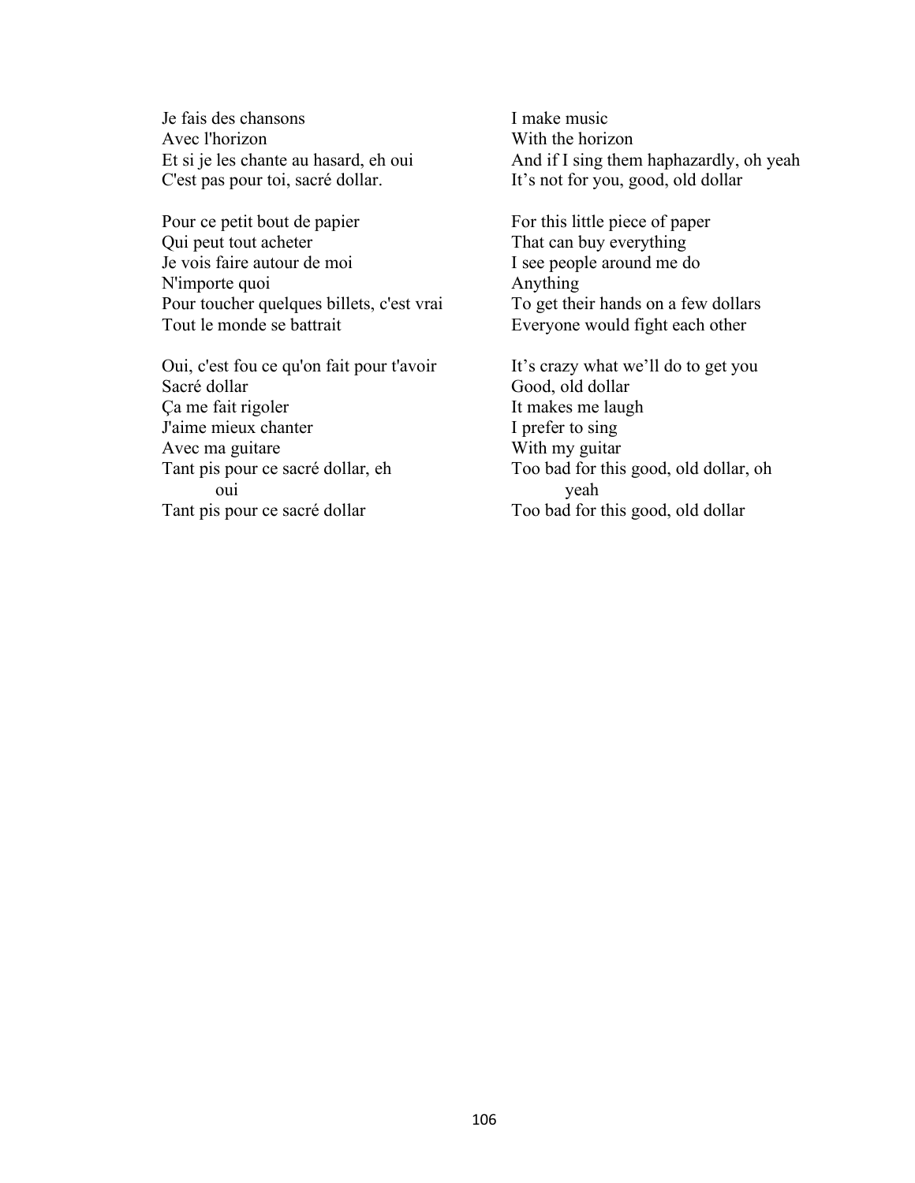| French | English |
| --- | --- |
| Je fais des chansons<br>Avec l'horizon<br>Et si je les chante au hasard, eh oui<br>C'est pas pour toi, sacré dollar. | I make music<br>With the horizon<br>And if I sing them haphazardly, oh yeah<br>It's not for you, good, old dollar |
| Pour ce petit bout de papier<br>Qui peut tout acheter<br>Je vois faire autour de moi<br>N'importe quoi<br>Pour toucher quelques billets, c'est vrai<br>Tout le monde se battrait | For this little piece of paper<br>That can buy everything<br>I see people around me do<br>Anything<br>To get their hands on a few dollars<br>Everyone would fight each other |
| Oui, c'est fou ce qu'on fait pour t'avoir<br>Sacré dollar<br>Ça me fait rigoler<br>J'aime mieux chanter<br>Avec ma guitare<br>Tant pis pour ce sacré dollar, eh oui<br>Tant pis pour ce sacré dollar | It's crazy what we'll do to get you<br>Good, old dollar<br>It makes me laugh<br>I prefer to sing<br>With my guitar<br>Too bad for this good, old dollar, oh yeah<br>Too bad for this good, old dollar |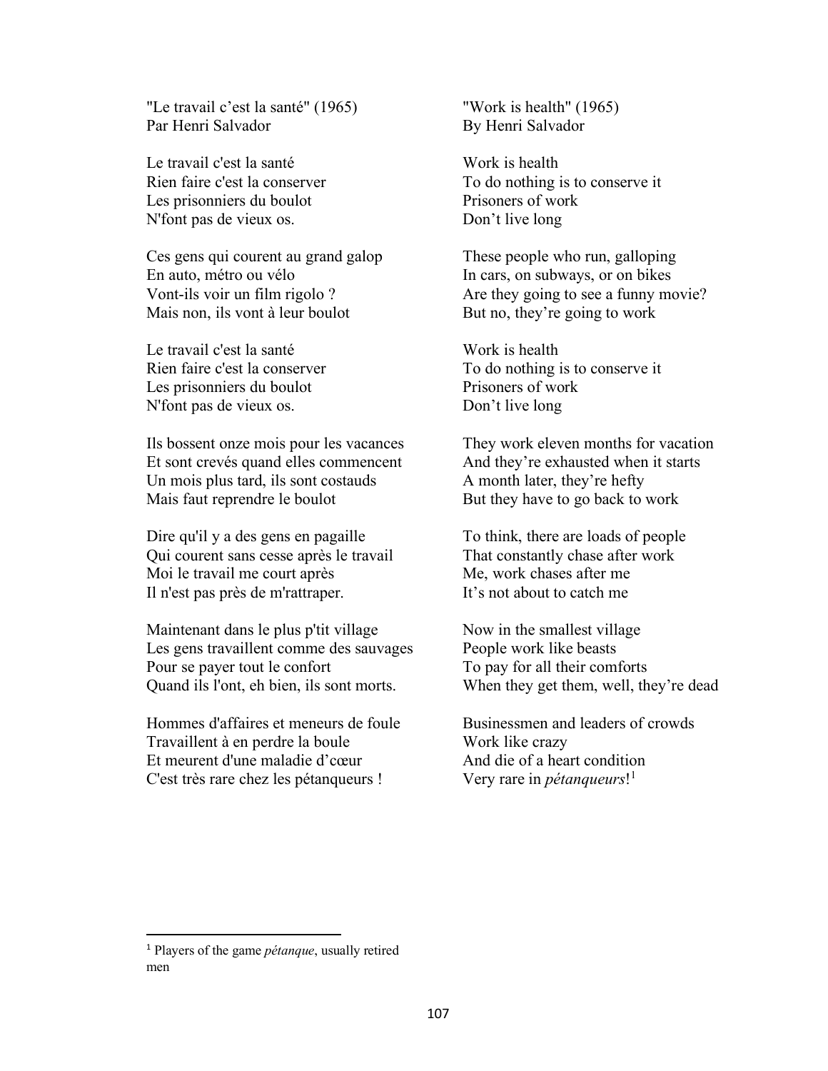"Le travail c'est la santé" (1965)
Par Henri Salvador

Le travail c'est la santé
Rien faire c'est la conserver
Les prisonniers du boulot
N'font pas de vieux os.

Ces gens qui courent au grand galop
En auto, métro ou vélo
Vont-ils voir un film rigolo ?
Mais non, ils vont à leur boulot

Le travail c'est la santé
Rien faire c'est la conserver
Les prisonniers du boulot
N'font pas de vieux os.

Ils bossent onze mois pour les vacances
Et sont crevés quand elles commencent
Un mois plus tard, ils sont costauds
Mais faut reprendre le boulot

Dire qu'il y a des gens en pagaille
Qui courent sans cesse après le travail
Moi le travail me court après
Il n'est pas près de m'rattraper.

Maintenant dans le plus p'tit village
Les gens travaillent comme des sauvages
Pour se payer tout le confort
Quand ils l'ont, eh bien, ils sont morts.

Hommes d'affaires et meneurs de foule
Travaillent à en perdre la boule
Et meurent d'une maladie d'cœur
C'est très rare chez les pétanqueurs !

"Work is health" (1965)
By Henri Salvador

Work is health
To do nothing is to conserve it
Prisoners of work
Don't live long

These people who run, galloping
In cars, on subways, or on bikes
Are they going to see a funny movie?
But no, they're going to work

Work is health
To do nothing is to conserve it
Prisoners of work
Don't live long

They work eleven months for vacation
And they're exhausted when it starts
A month later, they're hefty
But they have to go back to work

To think, there are loads of people
That constantly chase after work
Me, work chases after me
It's not about to catch me

Now in the smallest village
People work like beasts
To pay for all their comforts
When they get them, well, they're dead

Businessmen and leaders of crowds
Work like crazy
And die of a heart condition
Very rare in *pétanqueurs*![1]

---

[1] Players of the game *pétanque*, usually retired men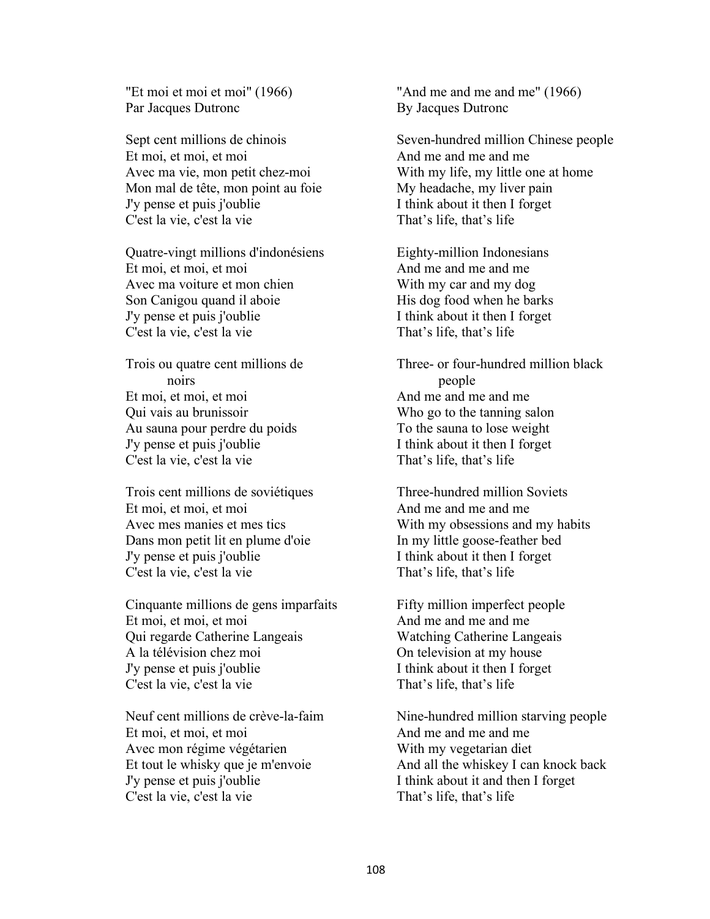"Et moi et moi et moi" (1966)
Par Jacques Dutronc

Sept cent millions de chinois
Et moi, et moi, et moi
Avec ma vie, mon petit chez-moi
Mon mal de tête, mon point au foie
J'y pense et puis j'oublie
C'est la vie, c'est la vie

Quatre-vingt millions d'indonésiens
Et moi, et moi, et moi
Avec ma voiture et mon chien
Son Canigou quand il aboie
J'y pense et puis j'oublie
C'est la vie, c'est la vie

Trois ou quatre cent millions de noirs
Et moi, et moi, et moi
Qui vais au brunissoir
Au sauna pour perdre du poids
J'y pense et puis j'oublie
C'est la vie, c'est la vie

Trois cent millions de soviétiques
Et moi, et moi, et moi
Avec mes manies et mes tics
Dans mon petit lit en plume d'oie
J'y pense et puis j'oublie
C'est la vie, c'est la vie

Cinquante millions de gens imparfaits
Et moi, et moi, et moi
Qui regarde Catherine Langeais
A la télévision chez moi
J'y pense et puis j'oublie
C'est la vie, c'est la vie

Neuf cent millions de crève-la-faim
Et moi, et moi, et moi
Avec mon régime végétarien
Et tout le whisky que je m'envoie
J'y pense et puis j'oublie
C'est la vie, c'est la vie

"And me and me and me" (1966)
By Jacques Dutronc

Seven-hundred million Chinese people
And me and me and me
With my life, my little one at home
My headache, my liver pain
I think about it then I forget
That's life, that's life

Eighty-million Indonesians
And me and me and me
With my car and my dog
His dog food when he barks
I think about it then I forget
That's life, that's life

Three- or four-hundred million black people
And me and me and me
Who go to the tanning salon
To the sauna to lose weight
I think about it then I forget
That's life, that's life

Three-hundred million Soviets
And me and me and me
With my obsessions and my habits
In my little goose-feather bed
I think about it then I forget
That's life, that's life

Fifty million imperfect people
And me and me and me
Watching Catherine Langeais
On television at my house
I think about it then I forget
That's life, that's life

Nine-hundred million starving people
And me and me and me
With my vegetarian diet
And all the whiskey I can knock back
I think about it and then I forget
That's life, that's life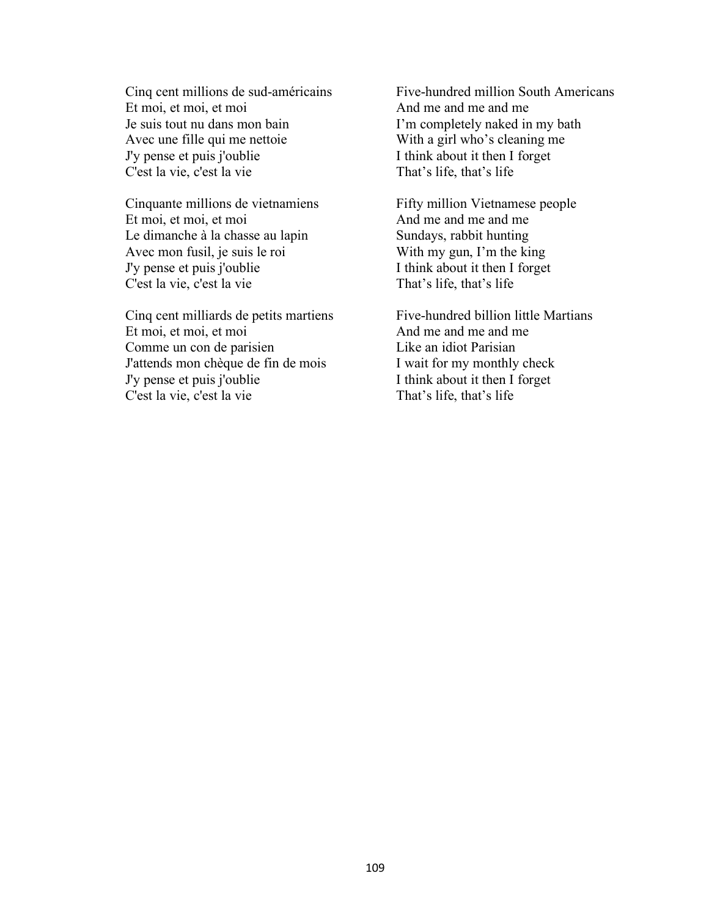| | |
|---|---|
| Cinq cent millions de sud-américains<br>Et moi, et moi, et moi<br>Je suis tout nu dans mon bain<br>Avec une fille qui me nettoie<br>J'y pense et puis j'oublie<br>C'est la vie, c'est la vie | Five-hundred million South Americans<br>And me and me and me<br>I'm completely naked in my bath<br>With a girl who's cleaning me<br>I think about it then I forget<br>That's life, that's life |
| Cinquante millions de vietnamiens<br>Et moi, et moi, et moi<br>Le dimanche à la chasse au lapin<br>Avec mon fusil, je suis le roi<br>J'y pense et puis j'oublie<br>C'est la vie, c'est la vie | Fifty million Vietnamese people<br>And me and me and me<br>Sundays, rabbit hunting<br>With my gun, I'm the king<br>I think about it then I forget<br>That's life, that's life |
| Cinq cent milliards de petits martiens<br>Et moi, et moi, et moi<br>Comme un con de parisien<br>J'attends mon chèque de fin de mois<br>J'y pense et puis j'oublie<br>C'est la vie, c'est la vie | Five-hundred billion little Martians<br>And me and me and me<br>Like an idiot Parisian<br>I wait for my monthly check<br>I think about it then I forget<br>That's life, that's life |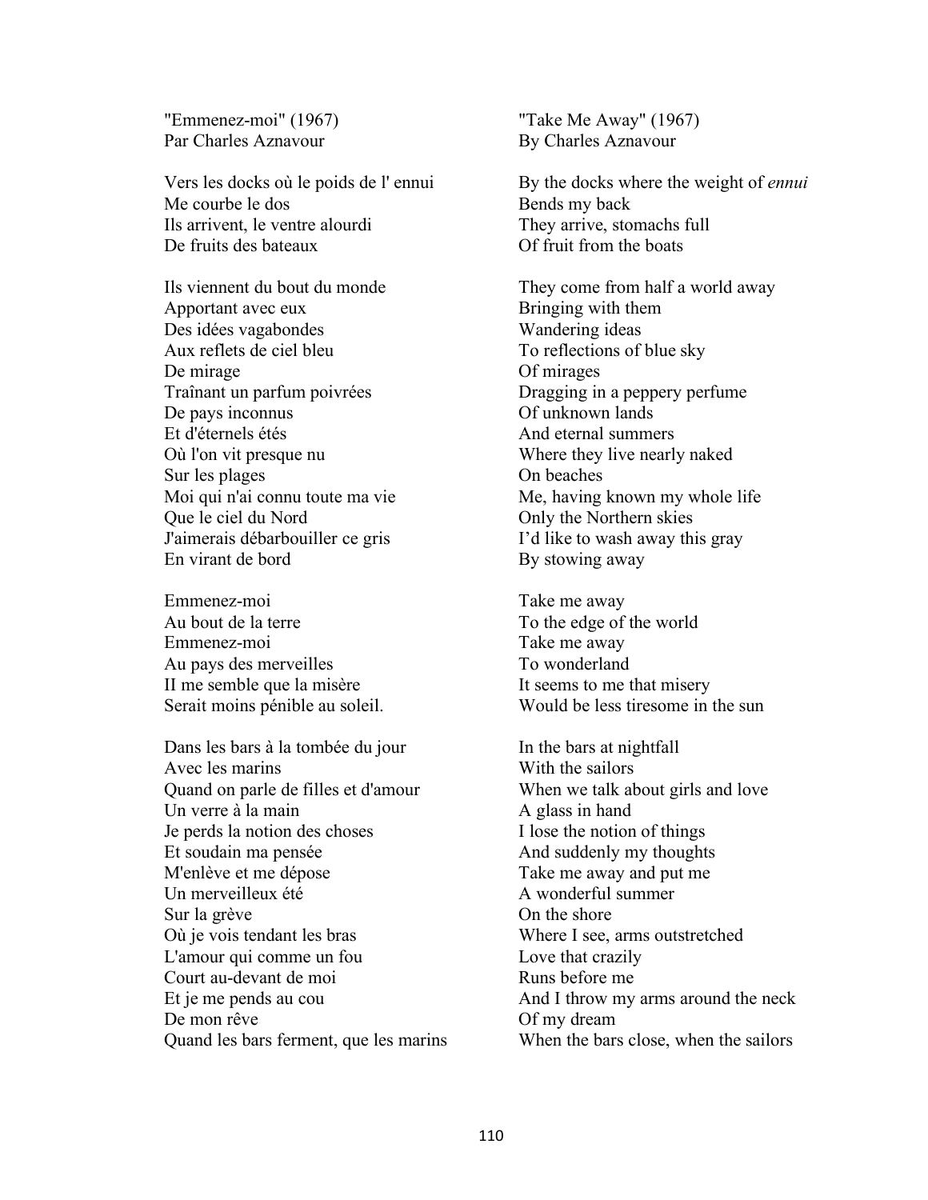"Emmenez-moi" (1967)
Par Charles Aznavour

Vers les docks où le poids de l' ennui
Me courbe le dos
Ils arrivent, le ventre alourdi
De fruits des bateaux

Ils viennent du bout du monde
Apportant avec eux
Des idées vagabondes
Aux reflets de ciel bleu
De mirage
Traînant un parfum poivrées
De pays inconnus
Et d'éternels étés
Où l'on vit presque nu
Sur les plages
Moi qui n'ai connu toute ma vie
Que le ciel du Nord
J'aimerais débarbouiller ce gris
En virant de bord

Emmenez-moi
Au bout de la terre
Emmenez-moi
Au pays des merveilles
II me semble que la misère
Serait moins pénible au soleil.

Dans les bars à la tombée du jour
Avec les marins
Quand on parle de filles et d'amour
Un verre à la main
Je perds la notion des choses
Et soudain ma pensée
M'enlève et me dépose
Un merveilleux été
Sur la grève
Où je vois tendant les bras
L'amour qui comme un fou
Court au-devant de moi
Et je me pends au cou
De mon rêve
Quand les bars ferment, que les marins

"Take Me Away" (1967)
By Charles Aznavour

By the docks where the weight of *ennui*
Bends my back
They arrive, stomachs full
Of fruit from the boats

They come from half a world away
Bringing with them
Wandering ideas
To reflections of blue sky
Of mirages
Dragging in a peppery perfume
Of unknown lands
And eternal summers
Where they live nearly naked
On beaches
Me, having known my whole life
Only the Northern skies
I'd like to wash away this gray
By stowing away

Take me away
To the edge of the world
Take me away
To wonderland
It seems to me that misery
Would be less tiresome in the sun

In the bars at nightfall
With the sailors
When we talk about girls and love
A glass in hand
I lose the notion of things
And suddenly my thoughts
Take me away and put me
A wonderful summer
On the shore
Where I see, arms outstretched
Love that crazily
Runs before me
And I throw my arms around the neck
Of my dream
When the bars close, when the sailors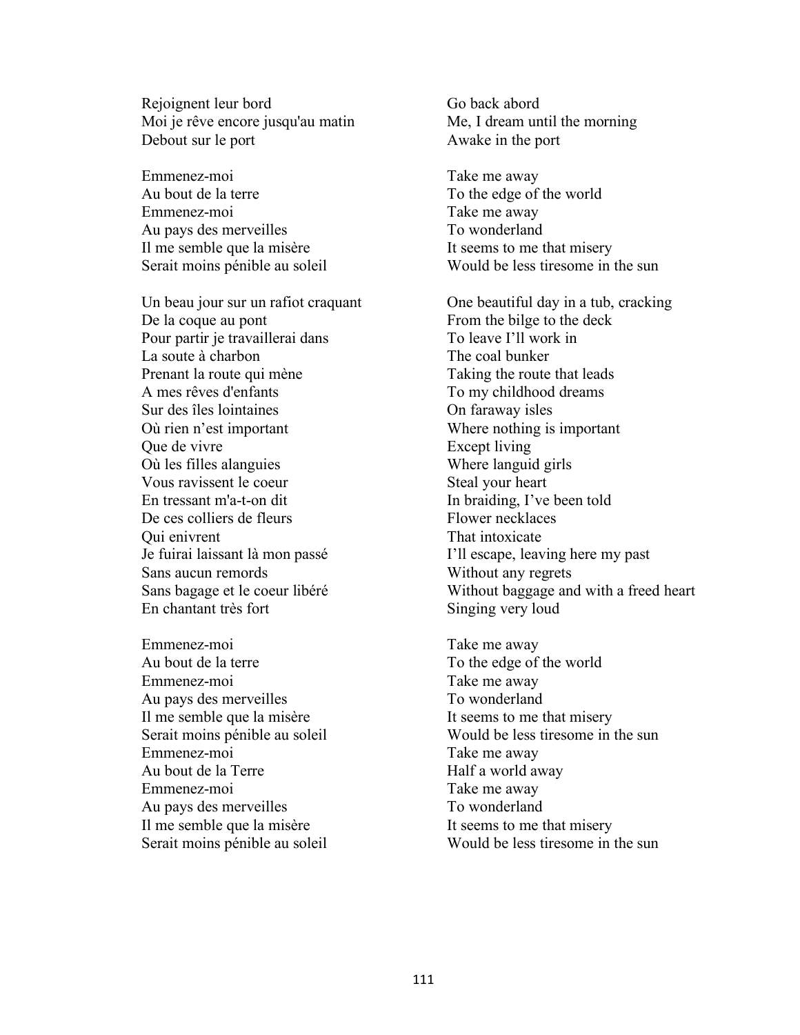| | |
|---|---|
| Rejoignent leur bord | Go back abord |
| Moi je rêve encore jusqu'au matin | Me, I dream until the morning |
| Debout sur le port | Awake in the port |
| | |
| Emmenez-moi | Take me away |
| Au bout de la terre | To the edge of the world |
| Emmenez-moi | Take me away |
| Au pays des merveilles | To wonderland |
| Il me semble que la misère | It seems to me that misery |
| Serait moins pénible au soleil | Would be less tiresome in the sun |
| | |
| Un beau jour sur un rafiot craquant | One beautiful day in a tub, cracking |
| De la coque au pont | From the bilge to the deck |
| Pour partir je travaillerai dans | To leave I'll work in |
| La soute à charbon | The coal bunker |
| Prenant la route qui mène | Taking the route that leads |
| A mes rêves d'enfants | To my childhood dreams |
| Sur des îles lointaines | On faraway isles |
| Où rien n'est important | Where nothing is important |
| Que de vivre | Except living |
| Où les filles alanguies | Where languid girls |
| Vous ravissent le coeur | Steal your heart |
| En tressant m'a-t-on dit | In braiding, I've been told |
| De ces colliers de fleurs | Flower necklaces |
| Qui enivrent | That intoxicate |
| Je fuirai laissant là mon passé | I'll escape, leaving here my past |
| Sans aucun remords | Without any regrets |
| Sans bagage et le coeur libéré | Without baggage and with a freed heart |
| En chantant très fort | Singing very loud |
| | |
| Emmenez-moi | Take me away |
| Au bout de la terre | To the edge of the world |
| Emmenez-moi | Take me away |
| Au pays des merveilles | To wonderland |
| Il me semble que la misère | It seems to me that misery |
| Serait moins pénible au soleil | Would be less tiresome in the sun |
| Emmenez-moi | Take me away |
| Au bout de la Terre | Half a world away |
| Emmenez-moi | Take me away |
| Au pays des merveilles | To wonderland |
| Il me semble que la misère | It seems to me that misery |
| Serait moins pénible au soleil | Would be less tiresome in the sun |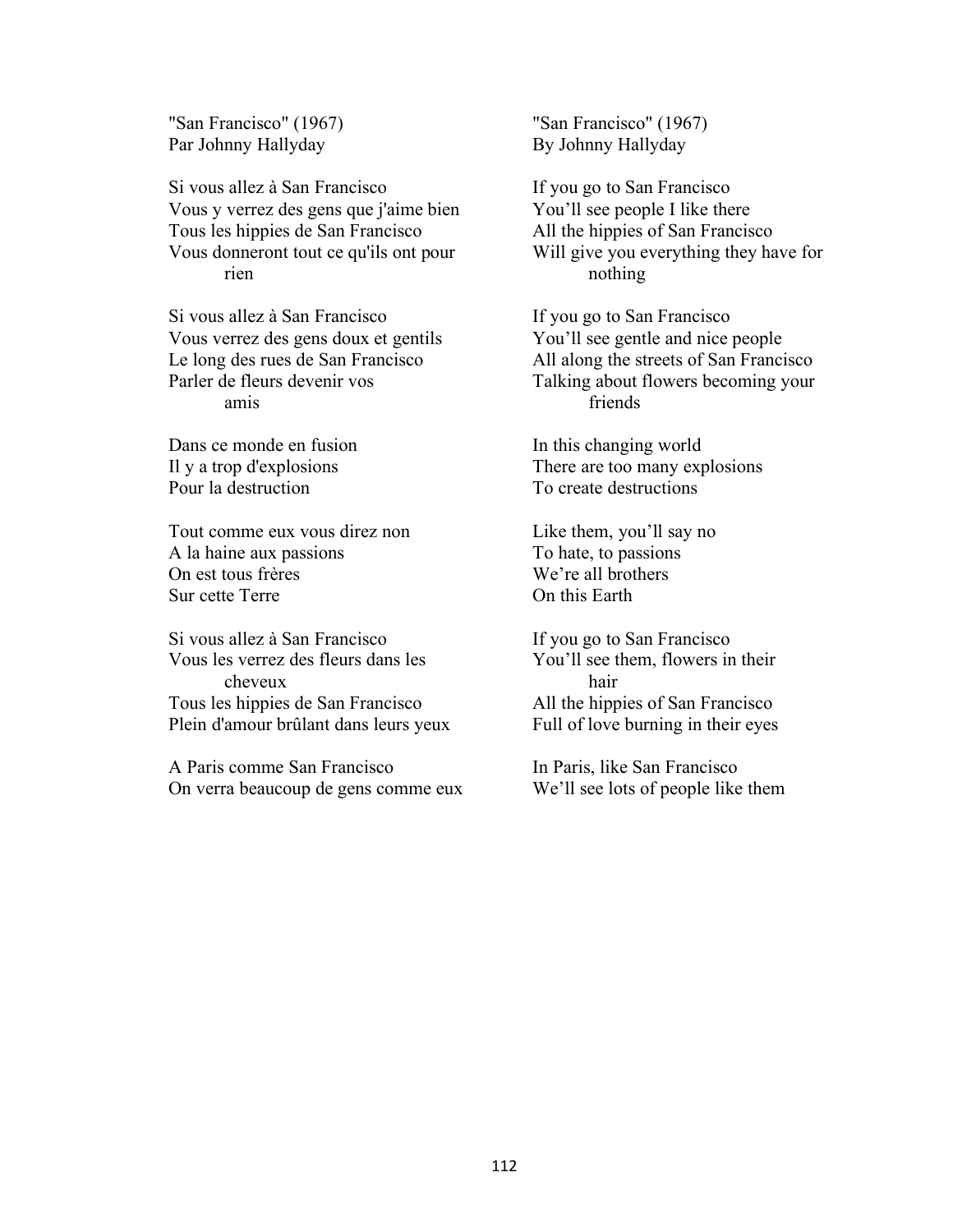"San Francisco" (1967)
Par Johnny Hallyday

Si vous allez à San Francisco
Vous y verrez des gens que j'aime bien
Tous les hippies de San Francisco
Vous donneront tout ce qu'ils ont pour rien

Si vous allez à San Francisco
Vous verrez des gens doux et gentils
Le long des rues de San Francisco
Parler de fleurs devenir vos amis

Dans ce monde en fusion
Il y a trop d'explosions
Pour la destruction

Tout comme eux vous direz non
A la haine aux passions
On est tous frères
Sur cette Terre

Si vous allez à San Francisco
Vous les verrez des fleurs dans les cheveux
Tous les hippies de San Francisco
Plein d'amour brûlant dans leurs yeux

A Paris comme San Francisco
On verra beaucoup de gens comme eux

"San Francisco" (1967)
By Johnny Hallyday

If you go to San Francisco
You'll see people I like there
All the hippies of San Francisco
Will give you everything they have for nothing

If you go to San Francisco
You'll see gentle and nice people
All along the streets of San Francisco
Talking about flowers becoming your friends

In this changing world
There are too many explosions
To create destructions

Like them, you'll say no
To hate, to passions
We're all brothers
On this Earth

If you go to San Francisco
You'll see them, flowers in their hair
All the hippies of San Francisco
Full of love burning in their eyes

In Paris, like San Francisco
We'll see lots of people like them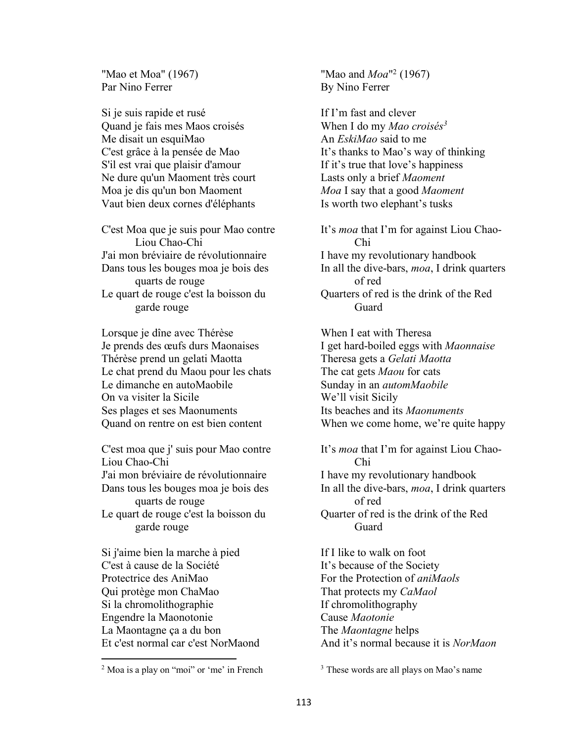"Mao et Moa" (1967)
Par Nino Ferrer

Si je suis rapide et rusé
Quand je fais mes Maos croisés
Me disait un esquiMao
C'est grâce à la pensée de Mao
S'il est vrai que plaisir d'amour
Ne dure qu'un Maoment très court
Moa je dis qu'un bon Maoment
Vaut bien deux cornes d'éléphants

C'est Moa que je suis pour Mao contre Liou Chao-Chi
J'ai mon bréviaire de révolutionnaire
Dans tous les bouges moa je bois des quarts de rouge
Le quart de rouge c'est la boisson du garde rouge

Lorsque je dîne avec Thérèse
Je prends des œufs durs Maonaises
Thérèse prend un gelati Maotta
Le chat prend du Maou pour les chats
Le dimanche en autoMaobile
On va visiter la Sicile
Ses plages et ses Maonuments
Quand on rentre on est bien content

C'est moa que j' suis pour Mao contre Liou Chao-Chi
J'ai mon bréviaire de révolutionnaire
Dans tous les bouges moa je bois des quarts de rouge
Le quart de rouge c'est la boisson du garde rouge

Si j'aime bien la marche à pied
C'est à cause de la Société
Protectrice des AniMao
Qui protège mon ChaMao
Si la chromolithographie
Engendre la Maonotonie
La Maontagne ça a du bon
Et c'est normal car c'est NorMaond

"Mao and *Moa*"[2] (1967)
By Nino Ferrer

If I'm fast and clever
When I do my *Mao croisés*[3]
An *EskiMao* said to me
It's thanks to Mao's way of thinking
If it's true that love's happiness
Lasts only a brief *Maoment*
*Moa* I say that a good *Maoment*
Is worth two elephant's tusks

It's *moa* that I'm for against Liou Chao-Chi
I have my revolutionary handbook
In all the dive-bars, *moa*, I drink quarters of red
Quarters of red is the drink of the Red Guard

When I eat with Theresa
I get hard-boiled eggs with *Maonnaise*
Theresa gets a *Gelati Maotta*
The cat gets *Maou* for cats
Sunday in an *automMaobile*
We'll visit Sicily
Its beaches and its *Maonuments*
When we come home, we're quite happy

It's *moa* that I'm for against Liou Chao-Chi
I have my revolutionary handbook
In all the dive-bars, *moa*, I drink quarters of red
Quarter of red is the drink of the Red Guard

If I like to walk on foot
It's because of the Society
For the Protection of *aniMaols*
That protects my *CaMaol*
If chromolithography
Cause *Maotonie*
The *Maontagne* helps
And it's normal because it is *NorMaon*

---

[2] Moa is a play on "moi" or 'me' in French

[3] These words are all plays on Mao's name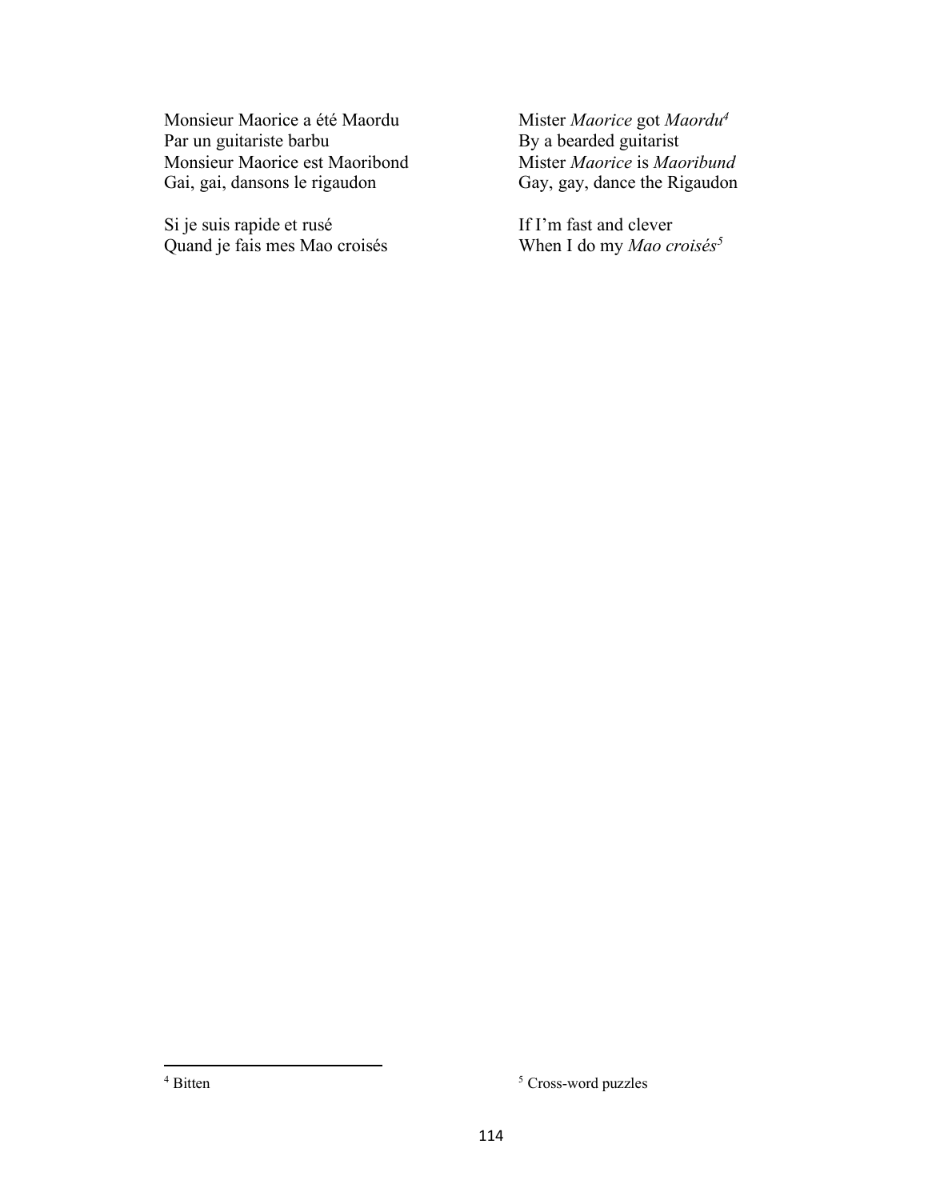Monsieur Maorice a été Maordu
Par un guitariste barbu
Monsieur Maorice est Maoribond
Gai, gai, dansons le rigaudon

Si je suis rapide et rusé
Quand je fais mes Mao croisés

Mister *Maorice* got *Maordu*[4]
By a bearded guitarist
Mister *Maorice* is *Maoribund*
Gay, gay, dance the Rigaudon

If I'm fast and clever
When I do my *Mao croisés*[5]

---

[4] Bitten

[5] Cross-word puzzles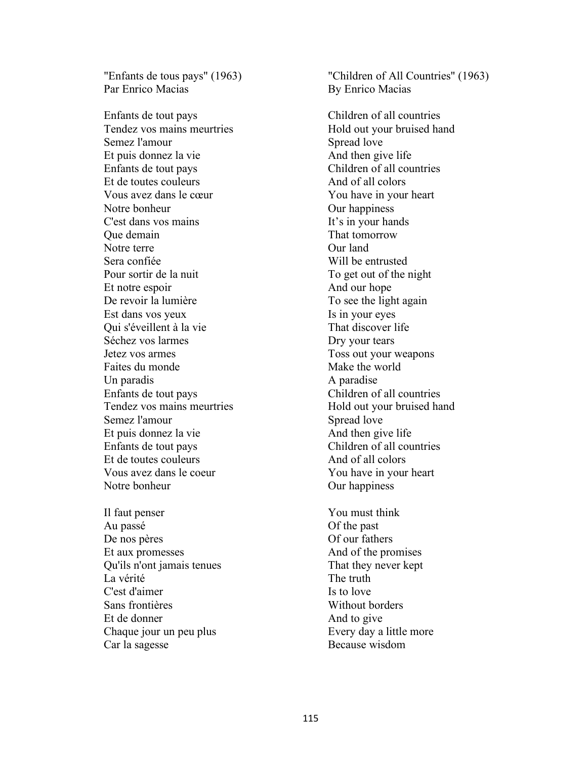"Enfants de tous pays" (1963)
Par Enrico Macias

Enfants de tout pays
Tendez vos mains meurtries
Semez l'amour
Et puis donnez la vie
Enfants de tout pays
Et de toutes couleurs
Vous avez dans le cœur
Notre bonheur
C'est dans vos mains
Que demain
Notre terre
Sera confiée
Pour sortir de la nuit
Et notre espoir
De revoir la lumière
Est dans vos yeux
Qui s'éveillent à la vie
Séchez vos larmes
Jetez vos armes
Faites du monde
Un paradis
Enfants de tout pays
Tendez vos mains meurtries
Semez l'amour
Et puis donnez la vie
Enfants de tout pays
Et de toutes couleurs
Vous avez dans le coeur
Notre bonheur

Il faut penser
Au passé
De nos pères
Et aux promesses
Qu'ils n'ont jamais tenues
La vérité
C'est d'aimer
Sans frontières
Et de donner
Chaque jour un peu plus
Car la sagesse

"Children of All Countries" (1963)
By Enrico Macias

Children of all countries
Hold out your bruised hand
Spread love
And then give life
Children of all countries
And of all colors
You have in your heart
Our happiness
It's in your hands
That tomorrow
Our land
Will be entrusted
To get out of the night
And our hope
To see the light again
Is in your eyes
That discover life
Dry your tears
Toss out your weapons
Make the world
A paradise
Children of all countries
Hold out your bruised hand
Spread love
And then give life
Children of all countries
And of all colors
You have in your heart
Our happiness

You must think
Of the past
Of our fathers
And of the promises
That they never kept
The truth
Is to love
Without borders
And to give
Every day a little more
Because wisdom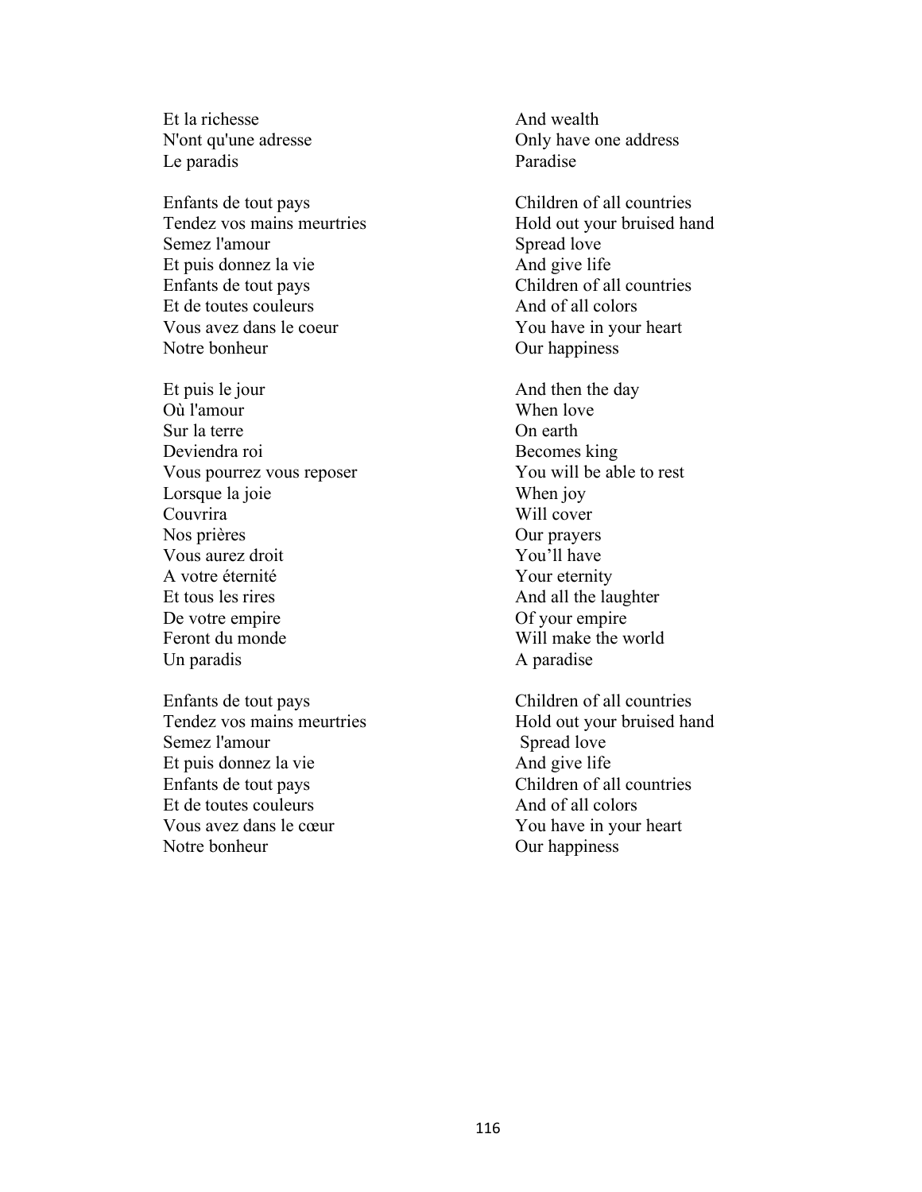Et la richesse
N'ont qu'une adresse
Le paradis

Enfants de tout pays
Tendez vos mains meurtries
Semez l'amour
Et puis donnez la vie
Enfants de tout pays
Et de toutes couleurs
Vous avez dans le coeur
Notre bonheur

Et puis le jour
Où l'amour
Sur la terre
Deviendra roi
Vous pourrez vous reposer
Lorsque la joie
Couvrira
Nos prières
Vous aurez droit
A votre éternité
Et tous les rires
De votre empire
Feront du monde
Un paradis

Enfants de tout pays
Tendez vos mains meurtries
Semez l'amour
Et puis donnez la vie
Enfants de tout pays
Et de toutes couleurs
Vous avez dans le cœur
Notre bonheur

And wealth
Only have one address
Paradise

Children of all countries
Hold out your bruised hand
Spread love
And give life
Children of all countries
And of all colors
You have in your heart
Our happiness

And then the day
When love
On earth
Becomes king
You will be able to rest
When joy
Will cover
Our prayers
You'll have
Your eternity
And all the laughter
Of your empire
Will make the world
A paradise

Children of all countries
Hold out your bruised hand
Spread love
And give life
Children of all countries
And of all colors
You have in your heart
Our happiness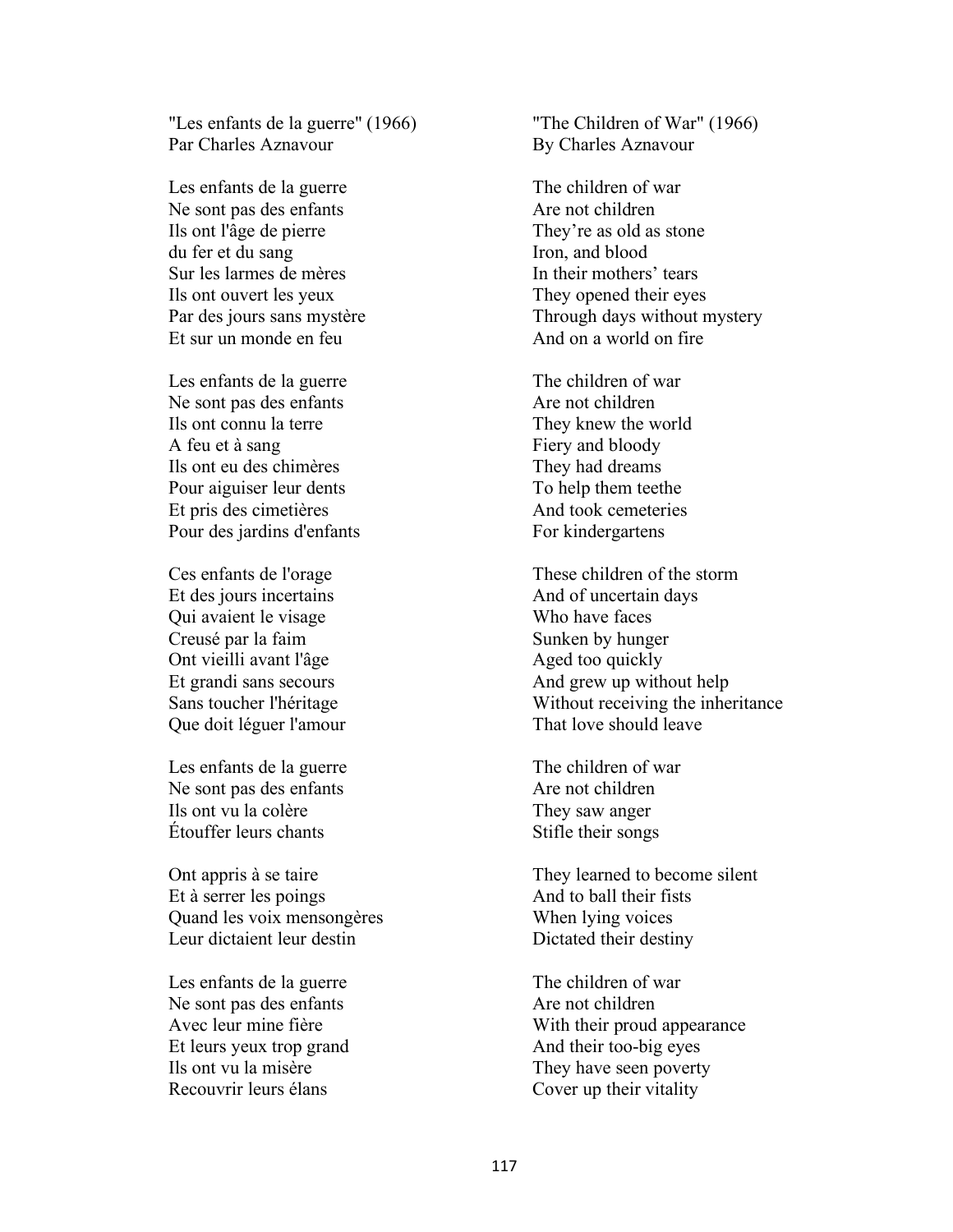"Les enfants de la guerre" (1966)
Par Charles Aznavour

Les enfants de la guerre
Ne sont pas des enfants
Ils ont l'âge de pierre
du fer et du sang
Sur les larmes de mères
Ils ont ouvert les yeux
Par des jours sans mystère
Et sur un monde en feu

Les enfants de la guerre
Ne sont pas des enfants
Ils ont connu la terre
A feu et à sang
Ils ont eu des chimères
Pour aiguiser leur dents
Et pris des cimetières
Pour des jardins d'enfants

Ces enfants de l'orage
Et des jours incertains
Qui avaient le visage
Creusé par la faim
Ont vieilli avant l'âge
Et grandi sans secours
Sans toucher l'héritage
Que doit léguer l'amour

Les enfants de la guerre
Ne sont pas des enfants
Ils ont vu la colère
Étouffer leurs chants

Ont appris à se taire
Et à serrer les poings
Quand les voix mensongères
Leur dictaient leur destin

Les enfants de la guerre
Ne sont pas des enfants
Avec leur mine fière
Et leurs yeux trop grand
Ils ont vu la misère
Recouvrir leurs élans

"The Children of War" (1966)
By Charles Aznavour

The children of war
Are not children
They're as old as stone
Iron, and blood
In their mothers' tears
They opened their eyes
Through days without mystery
And on a world on fire

The children of war
Are not children
They knew the world
Fiery and bloody
They had dreams
To help them teethe
And took cemeteries
For kindergartens

These children of the storm
And of uncertain days
Who have faces
Sunken by hunger
Aged too quickly
And grew up without help
Without receiving the inheritance
That love should leave

The children of war
Are not children
They saw anger
Stifle their songs

They learned to become silent
And to ball their fists
When lying voices
Dictated their destiny

The children of war
Are not children
With their proud appearance
And their too-big eyes
They have seen poverty
Cover up their vitality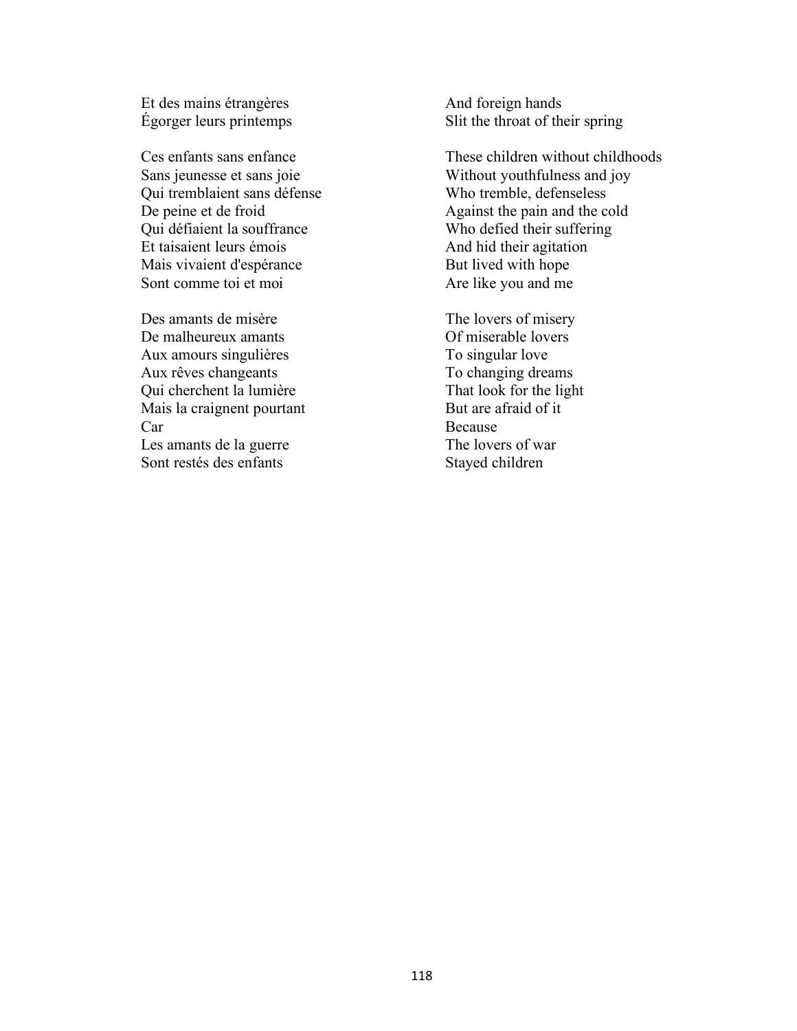Et des mains étrangères
Égorger leurs printemps

Ces enfants sans enfance
Sans jeunesse et sans joie
Qui tremblaient sans défense
De peine et de froid
Qui défiaient la souffrance
Et taisaient leurs émois
Mais vivaient d'espérance
Sont comme toi et moi

Des amants de misère
De malheureux amants
Aux amours singulières
Aux rêves changeants
Qui cherchent la lumière
Mais la craignent pourtant
Car
Les amants de la guerre
Sont restés des enfants

And foreign hands
Slit the throat of their spring

These children without childhoods
Without youthfulness and joy
Who tremble, defenseless
Against the pain and the cold
Who defied their suffering
And hid their agitation
But lived with hope
Are like you and me

The lovers of misery
Of miserable lovers
To singular love
To changing dreams
That look for the light
But are afraid of it
Because
The lovers of war
Stayed children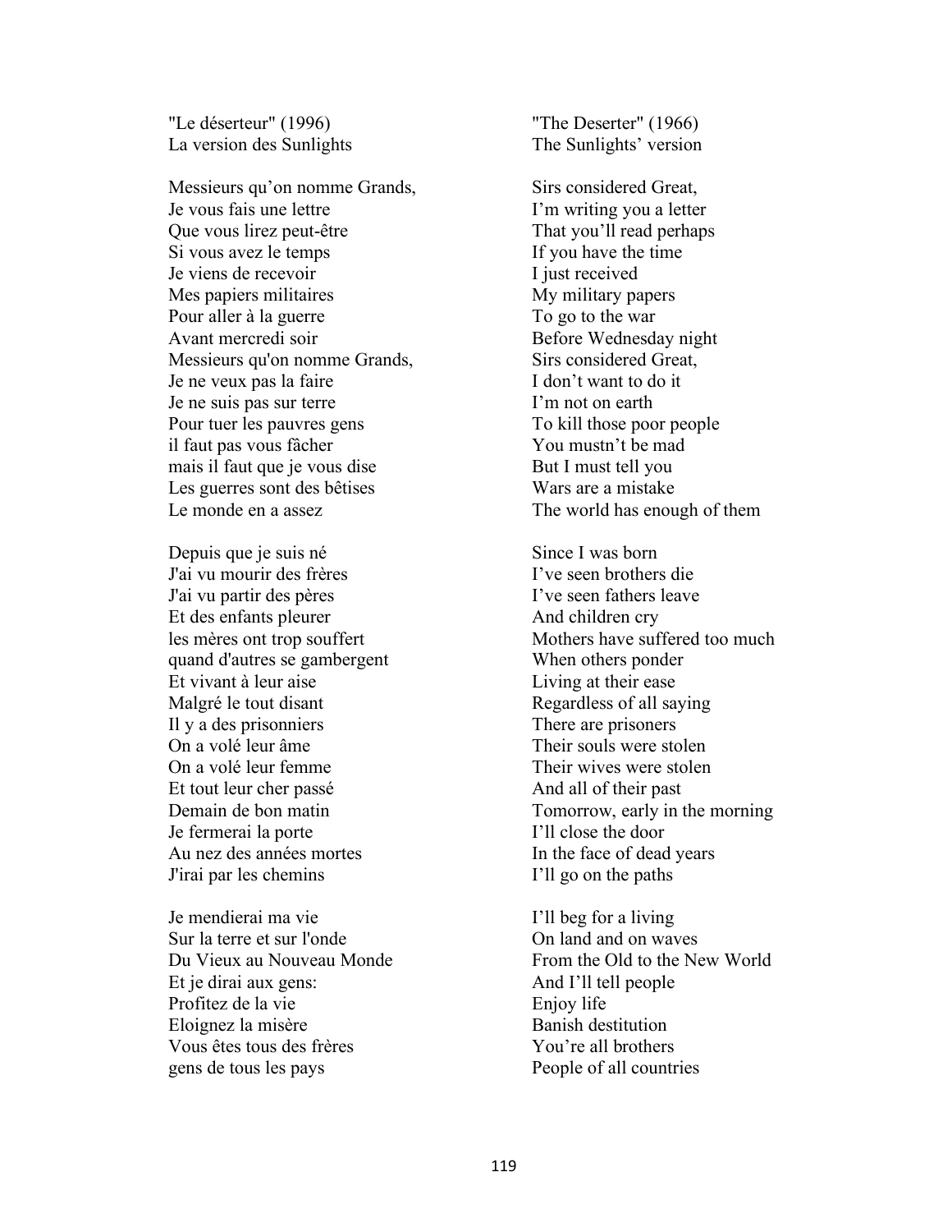"Le déserteur" (1996)
La version des Sunlights

Messieurs qu'on nomme Grands,
Je vous fais une lettre
Que vous lirez peut-être
Si vous avez le temps
Je viens de recevoir
Mes papiers militaires
Pour aller à la guerre
Avant mercredi soir
Messieurs qu'on nomme Grands,
Je ne veux pas la faire
Je ne suis pas sur terre
Pour tuer les pauvres gens
il faut pas vous fâcher
mais il faut que je vous dise
Les guerres sont des bêtises
Le monde en a assez

Depuis que je suis né
J'ai vu mourir des frères
J'ai vu partir des pères
Et des enfants pleurer
les mères ont trop souffert
quand d'autres se gambergent
Et vivant à leur aise
Malgré le tout disant
Il y a des prisonniers
On a volé leur âme
On a volé leur femme
Et tout leur cher passé
Demain de bon matin
Je fermerai la porte
Au nez des années mortes
J'irai par les chemins

Je mendierai ma vie
Sur la terre et sur l'onde
Du Vieux au Nouveau Monde
Et je dirai aux gens:
Profitez de la vie
Eloignez la misère
Vous êtes tous des frères
gens de tous les pays

"The Deserter" (1966)
The Sunlights' version

Sirs considered Great,
I'm writing you a letter
That you'll read perhaps
If you have the time
I just received
My military papers
To go to the war
Before Wednesday night
Sirs considered Great,
I don't want to do it
I'm not on earth
To kill those poor people
You mustn't be mad
But I must tell you
Wars are a mistake
The world has enough of them

Since I was born
I've seen brothers die
I've seen fathers leave
And children cry
Mothers have suffered too much
When others ponder
Living at their ease
Regardless of all saying
There are prisoners
Their souls were stolen
Their wives were stolen
And all of their past
Tomorrow, early in the morning
I'll close the door
In the face of dead years
I'll go on the paths

I'll beg for a living
On land and on waves
From the Old to the New World
And I'll tell people
Enjoy life
Banish destitution
You're all brothers
People of all countries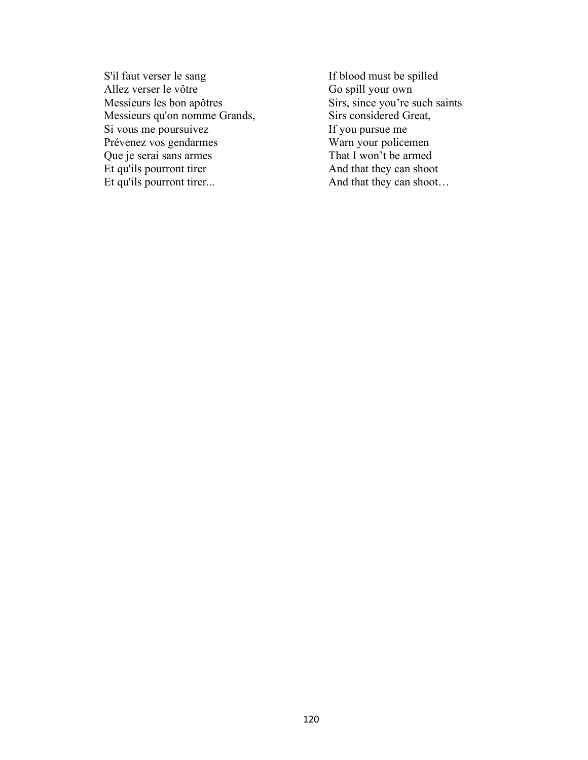| | |
|---|---|
| S'il faut verser le sang | If blood must be spilled |
| Allez verser le vôtre | Go spill your own |
| Messieurs les bon apôtres | Sirs, since you're such saints |
| Messieurs qu'on nomme Grands, | Sirs considered Great, |
| Si vous me poursuivez | If you pursue me |
| Prévenez vos gendarmes | Warn your policemen |
| Que je serai sans armes | That I won't be armed |
| Et qu'ils pourront tirer | And that they can shoot |
| Et qu'ils pourront tirer... | And that they can shoot… |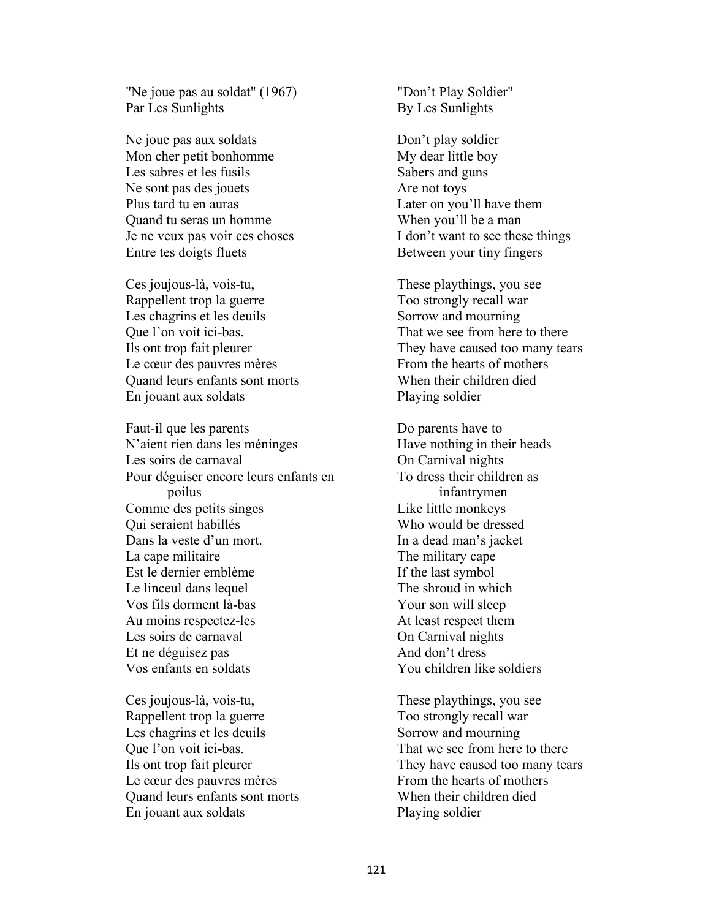"Ne joue pas au soldat" (1967)
Par Les Sunlights

Ne joue pas aux soldats
Mon cher petit bonhomme
Les sabres et les fusils
Ne sont pas des jouets
Plus tard tu en auras
Quand tu seras un homme
Je ne veux pas voir ces choses
Entre tes doigts fluets

Ces joujous-là, vois-tu,
Rappellent trop la guerre
Les chagrins et les deuils
Que l'on voit ici-bas.
Ils ont trop fait pleurer
Le cœur des pauvres mères
Quand leurs enfants sont morts
En jouant aux soldats

Faut-il que les parents
N'aient rien dans les méninges
Les soirs de carnaval
Pour déguiser encore leurs enfants en poilus
Comme des petits singes
Qui seraient habillés
Dans la veste d'un mort.
La cape militaire
Est le dernier emblème
Le linceul dans lequel
Vos fils dorment là-bas
Au moins respectez-les
Les soirs de carnaval
Et ne déguisez pas
Vos enfants en soldats

Ces joujous-là, vois-tu,
Rappellent trop la guerre
Les chagrins et les deuils
Que l'on voit ici-bas.
Ils ont trop fait pleurer
Le cœur des pauvres mères
Quand leurs enfants sont morts
En jouant aux soldats

"Don't Play Soldier"
By Les Sunlights

Don't play soldier
My dear little boy
Sabers and guns
Are not toys
Later on you'll have them
When you'll be a man
I don't want to see these things
Between your tiny fingers

These playthings, you see
Too strongly recall war
Sorrow and mourning
That we see from here to there
They have caused too many tears
From the hearts of mothers
When their children died
Playing soldier

Do parents have to
Have nothing in their heads
On Carnival nights
To dress their children as infantrymen
Like little monkeys
Who would be dressed
In a dead man's jacket
The military cape
If the last symbol
The shroud in which
Your son will sleep
At least respect them
On Carnival nights
And don't dress
You children like soldiers

These playthings, you see
Too strongly recall war
Sorrow and mourning
That we see from here to there
They have caused too many tears
From the hearts of mothers
When their children died
Playing soldier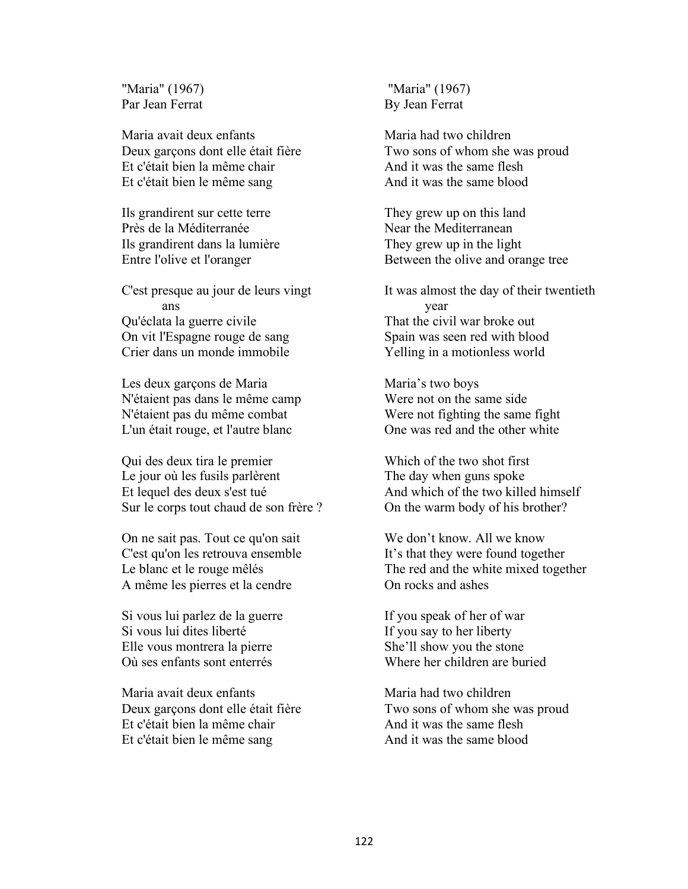"Maria" (1967)
Par Jean Ferrat

Maria avait deux enfants
Deux garçons dont elle était fière
Et c'était bien la même chair
Et c'était bien le même sang

Ils grandirent sur cette terre
Près de la Méditerranée
Ils grandirent dans la lumière
Entre l'olive et l'oranger

C'est presque au jour de leurs vingt ans
Qu'éclata la guerre civile
On vit l'Espagne rouge de sang
Crier dans un monde immobile

Les deux garçons de Maria
N'étaient pas dans le même camp
N'étaient pas du même combat
L'un était rouge, et l'autre blanc

Qui des deux tira le premier
Le jour où les fusils parlèrent
Et lequel des deux s'est tué
Sur le corps tout chaud de son frère ?

On ne sait pas. Tout ce qu'on sait
C'est qu'on les retrouva ensemble
Le blanc et le rouge mêlés
A même les pierres et la cendre

Si vous lui parlez de la guerre
Si vous lui dites liberté
Elle vous montrera la pierre
Où ses enfants sont enterrés

Maria avait deux enfants
Deux garçons dont elle était fière
Et c'était bien la même chair
Et c'était bien le même sang

"Maria" (1967)
By Jean Ferrat

Maria had two children
Two sons of whom she was proud
And it was the same flesh
And it was the same blood

They grew up on this land
Near the Mediterranean
They grew up in the light
Between the olive and orange tree

It was almost the day of their twentieth year
That the civil war broke out
Spain was seen red with blood
Yelling in a motionless world

Maria's two boys
Were not on the same side
Were not fighting the same fight
One was red and the other white

Which of the two shot first
The day when guns spoke
And which of the two killed himself
On the warm body of his brother?

We don't know. All we know
It's that they were found together
The red and the white mixed together
On rocks and ashes

If you speak of her of war
If you say to her liberty
She'll show you the stone
Where her children are buried

Maria had two children
Two sons of whom she was proud
And it was the same flesh
And it was the same blood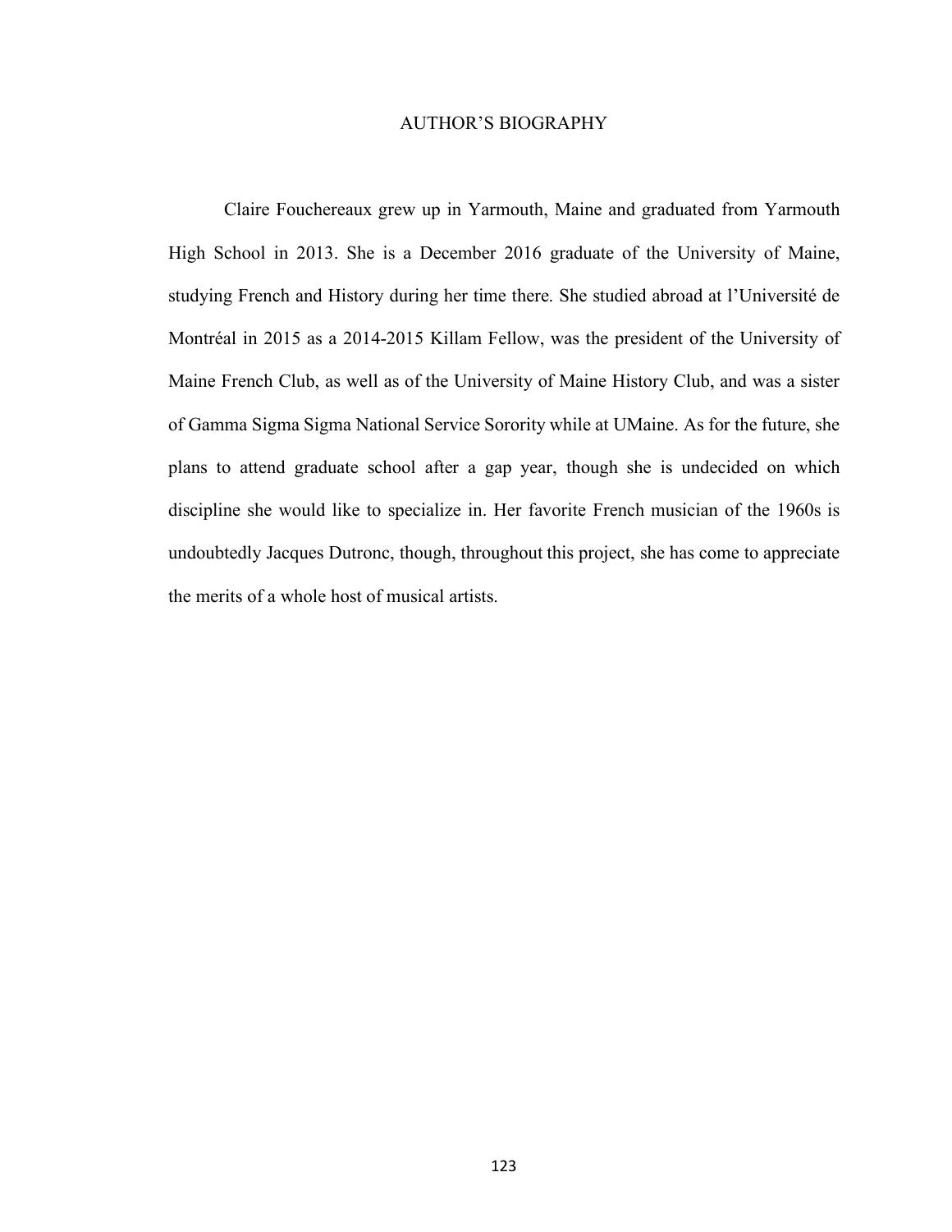# AUTHOR'S BIOGRAPHY

Claire Fouchereaux grew up in Yarmouth, Maine and graduated from Yarmouth High School in 2013. She is a December 2016 graduate of the University of Maine, studying French and History during her time there. She studied abroad at l'Université de Montréal in 2015 as a 2014-2015 Killam Fellow, was the president of the University of Maine French Club, as well as of the University of Maine History Club, and was a sister of Gamma Sigma Sigma National Service Sorority while at UMaine. As for the future, she plans to attend graduate school after a gap year, though she is undecided on which discipline she would like to specialize in. Her favorite French musician of the 1960s is undoubtedly Jacques Dutronc, though, throughout this project, she has come to appreciate the merits of a whole host of musical artists.